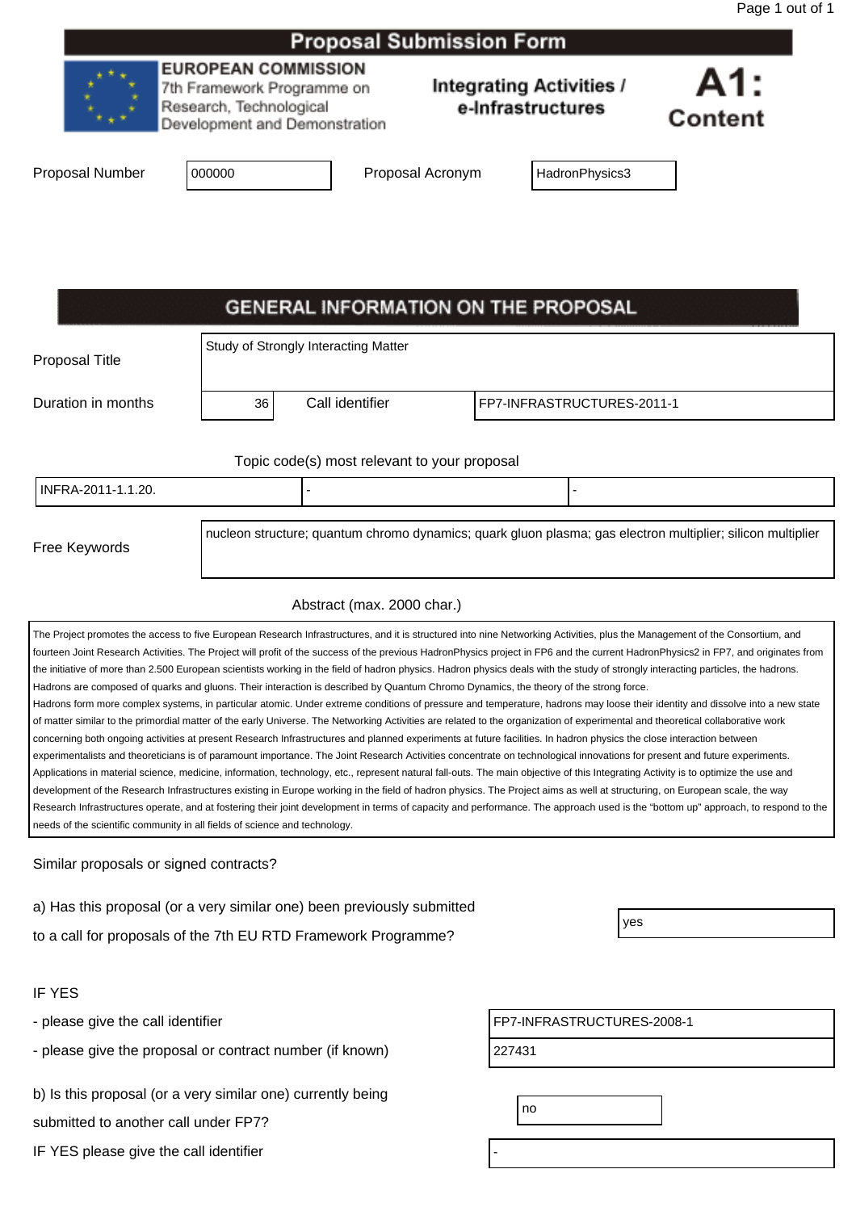# Proposal Submission Form

**EUROPEAN COMMISSION**
7th Framework Programme on Research, Technological Development and Demonstration

**Integrating Activities / e-Infrastructures**

**A1: Content**

| Proposal Number | 000000 | Proposal Acronym | HadronPhysics3 |
|---|---|---|---|

## GENERAL INFORMATION ON THE PROPOSAL

| Proposal Title | Study of Strongly Interacting Matter | | |
|---|---|---|---|
| Duration in months | 36 | Call identifier | FP7-INFRASTRUCTURES-2011-1 |

Topic code(s) most relevant to your proposal

| INFRA-2011-1.1.20. | - | - |
|---|---|---|

| Free Keywords | nucleon structure; quantum chromo dynamics; quark gluon plasma; gas electron multiplier; silicon multiplier |
|---|---|

Abstract (max. 2000 char.)

The Project promotes the access to five European Research Infrastructures, and it is structured into nine Networking Activities, plus the Management of the Consortium, and fourteen Joint Research Activities. The Project will profit of the success of the previous HadronPhysics project in FP6 and the current HadronPhysics2 in FP7, and originates from the initiative of more than 2.500 European scientists working in the field of hadron physics. Hadron physics deals with the study of strongly interacting particles, the hadrons. Hadrons are composed of quarks and gluons. Their interaction is described by Quantum Chromo Dynamics, the theory of the strong force.
Hadrons form more complex systems, in particular atomic. Under extreme conditions of pressure and temperature, hadrons may loose their identity and dissolve into a new state of matter similar to the primordial matter of the early Universe. The Networking Activities are related to the organization of experimental and theoretical collaborative work concerning both ongoing activities at present Research Infrastructures and planned experiments at future facilities. In hadron physics the close interaction between experimentalists and theoreticians is of paramount importance. The Joint Research Activities concentrate on technological innovations for present and future experiments. Applications in material science, medicine, information, technology, etc., represent natural fall-outs. The main objective of this Integrating Activity is to optimize the use and development of the Research Infrastructures existing in Europe working in the field of hadron physics. The Project aims as well at structuring, on European scale, the way Research Infrastructures operate, and at fostering their joint development in terms of capacity and performance. The approach used is the "bottom up" approach, to respond to the needs of the scientific community in all fields of science and technology.

Similar proposals or signed contracts?

a) Has this proposal (or a very similar one) been previously submitted to a call for proposals of the 7th EU RTD Framework Programme? **yes**

IF YES

- please give the call identifier: FP7-INFRASTRUCTURES-2008-1
- please give the proposal or contract number (if known): 227431

b) Is this proposal (or a very similar one) currently being submitted to another call under FP7? **no**

IF YES please give the call identifier: -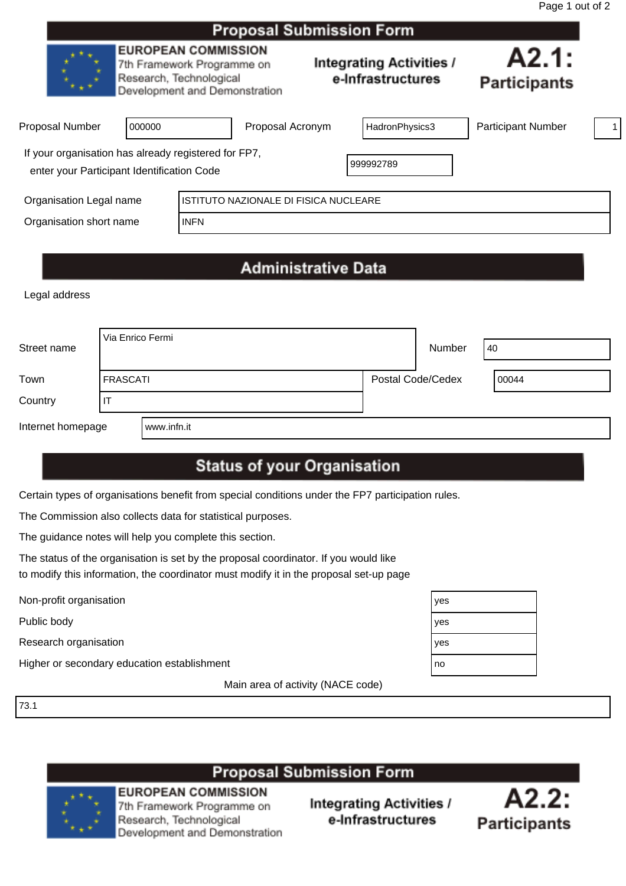# Proposal Submission Form

**EUROPEAN COMMISSION**
7th Framework Programme on Research, Technological Development and Demonstration

**Integrating Activities / e-Infrastructures**

## A2.1: Participants

| | | | | | |
|---|---|---|---|---|---|
| Proposal Number | 000000 | Proposal Acronym | HadronPhysics3 | Participant Number | 1 |

If your organisation has already registered for FP7, enter your Participant Identification Code: 999992789

| | |
|---|---|
| Organisation Legal name | ISTITUTO NAZIONALE DI FISICA NUCLEARE |
| Organisation short name | INFN |

## Administrative Data

Legal address

| | | | |
|---|---|---|---|
| Street name | Via Enrico Fermi | Number | 40 |
| Town | FRASCATI | Postal Code/Cedex | 00044 |
| Country | IT | | |
| Internet homepage | www.infn.it | | |

## Status of your Organisation

Certain types of organisations benefit from special conditions under the FP7 participation rules.

The Commission also collects data for statistical purposes.

The guidance notes will help you complete this section.

The status of the organisation is set by the proposal coordinator. If you would like to modify this information, the coordinator must modify it in the proposal set-up page

| | |
|---|---|
| Non-profit organisation | yes |
| Public body | yes |
| Research organisation | yes |
| Higher or secondary education establishment | no |

Main area of activity (NACE code)

73.1

# Proposal Submission Form

**EUROPEAN COMMISSION**
7th Framework Programme on Research, Technological Development and Demonstration

**Integrating Activities / e-Infrastructures**

## A2.2: Participants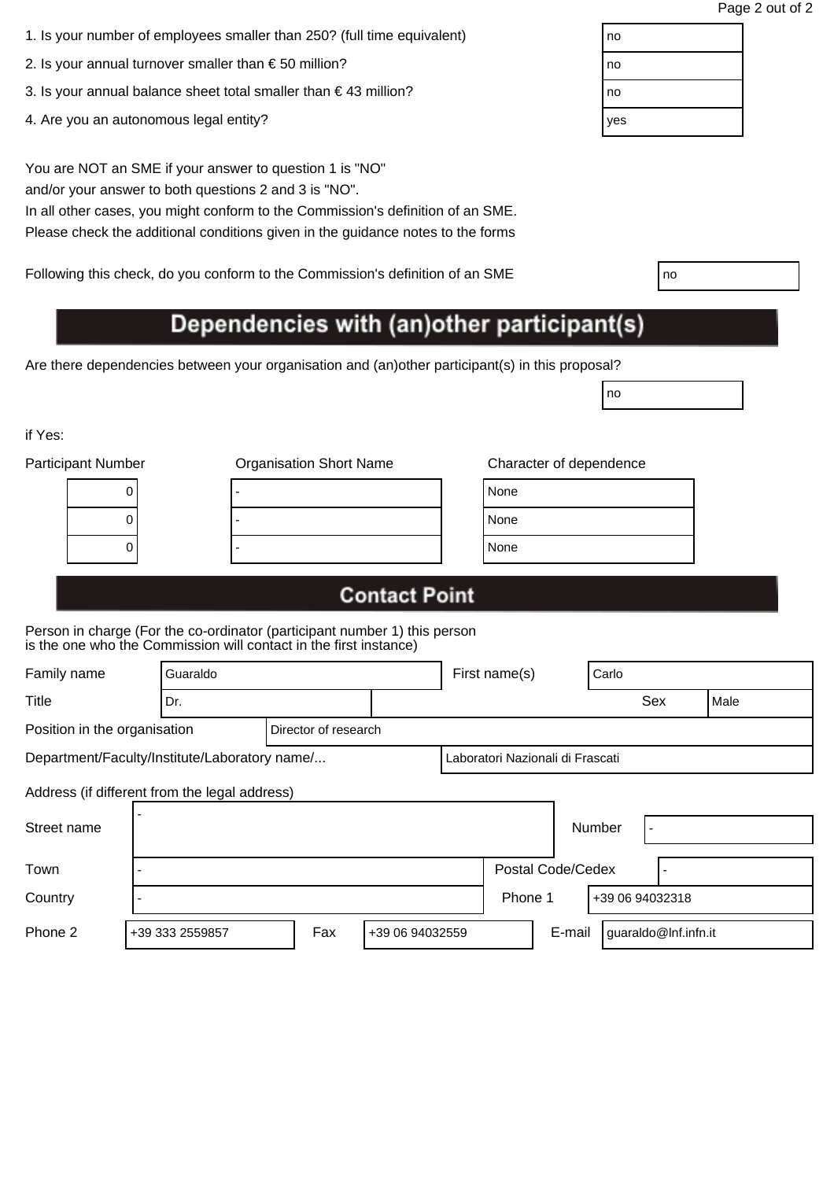| | |
|---|---|
| 1. Is your number of employees smaller than 250? (full time equivalent) | no |
| 2. Is your annual turnover smaller than € 50 million? | no |
| 3. Is your annual balance sheet total smaller than € 43 million? | no |
| 4. Are you an autonomous legal entity? | yes |

You are NOT an SME if your answer to question 1 is "NO"
and/or your answer to both questions 2 and 3 is "NO".
In all other cases, you might conform to the Commission's definition of an SME.
Please check the additional conditions given in the guidance notes to the forms

Following this check, do you conform to the Commission's definition of an SME: no

## Dependencies with (an)other participant(s)

Are there dependencies between your organisation and (an)other participant(s) in this proposal?: no

if Yes:

| Participant Number | Organisation Short Name | Character of dependence |
|---|---|---|
| 0 | - | None |
| 0 | - | None |
| 0 | - | None |

## Contact Point

Person in charge (For the co-ordinator (participant number 1) this person is the one who the Commission will contact in the first instance)

| | | | |
|---|---|---|---|
| Family name | Guaraldo | First name(s) | Carlo |
| Title | Dr. | Sex | Male |
| Position in the organisation | Director of research | | |
| Department/Faculty/Institute/Laboratory name/... | Laboratori Nazionali di Frascati | | |

Address (if different from the legal address)

| | | | |
|---|---|---|---|
| Street name | - | Number | - |
| Town | - | Postal Code/Cedex | - |
| Country | - | Phone 1 | +39 06 94032318 |
| Phone 2 | +39 333 2559857 | Fax | +39 06 94032559 |
| E-mail | guaraldo@lnf.infn.it | | |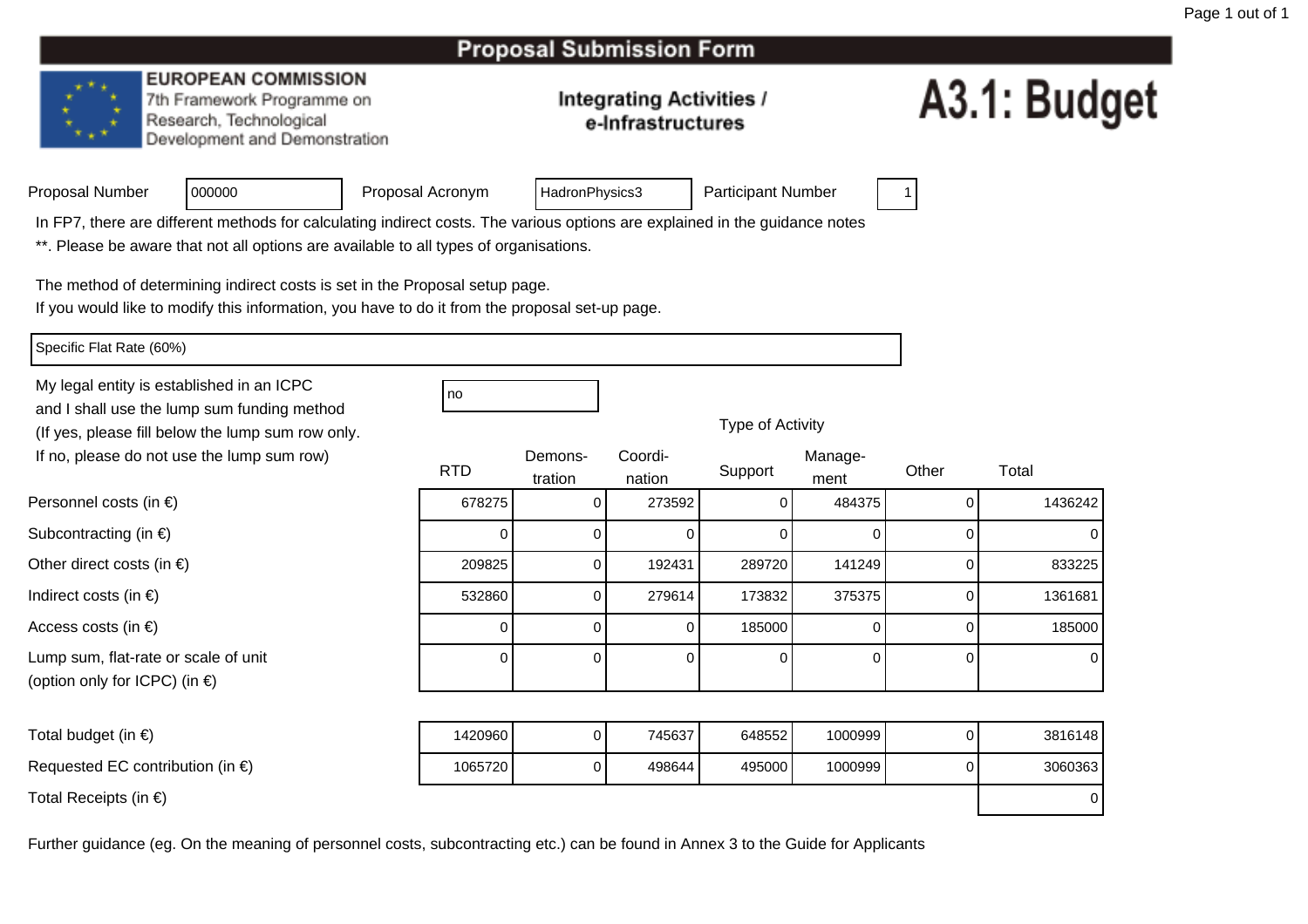# Proposal Submission Form

**EUROPEAN COMMISSION**
7th Framework Programme on Research, Technological Development and Demonstration

**Integrating Activities / e-Infrastructures**

# A3.1: Budget

| Proposal Number | 000000 | Proposal Acronym | HadronPhysics3 | Participant Number | 1 |
|---|---|---|---|---|---|

In FP7, there are different methods for calculating indirect costs. The various options are explained in the guidance notes **. Please be aware that not all options are available to all types of organisations.

The method of determining indirect costs is set in the Proposal setup page.
If you would like to modify this information, you have to do it from the proposal set-up page.

Specific Flat Rate (60%)

My legal entity is established in an ICPC and I shall use the lump sum funding method (If yes, please fill below the lump sum row only. If no, please do not use the lump sum row): no

Type of Activity

| | RTD | Demons-tration | Coordi-nation | Support | Manage-ment | Other | Total |
|---|---|---|---|---|---|---|---|
| Personnel costs (in €) | 678275 | 0 | 273592 | 0 | 484375 | 0 | 1436242 |
| Subcontracting (in €) | 0 | 0 | 0 | 0 | 0 | 0 | 0 |
| Other direct costs (in €) | 209825 | 0 | 192431 | 289720 | 141249 | 0 | 833225 |
| Indirect costs (in €) | 532860 | 0 | 279614 | 173832 | 375375 | 0 | 1361681 |
| Access costs (in €) | 0 | 0 | 0 | 185000 | 0 | 0 | 185000 |
| Lump sum, flat-rate or scale of unit (option only for ICPC) (in €) | 0 | 0 | 0 | 0 | 0 | 0 | 0 |
| Total budget (in €) | 1420960 | 0 | 745637 | 648552 | 1000999 | 0 | 3816148 |
| Requested EC contribution (in €) | 1065720 | 0 | 498644 | 495000 | 1000999 | 0 | 3060363 |
| Total Receipts (in €) | | | | | | | 0 |

Further guidance (eg. On the meaning of personnel costs, subcontracting etc.) can be found in Annex 3 to the Guide for Applicants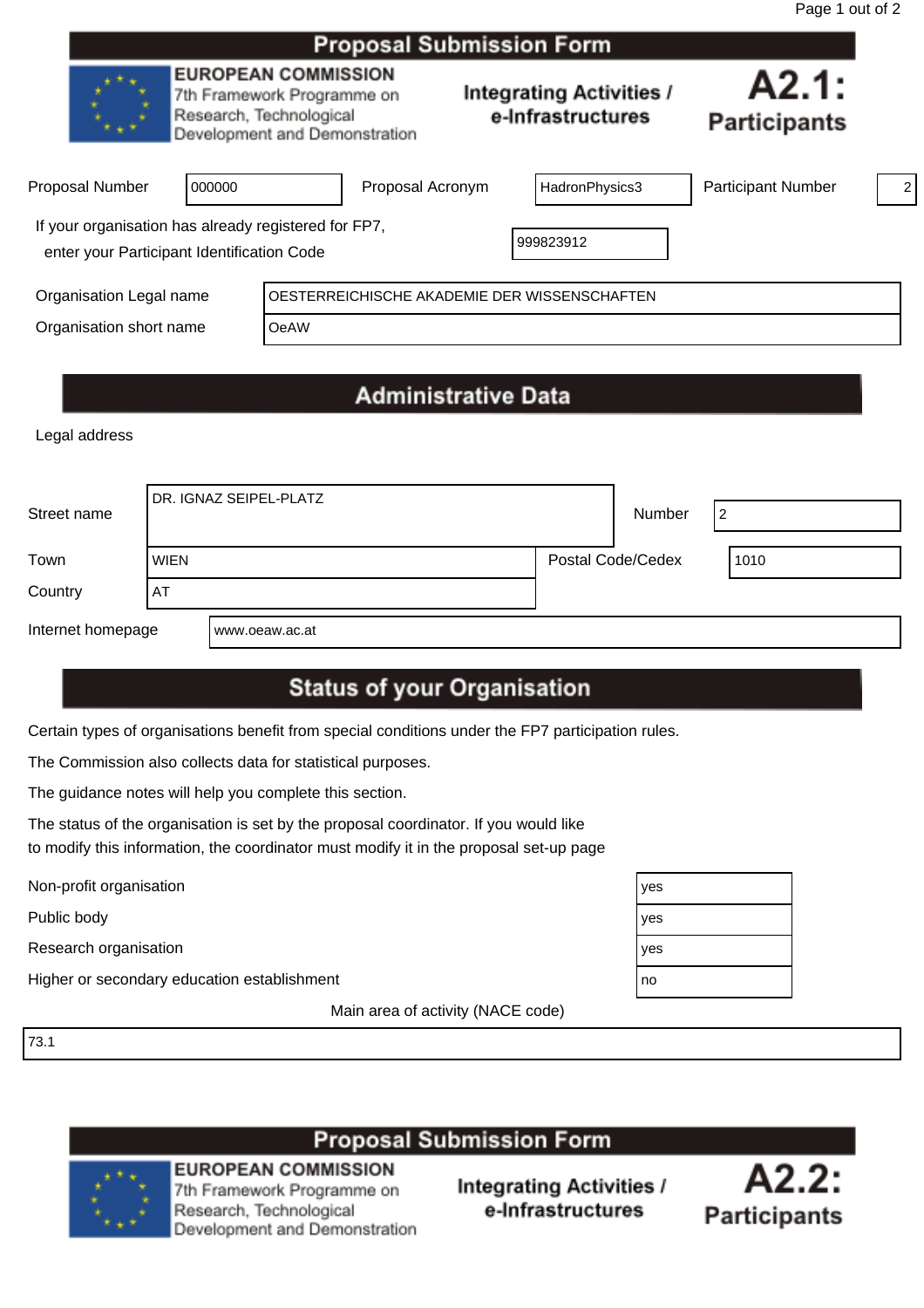# Proposal Submission Form

**EUROPEAN COMMISSION**
7th Framework Programme on Research, Technological Development and Demonstration

**Integrating Activities / e-Infrastructures**

**A2.1: Participants**

| | | | | | |
|---|---|---|---|---|---|
| Proposal Number | 000000 | Proposal Acronym | HadronPhysics3 | Participant Number | 2 |

If your organisation has already registered for FP7, enter your Participant Identification Code: 999823912

| | |
|---|---|
| Organisation Legal name | OESTERREICHISCHE AKADEMIE DER WISSENSCHAFTEN |
| Organisation short name | OeAW |

## Administrative Data

Legal address

| | | | |
|---|---|---|---|
| Street name | DR. IGNAZ SEIPEL-PLATZ | Number | 2 |
| Town | WIEN | Postal Code/Cedex | 1010 |
| Country | AT | | |
| Internet homepage | www.oeaw.ac.at | | |

## Status of your Organisation

Certain types of organisations benefit from special conditions under the FP7 participation rules.

The Commission also collects data for statistical purposes.

The guidance notes will help you complete this section.

The status of the organisation is set by the proposal coordinator. If you would like to modify this information, the coordinator must modify it in the proposal set-up page

| | |
|---|---|
| Non-profit organisation | yes |
| Public body | yes |
| Research organisation | yes |
| Higher or secondary education establishment | no |

Main area of activity (NACE code)

73.1

# Proposal Submission Form

**EUROPEAN COMMISSION**
7th Framework Programme on Research, Technological Development and Demonstration

**Integrating Activities / e-Infrastructures**

**A2.2: Participants**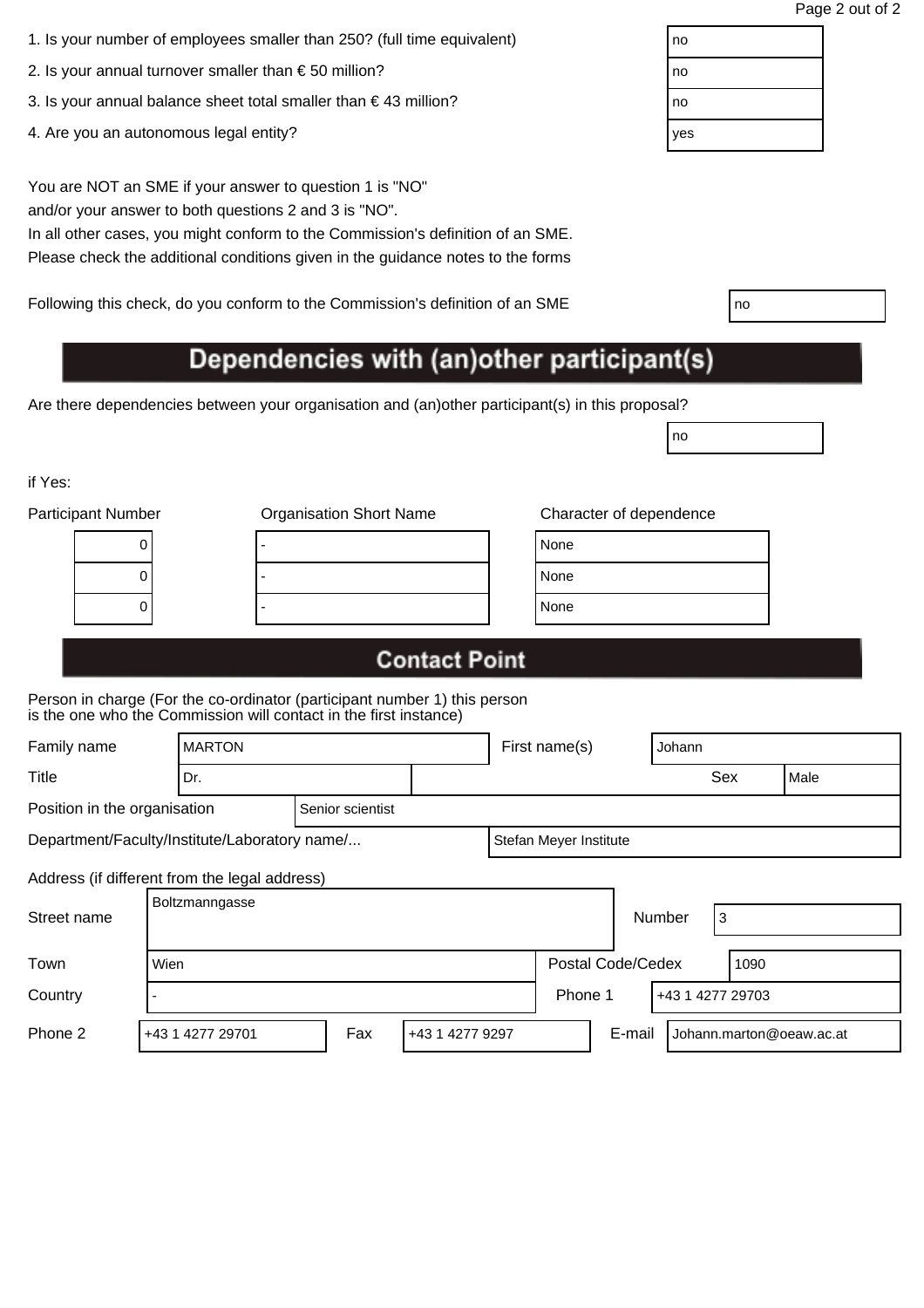| | |
|---|---|
| 1. Is your number of employees smaller than 250? (full time equivalent) | no |
| 2. Is your annual turnover smaller than € 50 million? | no |
| 3. Is your annual balance sheet total smaller than € 43 million? | no |
| 4. Are you an autonomous legal entity? | yes |

You are NOT an SME if your answer to question 1 is "NO"
and/or your answer to both questions 2 and 3 is "NO".
In all other cases, you might conform to the Commission's definition of an SME.
Please check the additional conditions given in the guidance notes to the forms

Following this check, do you conform to the Commission's definition of an SME: no

## Dependencies with (an)other participant(s)

Are there dependencies between your organisation and (an)other participant(s) in this proposal? no

if Yes:

| Participant Number | Organisation Short Name | Character of dependence |
|---|---|---|
| 0 | - | None |
| 0 | - | None |
| 0 | - | None |

## Contact Point

Person in charge (For the co-ordinator (participant number 1) this person is the one who the Commission will contact in the first instance)

| | | | |
|---|---|---|---|
| Family name | MARTON | First name(s) | Johann |
| Title | Dr. | Sex | Male |
| Position in the organisation | Senior scientist | | |
| Department/Faculty/Institute/Laboratory name/... | Stefan Meyer Institute | | |

Address (if different from the legal address)

| | | | |
|---|---|---|---|
| Street name | Boltzmanngasse | Number | 3 |
| Town | Wien | Postal Code/Cedex | 1090 |
| Country | - | Phone 1 | +43 1 4277 29703 |
| Phone 2 | +43 1 4277 29701 | Fax | +43 1 4277 9297 |
| E-mail | Johann.marton@oeaw.ac.at | | |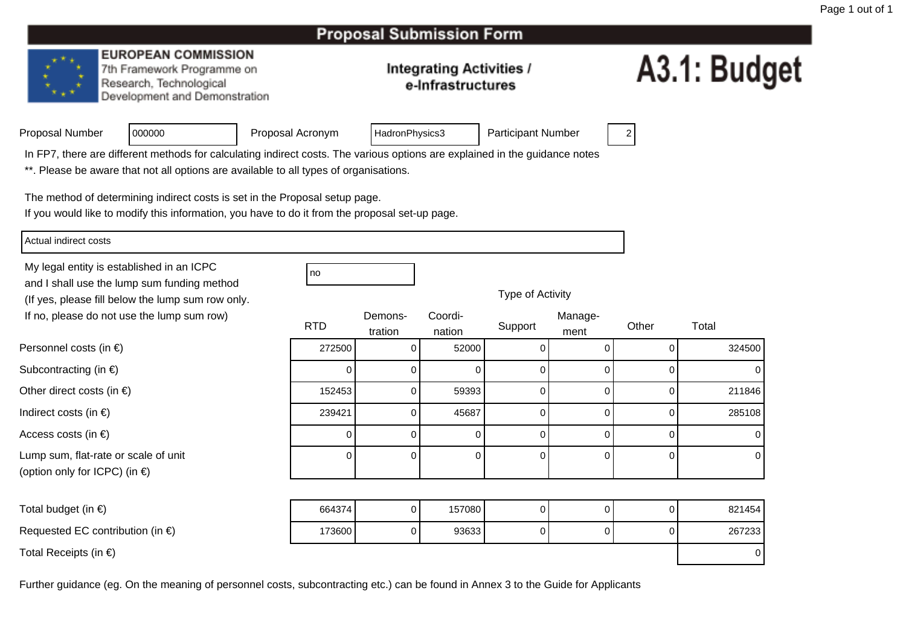# Proposal Submission Form

**EUROPEAN COMMISSION**
7th Framework Programme on
Research, Technological
Development and Demonstration

**Integrating Activities / e-Infrastructures**

# A3.1: Budget

| Proposal Number | Proposal Acronym | Participant Number |
|---|---|---|
| 000000 | HadronPhysics3 | 2 |

In FP7, there are different methods for calculating indirect costs. The various options are explained in the guidance notes **. Please be aware that not all options are available to all types of organisations.

The method of determining indirect costs is set in the Proposal setup page.
If you would like to modify this information, you have to do it from the proposal set-up page.

Actual indirect costs

My legal entity is established in an ICPC and I shall use the lump sum funding method (If yes, please fill below the lump sum row only. If no, please do not use the lump sum row): no

Type of Activity

| | RTD | Demonstration | Coordination | Support | Management | Other | Total |
|---|---|---|---|---|---|---|---|
| Personnel costs (in €) | 272500 | 0 | 52000 | 0 | 0 | 0 | 324500 |
| Subcontracting (in €) | 0 | 0 | 0 | 0 | 0 | 0 | 0 |
| Other direct costs (in €) | 152453 | 0 | 59393 | 0 | 0 | 0 | 211846 |
| Indirect costs (in €) | 239421 | 0 | 45687 | 0 | 0 | 0 | 285108 |
| Access costs (in €) | 0 | 0 | 0 | 0 | 0 | 0 | 0 |
| Lump sum, flat-rate or scale of unit (option only for ICPC) (in €) | 0 | 0 | 0 | 0 | 0 | 0 | 0 |
| Total budget (in €) | 664374 | 0 | 157080 | 0 | 0 | 0 | 821454 |
| Requested EC contribution (in €) | 173600 | 0 | 93633 | 0 | 0 | 0 | 267233 |
| Total Receipts (in €) | | | | | | | 0 |

Further guidance (eg. On the meaning of personnel costs, subcontracting etc.) can be found in Annex 3 to the Guide for Applicants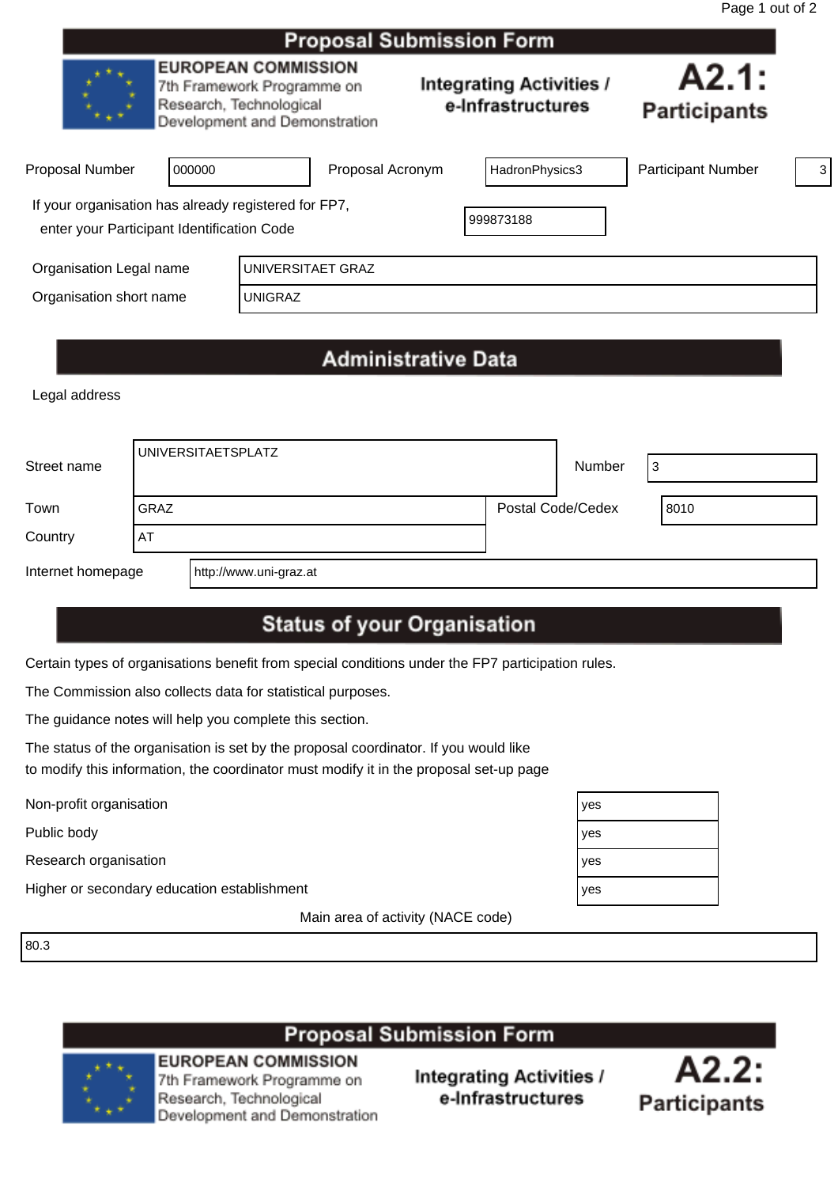# Proposal Submission Form

**EUROPEAN COMMISSION**
7th Framework Programme on Research, Technological Development and Demonstration

**Integrating Activities / e-Infrastructures**

# A2.1: Participants

| | | | | | |
|---|---|---|---|---|---|
| Proposal Number | 000000 | Proposal Acronym | HadronPhysics3 | Participant Number | 3 |

If your organisation has already registered for FP7, enter your Participant Identification Code: 999873188

| | |
|---|---|
| Organisation Legal name | UNIVERSITAET GRAZ |
| Organisation short name | UNIGRAZ |

## Administrative Data

Legal address

| | | | |
|---|---|---|---|
| Street name | UNIVERSITAETSPLATZ | Number | 3 |
| Town | GRAZ | Postal Code/Cedex | 8010 |
| Country | AT | | |
| Internet homepage | http://www.uni-graz.at | | |

## Status of your Organisation

Certain types of organisations benefit from special conditions under the FP7 participation rules.

The Commission also collects data for statistical purposes.

The guidance notes will help you complete this section.

The status of the organisation is set by the proposal coordinator. If you would like to modify this information, the coordinator must modify it in the proposal set-up page

| | |
|---|---|
| Non-profit organisation | yes |
| Public body | yes |
| Research organisation | yes |
| Higher or secondary education establishment | yes |

Main area of activity (NACE code)

80.3

# Proposal Submission Form

**EUROPEAN COMMISSION**
7th Framework Programme on Research, Technological Development and Demonstration

**Integrating Activities / e-Infrastructures**

# A2.2: Participants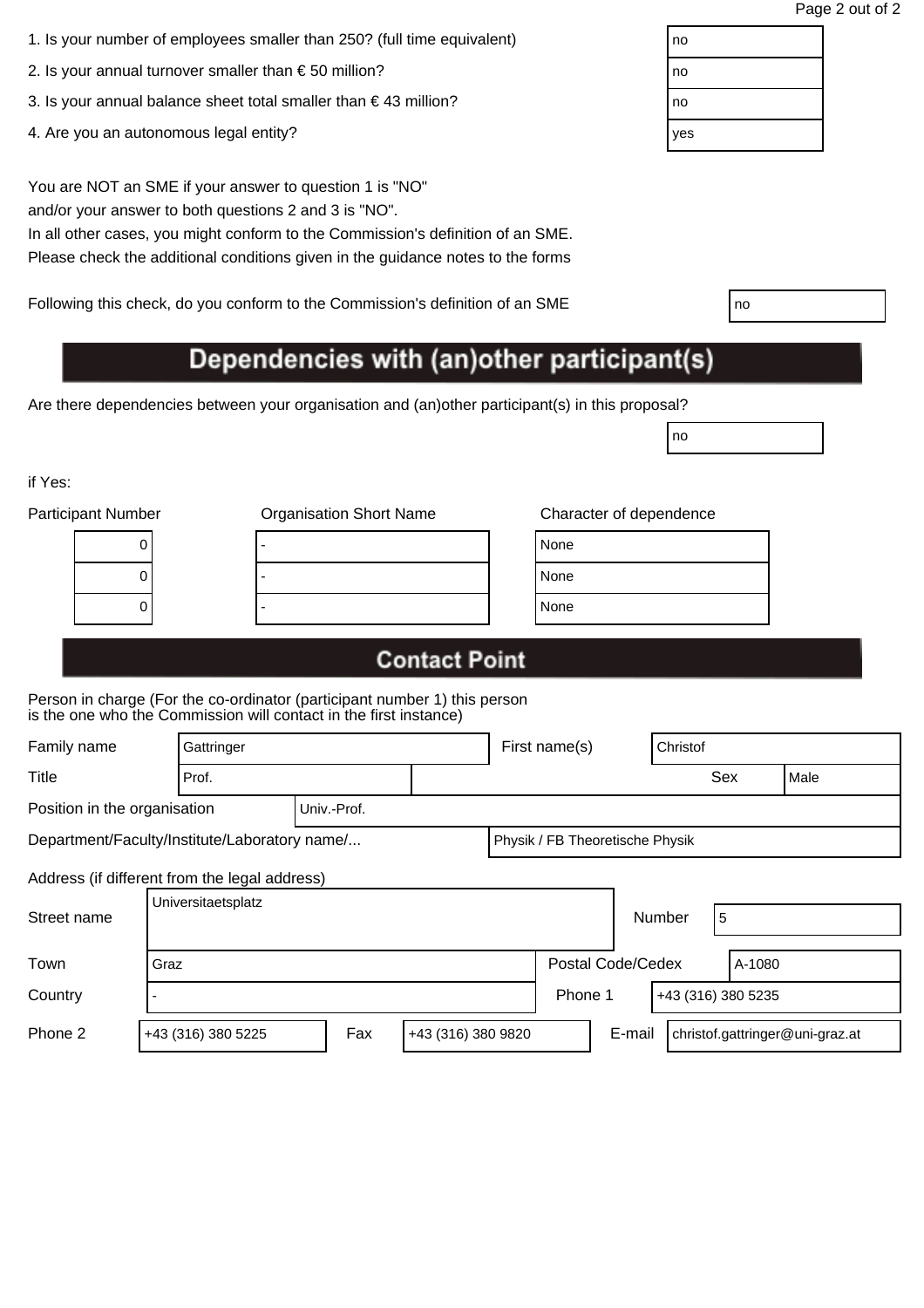| | |
|---|---|
| 1. Is your number of employees smaller than 250? (full time equivalent) | no |
| 2. Is your annual turnover smaller than € 50 million? | no |
| 3. Is your annual balance sheet total smaller than € 43 million? | no |
| 4. Are you an autonomous legal entity? | yes |

You are NOT an SME if your answer to question 1 is "NO"
and/or your answer to both questions 2 and 3 is "NO".
In all other cases, you might conform to the Commission's definition of an SME.
Please check the additional conditions given in the guidance notes to the forms

Following this check, do you conform to the Commission's definition of an SME: no

# Dependencies with (an)other participant(s)

Are there dependencies between your organisation and (an)other participant(s) in this proposal? no

if Yes:

| Participant Number | Organisation Short Name | Character of dependence |
|---|---|---|
| 0 | - | None |
| 0 | - | None |
| 0 | - | None |

# Contact Point

Person in charge (For the co-ordinator (participant number 1) this person is the one who the Commission will contact in the first instance)

| | | | |
|---|---|---|---|
| Family name | Gattringer | First name(s) | Christof |
| Title | Prof. | Sex | Male |
| Position in the organisation | Univ.-Prof. | | |
| Department/Faculty/Institute/Laboratory name/... | Physik / FB Theoretische Physik | | |

Address (if different from the legal address)

| | | | |
|---|---|---|---|
| Street name | Universitaetsplatz | Number | 5 |
| Town | Graz | Postal Code/Cedex | A-1080 |
| Country | - | Phone 1 | +43 (316) 380 5235 |
| Phone 2 | +43 (316) 380 5225 | Fax | +43 (316) 380 9820 |
| E-mail | christof.gattringer@uni-graz.at | | |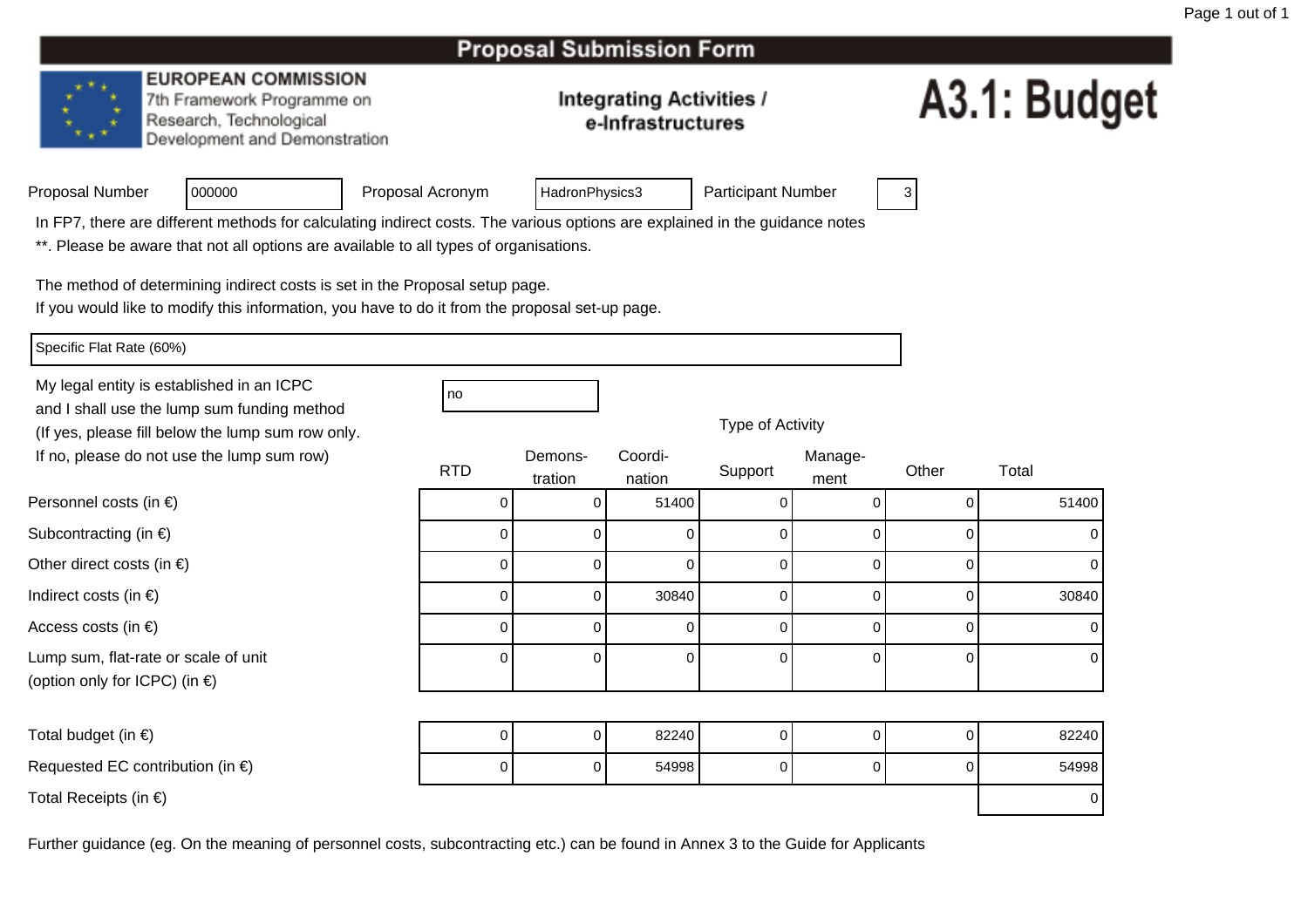# Proposal Submission Form

**EUROPEAN COMMISSION**
7th Framework Programme on Research, Technological Development and Demonstration

**Integrating Activities / e-Infrastructures**

# A3.1: Budget

| Proposal Number | 000000 | Proposal Acronym | HadronPhysics3 | Participant Number | 3 |
|---|---|---|---|---|---|

In FP7, there are different methods for calculating indirect costs. The various options are explained in the guidance notes **. Please be aware that not all options are available to all types of organisations.

The method of determining indirect costs is set in the Proposal setup page.
If you would like to modify this information, you have to do it from the proposal set-up page.

Specific Flat Rate (60%)

My legal entity is established in an ICPC and I shall use the lump sum funding method (If yes, please fill below the lump sum row only. If no, please do not use the lump sum row): no

| Type of Activity | RTD | Demonstration | Coordination | Support | Management | Other | Total |
|---|---|---|---|---|---|---|---|
| Personnel costs (in €) | 0 | 0 | 51400 | 0 | 0 | 0 | 51400 |
| Subcontracting (in €) | 0 | 0 | 0 | 0 | 0 | 0 | 0 |
| Other direct costs (in €) | 0 | 0 | 0 | 0 | 0 | 0 | 0 |
| Indirect costs (in €) | 0 | 0 | 30840 | 0 | 0 | 0 | 30840 |
| Access costs (in €) | 0 | 0 | 0 | 0 | 0 | 0 | 0 |
| Lump sum, flat-rate or scale of unit (option only for ICPC) (in €) | 0 | 0 | 0 | 0 | 0 | 0 | 0 |
| Total budget (in €) | 0 | 0 | 82240 | 0 | 0 | 0 | 82240 |
| Requested EC contribution (in €) | 0 | 0 | 54998 | 0 | 0 | 0 | 54998 |
| Total Receipts (in €) | | | | | | | 0 |

Further guidance (eg. On the meaning of personnel costs, subcontracting etc.) can be found in Annex 3 to the Guide for Applicants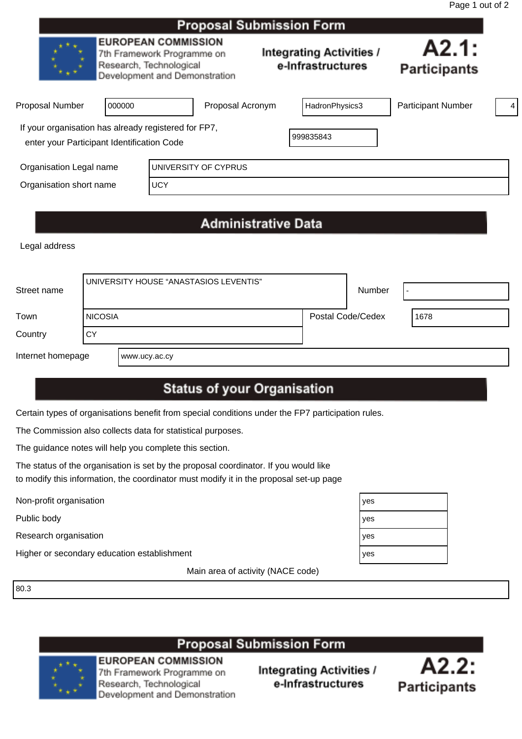# Proposal Submission Form

**EUROPEAN COMMISSION**
7th Framework Programme on Research, Technological Development and Demonstration

**Integrating Activities / e-Infrastructures**

# A2.1: Participants

| | | | | | |
|---|---|---|---|---|---|
| Proposal Number | 000000 | Proposal Acronym | HadronPhysics3 | Participant Number | 4 |

If your organisation has already registered for FP7, enter your Participant Identification Code: 999835843

| | |
|---|---|
| Organisation Legal name | UNIVERSITY OF CYPRUS |
| Organisation short name | UCY |

## Administrative Data

Legal address

| | | | |
|---|---|---|---|
| Street name | UNIVERSITY HOUSE “ANASTASIOS LEVENTIS” | Number | - |
| Town | NICOSIA | Postal Code/Cedex | 1678 |
| Country | CY | | |
| Internet homepage | www.ucy.ac.cy | | |

## Status of your Organisation

Certain types of organisations benefit from special conditions under the FP7 participation rules.

The Commission also collects data for statistical purposes.

The guidance notes will help you complete this section.

The status of the organisation is set by the proposal coordinator. If you would like to modify this information, the coordinator must modify it in the proposal set-up page

| | |
|---|---|
| Non-profit organisation | yes |
| Public body | yes |
| Research organisation | yes |
| Higher or secondary education establishment | yes |

Main area of activity (NACE code)

80.3

# Proposal Submission Form

**EUROPEAN COMMISSION**
7th Framework Programme on Research, Technological Development and Demonstration

**Integrating Activities / e-Infrastructures**

# A2.2: Participants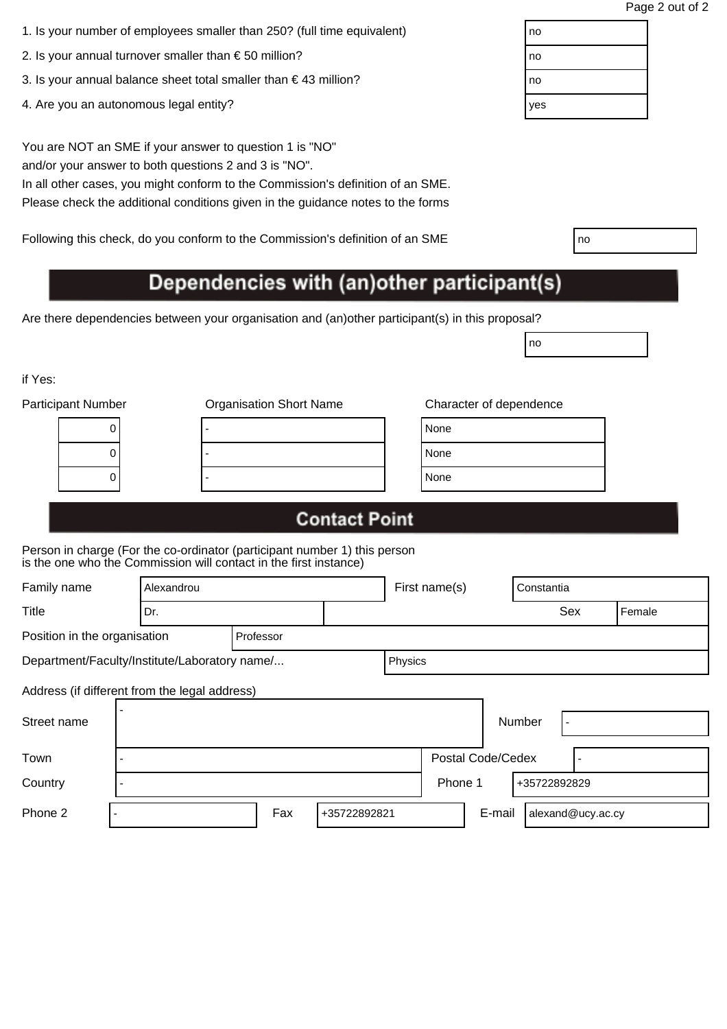| | |
|---|---|
| 1. Is your number of employees smaller than 250? (full time equivalent) | no |
| 2. Is your annual turnover smaller than € 50 million? | no |
| 3. Is your annual balance sheet total smaller than € 43 million? | no |
| 4. Are you an autonomous legal entity? | yes |

You are NOT an SME if your answer to question 1 is "NO"
and/or your answer to both questions 2 and 3 is "NO".
In all other cases, you might conform to the Commission's definition of an SME.
Please check the additional conditions given in the guidance notes to the forms

Following this check, do you conform to the Commission's definition of an SME: no

# Dependencies with (an)other participant(s)

Are there dependencies between your organisation and (an)other participant(s) in this proposal? no

if Yes:

| Participant Number | Organisation Short Name | Character of dependence |
|---|---|---|
| 0 | - | None |
| 0 | - | None |
| 0 | - | None |

# Contact Point

Person in charge (For the co-ordinator (participant number 1) this person is the one who the Commission will contact in the first instance)

| | | | |
|---|---|---|---|
| Family name | Alexandrou | First name(s) | Constantia |
| Title | Dr. | Sex | Female |
| Position in the organisation | Professor | | |
| Department/Faculty/Institute/Laboratory name/... | Physics | | |

Address (if different from the legal address)

| | | | |
|---|---|---|---|
| Street name | - | Number | - |
| Town | - | Postal Code/Cedex | - |
| Country | - | Phone 1 | +35722892829 |
| Phone 2 | - | Fax | +35722892821 |
| E-mail | alexand@ucy.ac.cy | | |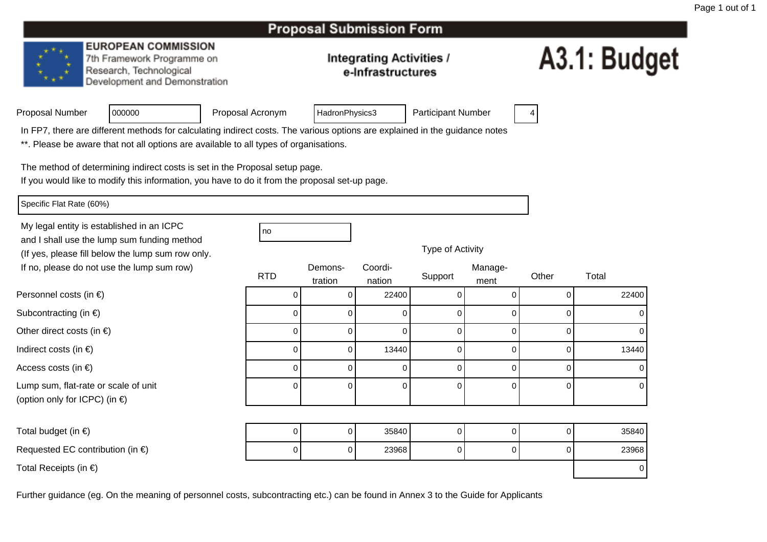## Proposal Submission Form

**EUROPEAN COMMISSION**
7th Framework Programme on Research, Technological Development and Demonstration

**Integrating Activities / e-Infrastructures**

# A3.1: Budget

| Proposal Number | 000000 | Proposal Acronym | HadronPhysics3 | Participant Number | 4 |
|---|---|---|---|---|---|

In FP7, there are different methods for calculating indirect costs. The various options are explained in the guidance notes **. Please be aware that not all options are available to all types of organisations.

The method of determining indirect costs is set in the Proposal setup page.
If you would like to modify this information, you have to do it from the proposal set-up page.

Specific Flat Rate (60%)

My legal entity is established in an ICPC and I shall use the lump sum funding method (If yes, please fill below the lump sum row only. If no, please do not use the lump sum row): no

Type of Activity

| | RTD | Demons-tration | Coordi-nation | Support | Manage-ment | Other | Total |
|---|---|---|---|---|---|---|---|
| Personnel costs (in €) | 0 | 0 | 22400 | 0 | 0 | 0 | 22400 |
| Subcontracting (in €) | 0 | 0 | 0 | 0 | 0 | 0 | 0 |
| Other direct costs (in €) | 0 | 0 | 0 | 0 | 0 | 0 | 0 |
| Indirect costs (in €) | 0 | 0 | 13440 | 0 | 0 | 0 | 13440 |
| Access costs (in €) | 0 | 0 | 0 | 0 | 0 | 0 | 0 |
| Lump sum, flat-rate or scale of unit (option only for ICPC) (in €) | 0 | 0 | 0 | 0 | 0 | 0 | 0 |
| Total budget (in €) | 0 | 0 | 35840 | 0 | 0 | 0 | 35840 |
| Requested EC contribution (in €) | 0 | 0 | 23968 | 0 | 0 | 0 | 23968 |
| Total Receipts (in €) | | | | | | | 0 |

Further guidance (eg. On the meaning of personnel costs, subcontracting etc.) can be found in Annex 3 to the Guide for Applicants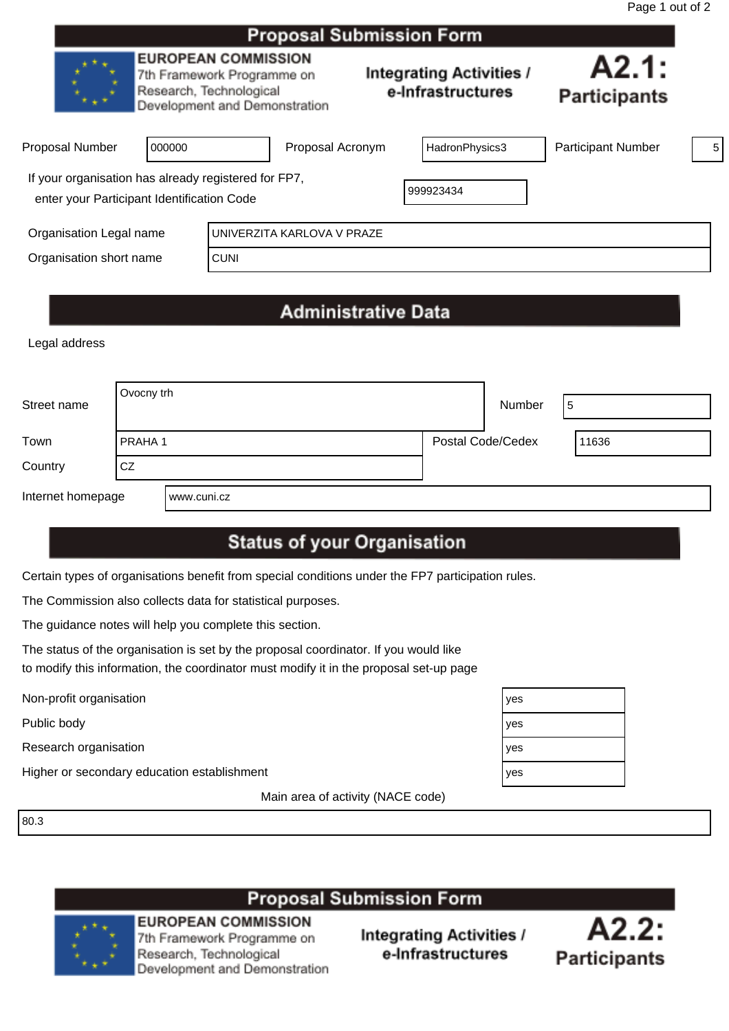# Proposal Submission Form

**EUROPEAN COMMISSION**
7th Framework Programme on Research, Technological Development and Demonstration

**Integrating Activities / e-Infrastructures**

# A2.1: Participants

| | | | | | |
|---|---|---|---|---|---|
| Proposal Number | 000000 | Proposal Acronym | HadronPhysics3 | Participant Number | 5 |

If your organisation has already registered for FP7, enter your Participant Identification Code: 999923434

| | |
|---|---|
| Organisation Legal name | UNIVERZITA KARLOVA V PRAZE |
| Organisation short name | CUNI |

## Administrative Data

Legal address

| | | | |
|---|---|---|---|
| Street name | Ovocny trh | Number | 5 |
| Town | PRAHA 1 | Postal Code/Cedex | 11636 |
| Country | CZ | | |
| Internet homepage | www.cuni.cz | | |

## Status of your Organisation

Certain types of organisations benefit from special conditions under the FP7 participation rules.

The Commission also collects data for statistical purposes.

The guidance notes will help you complete this section.

The status of the organisation is set by the proposal coordinator. If you would like to modify this information, the coordinator must modify it in the proposal set-up page

| | |
|---|---|
| Non-profit organisation | yes |
| Public body | yes |
| Research organisation | yes |
| Higher or secondary education establishment | yes |

Main area of activity (NACE code)

80.3

# Proposal Submission Form

**EUROPEAN COMMISSION**
7th Framework Programme on Research, Technological Development and Demonstration

**Integrating Activities / e-Infrastructures**

# A2.2: Participants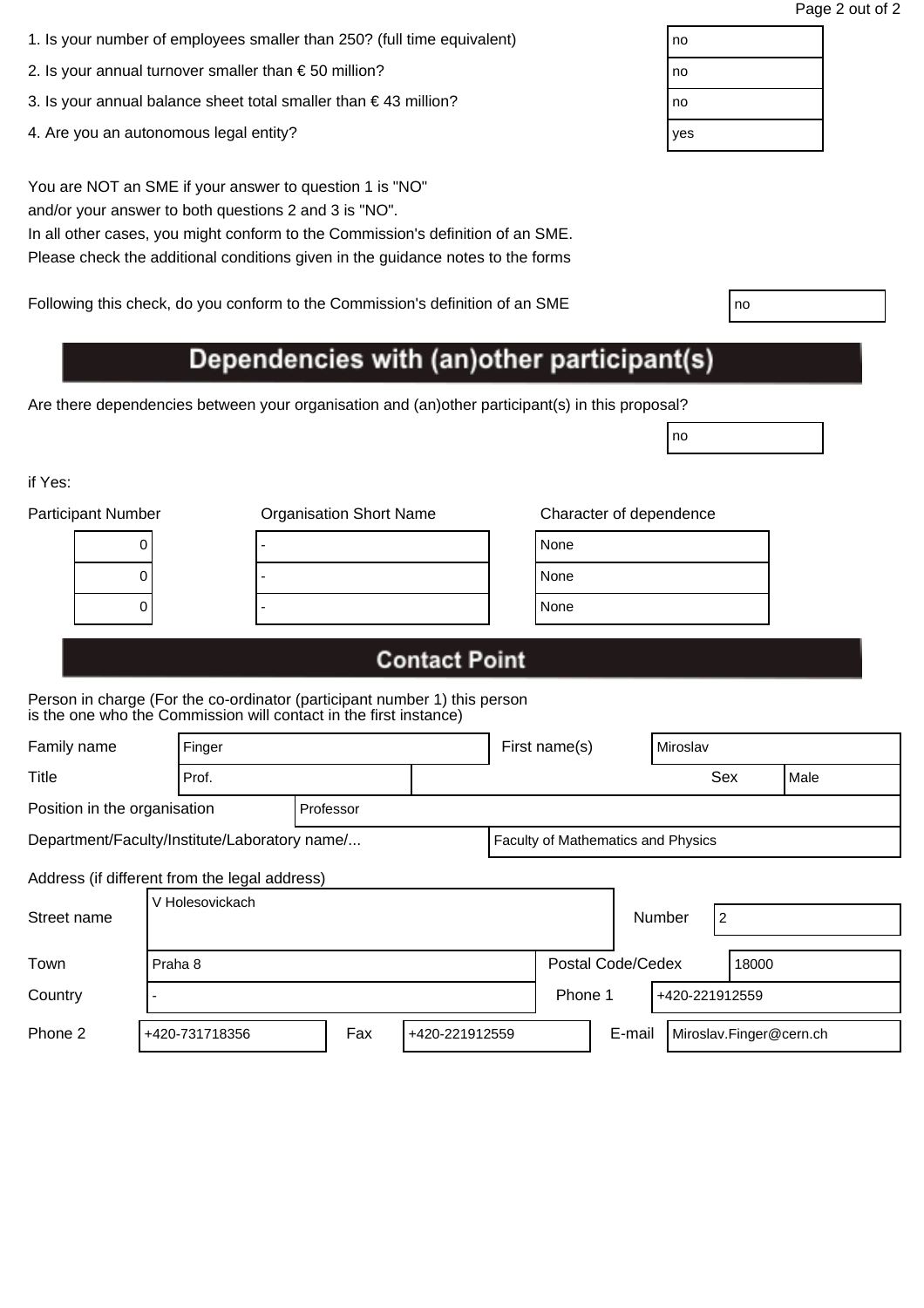| | |
|---|---|
| 1. Is your number of employees smaller than 250? (full time equivalent) | no |
| 2. Is your annual turnover smaller than € 50 million? | no |
| 3. Is your annual balance sheet total smaller than € 43 million? | no |
| 4. Are you an autonomous legal entity? | yes |

You are NOT an SME if your answer to question 1 is "NO"
and/or your answer to both questions 2 and 3 is "NO".
In all other cases, you might conform to the Commission's definition of an SME.
Please check the additional conditions given in the guidance notes to the forms

| | |
|---|---|
| Following this check, do you conform to the Commission's definition of an SME | no |

# Dependencies with (an)other participant(s)

| | |
|---|---|
| Are there dependencies between your organisation and (an)other participant(s) in this proposal? | no |

if Yes:

| Participant Number | Organisation Short Name | Character of dependence |
|---|---|---|
| 0 | - | None |
| 0 | - | None |
| 0 | - | None |

# Contact Point

Person in charge (For the co-ordinator (participant number 1) this person is the one who the Commission will contact in the first instance)

| | | | |
|---|---|---|---|
| Family name | Finger | First name(s) | Miroslav |
| Title | Prof. | Sex | Male |
| Position in the organisation | Professor | | |
| Department/Faculty/Institute/Laboratory name/... | Faculty of Mathematics and Physics | | |

Address (if different from the legal address)

| | | | |
|---|---|---|---|
| Street name | V Holesovickach | Number | 2 |
| Town | Praha 8 | Postal Code/Cedex | 18000 |
| Country | - | Phone 1 | +420-221912559 |
| Phone 2 | +420-731718356 | Fax | +420-221912559 |
| E-mail | Miroslav.Finger@cern.ch | | |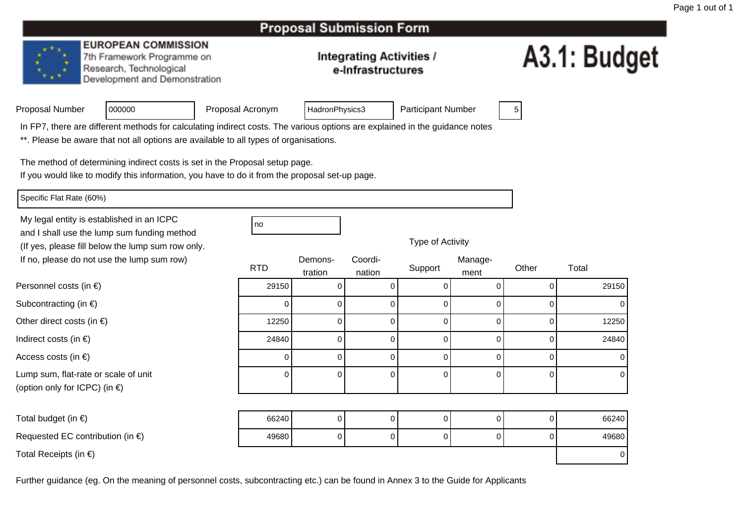# Proposal Submission Form

**EUROPEAN COMMISSION**
7th Framework Programme on Research, Technological Development and Demonstration

**Integrating Activities / e-Infrastructures**

# A3.1: Budget

Proposal Number: 000000 | Proposal Acronym: HadronPhysics3 | Participant Number: 5

In FP7, there are different methods for calculating indirect costs. The various options are explained in the guidance notes **. Please be aware that not all options are available to all types of organisations.

The method of determining indirect costs is set in the Proposal setup page.
If you would like to modify this information, you have to do it from the proposal set-up page.

Specific Flat Rate (60%)

My legal entity is established in an ICPC and I shall use the lump sum funding method (If yes, please fill below the lump sum row only. If no, please do not use the lump sum row): no

| | Type of Activity | | | | | | |
|---|---|---|---|---|---|---|---|
| | RTD | Demonstration | Coordination | Support | Management | Other | Total |
| Personnel costs (in €) | 29150 | 0 | 0 | 0 | 0 | 0 | 29150 |
| Subcontracting (in €) | 0 | 0 | 0 | 0 | 0 | 0 | 0 |
| Other direct costs (in €) | 12250 | 0 | 0 | 0 | 0 | 0 | 12250 |
| Indirect costs (in €) | 24840 | 0 | 0 | 0 | 0 | 0 | 24840 |
| Access costs (in €) | 0 | 0 | 0 | 0 | 0 | 0 | 0 |
| Lump sum, flat-rate or scale of unit (option only for ICPC) (in €) | 0 | 0 | 0 | 0 | 0 | 0 | 0 |
| Total budget (in €) | 66240 | 0 | 0 | 0 | 0 | 0 | 66240 |
| Requested EC contribution (in €) | 49680 | 0 | 0 | 0 | 0 | 0 | 49680 |
| Total Receipts (in €) | | | | | | | 0 |

Further guidance (eg. On the meaning of personnel costs, subcontracting etc.) can be found in Annex 3 to the Guide for Applicants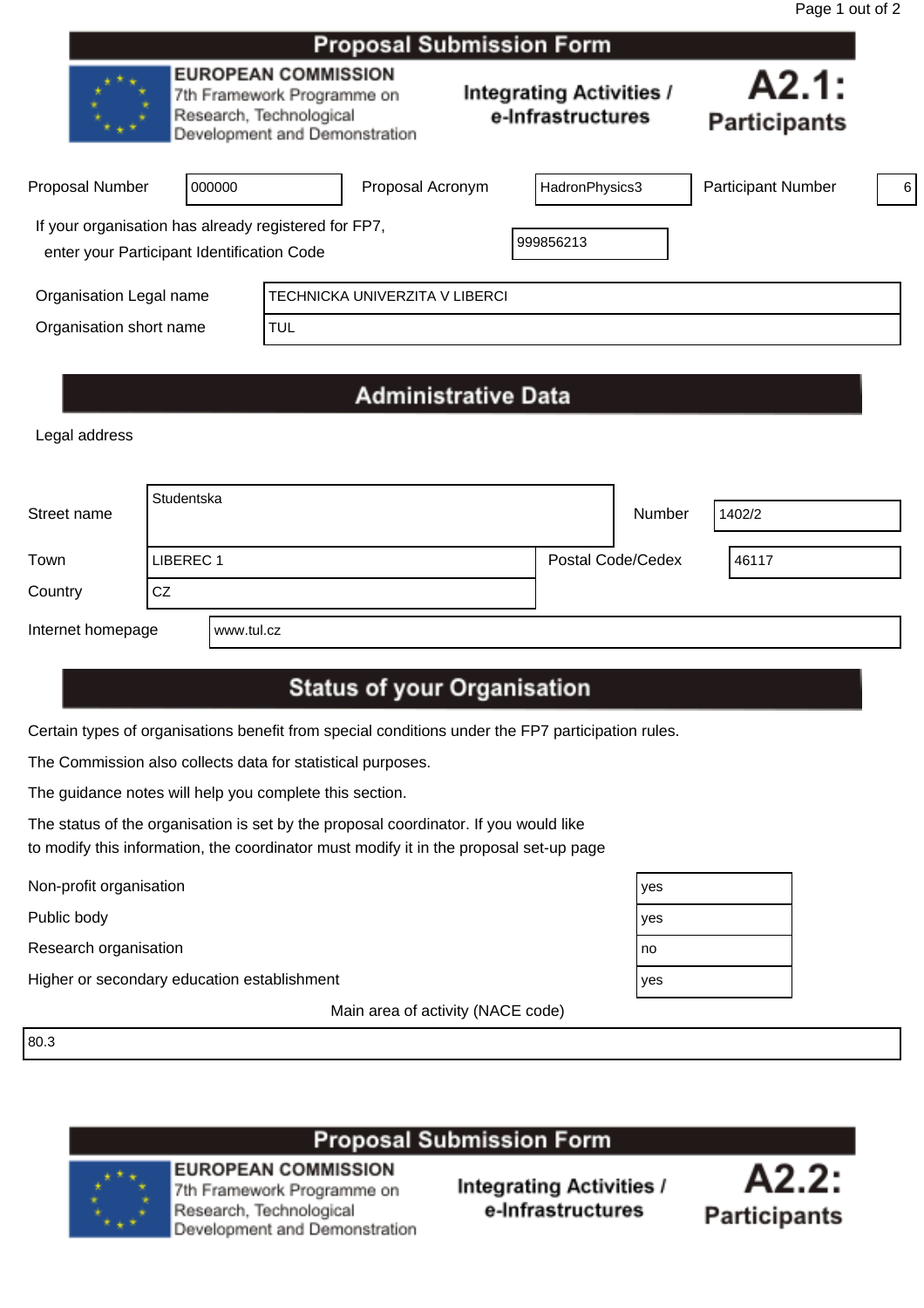# Proposal Submission Form

**EUROPEAN COMMISSION**
7th Framework Programme on Research, Technological Development and Demonstration

**Integrating Activities / e-Infrastructures**

# A2.1: Participants

| | | | | | |
|---|---|---|---|---|---|
| Proposal Number | 000000 | Proposal Acronym | HadronPhysics3 | Participant Number | 6 |

If your organisation has already registered for FP7, enter your Participant Identification Code: 999856213

| | |
|---|---|
| Organisation Legal name | TECHNICKA UNIVERZITA V LIBERCI |
| Organisation short name | TUL |

## Administrative Data

Legal address

| | | | |
|---|---|---|---|
| Street name | Studentska | Number | 1402/2 |
| Town | LIBEREC 1 | Postal Code/Cedex | 46117 |
| Country | CZ | | |
| Internet homepage | www.tul.cz | | |

## Status of your Organisation

Certain types of organisations benefit from special conditions under the FP7 participation rules.

The Commission also collects data for statistical purposes.

The guidance notes will help you complete this section.

The status of the organisation is set by the proposal coordinator. If you would like to modify this information, the coordinator must modify it in the proposal set-up page

| | |
|---|---|
| Non-profit organisation | yes |
| Public body | yes |
| Research organisation | no |
| Higher or secondary education establishment | yes |

Main area of activity (NACE code)

80.3

# Proposal Submission Form

**EUROPEAN COMMISSION**
7th Framework Programme on Research, Technological Development and Demonstration

**Integrating Activities / e-Infrastructures**

# A2.2: Participants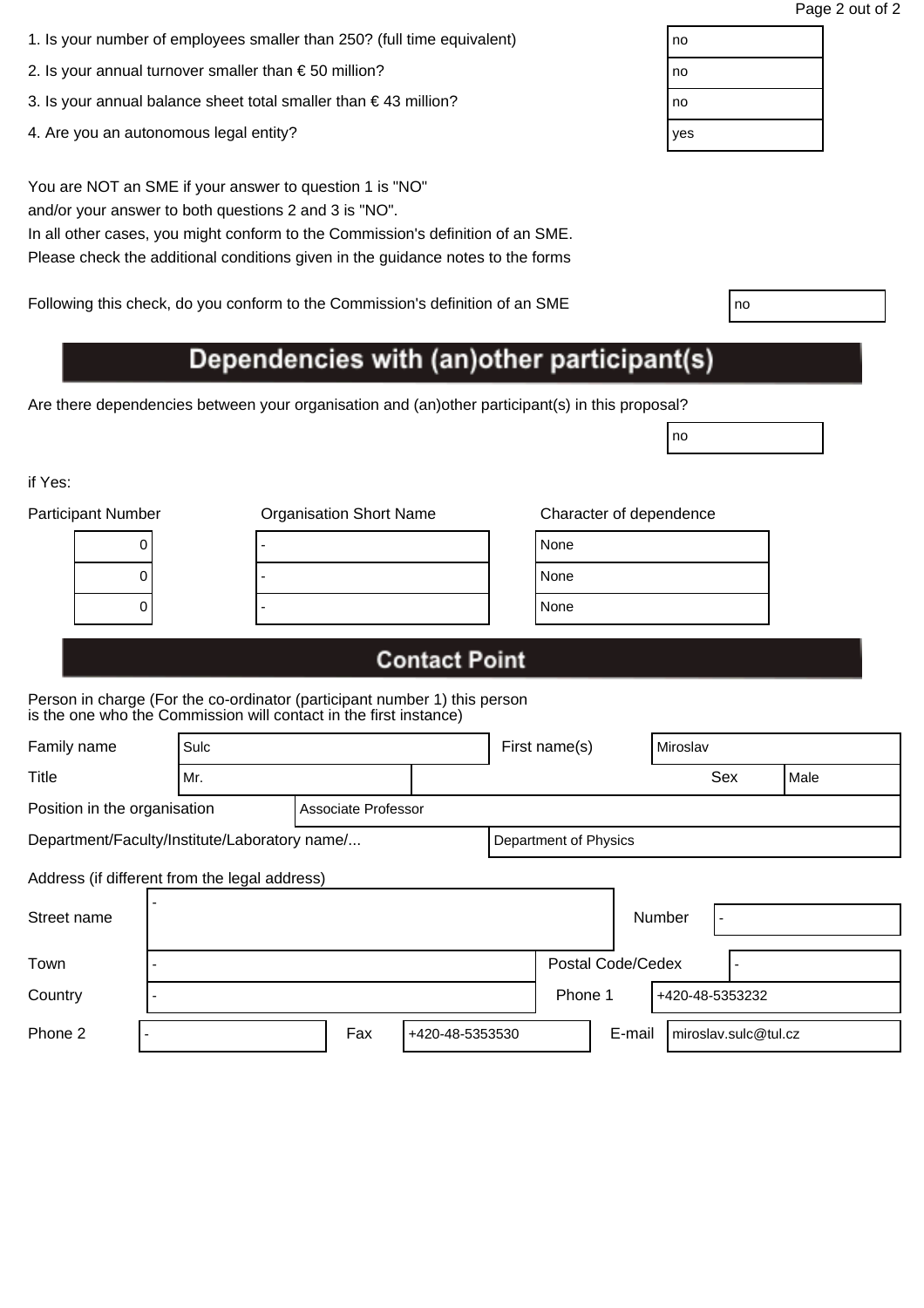| | |
|---|---|
| 1. Is your number of employees smaller than 250? (full time equivalent) | no |
| 2. Is your annual turnover smaller than € 50 million? | no |
| 3. Is your annual balance sheet total smaller than € 43 million? | no |
| 4. Are you an autonomous legal entity? | yes |

You are NOT an SME if your answer to question 1 is "NO"
and/or your answer to both questions 2 and 3 is "NO".
In all other cases, you might conform to the Commission's definition of an SME.
Please check the additional conditions given in the guidance notes to the forms

Following this check, do you conform to the Commission's definition of an SME: no

# Dependencies with (an)other participant(s)

Are there dependencies between your organisation and (an)other participant(s) in this proposal? no

if Yes:

| Participant Number | Organisation Short Name | Character of dependence |
|---|---|---|
| 0 | - | None |
| 0 | - | None |
| 0 | - | None |

# Contact Point

Person in charge (For the co-ordinator (participant number 1) this person is the one who the Commission will contact in the first instance)

| | | | |
|---|---|---|---|
| Family name | Sulc | First name(s) | Miroslav |
| Title | Mr. | Sex | Male |
| Position in the organisation | Associate Professor | | |
| Department/Faculty/Institute/Laboratory name/... | Department of Physics | | |

Address (if different from the legal address)

| | | | |
|---|---|---|---|
| Street name | - | Number | - |
| Town | - | Postal Code/Cedex | - |
| Country | - | Phone 1 | +420-48-5353232 |
| Phone 2 | - | Fax | +420-48-5353530 |
| E-mail | miroslav.sulc@tul.cz | | |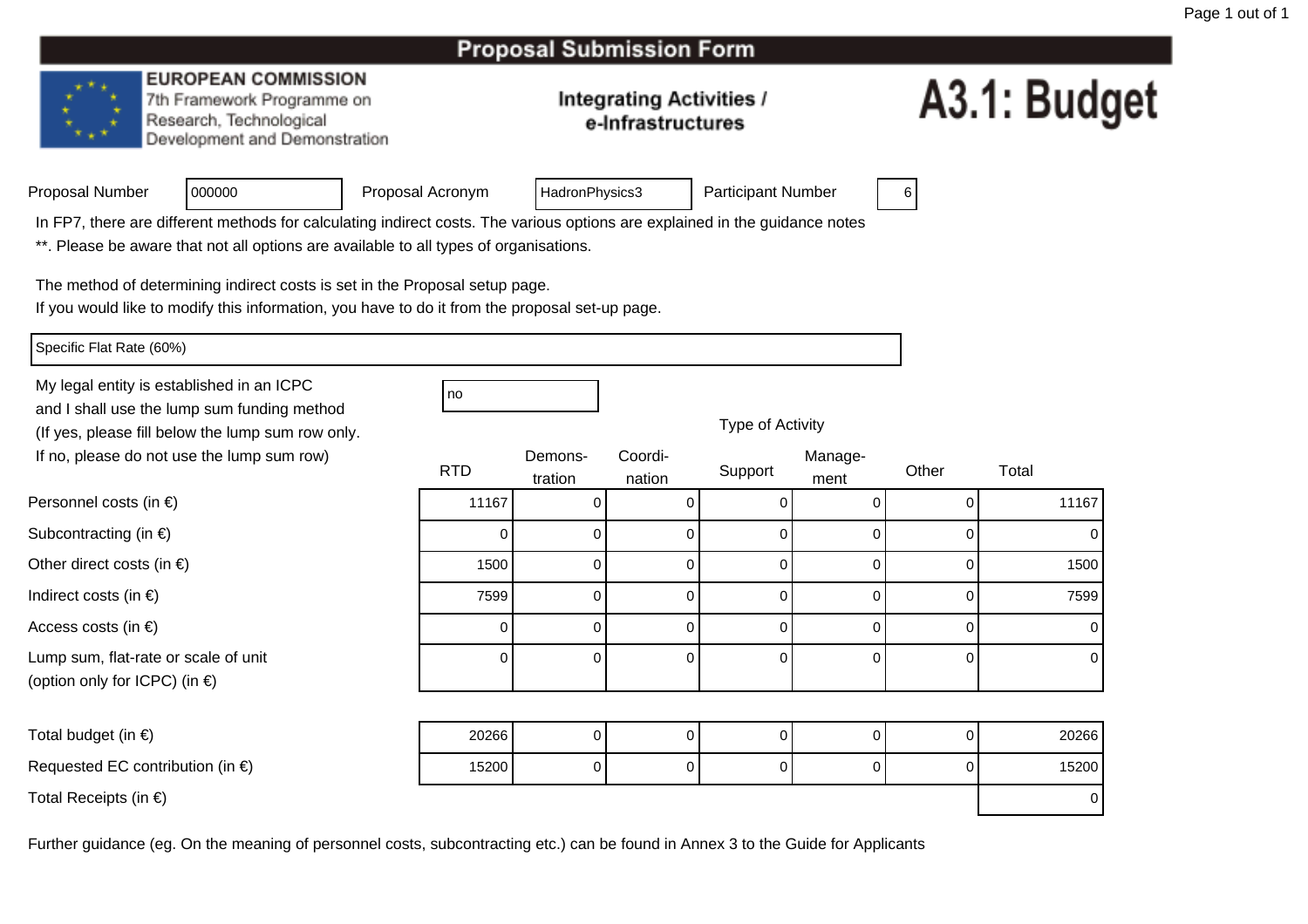# Proposal Submission Form

**EUROPEAN COMMISSION**
7th Framework Programme on Research, Technological Development and Demonstration

**Integrating Activities / e-Infrastructures**

# A3.1: Budget

| Proposal Number | 000000 | Proposal Acronym | HadronPhysics3 | Participant Number | 6 |
|---|---|---|---|---|---|

In FP7, there are different methods for calculating indirect costs. The various options are explained in the guidance notes **. Please be aware that not all options are available to all types of organisations.

The method of determining indirect costs is set in the Proposal setup page.
If you would like to modify this information, you have to do it from the proposal set-up page.

Specific Flat Rate (60%)

My legal entity is established in an ICPC and I shall use the lump sum funding method (If yes, please fill below the lump sum row only. If no, please do not use the lump sum row): no

Type of Activity

| | RTD | Demons-tration | Coordi-nation | Support | Manage-ment | Other | Total |
|---|---|---|---|---|---|---|---|
| Personnel costs (in €) | 11167 | 0 | 0 | 0 | 0 | 0 | 11167 |
| Subcontracting (in €) | 0 | 0 | 0 | 0 | 0 | 0 | 0 |
| Other direct costs (in €) | 1500 | 0 | 0 | 0 | 0 | 0 | 1500 |
| Indirect costs (in €) | 7599 | 0 | 0 | 0 | 0 | 0 | 7599 |
| Access costs (in €) | 0 | 0 | 0 | 0 | 0 | 0 | 0 |
| Lump sum, flat-rate or scale of unit (option only for ICPC) (in €) | 0 | 0 | 0 | 0 | 0 | 0 | 0 |
| Total budget (in €) | 20266 | 0 | 0 | 0 | 0 | 0 | 20266 |
| Requested EC contribution (in €) | 15200 | 0 | 0 | 0 | 0 | 0 | 15200 |
| Total Receipts (in €) | | | | | | | 0 |

Further guidance (eg. On the meaning of personnel costs, subcontracting etc.) can be found in Annex 3 to the Guide for Applicants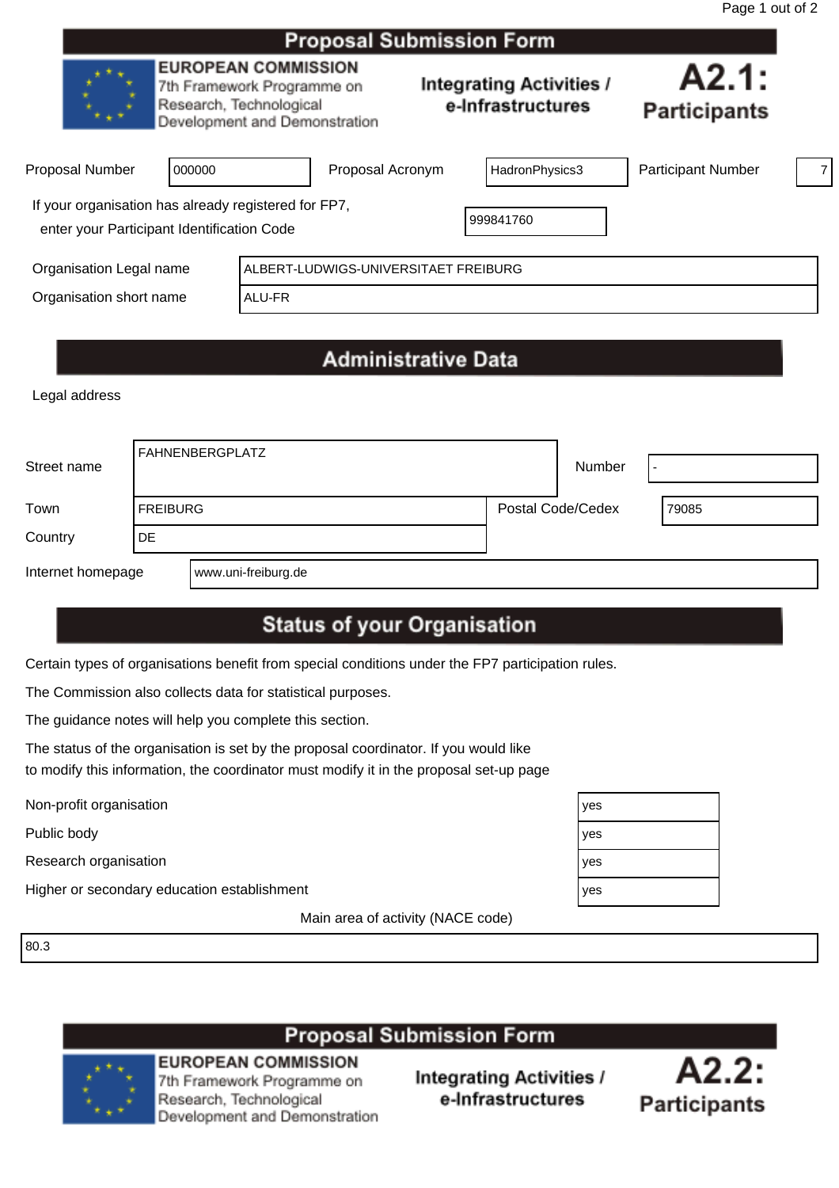# Proposal Submission Form

**EUROPEAN COMMISSION**
7th Framework Programme on Research, Technological Development and Demonstration

**Integrating Activities / e-Infrastructures**

**A2.1: Participants**

| | | | | | |
|---|---|---|---|---|---|
| Proposal Number | 000000 | Proposal Acronym | HadronPhysics3 | Participant Number | 7 |

If your organisation has already registered for FP7, enter your Participant Identification Code: 999841760

| | |
|---|---|
| Organisation Legal name | ALBERT-LUDWIGS-UNIVERSITAET FREIBURG |
| Organisation short name | ALU-FR |

## Administrative Data

Legal address

| | | | |
|---|---|---|---|
| Street name | FAHNENBERGPLATZ | Number | - |
| Town | FREIBURG | Postal Code/Cedex | 79085 |
| Country | DE | | |
| Internet homepage | www.uni-freiburg.de | | |

## Status of your Organisation

Certain types of organisations benefit from special conditions under the FP7 participation rules.

The Commission also collects data for statistical purposes.

The guidance notes will help you complete this section.

The status of the organisation is set by the proposal coordinator. If you would like to modify this information, the coordinator must modify it in the proposal set-up page

| | |
|---|---|
| Non-profit organisation | yes |
| Public body | yes |
| Research organisation | yes |
| Higher or secondary education establishment | yes |

Main area of activity (NACE code)

80.3

# Proposal Submission Form

**EUROPEAN COMMISSION**
7th Framework Programme on Research, Technological Development and Demonstration

**Integrating Activities / e-Infrastructures**

**A2.2: Participants**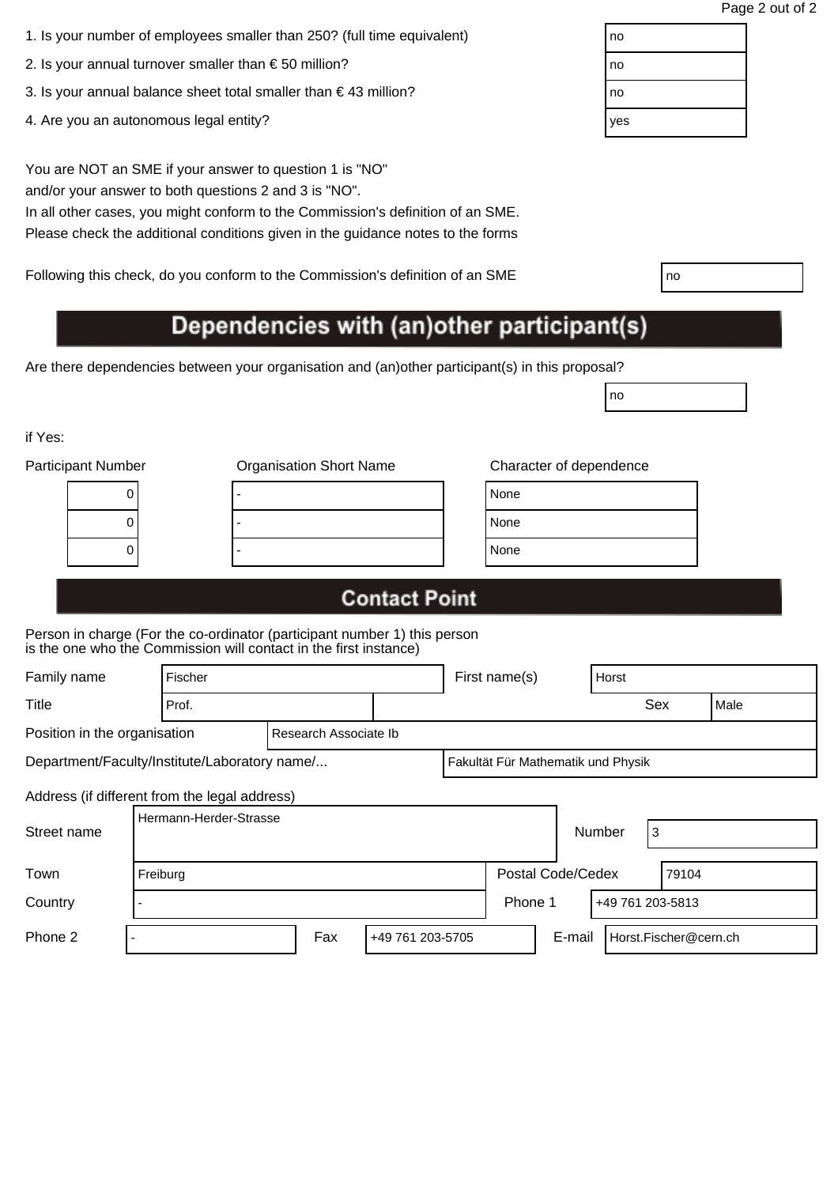| | |
|---|---|
| 1. Is your number of employees smaller than 250? (full time equivalent) | no |
| 2. Is your annual turnover smaller than € 50 million? | no |
| 3. Is your annual balance sheet total smaller than € 43 million? | no |
| 4. Are you an autonomous legal entity? | yes |

You are NOT an SME if your answer to question 1 is "NO"
and/or your answer to both questions 2 and 3 is "NO".
In all other cases, you might conform to the Commission's definition of an SME.
Please check the additional conditions given in the guidance notes to the forms

Following this check, do you conform to the Commission's definition of an SME: no

# Dependencies with (an)other participant(s)

Are there dependencies between your organisation and (an)other participant(s) in this proposal? no

if Yes:

| Participant Number | Organisation Short Name | Character of dependence |
|---|---|---|
| 0 | - | None |
| 0 | - | None |
| 0 | - | None |

# Contact Point

Person in charge (For the co-ordinator (participant number 1) this person is the one who the Commission will contact in the first instance)

| | | | |
|---|---|---|---|
| Family name | Fischer | First name(s) | Horst |
| Title | Prof. | Sex | Male |
| Position in the organisation | Research Associate Ib | | |
| Department/Faculty/Institute/Laboratory name/... | Fakultät Für Mathematik und Physik | | |

Address (if different from the legal address)

| | | | |
|---|---|---|---|
| Street name | Hermann-Herder-Strasse | Number | 3 |
| Town | Freiburg | Postal Code/Cedex | 79104 |
| Country | - | Phone 1 | +49 761 203-5813 |
| Phone 2 | - | Fax | +49 761 203-5705 |
| E-mail | Horst.Fischer@cern.ch | | |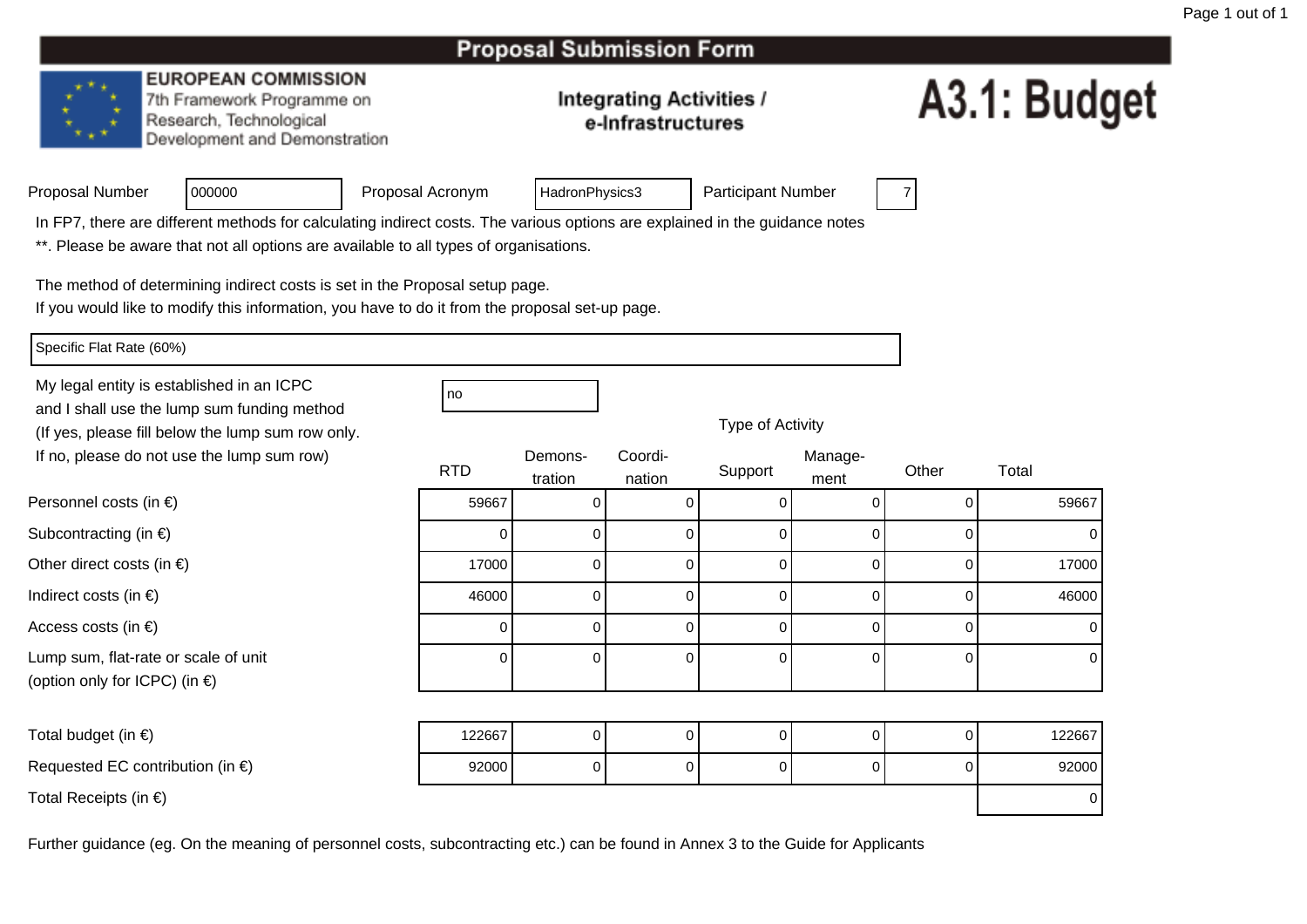# Proposal Submission Form

**EUROPEAN COMMISSION**
7th Framework Programme on Research, Technological Development and Demonstration

**Integrating Activities / e-Infrastructures**

# A3.1: Budget

| Proposal Number | 000000 | Proposal Acronym | HadronPhysics3 | Participant Number | 7 |
|---|---|---|---|---|---|

In FP7, there are different methods for calculating indirect costs. The various options are explained in the guidance notes **. Please be aware that not all options are available to all types of organisations.

The method of determining indirect costs is set in the Proposal setup page.
If you would like to modify this information, you have to do it from the proposal set-up page.

Specific Flat Rate (60%)

My legal entity is established in an ICPC and I shall use the lump sum funding method (If yes, please fill below the lump sum row only. If no, please do not use the lump sum row): no

Type of Activity

| | RTD | Demons-tration | Coordi-nation | Support | Manage-ment | Other | Total |
|---|---|---|---|---|---|---|---|
| Personnel costs (in €) | 59667 | 0 | 0 | 0 | 0 | 0 | 59667 |
| Subcontracting (in €) | 0 | 0 | 0 | 0 | 0 | 0 | 0 |
| Other direct costs (in €) | 17000 | 0 | 0 | 0 | 0 | 0 | 17000 |
| Indirect costs (in €) | 46000 | 0 | 0 | 0 | 0 | 0 | 46000 |
| Access costs (in €) | 0 | 0 | 0 | 0 | 0 | 0 | 0 |
| Lump sum, flat-rate or scale of unit (option only for ICPC) (in €) | 0 | 0 | 0 | 0 | 0 | 0 | 0 |
| Total budget (in €) | 122667 | 0 | 0 | 0 | 0 | 0 | 122667 |
| Requested EC contribution (in €) | 92000 | 0 | 0 | 0 | 0 | 0 | 92000 |
| Total Receipts (in €) | | | | | | | 0 |

Further guidance (eg. On the meaning of personnel costs, subcontracting etc.) can be found in Annex 3 to the Guide for Applicants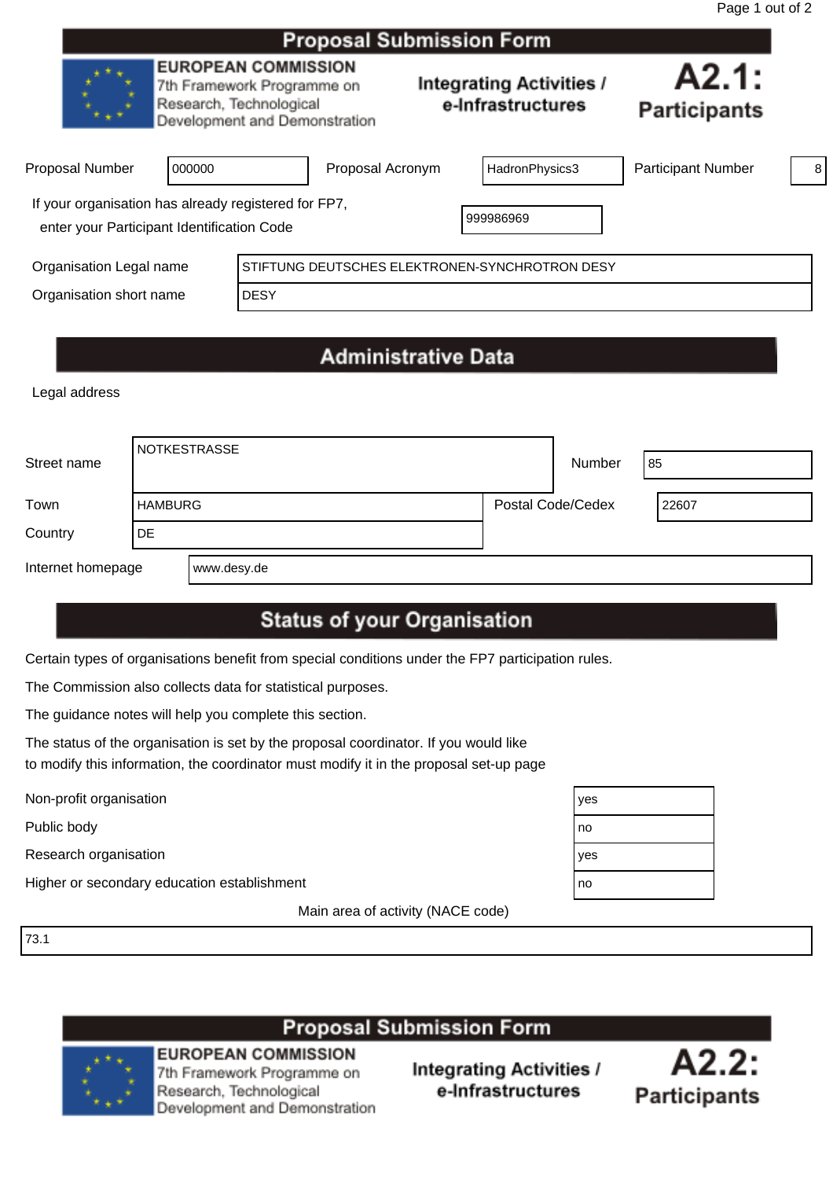# Proposal Submission Form

**EUROPEAN COMMISSION**
7th Framework Programme on Research, Technological Development and Demonstration

**Integrating Activities / e-Infrastructures**

# A2.1: Participants

| | | | | | |
|---|---|---|---|---|---|
| Proposal Number | 000000 | Proposal Acronym | HadronPhysics3 | Participant Number | 8 |

If your organisation has already registered for FP7, enter your Participant Identification Code: 999986969

| | |
|---|---|
| Organisation Legal name | STIFTUNG DEUTSCHES ELEKTRONEN-SYNCHROTRON DESY |
| Organisation short name | DESY |

## Administrative Data

Legal address

| | | | |
|---|---|---|---|
| Street name | NOTKESTRASSE | Number | 85 |
| Town | HAMBURG | Postal Code/Cedex | 22607 |
| Country | DE | | |
| Internet homepage | www.desy.de | | |

## Status of your Organisation

Certain types of organisations benefit from special conditions under the FP7 participation rules.

The Commission also collects data for statistical purposes.

The guidance notes will help you complete this section.

The status of the organisation is set by the proposal coordinator. If you would like to modify this information, the coordinator must modify it in the proposal set-up page

| | |
|---|---|
| Non-profit organisation | yes |
| Public body | no |
| Research organisation | yes |
| Higher or secondary education establishment | no |

Main area of activity (NACE code)

73.1

# Proposal Submission Form

**EUROPEAN COMMISSION**
7th Framework Programme on Research, Technological Development and Demonstration

**Integrating Activities / e-Infrastructures**

# A2.2: Participants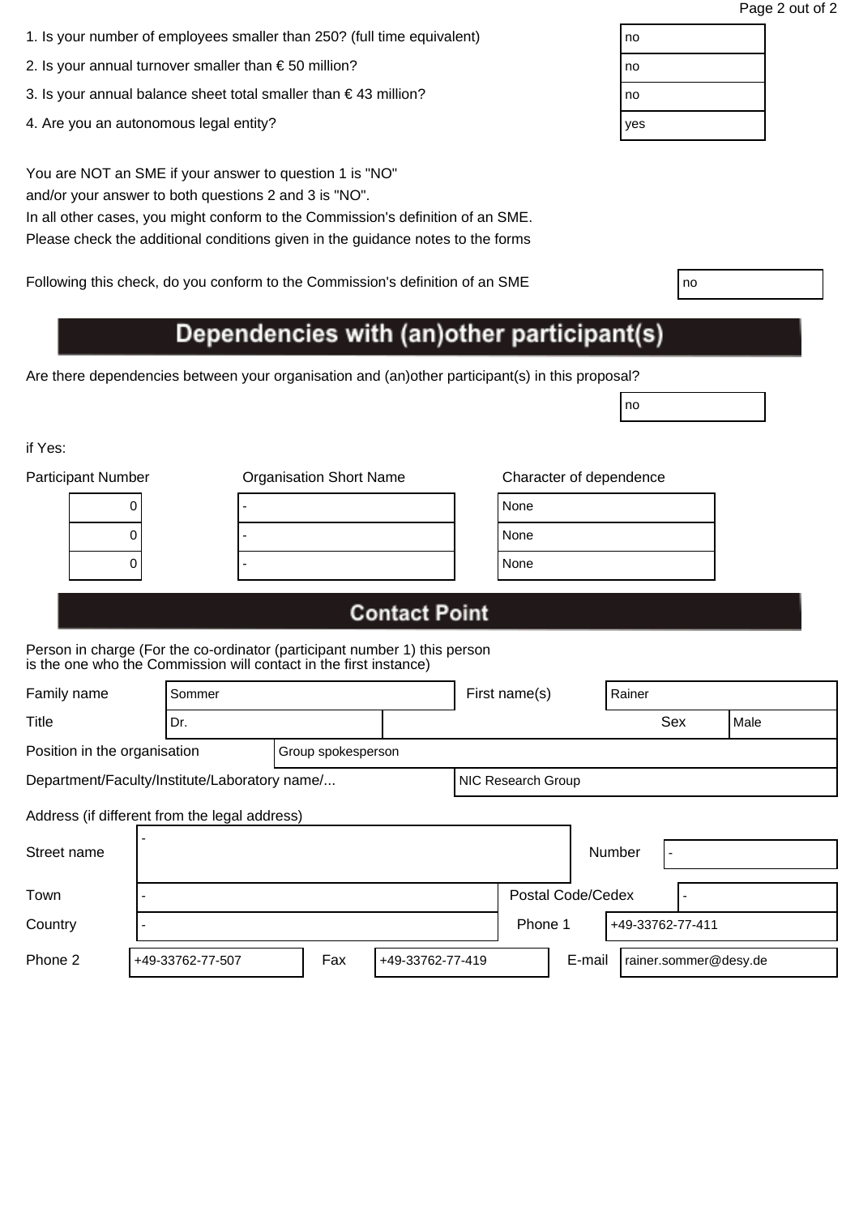| | |
|---|---|
| 1. Is your number of employees smaller than 250? (full time equivalent) | no |
| 2. Is your annual turnover smaller than € 50 million? | no |
| 3. Is your annual balance sheet total smaller than € 43 million? | no |
| 4. Are you an autonomous legal entity? | yes |

You are NOT an SME if your answer to question 1 is "NO"
and/or your answer to both questions 2 and 3 is "NO".
In all other cases, you might conform to the Commission's definition of an SME.
Please check the additional conditions given in the guidance notes to the forms

Following this check, do you conform to the Commission's definition of an SME: no

# Dependencies with (an)other participant(s)

Are there dependencies between your organisation and (an)other participant(s) in this proposal? no

if Yes:

| Participant Number | Organisation Short Name | Character of dependence |
|---|---|---|
| 0 | - | None |
| 0 | - | None |
| 0 | - | None |

# Contact Point

Person in charge (For the co-ordinator (participant number 1) this person is the one who the Commission will contact in the first instance)

| | | | |
|---|---|---|---|
| Family name | Sommer | First name(s) | Rainer |
| Title | Dr. | Sex | Male |
| Position in the organisation | Group spokesperson | | |
| Department/Faculty/Institute/Laboratory name/... | NIC Research Group | | |

Address (if different from the legal address)

| | | | |
|---|---|---|---|
| Street name | - | Number | - |
| Town | - | Postal Code/Cedex | - |
| Country | - | Phone 1 | +49-33762-77-411 |
| Phone 2 | +49-33762-77-507 | Fax | +49-33762-77-419 |
| E-mail | rainer.sommer@desy.de | | |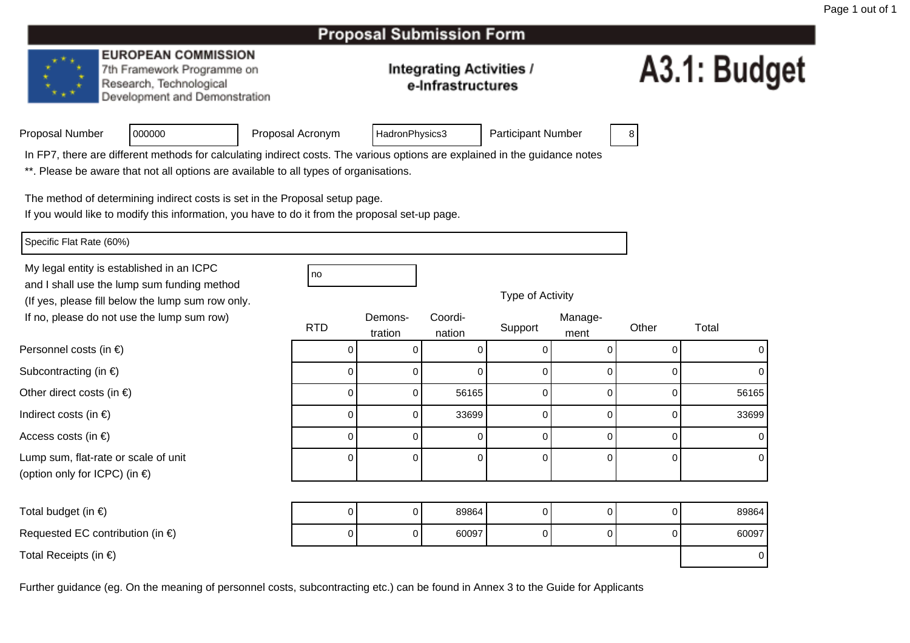# Proposal Submission Form

**EUROPEAN COMMISSION**
7th Framework Programme on Research, Technological Development and Demonstration

**Integrating Activities / e-Infrastructures**

# A3.1: Budget

| Proposal Number | 000000 | Proposal Acronym | HadronPhysics3 | Participant Number | 8 |
|---|---|---|---|---|---|

In FP7, there are different methods for calculating indirect costs. The various options are explained in the guidance notes **. Please be aware that not all options are available to all types of organisations.

The method of determining indirect costs is set in the Proposal setup page.
If you would like to modify this information, you have to do it from the proposal set-up page.

Specific Flat Rate (60%)

My legal entity is established in an ICPC and I shall use the lump sum funding method (If yes, please fill below the lump sum row only. If no, please do not use the lump sum row): no

| | Type of Activity | | | | | | |
|---|---|---|---|---|---|---|---|
| | RTD | Demonstration | Coordination | Support | Management | Other | Total |
| Personnel costs (in €) | 0 | 0 | 0 | 0 | 0 | 0 | 0 |
| Subcontracting (in €) | 0 | 0 | 0 | 0 | 0 | 0 | 0 |
| Other direct costs (in €) | 0 | 0 | 56165 | 0 | 0 | 0 | 56165 |
| Indirect costs (in €) | 0 | 0 | 33699 | 0 | 0 | 0 | 33699 |
| Access costs (in €) | 0 | 0 | 0 | 0 | 0 | 0 | 0 |
| Lump sum, flat-rate or scale of unit (option only for ICPC) (in €) | 0 | 0 | 0 | 0 | 0 | 0 | 0 |
| Total budget (in €) | 0 | 0 | 89864 | 0 | 0 | 0 | 89864 |
| Requested EC contribution (in €) | 0 | 0 | 60097 | 0 | 0 | 0 | 60097 |
| Total Receipts (in €) | | | | | | | 0 |

Further guidance (eg. On the meaning of personnel costs, subcontracting etc.) can be found in Annex 3 to the Guide for Applicants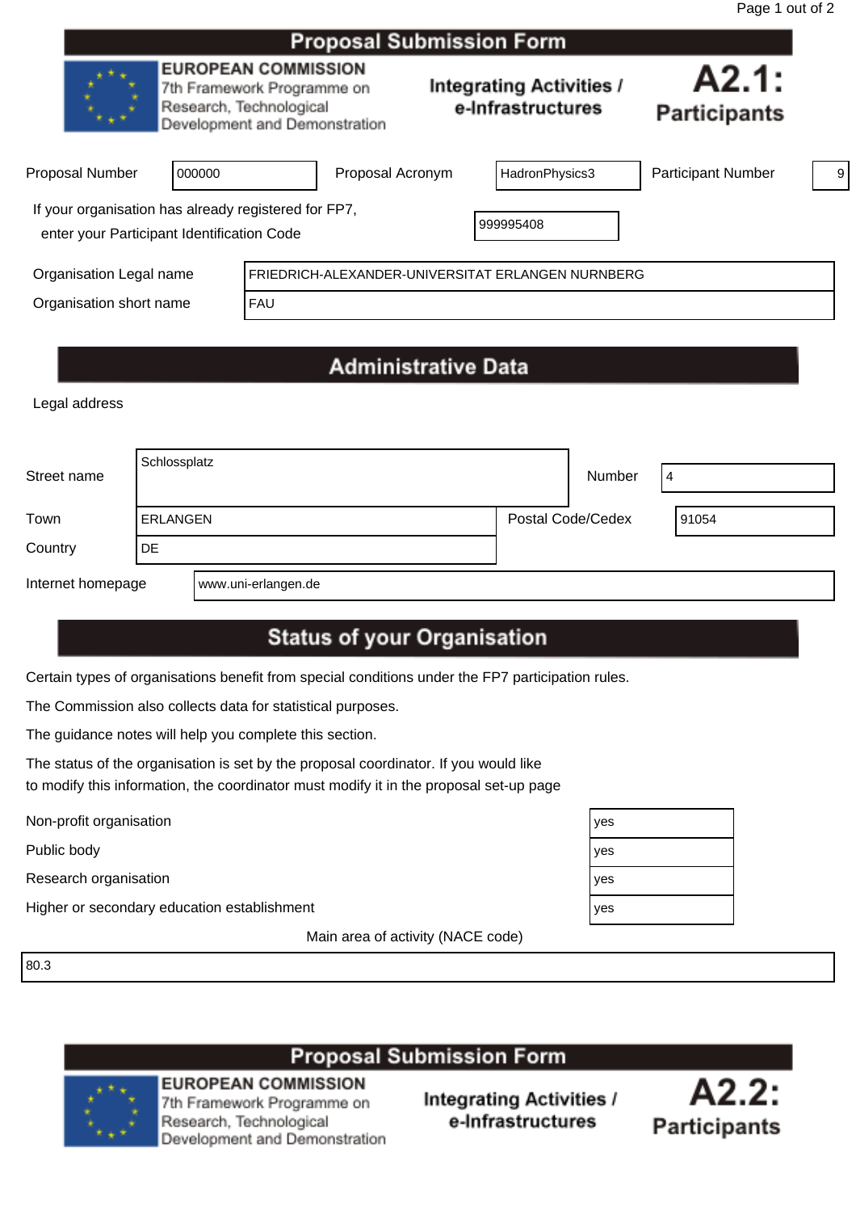# Proposal Submission Form

**EUROPEAN COMMISSION**
7th Framework Programme on Research, Technological Development and Demonstration

**Integrating Activities / e-Infrastructures**

# A2.1: Participants

| | | | | | |
|---|---|---|---|---|---|
| Proposal Number | 000000 | Proposal Acronym | HadronPhysics3 | Participant Number | 9 |

If your organisation has already registered for FP7, enter your Participant Identification Code: 999995408

| | |
|---|---|
| Organisation Legal name | FRIEDRICH-ALEXANDER-UNIVERSITAT ERLANGEN NURNBERG |
| Organisation short name | FAU |

## Administrative Data

Legal address

| | | | |
|---|---|---|---|
| Street name | Schlossplatz | Number | 4 |
| Town | ERLANGEN | Postal Code/Cedex | 91054 |
| Country | DE | | |
| Internet homepage | www.uni-erlangen.de | | |

## Status of your Organisation

Certain types of organisations benefit from special conditions under the FP7 participation rules.

The Commission also collects data for statistical purposes.

The guidance notes will help you complete this section.

The status of the organisation is set by the proposal coordinator. If you would like to modify this information, the coordinator must modify it in the proposal set-up page

| | |
|---|---|
| Non-profit organisation | yes |
| Public body | yes |
| Research organisation | yes |
| Higher or secondary education establishment | yes |

Main area of activity (NACE code)

80.3

# Proposal Submission Form

**EUROPEAN COMMISSION**
7th Framework Programme on Research, Technological Development and Demonstration

**Integrating Activities / e-Infrastructures**

# A2.2: Participants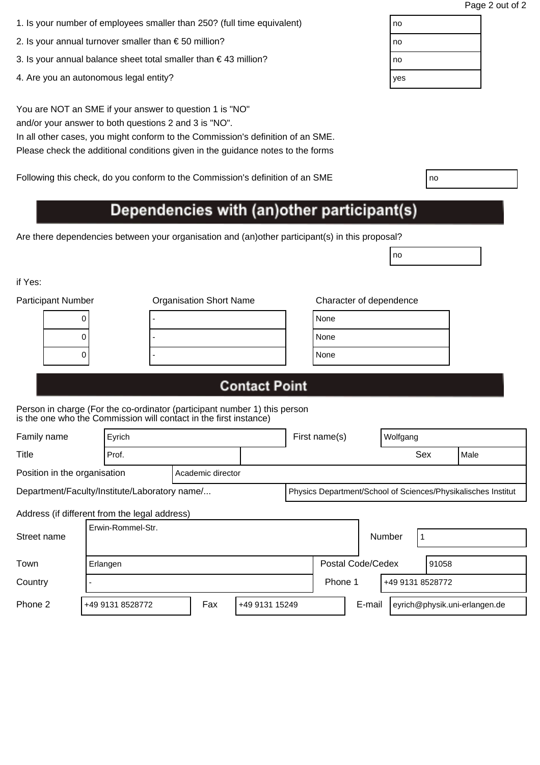| | |
|---|---|
| 1. Is your number of employees smaller than 250? (full time equivalent) | no |
| 2. Is your annual turnover smaller than € 50 million? | no |
| 3. Is your annual balance sheet total smaller than € 43 million? | no |
| 4. Are you an autonomous legal entity? | yes |

You are NOT an SME if your answer to question 1 is "NO"
and/or your answer to both questions 2 and 3 is "NO".
In all other cases, you might conform to the Commission's definition of an SME.
Please check the additional conditions given in the guidance notes to the forms

Following this check, do you conform to the Commission's definition of an SME: no

# Dependencies with (an)other participant(s)

Are there dependencies between your organisation and (an)other participant(s) in this proposal? no

if Yes:

| Participant Number | Organisation Short Name | Character of dependence |
|---|---|---|
| 0 | - | None |
| 0 | - | None |
| 0 | - | None |

# Contact Point

Person in charge (For the co-ordinator (participant number 1) this person is the one who the Commission will contact in the first instance)

| | | | |
|---|---|---|---|
| Family name | Eyrich | First name(s) | Wolfgang |
| Title | Prof. | Sex | Male |
| Position in the organisation | Academic director | | |
| Department/Faculty/Institute/Laboratory name/... | Physics Department/School of Sciences/Physikalisches Institut | | |

Address (if different from the legal address)

| | | | |
|---|---|---|---|
| Street name | Erwin-Rommel-Str. | Number | 1 |
| Town | Erlangen | Postal Code/Cedex | 91058 |
| Country | - | Phone 1 | +49 9131 8528772 |
| Phone 2 | +49 9131 8528772 | Fax | +49 9131 15249 |
| E-mail | eyrich@physik.uni-erlangen.de | | |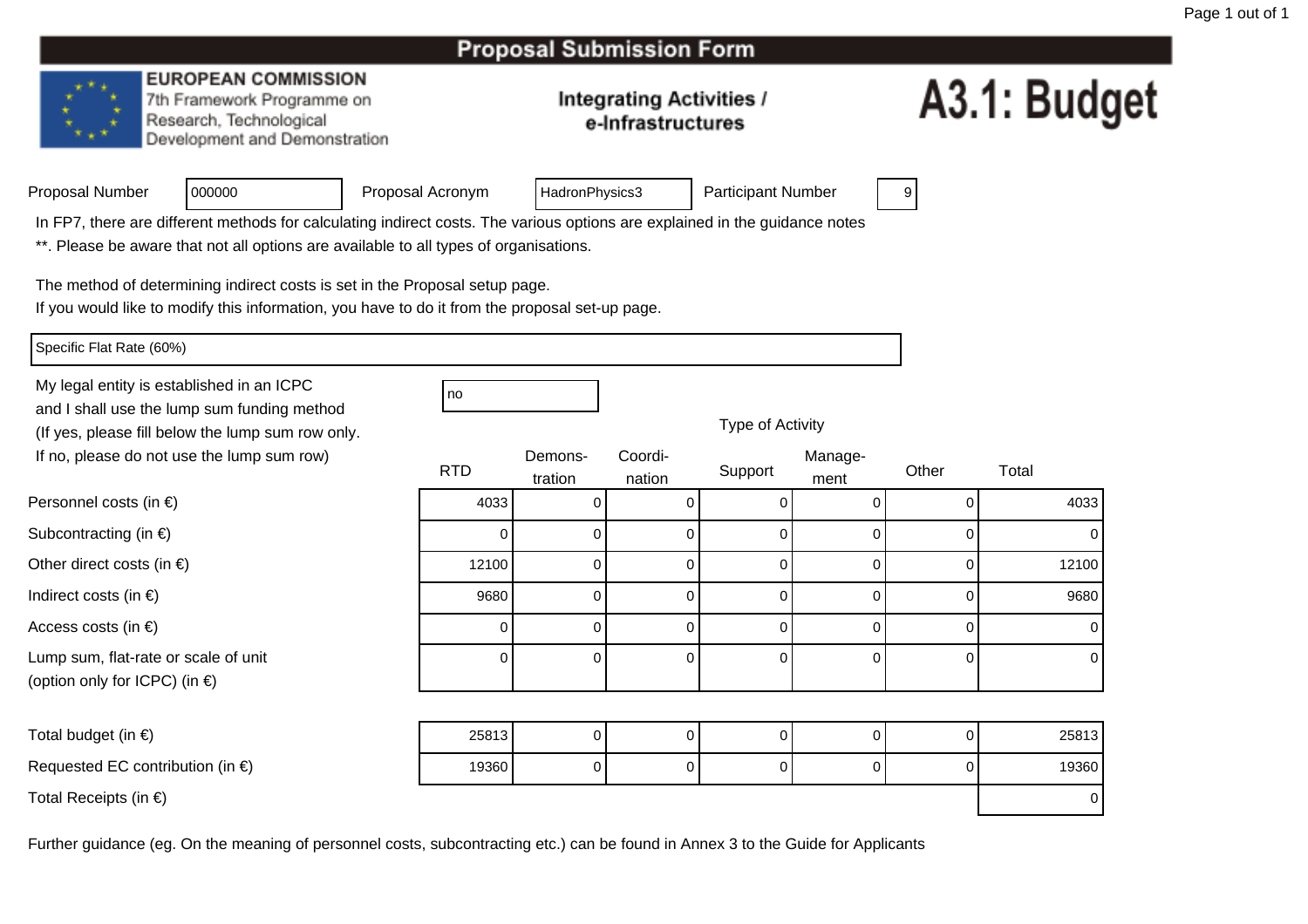# Proposal Submission Form

**EUROPEAN COMMISSION**
7th Framework Programme on Research, Technological Development and Demonstration

**Integrating Activities / e-Infrastructures**

# A3.1: Budget

| Proposal Number | 000000 | Proposal Acronym | HadronPhysics3 | Participant Number | 9 |
|---|---|---|---|---|---|

In FP7, there are different methods for calculating indirect costs. The various options are explained in the guidance notes **. Please be aware that not all options are available to all types of organisations.

The method of determining indirect costs is set in the Proposal setup page.
If you would like to modify this information, you have to do it from the proposal set-up page.

Specific Flat Rate (60%)

My legal entity is established in an ICPC and I shall use the lump sum funding method (If yes, please fill below the lump sum row only. If no, please do not use the lump sum row): no

Type of Activity

| | RTD | Demons-tration | Coordi-nation | Support | Manage-ment | Other | Total |
|---|---|---|---|---|---|---|---|
| Personnel costs (in €) | 4033 | 0 | 0 | 0 | 0 | 0 | 4033 |
| Subcontracting (in €) | 0 | 0 | 0 | 0 | 0 | 0 | 0 |
| Other direct costs (in €) | 12100 | 0 | 0 | 0 | 0 | 0 | 12100 |
| Indirect costs (in €) | 9680 | 0 | 0 | 0 | 0 | 0 | 9680 |
| Access costs (in €) | 0 | 0 | 0 | 0 | 0 | 0 | 0 |
| Lump sum, flat-rate or scale of unit (option only for ICPC) (in €) | 0 | 0 | 0 | 0 | 0 | 0 | 0 |
| Total budget (in €) | 25813 | 0 | 0 | 0 | 0 | 0 | 25813 |
| Requested EC contribution (in €) | 19360 | 0 | 0 | 0 | 0 | 0 | 19360 |
| Total Receipts (in €) | | | | | | | 0 |

Further guidance (eg. On the meaning of personnel costs, subcontracting etc.) can be found in Annex 3 to the Guide for Applicants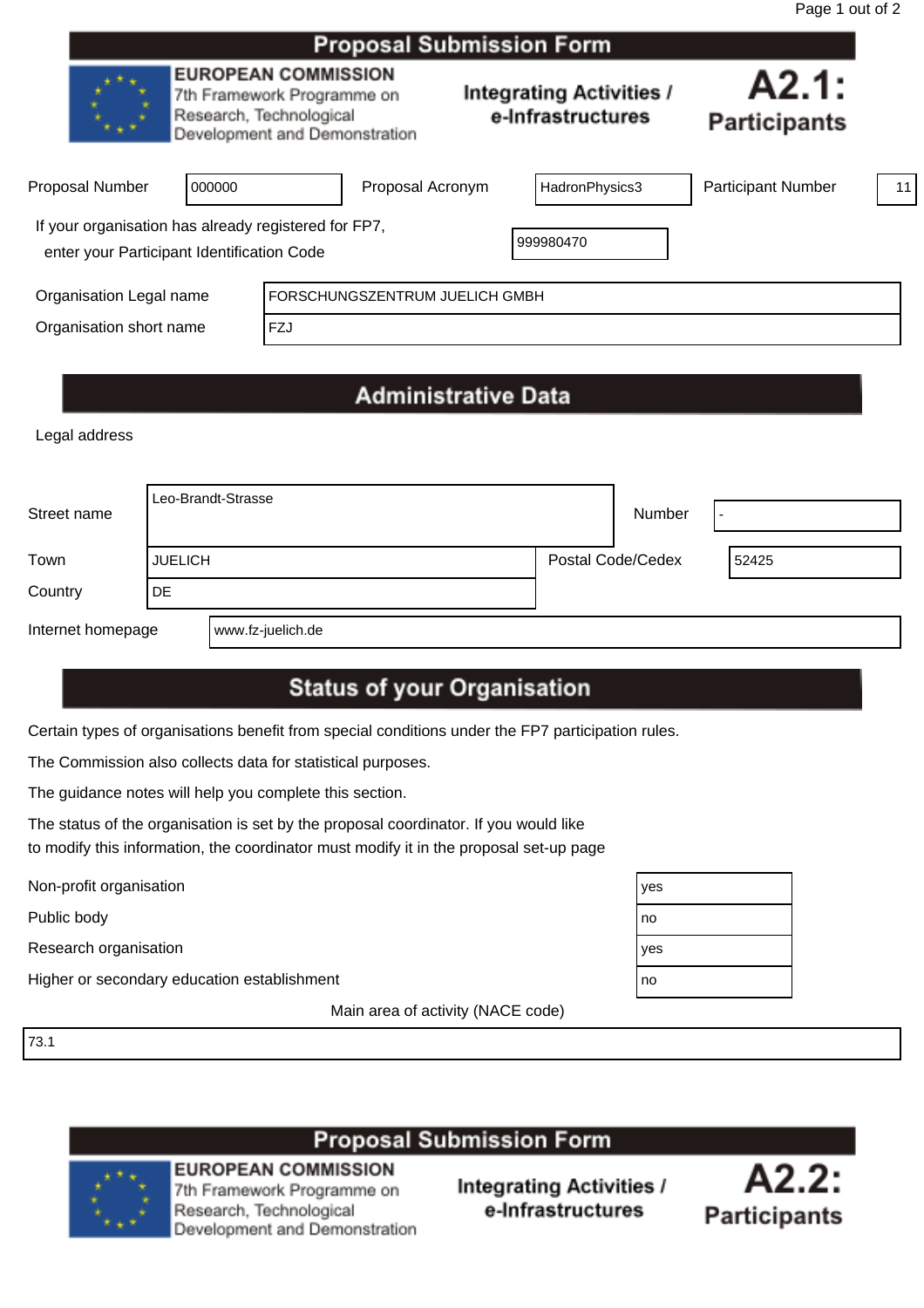# Proposal Submission Form

**EUROPEAN COMMISSION**
7th Framework Programme on Research, Technological Development and Demonstration

**Integrating Activities / e-Infrastructures**

# A2.1: Participants

| Proposal Number | 000000 | Proposal Acronym | HadronPhysics3 | Participant Number | 11 |
|---|---|---|---|---|---|

If your organisation has already registered for FP7, enter your Participant Identification Code: 999980470

| | |
|---|---|
| Organisation Legal name | FORSCHUNGSZENTRUM JUELICH GMBH |
| Organisation short name | FZJ |

## Administrative Data

Legal address

| | | | |
|---|---|---|---|
| Street name | Leo-Brandt-Strasse | Number | - |
| Town | JUELICH | Postal Code/Cedex | 52425 |
| Country | DE | | |
| Internet homepage | www.fz-juelich.de | | |

## Status of your Organisation

Certain types of organisations benefit from special conditions under the FP7 participation rules.

The Commission also collects data for statistical purposes.

The guidance notes will help you complete this section.

The status of the organisation is set by the proposal coordinator. If you would like to modify this information, the coordinator must modify it in the proposal set-up page

| | |
|---|---|
| Non-profit organisation | yes |
| Public body | no |
| Research organisation | yes |
| Higher or secondary education establishment | no |

Main area of activity (NACE code)

73.1

# Proposal Submission Form

**EUROPEAN COMMISSION**
7th Framework Programme on Research, Technological Development and Demonstration

**Integrating Activities / e-Infrastructures**

# A2.2: Participants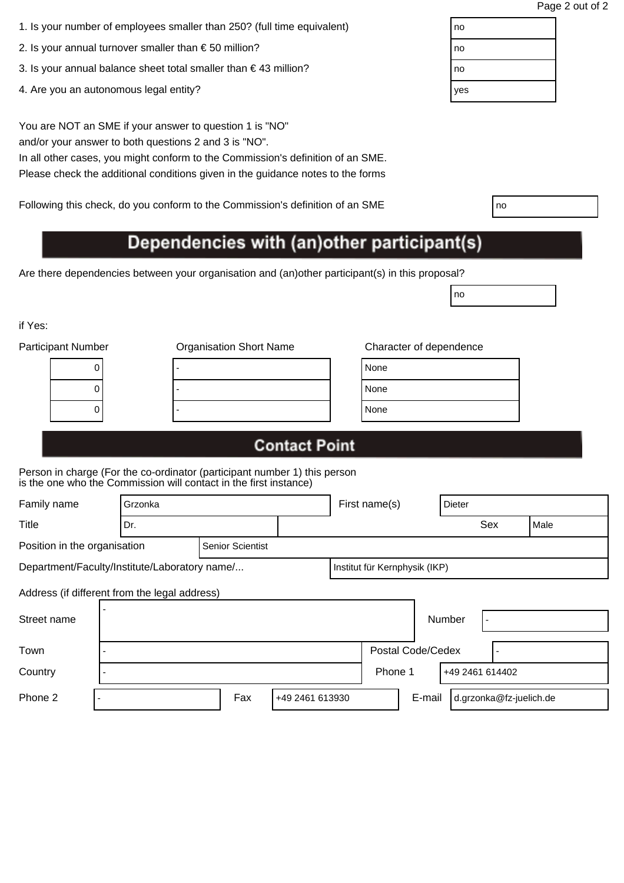| | |
|---|---|
| 1. Is your number of employees smaller than 250? (full time equivalent) | no |
| 2. Is your annual turnover smaller than € 50 million? | no |
| 3. Is your annual balance sheet total smaller than € 43 million? | no |
| 4. Are you an autonomous legal entity? | yes |

You are NOT an SME if your answer to question 1 is "NO"
and/or your answer to both questions 2 and 3 is "NO".
In all other cases, you might conform to the Commission's definition of an SME.
Please check the additional conditions given in the guidance notes to the forms

Following this check, do you conform to the Commission's definition of an SME: no

## Dependencies with (an)other participant(s)

Are there dependencies between your organisation and (an)other participant(s) in this proposal? no

if Yes:

| Participant Number | Organisation Short Name | Character of dependence |
|---|---|---|
| 0 | - | None |
| 0 | - | None |
| 0 | - | None |

## Contact Point

Person in charge (For the co-ordinator (participant number 1) this person is the one who the Commission will contact in the first instance)

| | | | |
|---|---|---|---|
| Family name | Grzonka | First name(s) | Dieter |
| Title | Dr. | Sex | Male |
| Position in the organisation | Senior Scientist | | |
| Department/Faculty/Institute/Laboratory name/... | Institut für Kernphysik (IKP) | | |

Address (if different from the legal address)

| | | | |
|---|---|---|---|
| Street name | - | Number | - |
| Town | - | Postal Code/Cedex | - |
| Country | - | Phone 1 | +49 2461 614402 |
| Phone 2 | - | Fax | +49 2461 613930 |
| E-mail | d.grzonka@fz-juelich.de | | |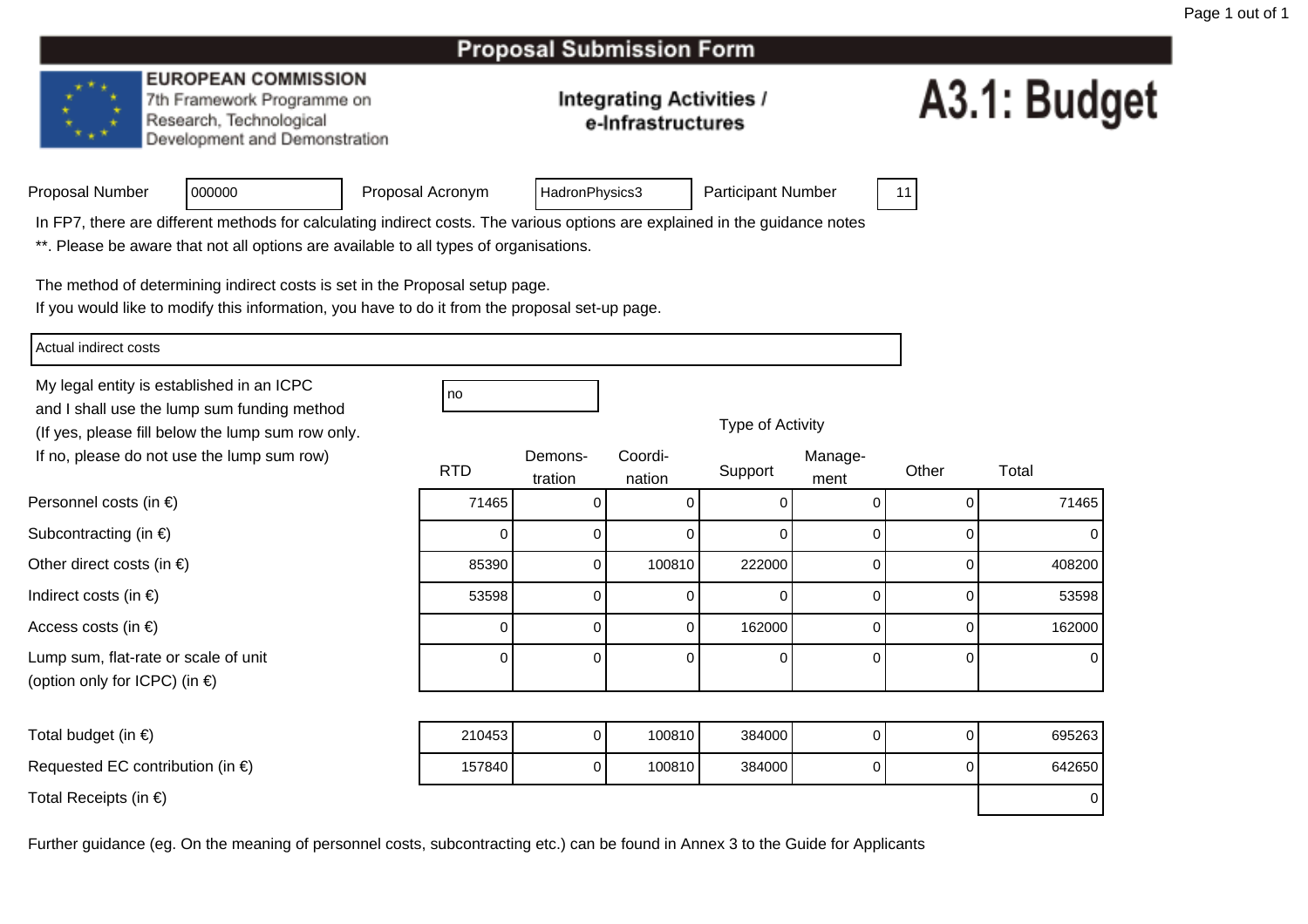# Proposal Submission Form

**EUROPEAN COMMISSION**
7th Framework Programme on Research, Technological Development and Demonstration

**Integrating Activities / e-Infrastructures**

# A3.1: Budget

| Proposal Number | 000000 | Proposal Acronym | HadronPhysics3 | Participant Number | 11 |
|---|---|---|---|---|---|

In FP7, there are different methods for calculating indirect costs. The various options are explained in the guidance notes **. Please be aware that not all options are available to all types of organisations.

The method of determining indirect costs is set in the Proposal setup page.
If you would like to modify this information, you have to do it from the proposal set-up page.

Actual indirect costs

My legal entity is established in an ICPC and I shall use the lump sum funding method (If yes, please fill below the lump sum row only. If no, please do not use the lump sum row): no

Type of Activity

| | RTD | Demons-tration | Coordi-nation | Support | Manage-ment | Other | Total |
|---|---|---|---|---|---|---|---|
| Personnel costs (in €) | 71465 | 0 | 0 | 0 | 0 | 0 | 71465 |
| Subcontracting (in €) | 0 | 0 | 0 | 0 | 0 | 0 | 0 |
| Other direct costs (in €) | 85390 | 0 | 100810 | 222000 | 0 | 0 | 408200 |
| Indirect costs (in €) | 53598 | 0 | 0 | 0 | 0 | 0 | 53598 |
| Access costs (in €) | 0 | 0 | 0 | 162000 | 0 | 0 | 162000 |
| Lump sum, flat-rate or scale of unit (option only for ICPC) (in €) | 0 | 0 | 0 | 0 | 0 | 0 | 0 |
| Total budget (in €) | 210453 | 0 | 100810 | 384000 | 0 | 0 | 695263 |
| Requested EC contribution (in €) | 157840 | 0 | 100810 | 384000 | 0 | 0 | 642650 |
| Total Receipts (in €) | | | | | | | 0 |

Further guidance (eg. On the meaning of personnel costs, subcontracting etc.) can be found in Annex 3 to the Guide for Applicants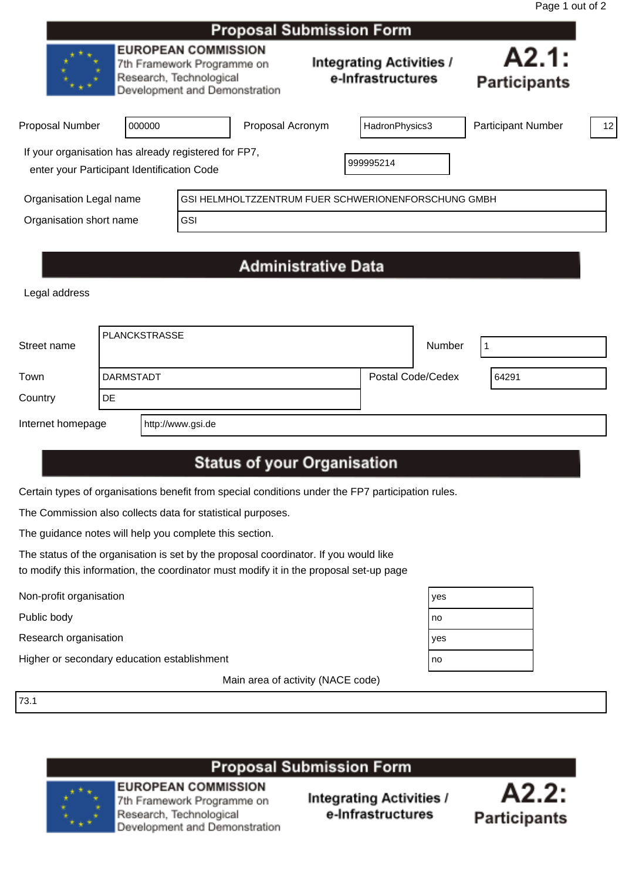# Proposal Submission Form

**EUROPEAN COMMISSION**
7th Framework Programme on Research, Technological Development and Demonstration

**Integrating Activities / e-Infrastructures**

**A2.1: Participants**

| | | | | | |
|---|---|---|---|---|---|
| Proposal Number | 000000 | Proposal Acronym | HadronPhysics3 | Participant Number | 12 |

If your organisation has already registered for FP7, enter your Participant Identification Code: 999995214

| | |
|---|---|
| Organisation Legal name | GSI HELMHOLTZZENTRUM FUER SCHWERIONENFORSCHUNG GMBH |
| Organisation short name | GSI |

## Administrative Data

Legal address

| | | | |
|---|---|---|---|
| Street name | PLANCKSTRASSE | Number | 1 |
| Town | DARMSTADT | Postal Code/Cedex | 64291 |
| Country | DE | | |
| Internet homepage | http://www.gsi.de | | |

## Status of your Organisation

Certain types of organisations benefit from special conditions under the FP7 participation rules.

The Commission also collects data for statistical purposes.

The guidance notes will help you complete this section.

The status of the organisation is set by the proposal coordinator. If you would like to modify this information, the coordinator must modify it in the proposal set-up page

| | |
|---|---|
| Non-profit organisation | yes |
| Public body | no |
| Research organisation | yes |
| Higher or secondary education establishment | no |

Main area of activity (NACE code)

73.1

# Proposal Submission Form

**EUROPEAN COMMISSION**
7th Framework Programme on Research, Technological Development and Demonstration

**Integrating Activities / e-Infrastructures**

**A2.2: Participants**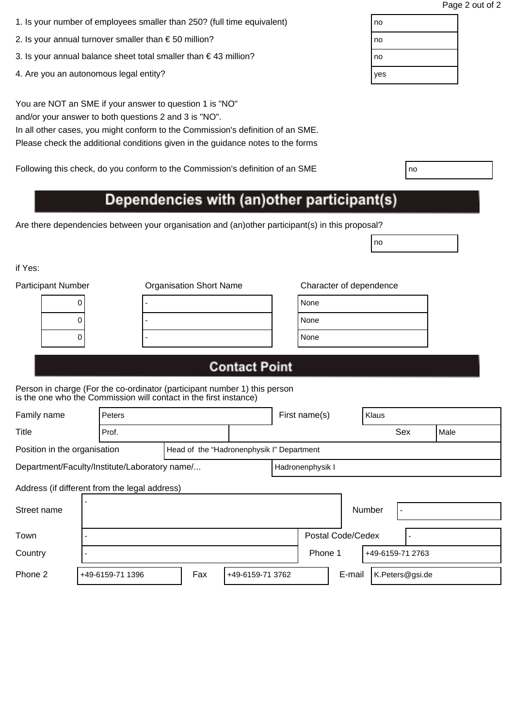| | |
|---|---|
| 1. Is your number of employees smaller than 250? (full time equivalent) | no |
| 2. Is your annual turnover smaller than € 50 million? | no |
| 3. Is your annual balance sheet total smaller than € 43 million? | no |
| 4. Are you an autonomous legal entity? | yes |

You are NOT an SME if your answer to question 1 is "NO"
and/or your answer to both questions 2 and 3 is "NO".
In all other cases, you might conform to the Commission's definition of an SME.
Please check the additional conditions given in the guidance notes to the forms

Following this check, do you conform to the Commission's definition of an SME: no

# Dependencies with (an)other participant(s)

Are there dependencies between your organisation and (an)other participant(s) in this proposal?

no

if Yes:

| Participant Number | Organisation Short Name | Character of dependence |
|---|---|---|
| 0 | - | None |
| 0 | - | None |
| 0 | - | None |

# Contact Point

Person in charge (For the co-ordinator (participant number 1) this person is the one who the Commission will contact in the first instance)

| | | | |
|---|---|---|---|
| Family name | Peters | First name(s) | Klaus |
| Title | Prof. | Sex | Male |
| Position in the organisation | Head of the “Hadronenphysik I” Department | | |
| Department/Faculty/Institute/Laboratory name/... | Hadronenphysik I | | |

Address (if different from the legal address)

| | | | |
|---|---|---|---|
| Street name | - | Number | - |
| Town | - | Postal Code/Cedex | - |
| Country | - | Phone 1 | +49-6159-71 2763 |
| Phone 2 | +49-6159-71 1396 | Fax | +49-6159-71 3762 |
| E-mail | K.Peters@gsi.de | | |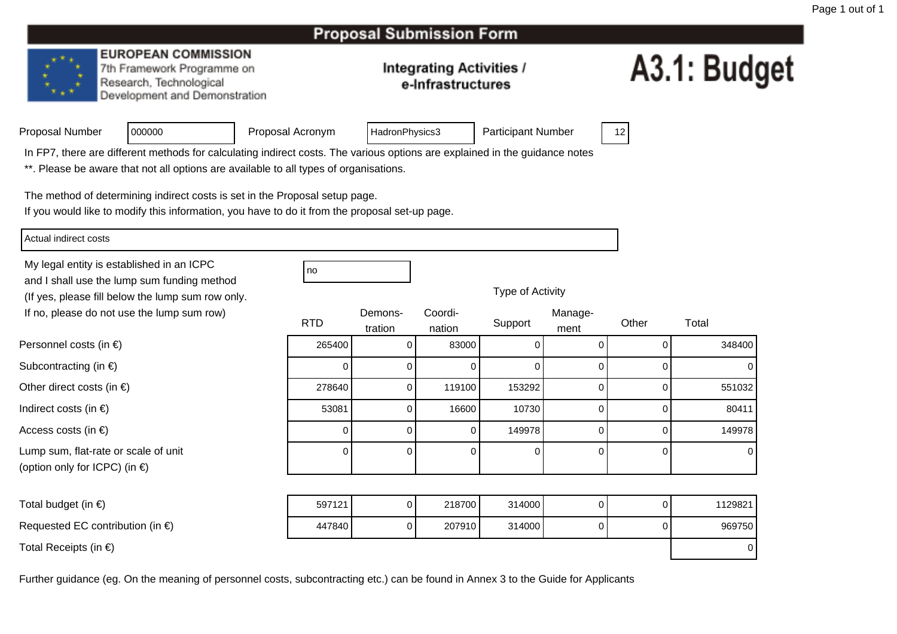# Proposal Submission Form

**EUROPEAN COMMISSION**
7th Framework Programme on Research, Technological Development and Demonstration

**Integrating Activities / e-Infrastructures**

# A3.1: Budget

| Proposal Number | 000000 | Proposal Acronym | HadronPhysics3 | Participant Number | 12 |
|---|---|---|---|---|---|

In FP7, there are different methods for calculating indirect costs. The various options are explained in the guidance notes **. Please be aware that not all options are available to all types of organisations.

The method of determining indirect costs is set in the Proposal setup page.
If you would like to modify this information, you have to do it from the proposal set-up page.

Actual indirect costs

My legal entity is established in an ICPC and I shall use the lump sum funding method (If yes, please fill below the lump sum row only. If no, please do not use the lump sum row): no

Type of Activity

| | RTD | Demonstration | Coordination | Support | Management | Other | Total |
|---|---|---|---|---|---|---|---|
| Personnel costs (in €) | 265400 | 0 | 83000 | 0 | 0 | 0 | 348400 |
| Subcontracting (in €) | 0 | 0 | 0 | 0 | 0 | 0 | 0 |
| Other direct costs (in €) | 278640 | 0 | 119100 | 153292 | 0 | 0 | 551032 |
| Indirect costs (in €) | 53081 | 0 | 16600 | 10730 | 0 | 0 | 80411 |
| Access costs (in €) | 0 | 0 | 0 | 149978 | 0 | 0 | 149978 |
| Lump sum, flat-rate or scale of unit (option only for ICPC) (in €) | 0 | 0 | 0 | 0 | 0 | 0 | 0 |
| Total budget (in €) | 597121 | 0 | 218700 | 314000 | 0 | 0 | 1129821 |
| Requested EC contribution (in €) | 447840 | 0 | 207910 | 314000 | 0 | 0 | 969750 |
| Total Receipts (in €) | | | | | | | 0 |

Further guidance (eg. On the meaning of personnel costs, subcontracting etc.) can be found in Annex 3 to the Guide for Applicants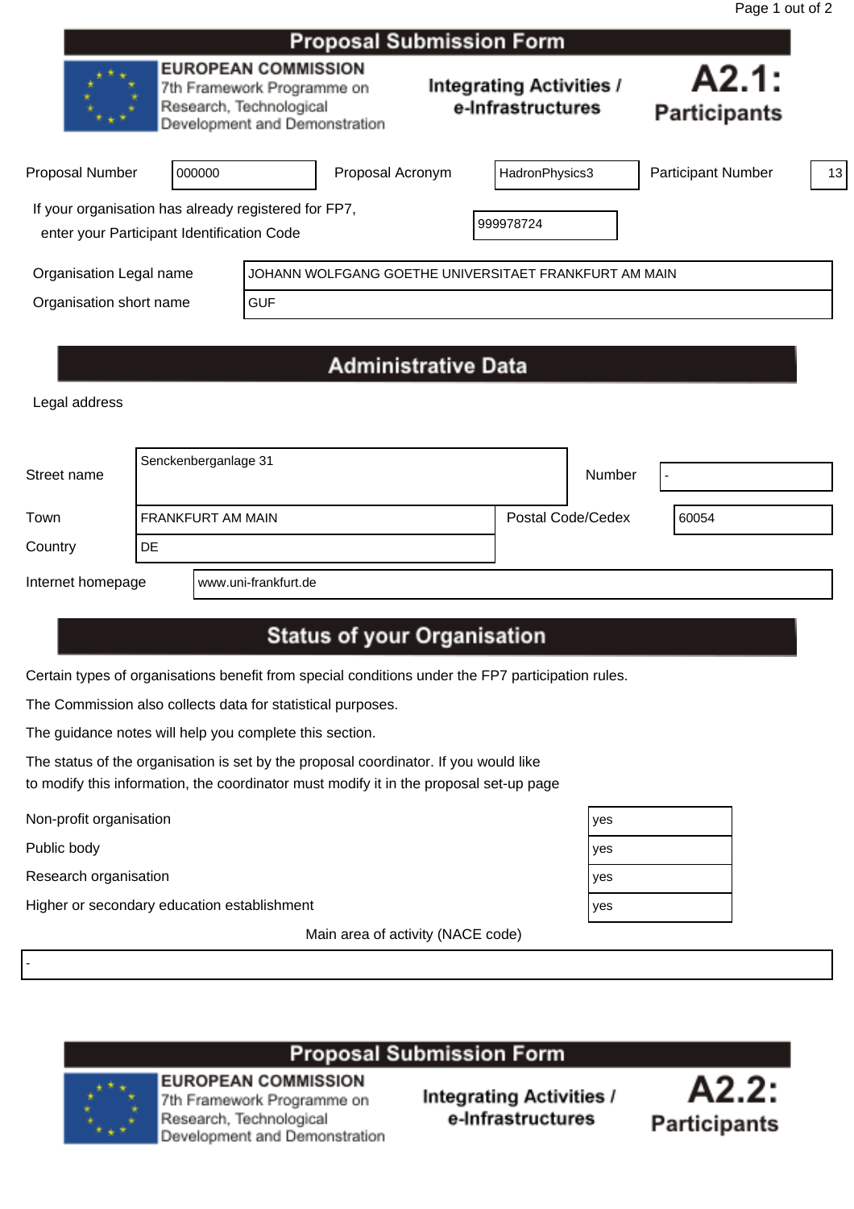# Proposal Submission Form

**EUROPEAN COMMISSION**
7th Framework Programme on Research, Technological Development and Demonstration

**Integrating Activities / e-Infrastructures**

**A2.1: Participants**

| Proposal Number | 000000 | Proposal Acronym | HadronPhysics3 | Participant Number | 13 |
|---|---|---|---|---|---|

If your organisation has already registered for FP7, enter your Participant Identification Code: 999978724

| | |
|---|---|
| Organisation Legal name | JOHANN WOLFGANG GOETHE UNIVERSITAET FRANKFURT AM MAIN |
| Organisation short name | GUF |

## Administrative Data

Legal address

| | | | |
|---|---|---|---|
| Street name | Senckenberganlage 31 | Number | - |
| Town | FRANKFURT AM MAIN | Postal Code/Cedex | 60054 |
| Country | DE | | |
| Internet homepage | www.uni-frankfurt.de | | |

## Status of your Organisation

Certain types of organisations benefit from special conditions under the FP7 participation rules.

The Commission also collects data for statistical purposes.

The guidance notes will help you complete this section.

The status of the organisation is set by the proposal coordinator. If you would like to modify this information, the coordinator must modify it in the proposal set-up page

| | |
|---|---|
| Non-profit organisation | yes |
| Public body | yes |
| Research organisation | yes |
| Higher or secondary education establishment | yes |

Main area of activity (NACE code)

-

# Proposal Submission Form

**EUROPEAN COMMISSION**
7th Framework Programme on Research, Technological Development and Demonstration

**Integrating Activities / e-Infrastructures**

**A2.2: Participants**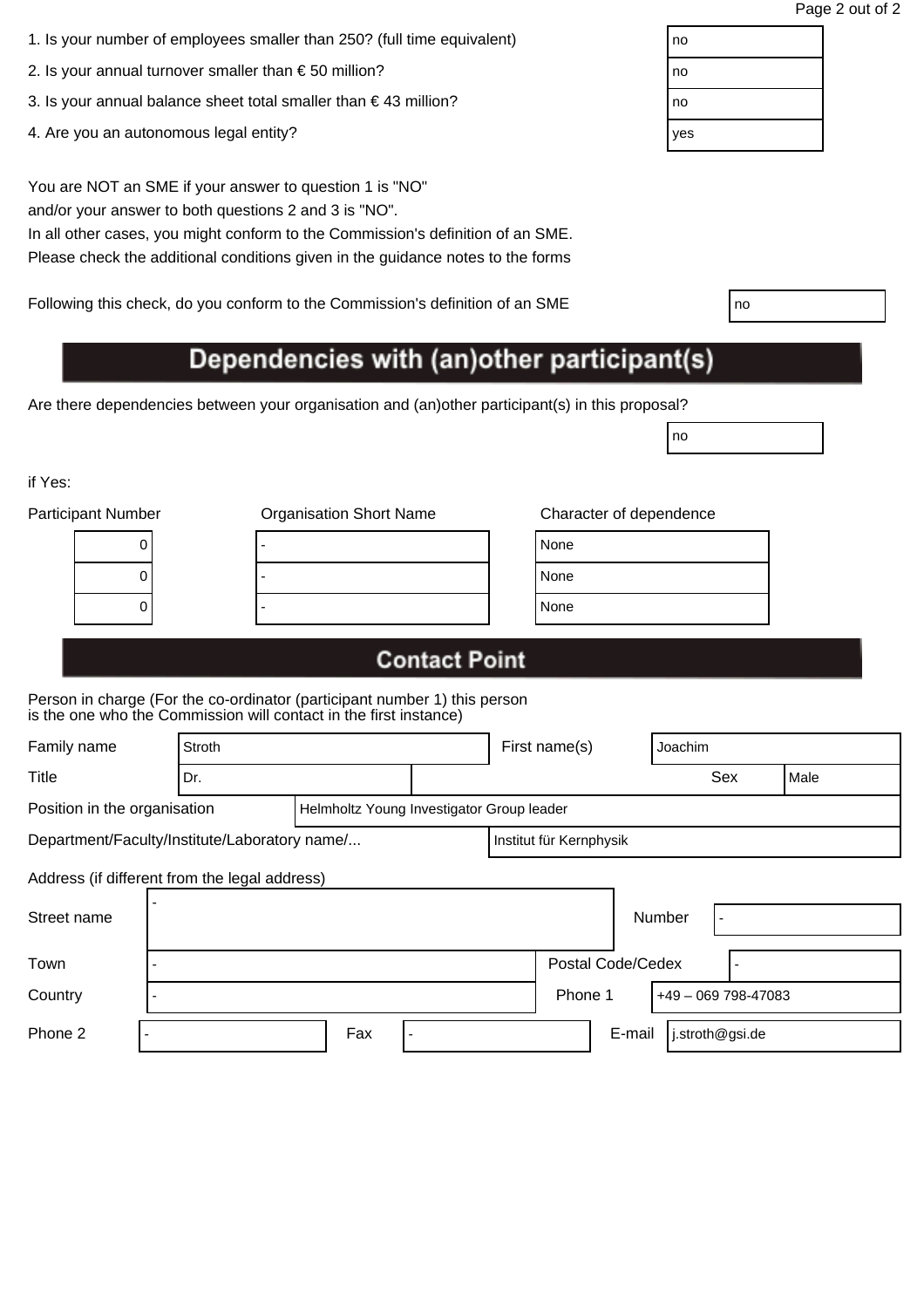| | |
|---|---|
| 1. Is your number of employees smaller than 250? (full time equivalent) | no |
| 2. Is your annual turnover smaller than € 50 million? | no |
| 3. Is your annual balance sheet total smaller than € 43 million? | no |
| 4. Are you an autonomous legal entity? | yes |

You are NOT an SME if your answer to question 1 is "NO"
and/or your answer to both questions 2 and 3 is "NO".
In all other cases, you might conform to the Commission's definition of an SME.
Please check the additional conditions given in the guidance notes to the forms

Following this check, do you conform to the Commission's definition of an SME: no

## Dependencies with (an)other participant(s)

Are there dependencies between your organisation and (an)other participant(s) in this proposal? no

if Yes:

| Participant Number | Organisation Short Name | Character of dependence |
|---|---|---|
| 0 | - | None |
| 0 | - | None |
| 0 | - | None |

## Contact Point

Person in charge (For the co-ordinator (participant number 1) this person is the one who the Commission will contact in the first instance)

| | | | |
|---|---|---|---|
| Family name | Stroth | First name(s) | Joachim |
| Title | Dr. | Sex | Male |
| Position in the organisation | Helmholtz Young Investigator Group leader | | |
| Department/Faculty/Institute/Laboratory name/... | Institut für Kernphysik | | |

Address (if different from the legal address)

| | | | |
|---|---|---|---|
| Street name | - | Number | - |
| Town | - | Postal Code/Cedex | - |
| Country | - | Phone 1 | +49 – 069 798-47083 |
| Phone 2 | - | Fax | - |
| E-mail | j.stroth@gsi.de | | |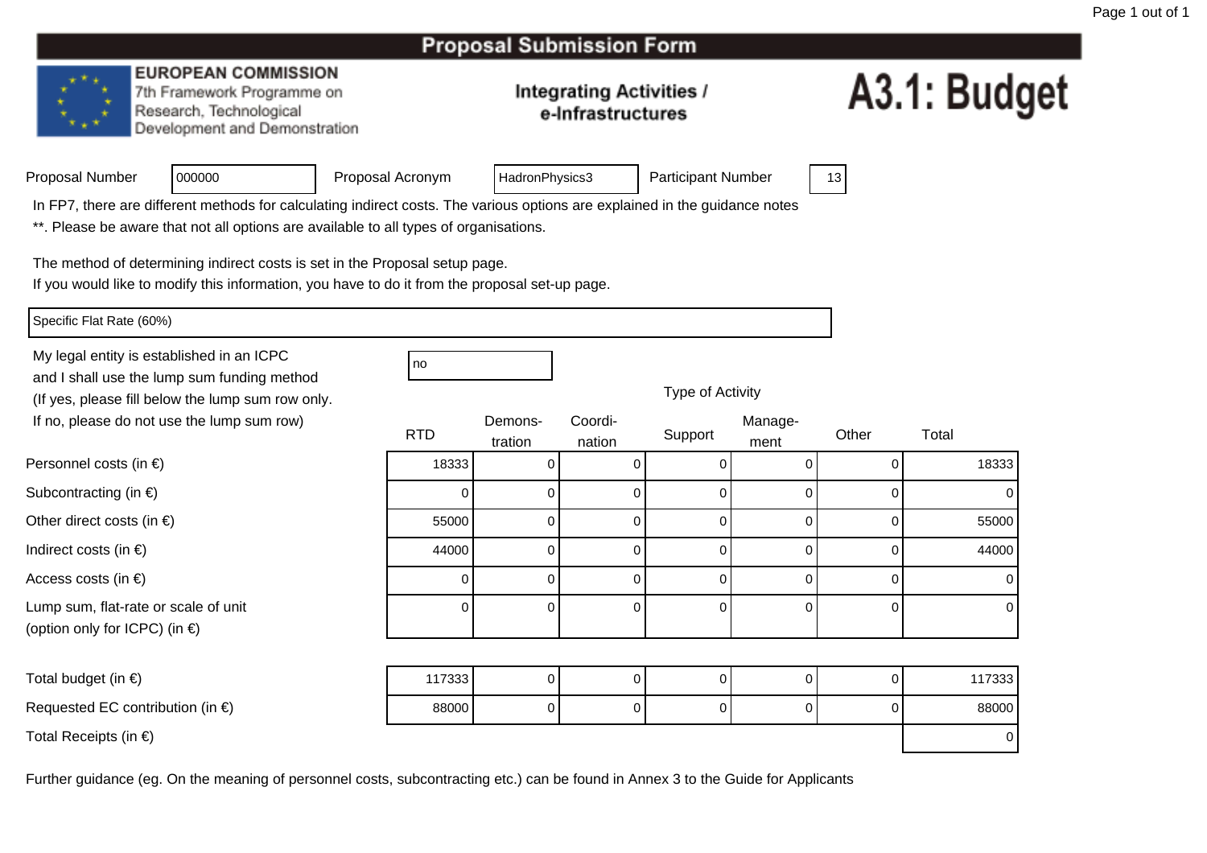# Proposal Submission Form

**EUROPEAN COMMISSION**
7th Framework Programme on Research, Technological Development and Demonstration

**Integrating Activities / e-Infrastructures**

# A3.1: Budget

Proposal Number: 000000 | Proposal Acronym: HadronPhysics3 | Participant Number: 13

In FP7, there are different methods for calculating indirect costs. The various options are explained in the guidance notes **. Please be aware that not all options are available to all types of organisations.

The method of determining indirect costs is set in the Proposal setup page.
If you would like to modify this information, you have to do it from the proposal set-up page.

Specific Flat Rate (60%)

My legal entity is established in an ICPC and I shall use the lump sum funding method (If yes, please fill below the lump sum row only. If no, please do not use the lump sum row): no

| | Type of Activity | | | | | | |
|---|---|---|---|---|---|---|---|
| | RTD | Demons-tration | Coordi-nation | Support | Manage-ment | Other | Total |
| Personnel costs (in €) | 18333 | 0 | 0 | 0 | 0 | 0 | 18333 |
| Subcontracting (in €) | 0 | 0 | 0 | 0 | 0 | 0 | 0 |
| Other direct costs (in €) | 55000 | 0 | 0 | 0 | 0 | 0 | 55000 |
| Indirect costs (in €) | 44000 | 0 | 0 | 0 | 0 | 0 | 44000 |
| Access costs (in €) | 0 | 0 | 0 | 0 | 0 | 0 | 0 |
| Lump sum, flat-rate or scale of unit (option only for ICPC) (in €) | 0 | 0 | 0 | 0 | 0 | 0 | 0 |
| Total budget (in €) | 117333 | 0 | 0 | 0 | 0 | 0 | 117333 |
| Requested EC contribution (in €) | 88000 | 0 | 0 | 0 | 0 | 0 | 88000 |
| Total Receipts (in €) | | | | | | | 0 |

Further guidance (eg. On the meaning of personnel costs, subcontracting etc.) can be found in Annex 3 to the Guide for Applicants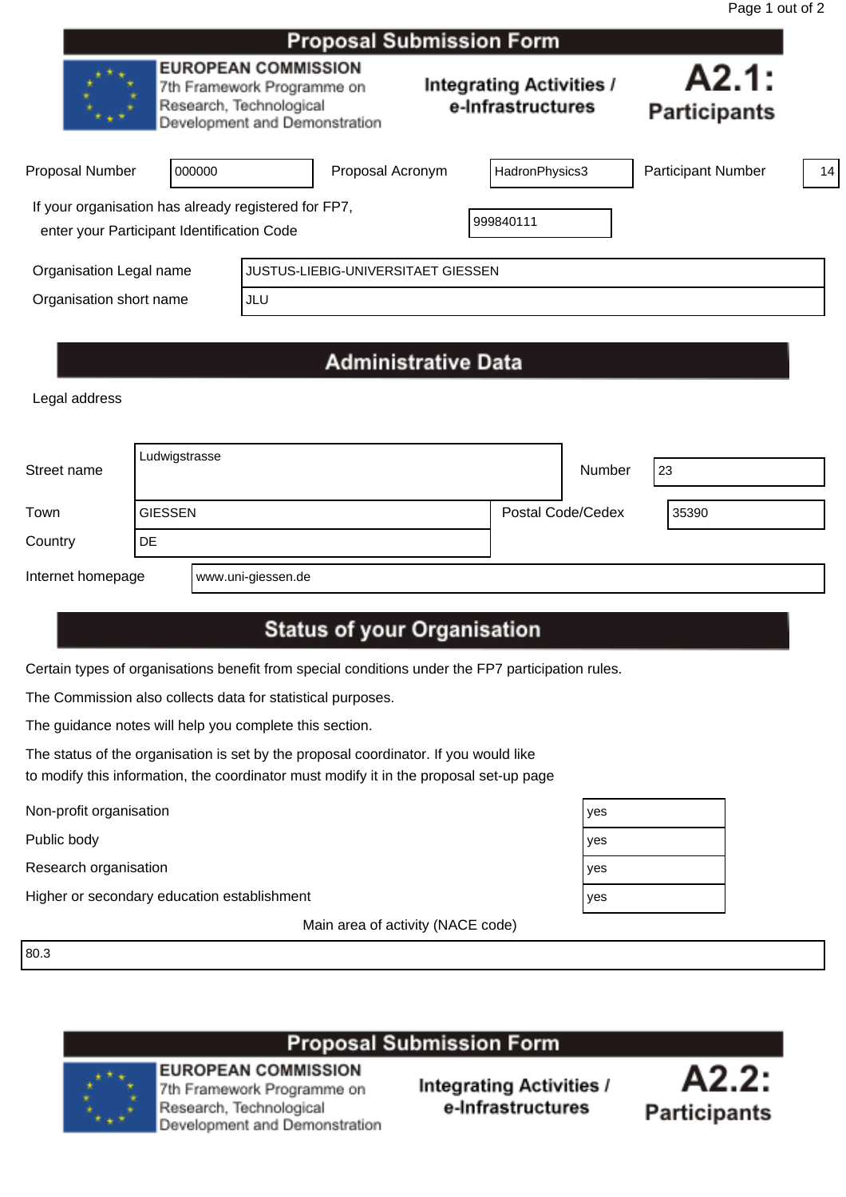# Proposal Submission Form

**EUROPEAN COMMISSION**
7th Framework Programme on Research, Technological Development and Demonstration

**Integrating Activities / e-Infrastructures**

# A2.1: Participants

| | | | | | |
|---|---|---|---|---|---|
| Proposal Number | 000000 | Proposal Acronym | HadronPhysics3 | Participant Number | 14 |

If your organisation has already registered for FP7, enter your Participant Identification Code: 999840111

| | |
|---|---|
| Organisation Legal name | JUSTUS-LIEBIG-UNIVERSITAET GIESSEN |
| Organisation short name | JLU |

## Administrative Data

Legal address

| | | | |
|---|---|---|---|
| Street name | Ludwigstrasse | Number | 23 |
| Town | GIESSEN | Postal Code/Cedex | 35390 |
| Country | DE | | |
| Internet homepage | www.uni-giessen.de | | |

## Status of your Organisation

Certain types of organisations benefit from special conditions under the FP7 participation rules.

The Commission also collects data for statistical purposes.

The guidance notes will help you complete this section.

The status of the organisation is set by the proposal coordinator. If you would like to modify this information, the coordinator must modify it in the proposal set-up page

| | |
|---|---|
| Non-profit organisation | yes |
| Public body | yes |
| Research organisation | yes |
| Higher or secondary education establishment | yes |

Main area of activity (NACE code)

80.3

# Proposal Submission Form

**EUROPEAN COMMISSION**
7th Framework Programme on Research, Technological Development and Demonstration

**Integrating Activities / e-Infrastructures**

# A2.2: Participants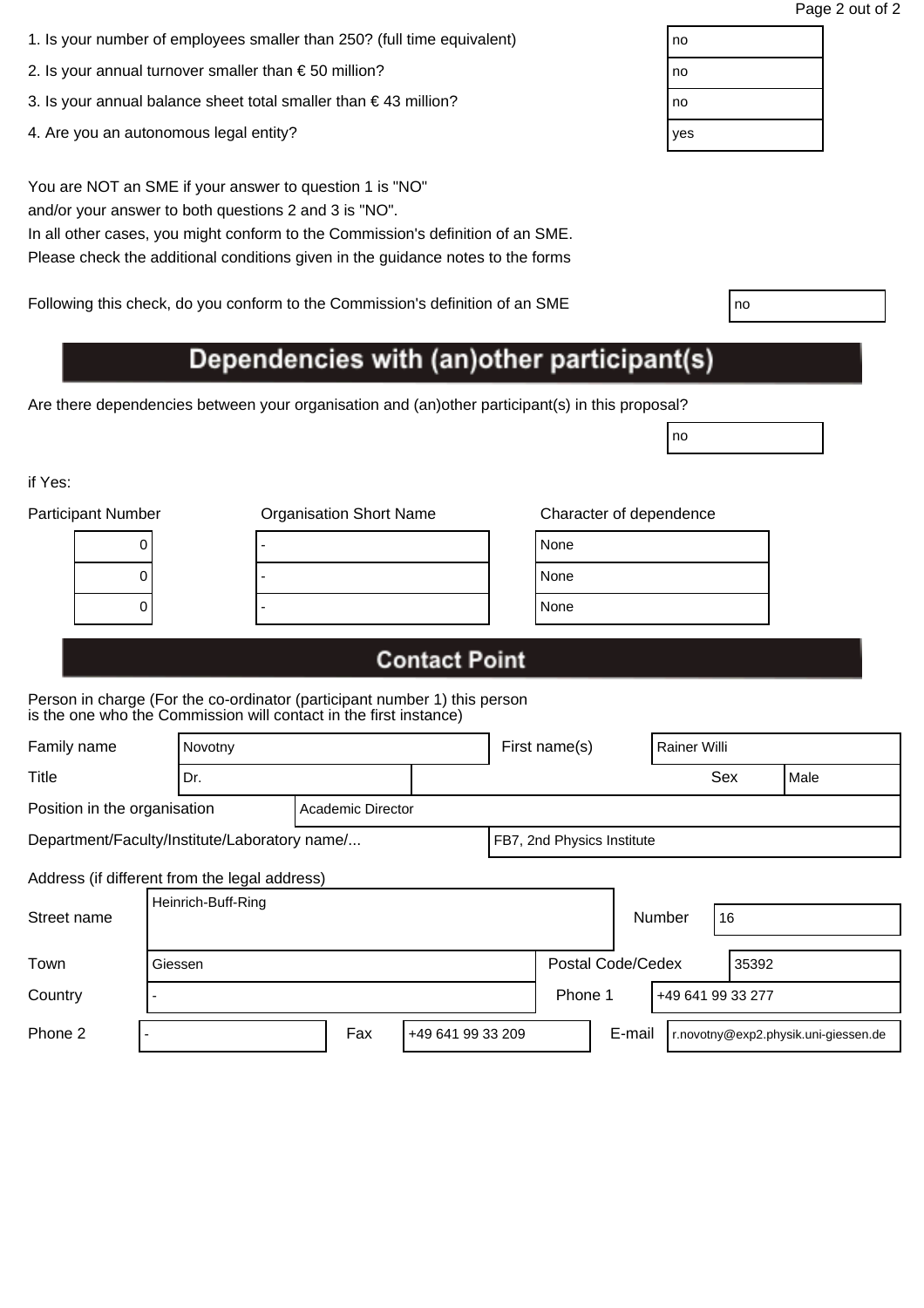| | |
|---|---|
| 1. Is your number of employees smaller than 250? (full time equivalent) | no |
| 2. Is your annual turnover smaller than € 50 million? | no |
| 3. Is your annual balance sheet total smaller than € 43 million? | no |
| 4. Are you an autonomous legal entity? | yes |

You are NOT an SME if your answer to question 1 is "NO"
and/or your answer to both questions 2 and 3 is "NO".
In all other cases, you might conform to the Commission's definition of an SME.
Please check the additional conditions given in the guidance notes to the forms

Following this check, do you conform to the Commission's definition of an SME: no

## Dependencies with (an)other participant(s)

Are there dependencies between your organisation and (an)other participant(s) in this proposal?: no

if Yes:

| Participant Number | Organisation Short Name | Character of dependence |
|---|---|---|
| 0 | - | None |
| 0 | - | None |
| 0 | - | None |

## Contact Point

Person in charge (For the co-ordinator (participant number 1) this person is the one who the Commission will contact in the first instance)

| | | | |
|---|---|---|---|
| Family name | Novotny | First name(s) | Rainer Willi |
| Title | Dr. | Sex | Male |
| Position in the organisation | Academic Director | | |
| Department/Faculty/Institute/Laboratory name/... | FB7, 2nd Physics Institute | | |

Address (if different from the legal address)

| | | | |
|---|---|---|---|
| Street name | Heinrich-Buff-Ring | Number | 16 |
| Town | Giessen | Postal Code/Cedex | 35392 |
| Country | - | Phone 1 | +49 641 99 33 277 |
| Phone 2 | - | Fax | +49 641 99 33 209 |
| E-mail | r.novotny@exp2.physik.uni-giessen.de | | |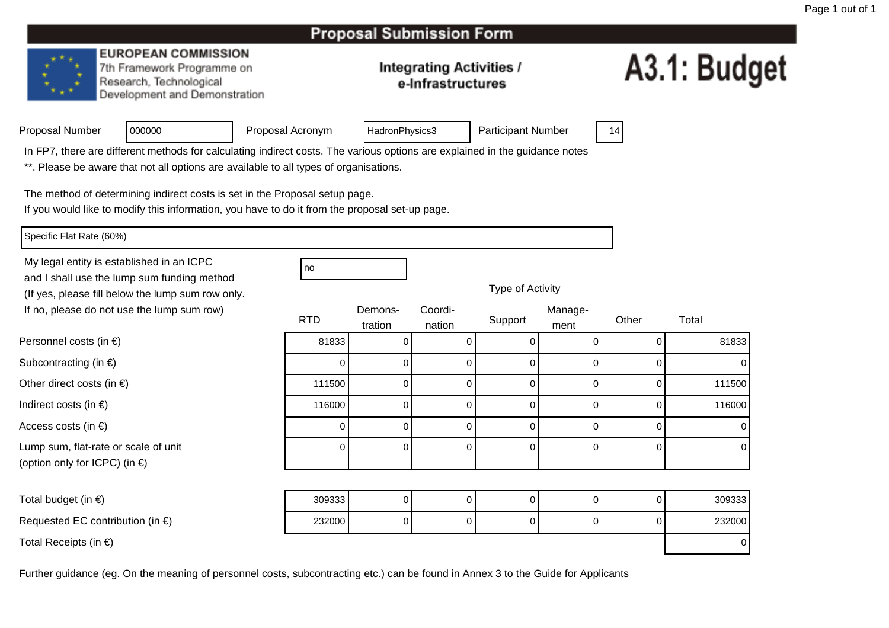# Proposal Submission Form

**EUROPEAN COMMISSION**
7th Framework Programme on Research, Technological Development and Demonstration

**Integrating Activities / e-Infrastructures**

# A3.1: Budget

| Proposal Number | 000000 | Proposal Acronym | HadronPhysics3 | Participant Number | 14 |
|---|---|---|---|---|---|

In FP7, there are different methods for calculating indirect costs. The various options are explained in the guidance notes **. Please be aware that not all options are available to all types of organisations.

The method of determining indirect costs is set in the Proposal setup page.
If you would like to modify this information, you have to do it from the proposal set-up page.

Specific Flat Rate (60%)

My legal entity is established in an ICPC and I shall use the lump sum funding method (If yes, please fill below the lump sum row only. If no, please do not use the lump sum row): no

Type of Activity

| | RTD | Demonstration | Coordination | Support | Management | Other | Total |
|---|---|---|---|---|---|---|---|
| Personnel costs (in €) | 81833 | 0 | 0 | 0 | 0 | 0 | 81833 |
| Subcontracting (in €) | 0 | 0 | 0 | 0 | 0 | 0 | 0 |
| Other direct costs (in €) | 111500 | 0 | 0 | 0 | 0 | 0 | 111500 |
| Indirect costs (in €) | 116000 | 0 | 0 | 0 | 0 | 0 | 116000 |
| Access costs (in €) | 0 | 0 | 0 | 0 | 0 | 0 | 0 |
| Lump sum, flat-rate or scale of unit (option only for ICPC) (in €) | 0 | 0 | 0 | 0 | 0 | 0 | 0 |
| Total budget (in €) | 309333 | 0 | 0 | 0 | 0 | 0 | 309333 |
| Requested EC contribution (in €) | 232000 | 0 | 0 | 0 | 0 | 0 | 232000 |
| Total Receipts (in €) | | | | | | | 0 |

Further guidance (eg. On the meaning of personnel costs, subcontracting etc.) can be found in Annex 3 to the Guide for Applicants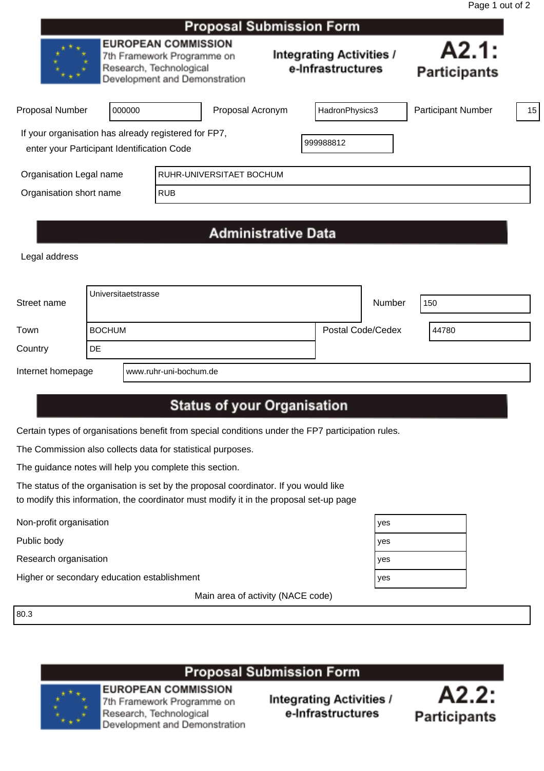# Proposal Submission Form

**EUROPEAN COMMISSION**
7th Framework Programme on Research, Technological Development and Demonstration

**Integrating Activities / e-Infrastructures**

**A2.1: Participants**

| | | | | | |
|---|---|---|---|---|---|
| Proposal Number | 000000 | Proposal Acronym | HadronPhysics3 | Participant Number | 15 |

If your organisation has already registered for FP7, enter your Participant Identification Code: 999988812

| | |
|---|---|
| Organisation Legal name | RUHR-UNIVERSITAET BOCHUM |
| Organisation short name | RUB |

## Administrative Data

Legal address

| | | | |
|---|---|---|---|
| Street name | Universitaetstrasse | Number | 150 |
| Town | BOCHUM | Postal Code/Cedex | 44780 |
| Country | DE | | |
| Internet homepage | www.ruhr-uni-bochum.de | | |

## Status of your Organisation

Certain types of organisations benefit from special conditions under the FP7 participation rules.

The Commission also collects data for statistical purposes.

The guidance notes will help you complete this section.

The status of the organisation is set by the proposal coordinator. If you would like to modify this information, the coordinator must modify it in the proposal set-up page

| | |
|---|---|
| Non-profit organisation | yes |
| Public body | yes |
| Research organisation | yes |
| Higher or secondary education establishment | yes |

Main area of activity (NACE code)

80.3

# Proposal Submission Form

**EUROPEAN COMMISSION**
7th Framework Programme on Research, Technological Development and Demonstration

**Integrating Activities / e-Infrastructures**

**A2.2: Participants**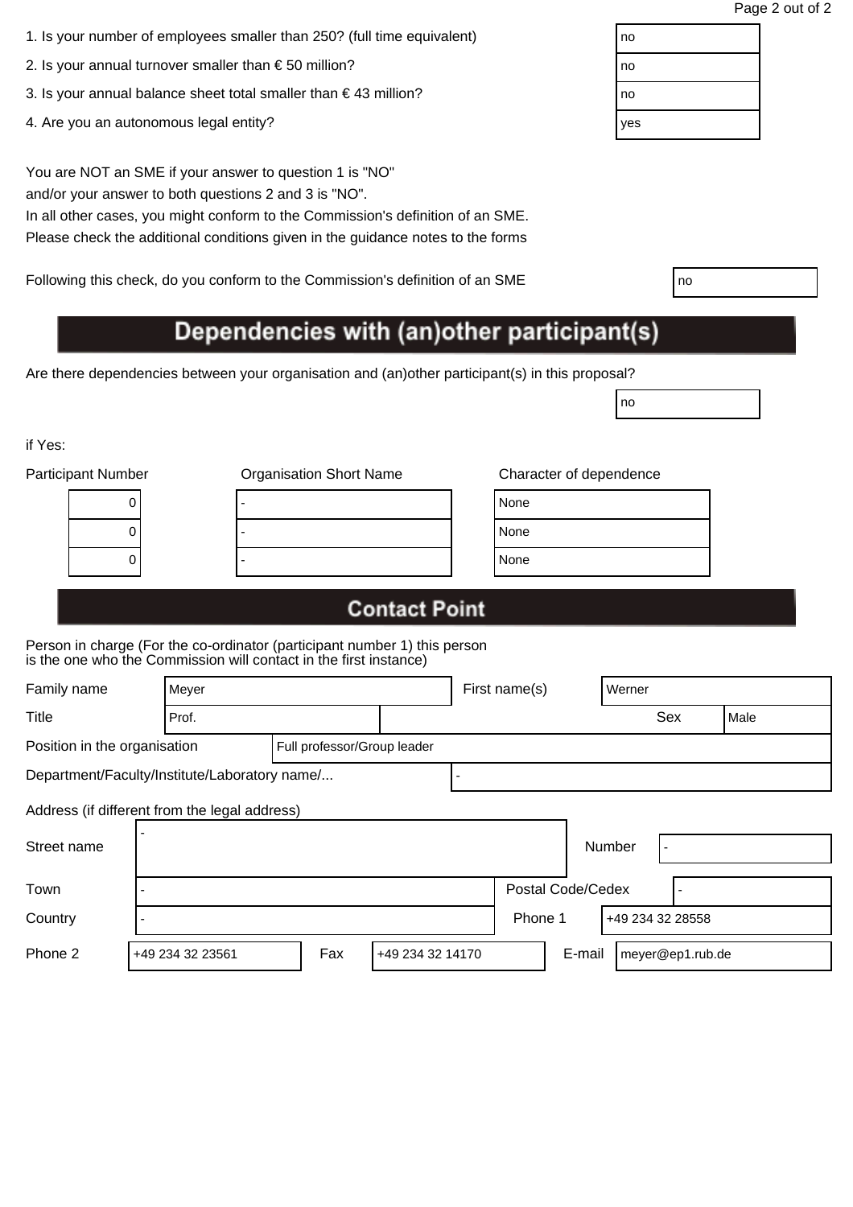| | |
|---|---|
| 1. Is your number of employees smaller than 250? (full time equivalent) | no |
| 2. Is your annual turnover smaller than € 50 million? | no |
| 3. Is your annual balance sheet total smaller than € 43 million? | no |
| 4. Are you an autonomous legal entity? | yes |

You are NOT an SME if your answer to question 1 is "NO"
and/or your answer to both questions 2 and 3 is "NO".
In all other cases, you might conform to the Commission's definition of an SME.
Please check the additional conditions given in the guidance notes to the forms

Following this check, do you conform to the Commission's definition of an SME: no

## Dependencies with (an)other participant(s)

Are there dependencies between your organisation and (an)other participant(s) in this proposal? no

if Yes:

| Participant Number | Organisation Short Name | Character of dependence |
|---|---|---|
| 0 | - | None |
| 0 | - | None |
| 0 | - | None |

## Contact Point

Person in charge (For the co-ordinator (participant number 1) this person is the one who the Commission will contact in the first instance)

| | | | |
|---|---|---|---|
| Family name | Meyer | First name(s) | Werner |
| Title | Prof. | Sex | Male |
| Position in the organisation | Full professor/Group leader | | |
| Department/Faculty/Institute/Laboratory name/... | - | | |

Address (if different from the legal address)

| | | | |
|---|---|---|---|
| Street name | - | Number | - |
| Town | - | Postal Code/Cedex | - |
| Country | - | Phone 1 | +49 234 32 28558 |
| Phone 2 | +49 234 32 23561 | Fax | +49 234 32 14170 |
| E-mail | meyer@ep1.rub.de | | |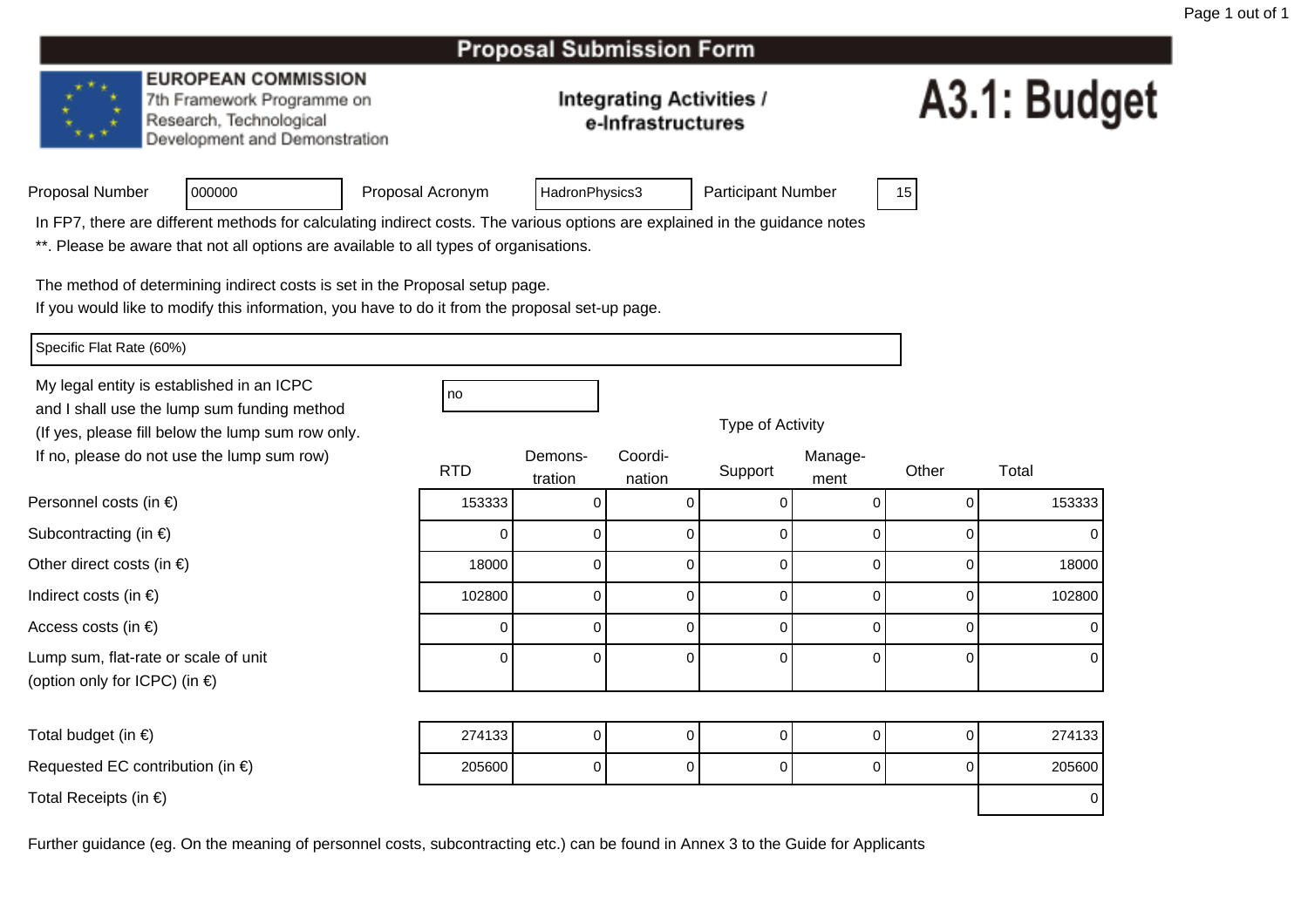# Proposal Submission Form

**EUROPEAN COMMISSION**
7th Framework Programme on Research, Technological Development and Demonstration

**Integrating Activities / e-Infrastructures**

# A3.1: Budget

| Proposal Number | 000000 | Proposal Acronym | HadronPhysics3 | Participant Number | 15 |
|---|---|---|---|---|---|

In FP7, there are different methods for calculating indirect costs. The various options are explained in the guidance notes **. Please be aware that not all options are available to all types of organisations.

The method of determining indirect costs is set in the Proposal setup page.
If you would like to modify this information, you have to do it from the proposal set-up page.

Specific Flat Rate (60%)

My legal entity is established in an ICPC and I shall use the lump sum funding method (If yes, please fill below the lump sum row only. If no, please do not use the lump sum row): no

Type of Activity

| | RTD | Demons-tration | Coordi-nation | Support | Manage-ment | Other | Total |
|---|---|---|---|---|---|---|---|
| Personnel costs (in €) | 153333 | 0 | 0 | 0 | 0 | 0 | 153333 |
| Subcontracting (in €) | 0 | 0 | 0 | 0 | 0 | 0 | 0 |
| Other direct costs (in €) | 18000 | 0 | 0 | 0 | 0 | 0 | 18000 |
| Indirect costs (in €) | 102800 | 0 | 0 | 0 | 0 | 0 | 102800 |
| Access costs (in €) | 0 | 0 | 0 | 0 | 0 | 0 | 0 |
| Lump sum, flat-rate or scale of unit (option only for ICPC) (in €) | 0 | 0 | 0 | 0 | 0 | 0 | 0 |
| Total budget (in €) | 274133 | 0 | 0 | 0 | 0 | 0 | 274133 |
| Requested EC contribution (in €) | 205600 | 0 | 0 | 0 | 0 | 0 | 205600 |
| Total Receipts (in €) | | | | | | | 0 |

Further guidance (eg. On the meaning of personnel costs, subcontracting etc.) can be found in Annex 3 to the Guide for Applicants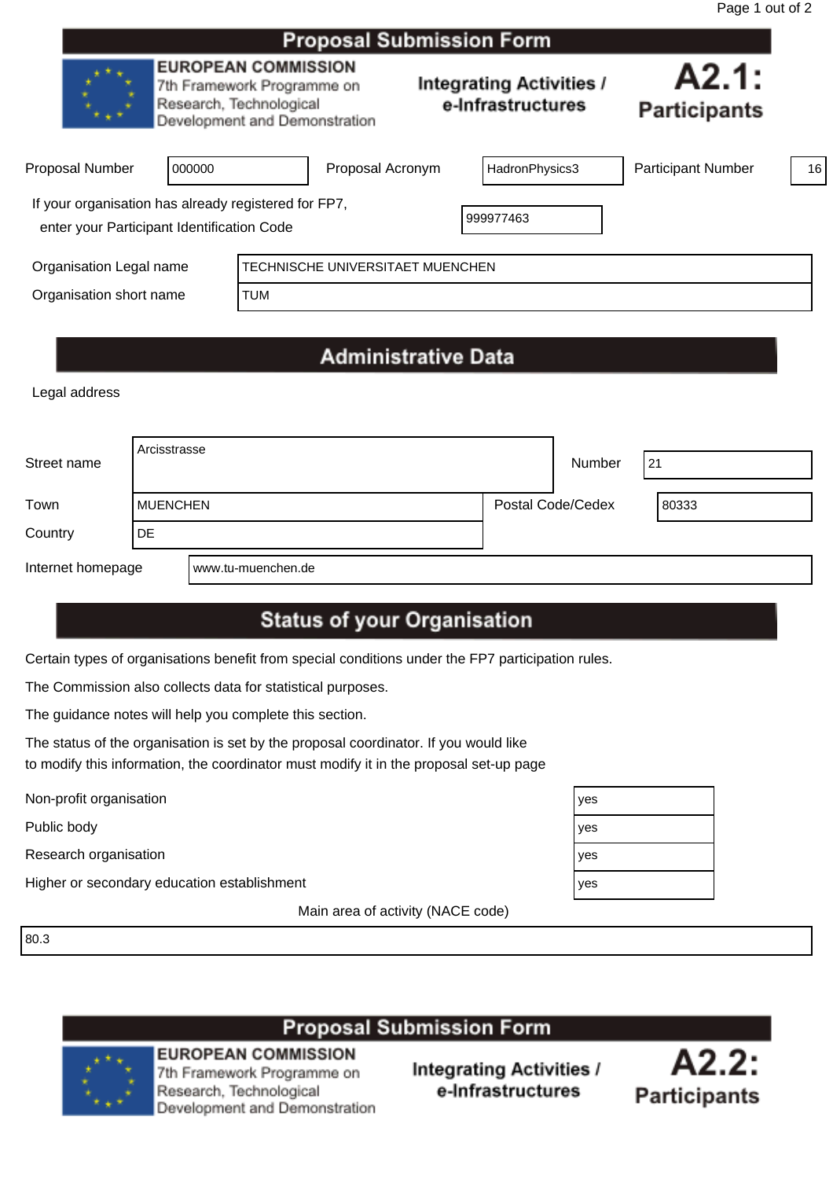# Proposal Submission Form

**EUROPEAN COMMISSION**
7th Framework Programme on Research, Technological Development and Demonstration

**Integrating Activities / e-Infrastructures**

**A2.1: Participants**

| | | | | | |
|---|---|---|---|---|---|
| Proposal Number | 000000 | Proposal Acronym | HadronPhysics3 | Participant Number | 16 |

If your organisation has already registered for FP7, enter your Participant Identification Code: 999977463

| | |
|---|---|
| Organisation Legal name | TECHNISCHE UNIVERSITAET MUENCHEN |
| Organisation short name | TUM |

## Administrative Data

Legal address

| | | | |
|---|---|---|---|
| Street name | Arcisstrasse | Number | 21 |
| Town | MUENCHEN | Postal Code/Cedex | 80333 |
| Country | DE | | |
| Internet homepage | www.tu-muenchen.de | | |

## Status of your Organisation

Certain types of organisations benefit from special conditions under the FP7 participation rules.

The Commission also collects data for statistical purposes.

The guidance notes will help you complete this section.

The status of the organisation is set by the proposal coordinator. If you would like to modify this information, the coordinator must modify it in the proposal set-up page

| | |
|---|---|
| Non-profit organisation | yes |
| Public body | yes |
| Research organisation | yes |
| Higher or secondary education establishment | yes |

Main area of activity (NACE code)

80.3

# Proposal Submission Form

**EUROPEAN COMMISSION**
7th Framework Programme on Research, Technological Development and Demonstration

**Integrating Activities / e-Infrastructures**

**A2.2: Participants**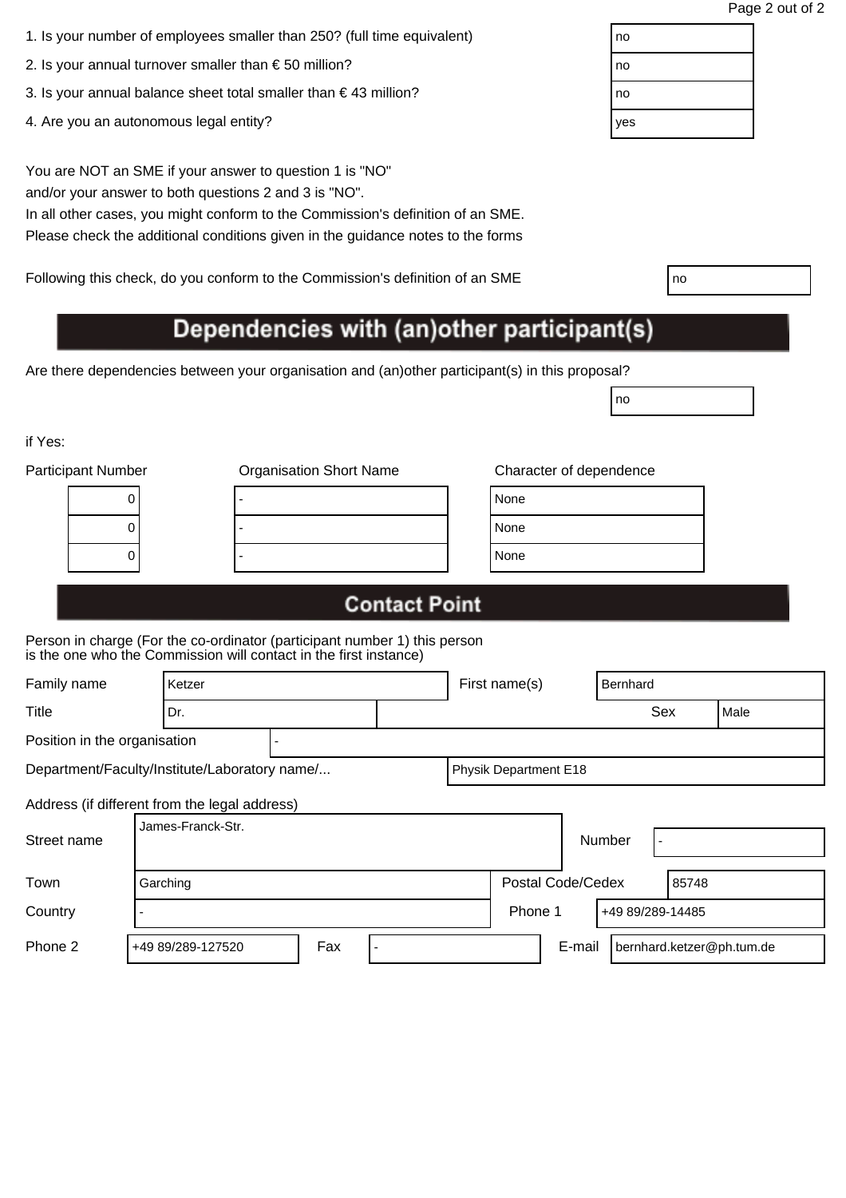| | |
|---|---|
| 1. Is your number of employees smaller than 250? (full time equivalent) | no |
| 2. Is your annual turnover smaller than € 50 million? | no |
| 3. Is your annual balance sheet total smaller than € 43 million? | no |
| 4. Are you an autonomous legal entity? | yes |

You are NOT an SME if your answer to question 1 is "NO"
and/or your answer to both questions 2 and 3 is "NO".
In all other cases, you might conform to the Commission's definition of an SME.
Please check the additional conditions given in the guidance notes to the forms

Following this check, do you conform to the Commission's definition of an SME: no

# Dependencies with (an)other participant(s)

Are there dependencies between your organisation and (an)other participant(s) in this proposal? no

if Yes:

| Participant Number | Organisation Short Name | Character of dependence |
|---|---|---|
| 0 | - | None |
| 0 | - | None |
| 0 | - | None |

# Contact Point

Person in charge (For the co-ordinator (participant number 1) this person is the one who the Commission will contact in the first instance)

| | | | |
|---|---|---|---|
| Family name | Ketzer | First name(s) | Bernhard |
| Title | Dr. | Sex | Male |
| Position in the organisation | - | | |
| Department/Faculty/Institute/Laboratory name/... | Physik Department E18 | | |

Address (if different from the legal address)

| | | | |
|---|---|---|---|
| Street name | James-Franck-Str. | Number | - |
| Town | Garching | Postal Code/Cedex | 85748 |
| Country | - | Phone 1 | +49 89/289-14485 |
| Phone 2 | +49 89/289-127520 | Fax | - |
| E-mail | bernhard.ketzer@ph.tum.de | | |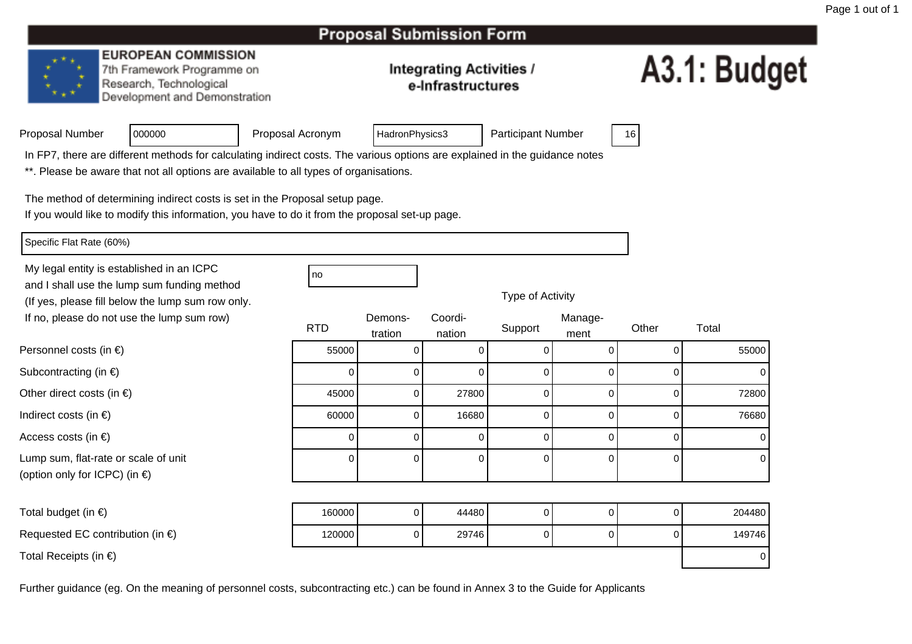## Proposal Submission Form

**EUROPEAN COMMISSION**
7th Framework Programme on Research, Technological Development and Demonstration

**Integrating Activities / e-Infrastructures**

# A3.1: Budget

| Proposal Number | 000000 | Proposal Acronym | HadronPhysics3 | Participant Number | 16 |
|---|---|---|---|---|---|

In FP7, there are different methods for calculating indirect costs. The various options are explained in the guidance notes **. Please be aware that not all options are available to all types of organisations.

The method of determining indirect costs is set in the Proposal setup page.
If you would like to modify this information, you have to do it from the proposal set-up page.

Specific Flat Rate (60%)

My legal entity is established in an ICPC and I shall use the lump sum funding method (If yes, please fill below the lump sum row only. If no, please do not use the lump sum row): no

Type of Activity

| | RTD | Demons-tration | Coordi-nation | Support | Manage-ment | Other | Total |
|---|---|---|---|---|---|---|---|
| Personnel costs (in €) | 55000 | 0 | 0 | 0 | 0 | 0 | 55000 |
| Subcontracting (in €) | 0 | 0 | 0 | 0 | 0 | 0 | 0 |
| Other direct costs (in €) | 45000 | 0 | 27800 | 0 | 0 | 0 | 72800 |
| Indirect costs (in €) | 60000 | 0 | 16680 | 0 | 0 | 0 | 76680 |
| Access costs (in €) | 0 | 0 | 0 | 0 | 0 | 0 | 0 |
| Lump sum, flat-rate or scale of unit (option only for ICPC) (in €) | 0 | 0 | 0 | 0 | 0 | 0 | 0 |
| Total budget (in €) | 160000 | 0 | 44480 | 0 | 0 | 0 | 204480 |
| Requested EC contribution (in €) | 120000 | 0 | 29746 | 0 | 0 | 0 | 149746 |
| Total Receipts (in €) | | | | | | | 0 |

Further guidance (eg. On the meaning of personnel costs, subcontracting etc.) can be found in Annex 3 to the Guide for Applicants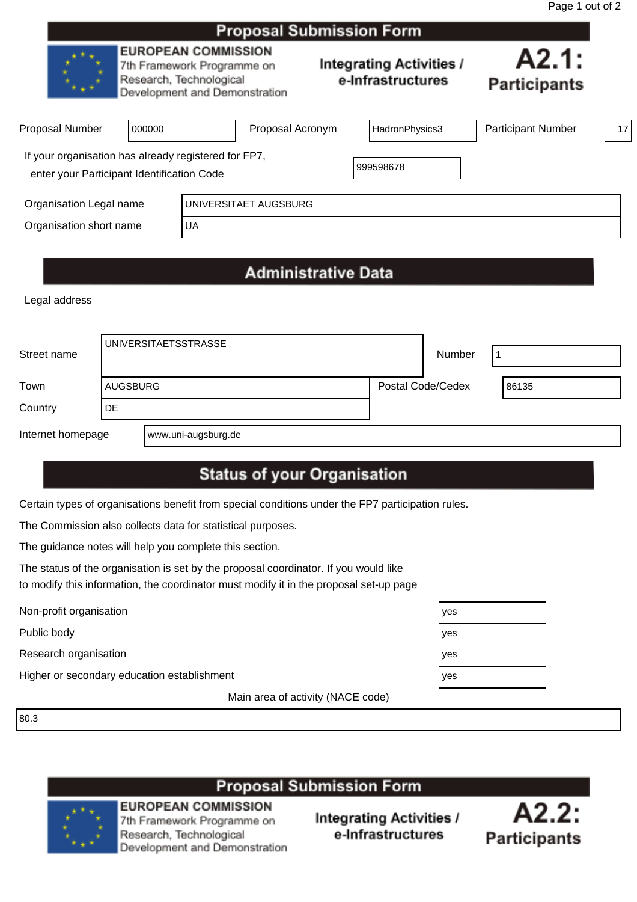# Proposal Submission Form

**EUROPEAN COMMISSION**
7th Framework Programme on Research, Technological Development and Demonstration

**Integrating Activities / e-Infrastructures**

# A2.1: Participants

| | | | | | |
|---|---|---|---|---|---|
| Proposal Number | 000000 | Proposal Acronym | HadronPhysics3 | Participant Number | 17 |

If your organisation has already registered for FP7, enter your Participant Identification Code: 999598678

| | |
|---|---|
| Organisation Legal name | UNIVERSITAET AUGSBURG |
| Organisation short name | UA |

## Administrative Data

Legal address

| | | | |
|---|---|---|---|
| Street name | UNIVERSITAETSSTRASSE | Number | 1 |
| Town | AUGSBURG | Postal Code/Cedex | 86135 |
| Country | DE | | |
| Internet homepage | www.uni-augsburg.de | | |

## Status of your Organisation

Certain types of organisations benefit from special conditions under the FP7 participation rules.

The Commission also collects data for statistical purposes.

The guidance notes will help you complete this section.

The status of the organisation is set by the proposal coordinator. If you would like to modify this information, the coordinator must modify it in the proposal set-up page

| | |
|---|---|
| Non-profit organisation | yes |
| Public body | yes |
| Research organisation | yes |
| Higher or secondary education establishment | yes |

Main area of activity (NACE code)

80.3

# Proposal Submission Form

**EUROPEAN COMMISSION**
7th Framework Programme on Research, Technological Development and Demonstration

**Integrating Activities / e-Infrastructures**

# A2.2: Participants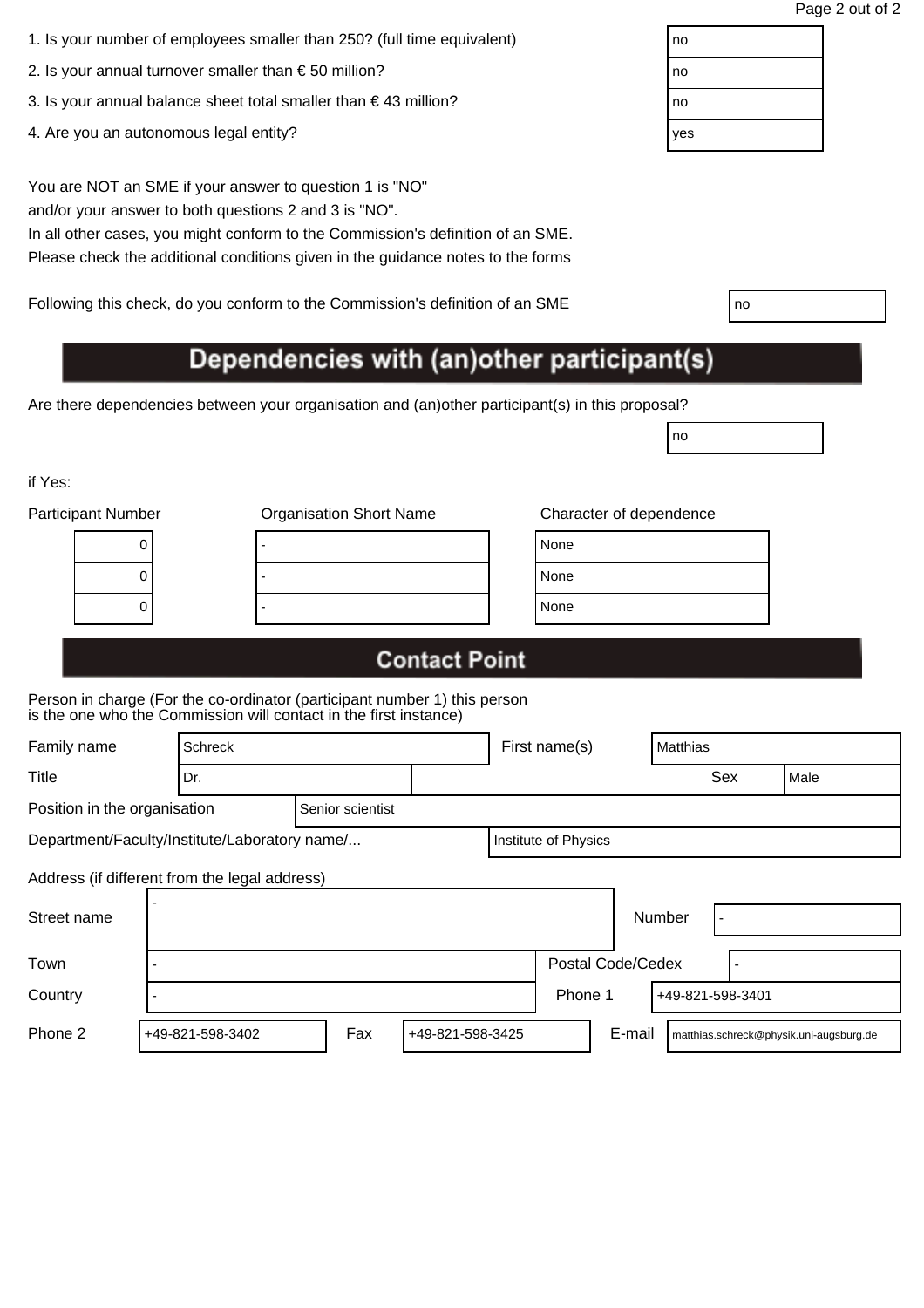| | |
|---|---|
| 1. Is your number of employees smaller than 250? (full time equivalent) | no |
| 2. Is your annual turnover smaller than € 50 million? | no |
| 3. Is your annual balance sheet total smaller than € 43 million? | no |
| 4. Are you an autonomous legal entity? | yes |

You are NOT an SME if your answer to question 1 is "NO"
and/or your answer to both questions 2 and 3 is "NO".
In all other cases, you might conform to the Commission's definition of an SME.
Please check the additional conditions given in the guidance notes to the forms

Following this check, do you conform to the Commission's definition of an SME: no

## Dependencies with (an)other participant(s)

Are there dependencies between your organisation and (an)other participant(s) in this proposal? no

if Yes:

| Participant Number | Organisation Short Name | Character of dependence |
|---|---|---|
| 0 | - | None |
| 0 | - | None |
| 0 | - | None |

## Contact Point

Person in charge (For the co-ordinator (participant number 1) this person is the one who the Commission will contact in the first instance)

| | | | |
|---|---|---|---|
| Family name | Schreck | First name(s) | Matthias |
| Title | Dr. | Sex | Male |
| Position in the organisation | Senior scientist | | |
| Department/Faculty/Institute/Laboratory name/... | Institute of Physics | | |

Address (if different from the legal address)

| | | | |
|---|---|---|---|
| Street name | - | Number | - |
| Town | - | Postal Code/Cedex | - |
| Country | - | Phone 1 | +49-821-598-3401 |
| Phone 2 | +49-821-598-3402 | Fax | +49-821-598-3425 |
| E-mail | matthias.schreck@physik.uni-augsburg.de | | |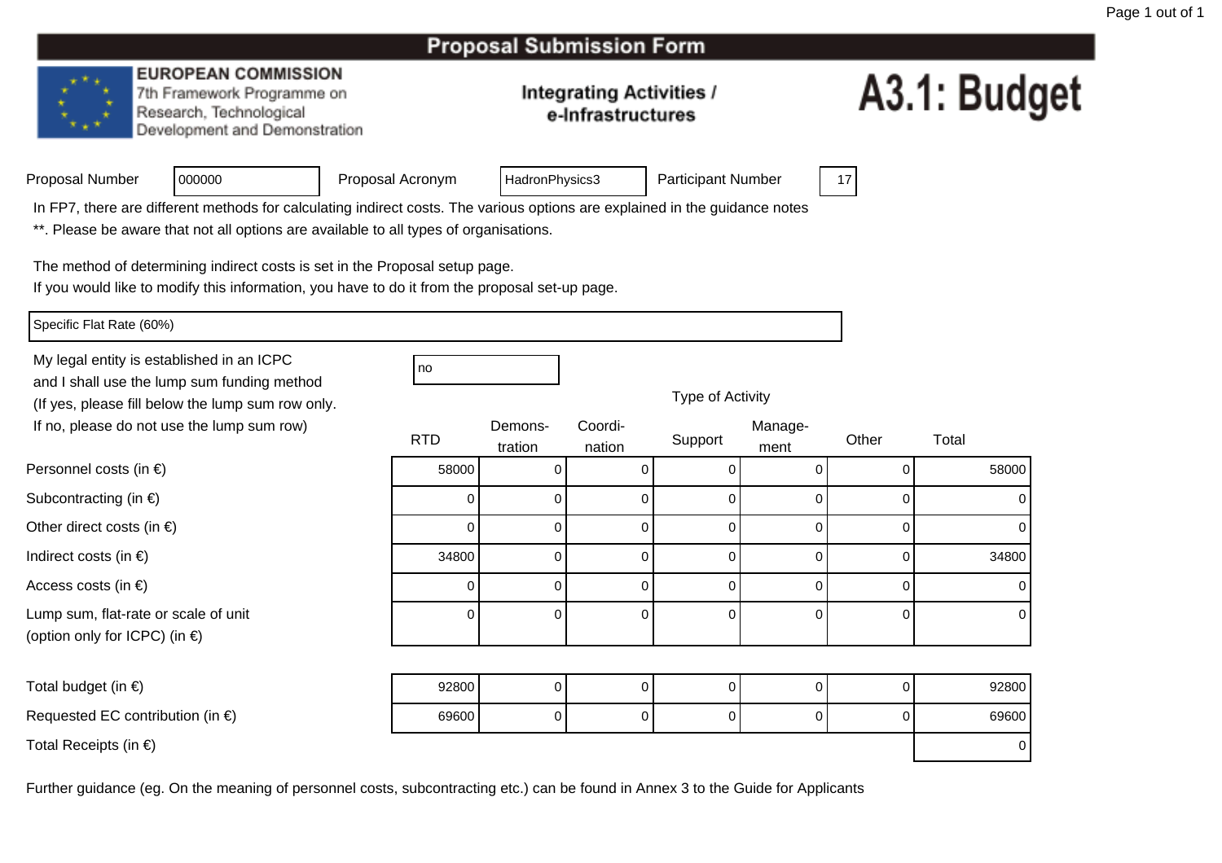# Proposal Submission Form

**EUROPEAN COMMISSION**
7th Framework Programme on Research, Technological Development and Demonstration

**Integrating Activities / e-Infrastructures**

# A3.1: Budget

| | | | | | |
|---|---|---|---|---|---|
| Proposal Number | 000000 | Proposal Acronym | HadronPhysics3 | Participant Number | 17 |

In FP7, there are different methods for calculating indirect costs. The various options are explained in the guidance notes **. Please be aware that not all options are available to all types of organisations.

The method of determining indirect costs is set in the Proposal setup page.
If you would like to modify this information, you have to do it from the proposal set-up page.

Specific Flat Rate (60%)

My legal entity is established in an ICPC and I shall use the lump sum funding method (If yes, please fill below the lump sum row only. If no, please do not use the lump sum row): no

| Type of Activity | RTD | Demons-tration | Coordi-nation | Support | Manage-ment | Other | Total |
|---|---|---|---|---|---|---|---|
| Personnel costs (in €) | 58000 | 0 | 0 | 0 | 0 | 0 | 58000 |
| Subcontracting (in €) | 0 | 0 | 0 | 0 | 0 | 0 | 0 |
| Other direct costs (in €) | 0 | 0 | 0 | 0 | 0 | 0 | 0 |
| Indirect costs (in €) | 34800 | 0 | 0 | 0 | 0 | 0 | 34800 |
| Access costs (in €) | 0 | 0 | 0 | 0 | 0 | 0 | 0 |
| Lump sum, flat-rate or scale of unit (option only for ICPC) (in €) | 0 | 0 | 0 | 0 | 0 | 0 | 0 |
| Total budget (in €) | 92800 | 0 | 0 | 0 | 0 | 0 | 92800 |
| Requested EC contribution (in €) | 69600 | 0 | 0 | 0 | 0 | 0 | 69600 |
| Total Receipts (in €) | | | | | | | 0 |

Further guidance (eg. On the meaning of personnel costs, subcontracting etc.) can be found in Annex 3 to the Guide for Applicants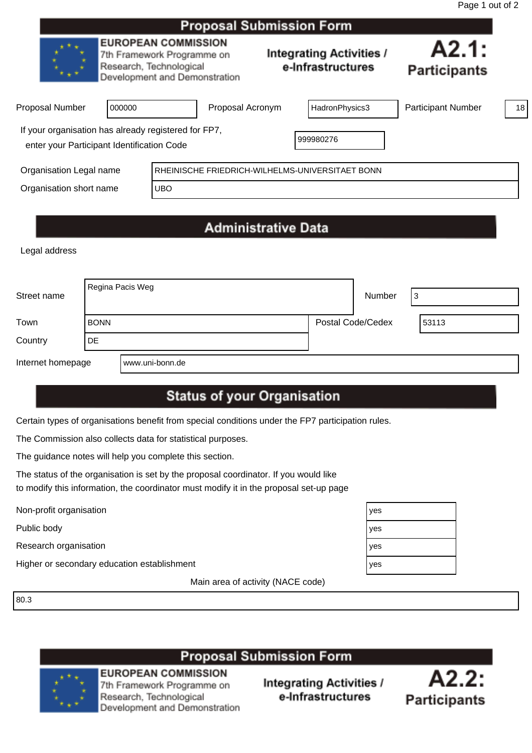# Proposal Submission Form

**EUROPEAN COMMISSION**
7th Framework Programme on Research, Technological Development and Demonstration

**Integrating Activities / e-Infrastructures**

**A2.1: Participants**

| | | | | | |
|---|---|---|---|---|---|
| Proposal Number | 000000 | Proposal Acronym | HadronPhysics3 | Participant Number | 18 |

If your organisation has already registered for FP7, enter your Participant Identification Code: 999980276

| | |
|---|---|
| Organisation Legal name | RHEINISCHE FRIEDRICH-WILHELMS-UNIVERSITAET BONN |
| Organisation short name | UBO |

## Administrative Data

Legal address

| | | | |
|---|---|---|---|
| Street name | Regina Pacis Weg | Number | 3 |
| Town | BONN | Postal Code/Cedex | 53113 |
| Country | DE | | |
| Internet homepage | www.uni-bonn.de | | |

## Status of your Organisation

Certain types of organisations benefit from special conditions under the FP7 participation rules.

The Commission also collects data for statistical purposes.

The guidance notes will help you complete this section.

The status of the organisation is set by the proposal coordinator. If you would like to modify this information, the coordinator must modify it in the proposal set-up page

| | |
|---|---|
| Non-profit organisation | yes |
| Public body | yes |
| Research organisation | yes |
| Higher or secondary education establishment | yes |

Main area of activity (NACE code)

80.3

# Proposal Submission Form

**EUROPEAN COMMISSION**
7th Framework Programme on Research, Technological Development and Demonstration

**Integrating Activities / e-Infrastructures**

**A2.2: Participants**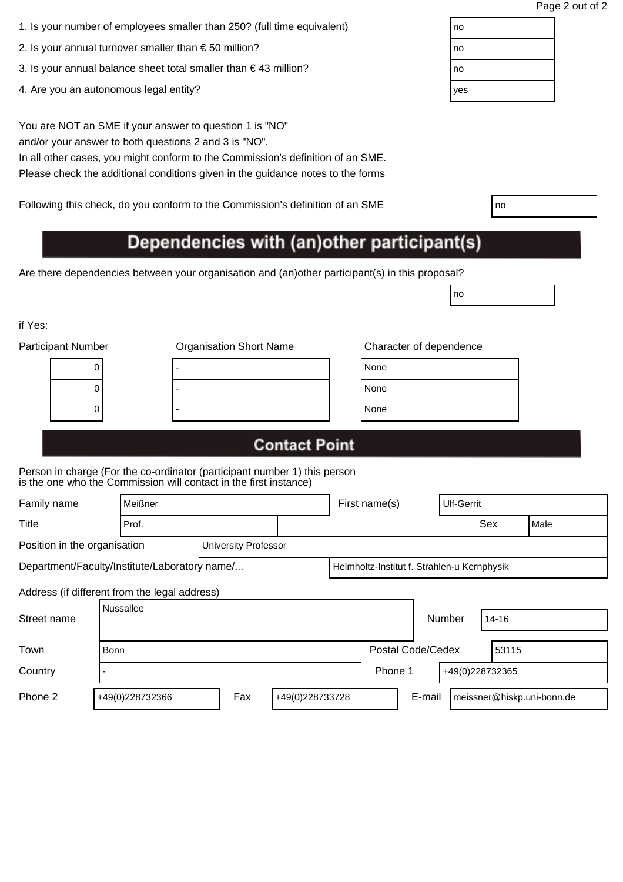| | |
|---|---|
| 1. Is your number of employees smaller than 250? (full time equivalent) | no |
| 2. Is your annual turnover smaller than € 50 million? | no |
| 3. Is your annual balance sheet total smaller than € 43 million? | no |
| 4. Are you an autonomous legal entity? | yes |

You are NOT an SME if your answer to question 1 is "NO"
and/or your answer to both questions 2 and 3 is "NO".
In all other cases, you might conform to the Commission's definition of an SME.
Please check the additional conditions given in the guidance notes to the forms

Following this check, do you conform to the Commission's definition of an SME: no

## Dependencies with (an)other participant(s)

Are there dependencies between your organisation and (an)other participant(s) in this proposal? no

if Yes:

| Participant Number | Organisation Short Name | Character of dependence |
|---|---|---|
| 0 | - | None |
| 0 | - | None |
| 0 | - | None |

## Contact Point

Person in charge (For the co-ordinator (participant number 1) this person is the one who the Commission will contact in the first instance)

| | | | |
|---|---|---|---|
| Family name | Meißner | First name(s) | Ulf-Gerrit |
| Title | Prof. | Sex | Male |
| Position in the organisation | University Professor | | |
| Department/Faculty/Institute/Laboratory name/... | Helmholtz-Institut f. Strahlen-u Kernphysik | | |

Address (if different from the legal address)

| | | | |
|---|---|---|---|
| Street name | Nussallee | Number | 14-16 |
| Town | Bonn | Postal Code/Cedex | 53115 |
| Country | - | Phone 1 | +49(0)228732365 |
| Phone 2 | +49(0)228732366 | Fax | +49(0)228733728 |
| E-mail | meissner@hiskp.uni-bonn.de | | |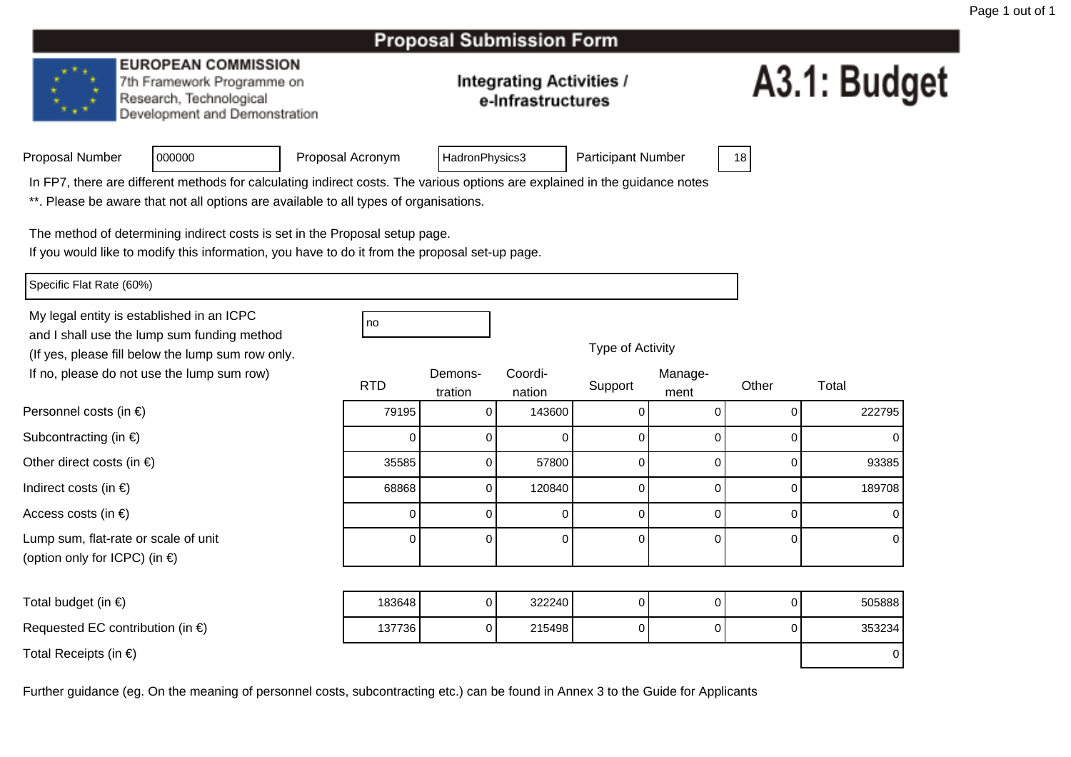# Proposal Submission Form

**EUROPEAN COMMISSION**
7th Framework Programme on Research, Technological Development and Demonstration

**Integrating Activities / e-Infrastructures**

# A3.1: Budget

| Proposal Number | 000000 | Proposal Acronym | HadronPhysics3 | Participant Number | 18 |
|---|---|---|---|---|---|

In FP7, there are different methods for calculating indirect costs. The various options are explained in the guidance notes **. Please be aware that not all options are available to all types of organisations.

The method of determining indirect costs is set in the Proposal setup page.
If you would like to modify this information, you have to do it from the proposal set-up page.

Specific Flat Rate (60%)

My legal entity is established in an ICPC and I shall use the lump sum funding method (If yes, please fill below the lump sum row only. If no, please do not use the lump sum row): no

Type of Activity

| | RTD | Demons-tration | Coordi-nation | Support | Manage-ment | Other | Total |
|---|---|---|---|---|---|---|---|
| Personnel costs (in €) | 79195 | 0 | 143600 | 0 | 0 | 0 | 222795 |
| Subcontracting (in €) | 0 | 0 | 0 | 0 | 0 | 0 | 0 |
| Other direct costs (in €) | 35585 | 0 | 57800 | 0 | 0 | 0 | 93385 |
| Indirect costs (in €) | 68868 | 0 | 120840 | 0 | 0 | 0 | 189708 |
| Access costs (in €) | 0 | 0 | 0 | 0 | 0 | 0 | 0 |
| Lump sum, flat-rate or scale of unit (option only for ICPC) (in €) | 0 | 0 | 0 | 0 | 0 | 0 | 0 |
| Total budget (in €) | 183648 | 0 | 322240 | 0 | 0 | 0 | 505888 |
| Requested EC contribution (in €) | 137736 | 0 | 215498 | 0 | 0 | 0 | 353234 |
| Total Receipts (in €) | | | | | | | 0 |

Further guidance (eg. On the meaning of personnel costs, subcontracting etc.) can be found in Annex 3 to the Guide for Applicants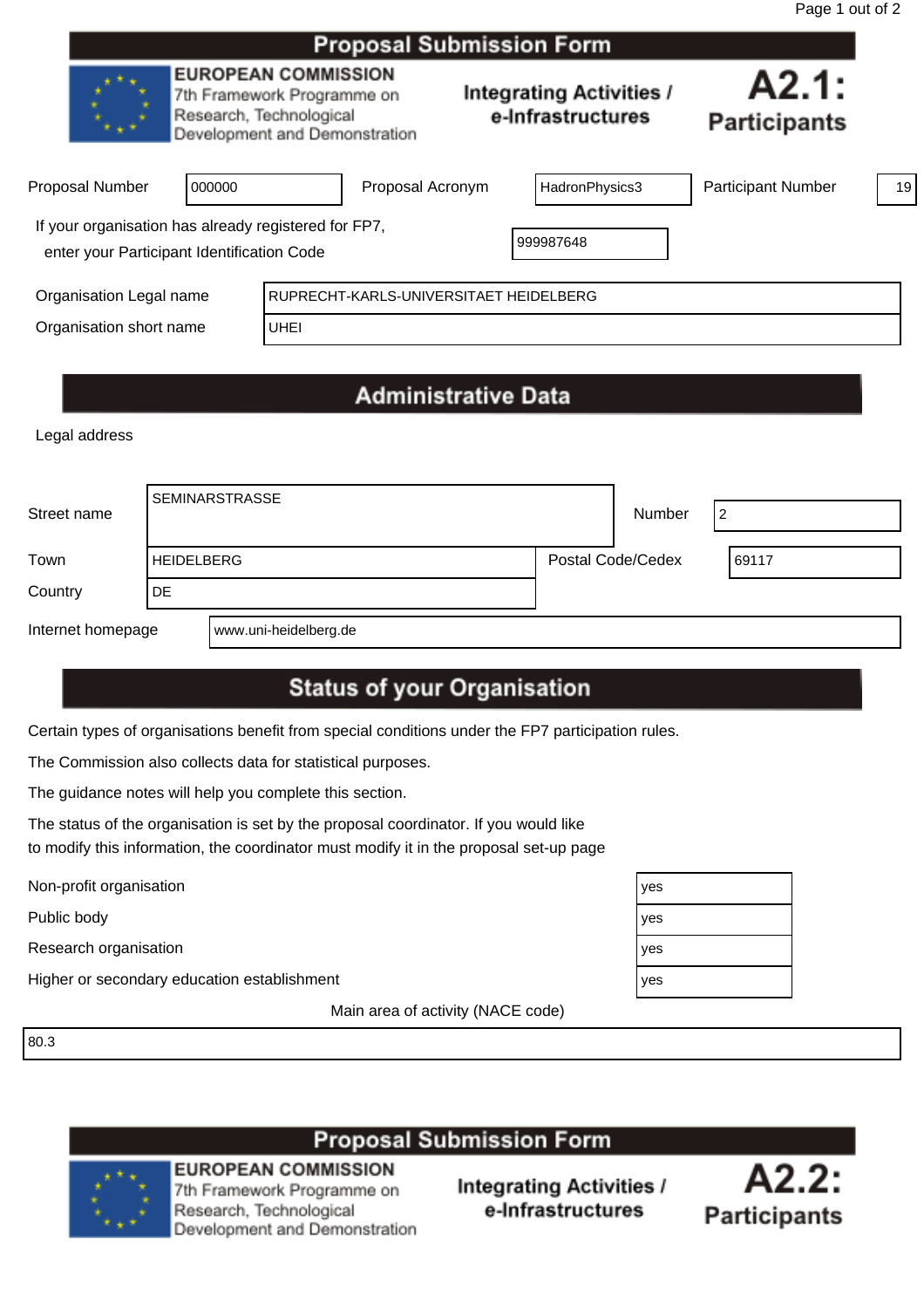# Proposal Submission Form

**EUROPEAN COMMISSION**
7th Framework Programme on Research, Technological Development and Demonstration

**Integrating Activities / e-Infrastructures**

# A2.1: Participants

| | | | | | |
|---|---|---|---|---|---|
| Proposal Number | 000000 | Proposal Acronym | HadronPhysics3 | Participant Number | 19 |

If your organisation has already registered for FP7, enter your Participant Identification Code: 999987648

| | |
|---|---|
| Organisation Legal name | RUPRECHT-KARLS-UNIVERSITAET HEIDELBERG |
| Organisation short name | UHEI |

## Administrative Data

Legal address

| | | | |
|---|---|---|---|
| Street name | SEMINARSTRASSE | Number | 2 |
| Town | HEIDELBERG | Postal Code/Cedex | 69117 |
| Country | DE | | |
| Internet homepage | www.uni-heidelberg.de | | |

## Status of your Organisation

Certain types of organisations benefit from special conditions under the FP7 participation rules.

The Commission also collects data for statistical purposes.

The guidance notes will help you complete this section.

The status of the organisation is set by the proposal coordinator. If you would like to modify this information, the coordinator must modify it in the proposal set-up page

| | |
|---|---|
| Non-profit organisation | yes |
| Public body | yes |
| Research organisation | yes |
| Higher or secondary education establishment | yes |

Main area of activity (NACE code)

80.3

# Proposal Submission Form

**EUROPEAN COMMISSION**
7th Framework Programme on Research, Technological Development and Demonstration

**Integrating Activities / e-Infrastructures**

# A2.2: Participants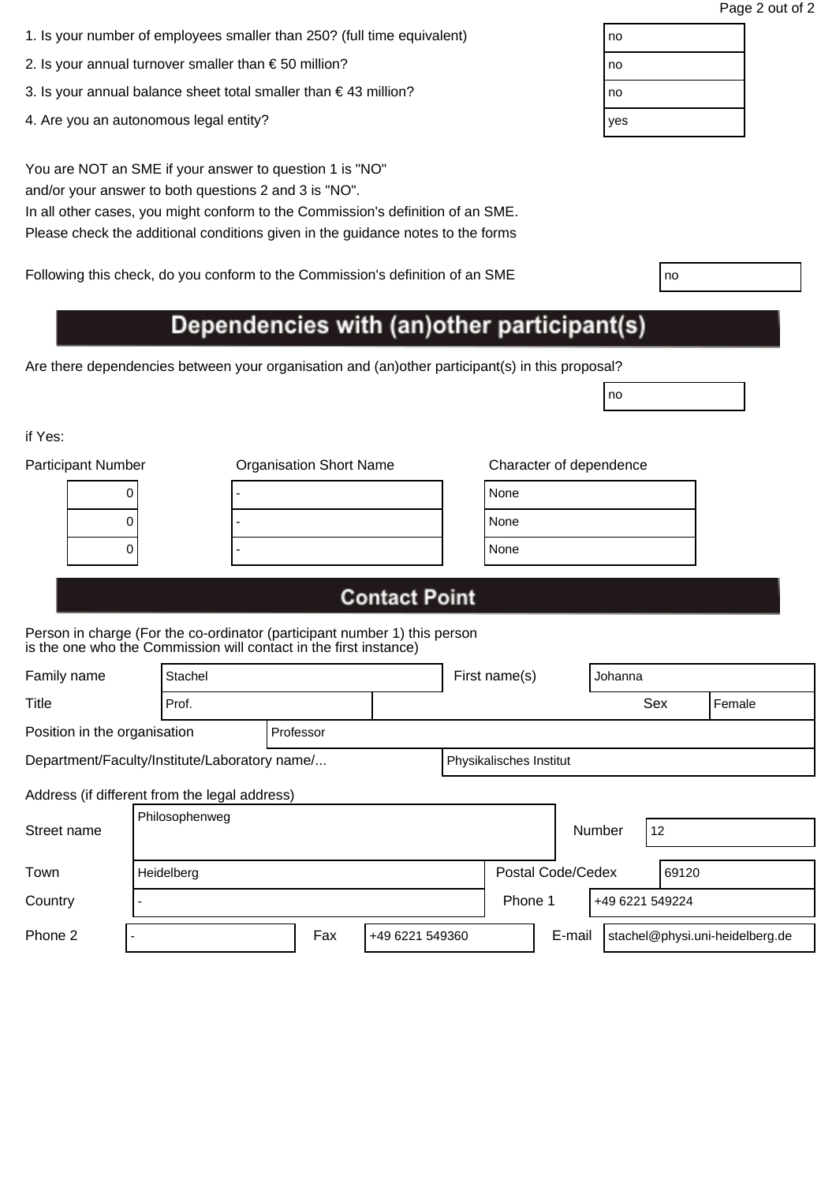| | |
|---|---|
| 1. Is your number of employees smaller than 250? (full time equivalent) | no |
| 2. Is your annual turnover smaller than € 50 million? | no |
| 3. Is your annual balance sheet total smaller than € 43 million? | no |
| 4. Are you an autonomous legal entity? | yes |

You are NOT an SME if your answer to question 1 is "NO"
and/or your answer to both questions 2 and 3 is "NO".
In all other cases, you might conform to the Commission's definition of an SME.
Please check the additional conditions given in the guidance notes to the forms

Following this check, do you conform to the Commission's definition of an SME: no

# Dependencies with (an)other participant(s)

Are there dependencies between your organisation and (an)other participant(s) in this proposal? no

if Yes:

| Participant Number | Organisation Short Name | Character of dependence |
|---|---|---|
| 0 | - | None |
| 0 | - | None |
| 0 | - | None |

# Contact Point

Person in charge (For the co-ordinator (participant number 1) this person is the one who the Commission will contact in the first instance)

| | | | |
|---|---|---|---|
| Family name | Stachel | First name(s) | Johanna |
| Title | Prof. | Sex | Female |
| Position in the organisation | Professor | | |
| Department/Faculty/Institute/Laboratory name/... | Physikalisches Institut | | |

Address (if different from the legal address)

| | | | |
|---|---|---|---|
| Street name | Philosophenweg | Number | 12 |
| Town | Heidelberg | Postal Code/Cedex | 69120 |
| Country | - | Phone 1 | +49 6221 549224 |
| Phone 2 | - | Fax | +49 6221 549360 |
| E-mail | stachel@physi.uni-heidelberg.de | | |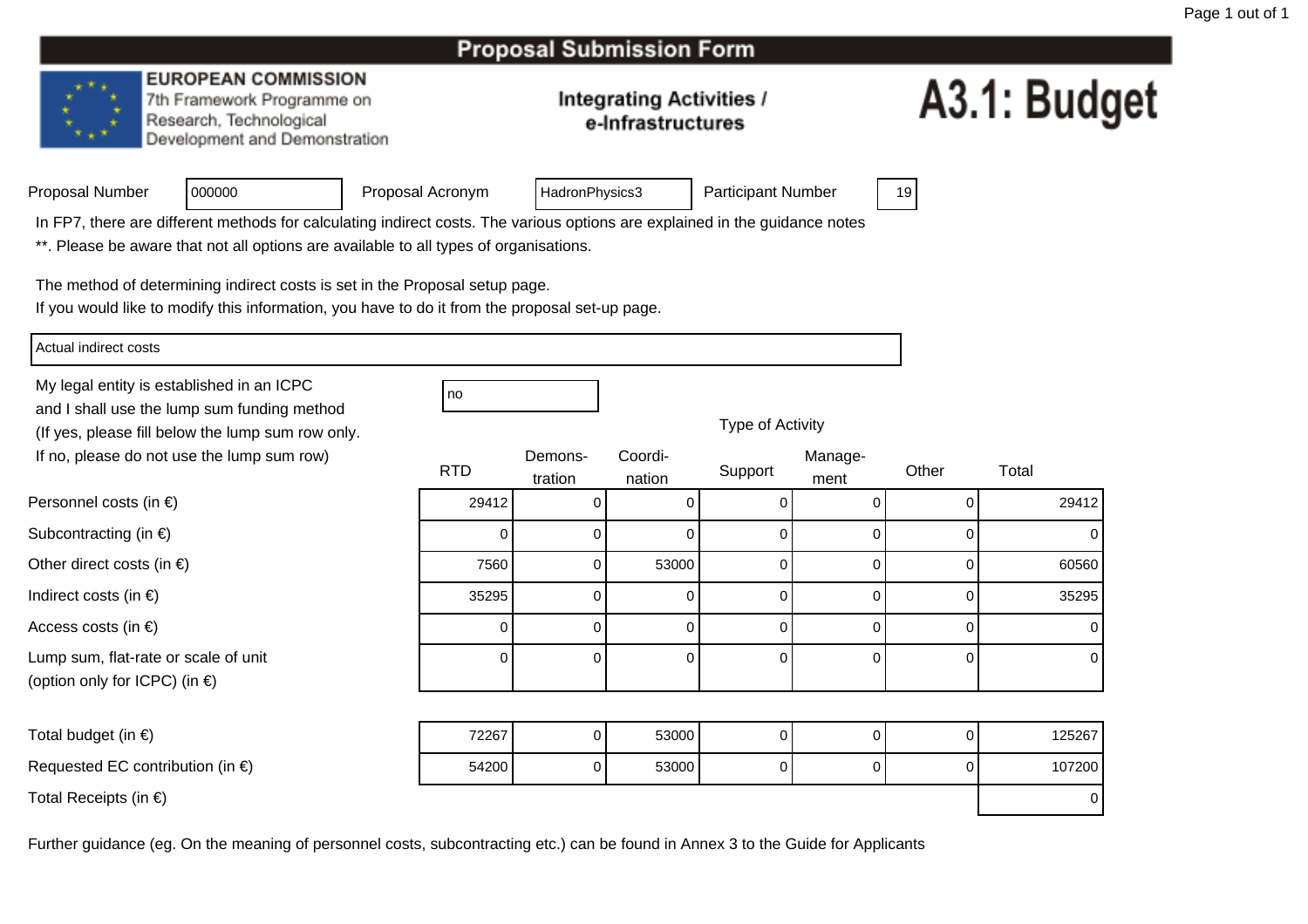# Proposal Submission Form

**EUROPEAN COMMISSION**
7th Framework Programme on Research, Technological Development and Demonstration

**Integrating Activities / e-Infrastructures**

# A3.1: Budget

| Proposal Number | 000000 | Proposal Acronym | HadronPhysics3 | Participant Number | 19 |
|---|---|---|---|---|---|

In FP7, there are different methods for calculating indirect costs. The various options are explained in the guidance notes **. Please be aware that not all options are available to all types of organisations.

The method of determining indirect costs is set in the Proposal setup page.
If you would like to modify this information, you have to do it from the proposal set-up page.

Actual indirect costs

My legal entity is established in an ICPC and I shall use the lump sum funding method (If yes, please fill below the lump sum row only. If no, please do not use the lump sum row): no

Type of Activity

| | RTD | Demons-tration | Coordi-nation | Support | Manage-ment | Other | Total |
|---|---|---|---|---|---|---|---|
| Personnel costs (in €) | 29412 | 0 | 0 | 0 | 0 | 0 | 29412 |
| Subcontracting (in €) | 0 | 0 | 0 | 0 | 0 | 0 | 0 |
| Other direct costs (in €) | 7560 | 0 | 53000 | 0 | 0 | 0 | 60560 |
| Indirect costs (in €) | 35295 | 0 | 0 | 0 | 0 | 0 | 35295 |
| Access costs (in €) | 0 | 0 | 0 | 0 | 0 | 0 | 0 |
| Lump sum, flat-rate or scale of unit (option only for ICPC) (in €) | 0 | 0 | 0 | 0 | 0 | 0 | 0 |
| Total budget (in €) | 72267 | 0 | 53000 | 0 | 0 | 0 | 125267 |
| Requested EC contribution (in €) | 54200 | 0 | 53000 | 0 | 0 | 0 | 107200 |
| Total Receipts (in €) | | | | | | | 0 |

Further guidance (eg. On the meaning of personnel costs, subcontracting etc.) can be found in Annex 3 to the Guide for Applicants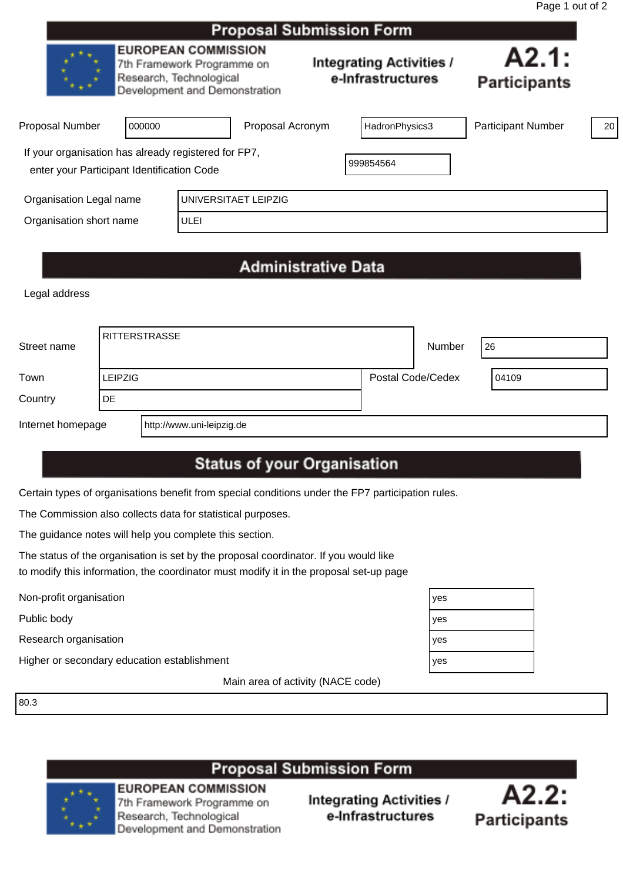# Proposal Submission Form

**EUROPEAN COMMISSION**
7th Framework Programme on Research, Technological Development and Demonstration

**Integrating Activities / e-Infrastructures**

# A2.1: Participants

| | | | | | |
|---|---|---|---|---|---|
| Proposal Number | 000000 | Proposal Acronym | HadronPhysics3 | Participant Number | 20 |

If your organisation has already registered for FP7, enter your Participant Identification Code: 999854564

| | |
|---|---|
| Organisation Legal name | UNIVERSITAET LEIPZIG |
| Organisation short name | ULEI |

## Administrative Data

Legal address

| | | | |
|---|---|---|---|
| Street name | RITTERSTRASSE | Number | 26 |
| Town | LEIPZIG | Postal Code/Cedex | 04109 |
| Country | DE | | |
| Internet homepage | http://www.uni-leipzig.de | | |

## Status of your Organisation

Certain types of organisations benefit from special conditions under the FP7 participation rules.

The Commission also collects data for statistical purposes.

The guidance notes will help you complete this section.

The status of the organisation is set by the proposal coordinator. If you would like to modify this information, the coordinator must modify it in the proposal set-up page

| | |
|---|---|
| Non-profit organisation | yes |
| Public body | yes |
| Research organisation | yes |
| Higher or secondary education establishment | yes |

Main area of activity (NACE code)

80.3

# Proposal Submission Form

**EUROPEAN COMMISSION**
7th Framework Programme on Research, Technological Development and Demonstration

**Integrating Activities / e-Infrastructures**

# A2.2: Participants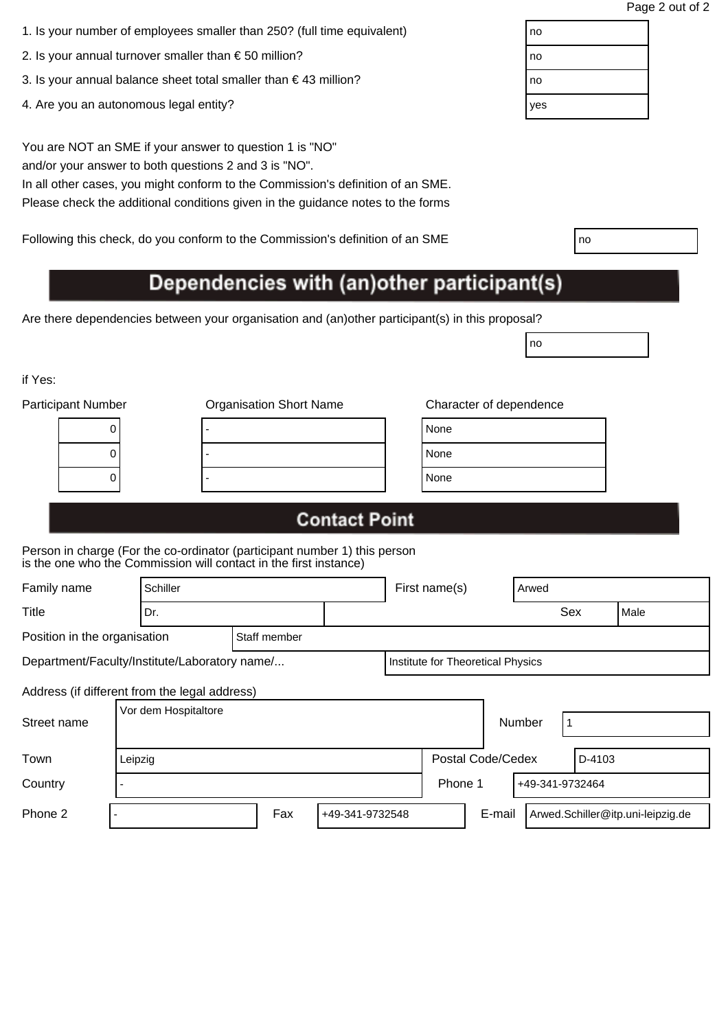| | |
|---|---|
| 1. Is your number of employees smaller than 250? (full time equivalent) | no |
| 2. Is your annual turnover smaller than € 50 million? | no |
| 3. Is your annual balance sheet total smaller than € 43 million? | no |
| 4. Are you an autonomous legal entity? | yes |

You are NOT an SME if your answer to question 1 is "NO"
and/or your answer to both questions 2 and 3 is "NO".
In all other cases, you might conform to the Commission's definition of an SME.
Please check the additional conditions given in the guidance notes to the forms

| | |
|---|---|
| Following this check, do you conform to the Commission's definition of an SME | no |

# Dependencies with (an)other participant(s)

| | |
|---|---|
| Are there dependencies between your organisation and (an)other participant(s) in this proposal? | no |

if Yes:

| Participant Number | Organisation Short Name | Character of dependence |
|---|---|---|
| 0 | - | None |
| 0 | - | None |
| 0 | - | None |

# Contact Point

Person in charge (For the co-ordinator (participant number 1) this person is the one who the Commission will contact in the first instance)

| | | | |
|---|---|---|---|
| Family name | Schiller | First name(s) | Arwed |
| Title | Dr. | Sex | Male |
| Position in the organisation | Staff member | | |
| Department/Faculty/Institute/Laboratory name/... | Institute for Theoretical Physics | | |

Address (if different from the legal address)

| | | | |
|---|---|---|---|
| Street name | Vor dem Hospitaltore | Number | 1 |
| Town | Leipzig | Postal Code/Cedex | D-4103 |
| Country | - | Phone 1 | +49-341-9732464 |
| Phone 2 | - | Fax | +49-341-9732548 |
| E-mail | Arwed.Schiller@itp.uni-leipzig.de | | |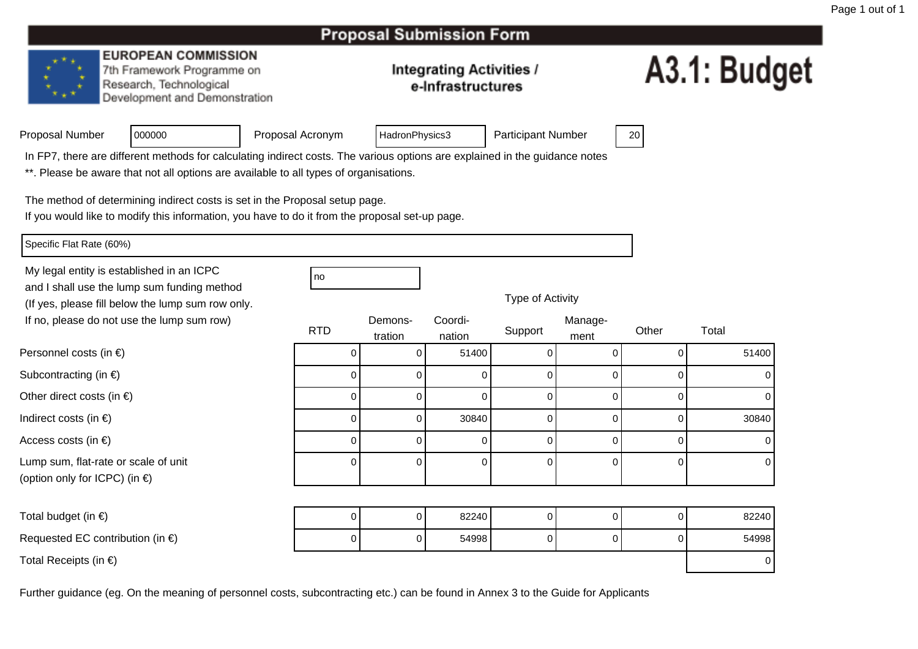# Proposal Submission Form

**EUROPEAN COMMISSION**
7th Framework Programme on
Research, Technological
Development and Demonstration

**Integrating Activities / e-Infrastructures**

# A3.1: Budget

| Proposal Number | 000000 | Proposal Acronym | HadronPhysics3 | Participant Number | 20 |
|---|---|---|---|---|---|

In FP7, there are different methods for calculating indirect costs. The various options are explained in the guidance notes **. Please be aware that not all options are available to all types of organisations.

The method of determining indirect costs is set in the Proposal setup page.
If you would like to modify this information, you have to do it from the proposal set-up page.

Specific Flat Rate (60%)

My legal entity is established in an ICPC and I shall use the lump sum funding method (If yes, please fill below the lump sum row only. If no, please do not use the lump sum row): no

Type of Activity

| | RTD | Demons-tration | Coordi-nation | Support | Manage-ment | Other | Total |
|---|---|---|---|---|---|---|---|
| Personnel costs (in €) | 0 | 0 | 51400 | 0 | 0 | 0 | 51400 |
| Subcontracting (in €) | 0 | 0 | 0 | 0 | 0 | 0 | 0 |
| Other direct costs (in €) | 0 | 0 | 0 | 0 | 0 | 0 | 0 |
| Indirect costs (in €) | 0 | 0 | 30840 | 0 | 0 | 0 | 30840 |
| Access costs (in €) | 0 | 0 | 0 | 0 | 0 | 0 | 0 |
| Lump sum, flat-rate or scale of unit (option only for ICPC) (in €) | 0 | 0 | 0 | 0 | 0 | 0 | 0 |
| Total budget (in €) | 0 | 0 | 82240 | 0 | 0 | 0 | 82240 |
| Requested EC contribution (in €) | 0 | 0 | 54998 | 0 | 0 | 0 | 54998 |
| Total Receipts (in €) | | | | | | | 0 |

Further guidance (eg. On the meaning of personnel costs, subcontracting etc.) can be found in Annex 3 to the Guide for Applicants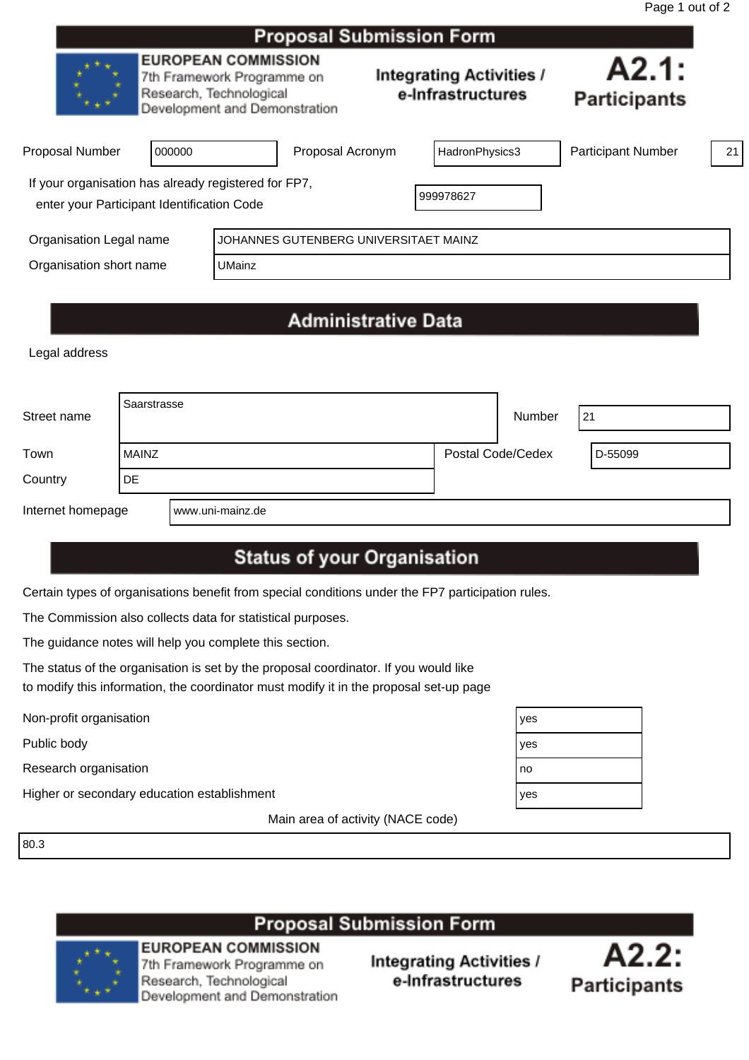# Proposal Submission Form

**EUROPEAN COMMISSION**
7th Framework Programme on Research, Technological Development and Demonstration

**Integrating Activities / e-Infrastructures**

**A2.1: Participants**

| | | | | | |
|---|---|---|---|---|---|
| Proposal Number | 000000 | Proposal Acronym | HadronPhysics3 | Participant Number | 21 |

If your organisation has already registered for FP7, enter your Participant Identification Code: 999978627

| | |
|---|---|
| Organisation Legal name | JOHANNES GUTENBERG UNIVERSITAET MAINZ |
| Organisation short name | UMainz |

## Administrative Data

Legal address

| | | | |
|---|---|---|---|
| Street name | Saarstrasse | Number | 21 |
| Town | MAINZ | Postal Code/Cedex | D-55099 |
| Country | DE | | |
| Internet homepage | www.uni-mainz.de | | |

## Status of your Organisation

Certain types of organisations benefit from special conditions under the FP7 participation rules.

The Commission also collects data for statistical purposes.

The guidance notes will help you complete this section.

The status of the organisation is set by the proposal coordinator. If you would like to modify this information, the coordinator must modify it in the proposal set-up page

| | |
|---|---|
| Non-profit organisation | yes |
| Public body | yes |
| Research organisation | no |
| Higher or secondary education establishment | yes |

Main area of activity (NACE code)

80.3

# Proposal Submission Form

**EUROPEAN COMMISSION**
7th Framework Programme on Research, Technological Development and Demonstration

**Integrating Activities / e-Infrastructures**

**A2.2: Participants**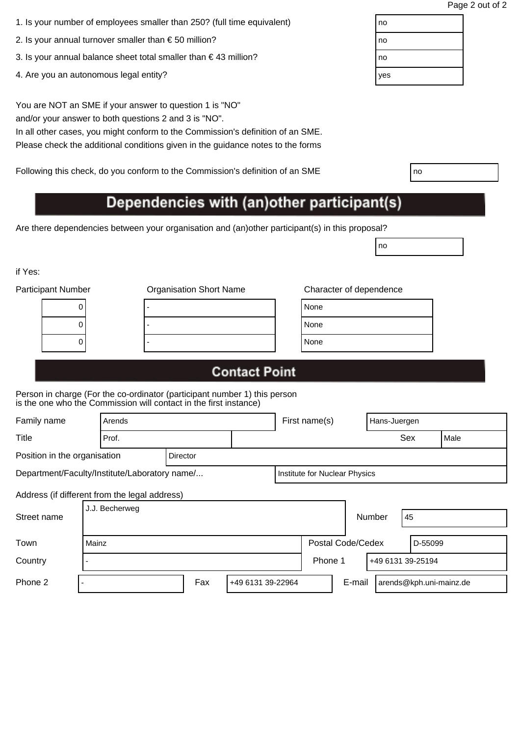| | |
|---|---|
| 1. Is your number of employees smaller than 250? (full time equivalent) | no |
| 2. Is your annual turnover smaller than € 50 million? | no |
| 3. Is your annual balance sheet total smaller than € 43 million? | no |
| 4. Are you an autonomous legal entity? | yes |

You are NOT an SME if your answer to question 1 is "NO"
and/or your answer to both questions 2 and 3 is "NO".
In all other cases, you might conform to the Commission's definition of an SME.
Please check the additional conditions given in the guidance notes to the forms

Following this check, do you conform to the Commission's definition of an SME: no

# Dependencies with (an)other participant(s)

Are there dependencies between your organisation and (an)other participant(s) in this proposal?

no

if Yes:

| Participant Number | Organisation Short Name | Character of dependence |
|---|---|---|
| 0 | - | None |
| 0 | - | None |
| 0 | - | None |

# Contact Point

Person in charge (For the co-ordinator (participant number 1) this person is the one who the Commission will contact in the first instance)

| | | | |
|---|---|---|---|
| Family name | Arends | First name(s) | Hans-Juergen |
| Title | Prof. | Sex | Male |
| Position in the organisation | Director | | |
| Department/Faculty/Institute/Laboratory name/... | Institute for Nuclear Physics | | |

Address (if different from the legal address)

| | | | |
|---|---|---|---|
| Street name | J.J. Becherweg | Number | 45 |
| Town | Mainz | Postal Code/Cedex | D-55099 |
| Country | - | Phone 1 | +49 6131 39-25194 |
| Phone 2 | - | Fax | +49 6131 39-22964 |
| E-mail | arends@kph.uni-mainz.de | | |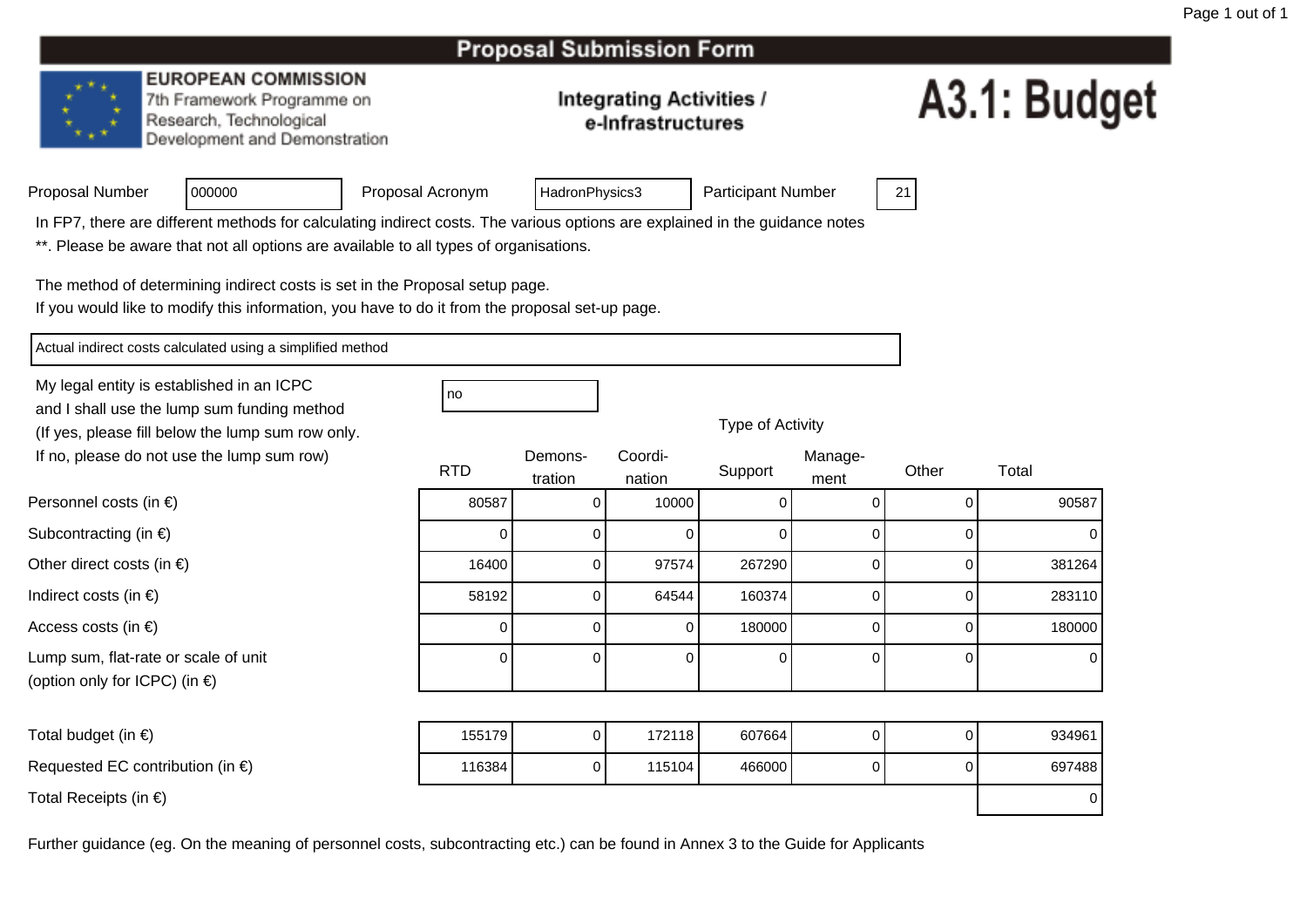# Proposal Submission Form

**EUROPEAN COMMISSION**
7th Framework Programme on Research, Technological Development and Demonstration

**Integrating Activities / e-Infrastructures**

# A3.1: Budget

| Proposal Number | 000000 | Proposal Acronym | HadronPhysics3 | Participant Number | 21 |
|---|---|---|---|---|---|

In FP7, there are different methods for calculating indirect costs. The various options are explained in the guidance notes **. Please be aware that not all options are available to all types of organisations.

The method of determining indirect costs is set in the Proposal setup page.
If you would like to modify this information, you have to do it from the proposal set-up page.

Actual indirect costs calculated using a simplified method

My legal entity is established in an ICPC and I shall use the lump sum funding method (If yes, please fill below the lump sum row only. If no, please do not use the lump sum row): no

Type of Activity

| | RTD | Demons-tration | Coordi-nation | Support | Manage-ment | Other | Total |
|---|---|---|---|---|---|---|---|
| Personnel costs (in €) | 80587 | 0 | 10000 | 0 | 0 | 0 | 90587 |
| Subcontracting (in €) | 0 | 0 | 0 | 0 | 0 | 0 | 0 |
| Other direct costs (in €) | 16400 | 0 | 97574 | 267290 | 0 | 0 | 381264 |
| Indirect costs (in €) | 58192 | 0 | 64544 | 160374 | 0 | 0 | 283110 |
| Access costs (in €) | 0 | 0 | 0 | 180000 | 0 | 0 | 180000 |
| Lump sum, flat-rate or scale of unit (option only for ICPC) (in €) | 0 | 0 | 0 | 0 | 0 | 0 | 0 |
| Total budget (in €) | 155179 | 0 | 172118 | 607664 | 0 | 0 | 934961 |
| Requested EC contribution (in €) | 116384 | 0 | 115104 | 466000 | 0 | 0 | 697488 |
| Total Receipts (in €) | | | | | | | 0 |

Further guidance (eg. On the meaning of personnel costs, subcontracting etc.) can be found in Annex 3 to the Guide for Applicants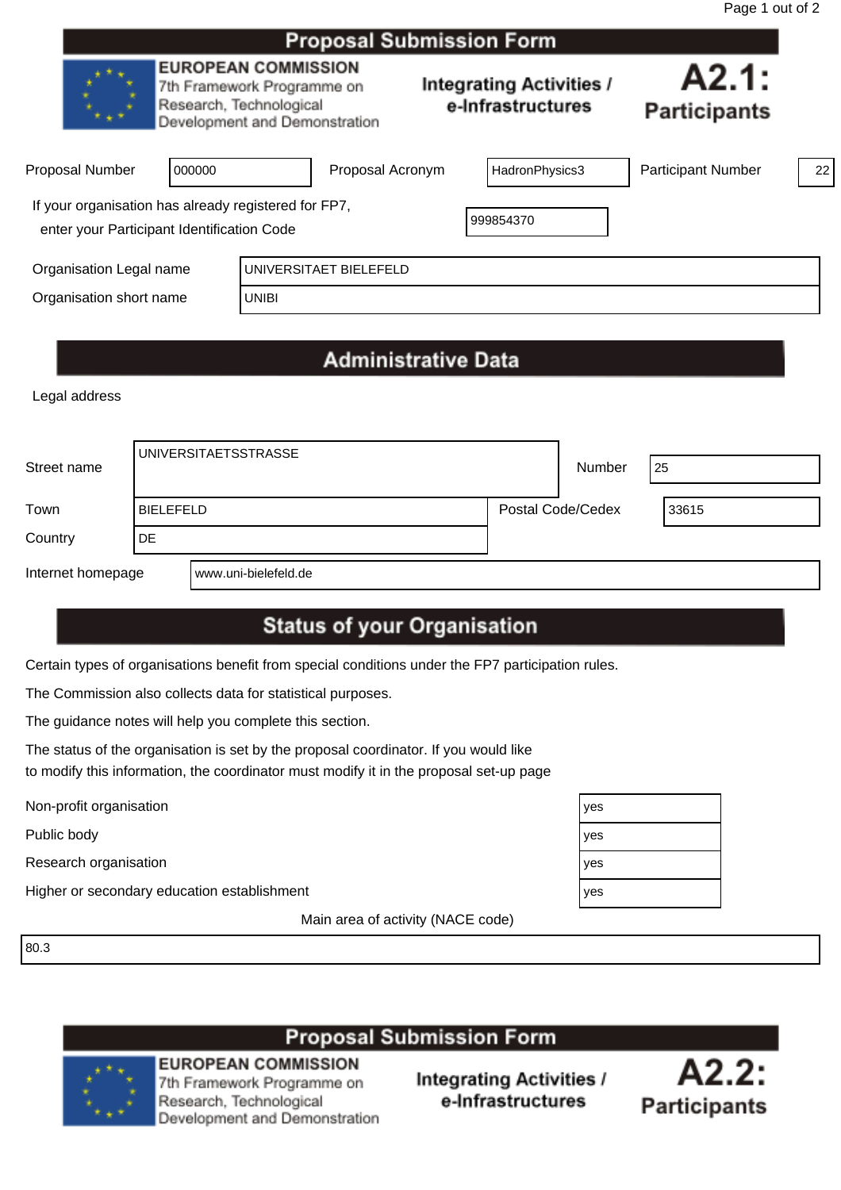# Proposal Submission Form

**EUROPEAN COMMISSION**
7th Framework Programme on Research, Technological Development and Demonstration

**Integrating Activities / e-Infrastructures**

**A2.1: Participants**

| | | | | | |
|---|---|---|---|---|---|
| Proposal Number | 000000 | Proposal Acronym | HadronPhysics3 | Participant Number | 22 |

If your organisation has already registered for FP7, enter your Participant Identification Code: 999854370

| | |
|---|---|
| Organisation Legal name | UNIVERSITAET BIELEFELD |
| Organisation short name | UNIBI |

## Administrative Data

Legal address

| | | | |
|---|---|---|---|
| Street name | UNIVERSITAETSSTRASSE | Number | 25 |
| Town | BIELEFELD | Postal Code/Cedex | 33615 |
| Country | DE | | |
| Internet homepage | www.uni-bielefeld.de | | |

## Status of your Organisation

Certain types of organisations benefit from special conditions under the FP7 participation rules.

The Commission also collects data for statistical purposes.

The guidance notes will help you complete this section.

The status of the organisation is set by the proposal coordinator. If you would like to modify this information, the coordinator must modify it in the proposal set-up page

| | |
|---|---|
| Non-profit organisation | yes |
| Public body | yes |
| Research organisation | yes |
| Higher or secondary education establishment | yes |

Main area of activity (NACE code)

80.3

# Proposal Submission Form

**EUROPEAN COMMISSION**
7th Framework Programme on Research, Technological Development and Demonstration

**Integrating Activities / e-Infrastructures**

**A2.2: Participants**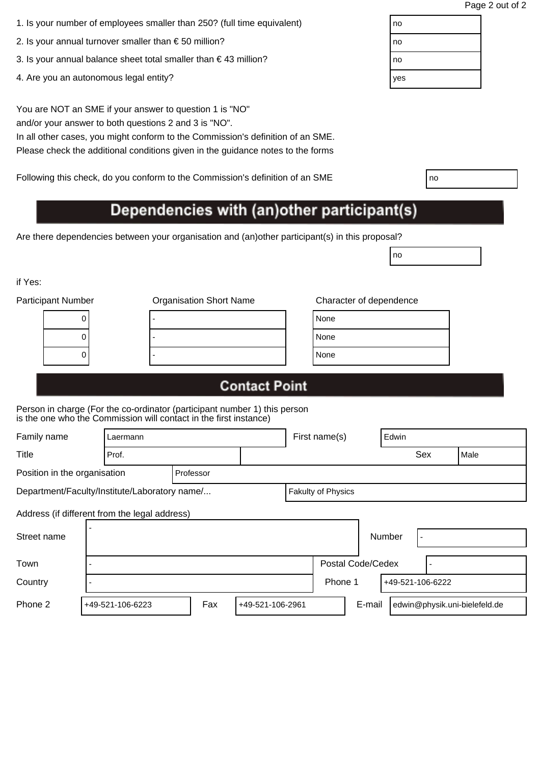| | |
|---|---|
| 1. Is your number of employees smaller than 250? (full time equivalent) | no |
| 2. Is your annual turnover smaller than € 50 million? | no |
| 3. Is your annual balance sheet total smaller than € 43 million? | no |
| 4. Are you an autonomous legal entity? | yes |

You are NOT an SME if your answer to question 1 is "NO"
and/or your answer to both questions 2 and 3 is "NO".
In all other cases, you might conform to the Commission's definition of an SME.
Please check the additional conditions given in the guidance notes to the forms

| | |
|---|---|
| Following this check, do you conform to the Commission's definition of an SME | no |

# Dependencies with (an)other participant(s)

| | |
|---|---|
| Are there dependencies between your organisation and (an)other participant(s) in this proposal? | no |

if Yes:

| Participant Number | Organisation Short Name | Character of dependence |
|---|---|---|
| 0 | - | None |
| 0 | - | None |
| 0 | - | None |

# Contact Point

Person in charge (For the co-ordinator (participant number 1) this person is the one who the Commission will contact in the first instance)

| | | | |
|---|---|---|---|
| Family name | Laermann | First name(s) | Edwin |
| Title | Prof. | Sex | Male |
| Position in the organisation | Professor | | |
| Department/Faculty/Institute/Laboratory name/... | Fakulty of Physics | | |

Address (if different from the legal address)

| | | | |
|---|---|---|---|
| Street name | - | Number | - |
| Town | - | Postal Code/Cedex | - |
| Country | - | Phone 1 | +49-521-106-6222 |
| Phone 2 | +49-521-106-6223 | Fax | +49-521-106-2961 |
| E-mail | edwin@physik.uni-bielefeld.de | | |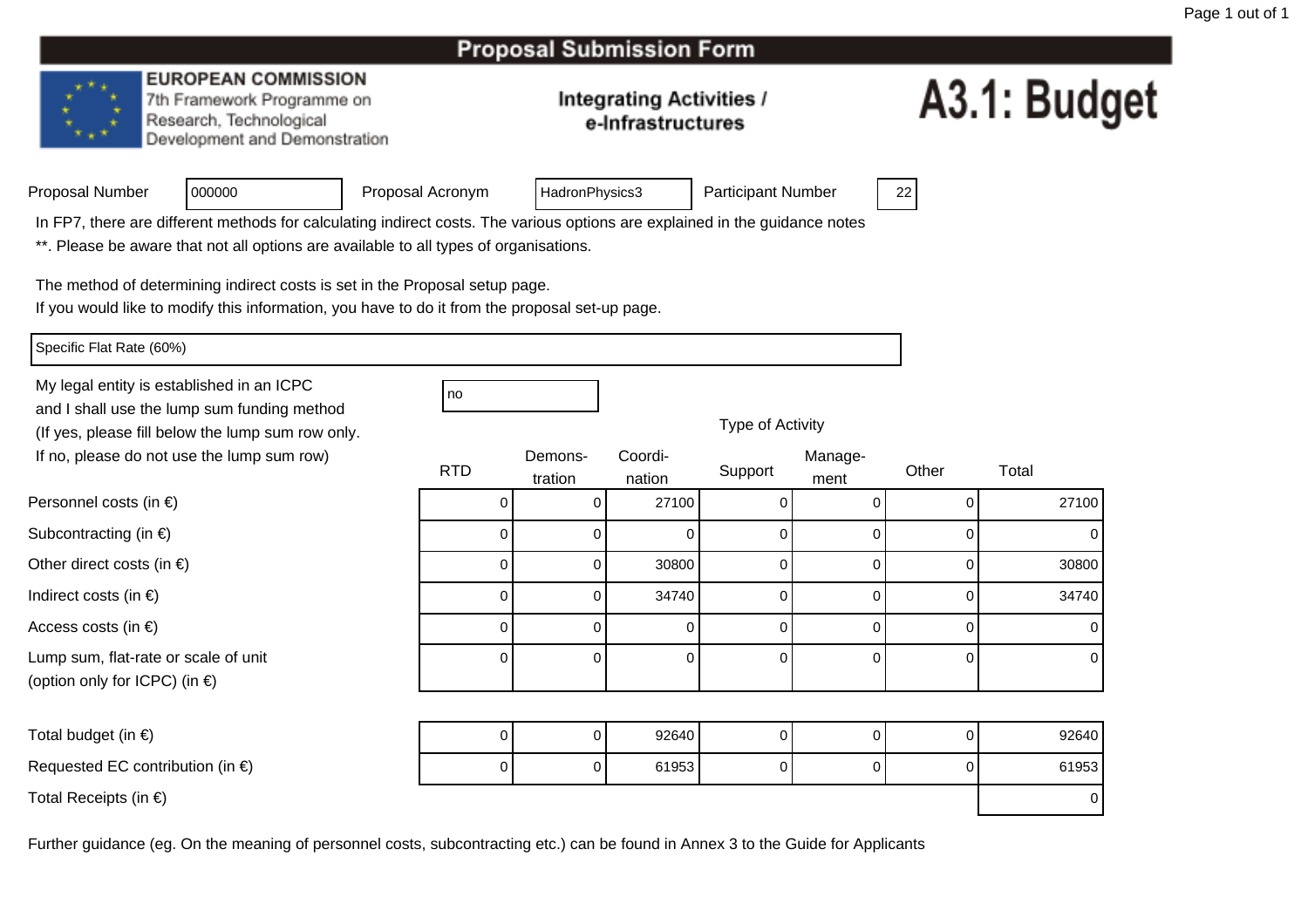# Proposal Submission Form

**EUROPEAN COMMISSION**
7th Framework Programme on Research, Technological Development and Demonstration

**Integrating Activities / e-Infrastructures**

# A3.1: Budget

| Proposal Number | 000000 | Proposal Acronym | HadronPhysics3 | Participant Number | 22 |
|---|---|---|---|---|---|

In FP7, there are different methods for calculating indirect costs. The various options are explained in the guidance notes **. Please be aware that not all options are available to all types of organisations.

The method of determining indirect costs is set in the Proposal setup page.
If you would like to modify this information, you have to do it from the proposal set-up page.

Specific Flat Rate (60%)

My legal entity is established in an ICPC and I shall use the lump sum funding method (If yes, please fill below the lump sum row only. If no, please do not use the lump sum row): no

Type of Activity

| | RTD | Demons-tration | Coordi-nation | Support | Manage-ment | Other | Total |
|---|---|---|---|---|---|---|---|
| Personnel costs (in €) | 0 | 0 | 27100 | 0 | 0 | 0 | 27100 |
| Subcontracting (in €) | 0 | 0 | 0 | 0 | 0 | 0 | 0 |
| Other direct costs (in €) | 0 | 0 | 30800 | 0 | 0 | 0 | 30800 |
| Indirect costs (in €) | 0 | 0 | 34740 | 0 | 0 | 0 | 34740 |
| Access costs (in €) | 0 | 0 | 0 | 0 | 0 | 0 | 0 |
| Lump sum, flat-rate or scale of unit (option only for ICPC) (in €) | 0 | 0 | 0 | 0 | 0 | 0 | 0 |
| Total budget (in €) | 0 | 0 | 92640 | 0 | 0 | 0 | 92640 |
| Requested EC contribution (in €) | 0 | 0 | 61953 | 0 | 0 | 0 | 61953 |
| Total Receipts (in €) | | | | | | | 0 |

Further guidance (eg. On the meaning of personnel costs, subcontracting etc.) can be found in Annex 3 to the Guide for Applicants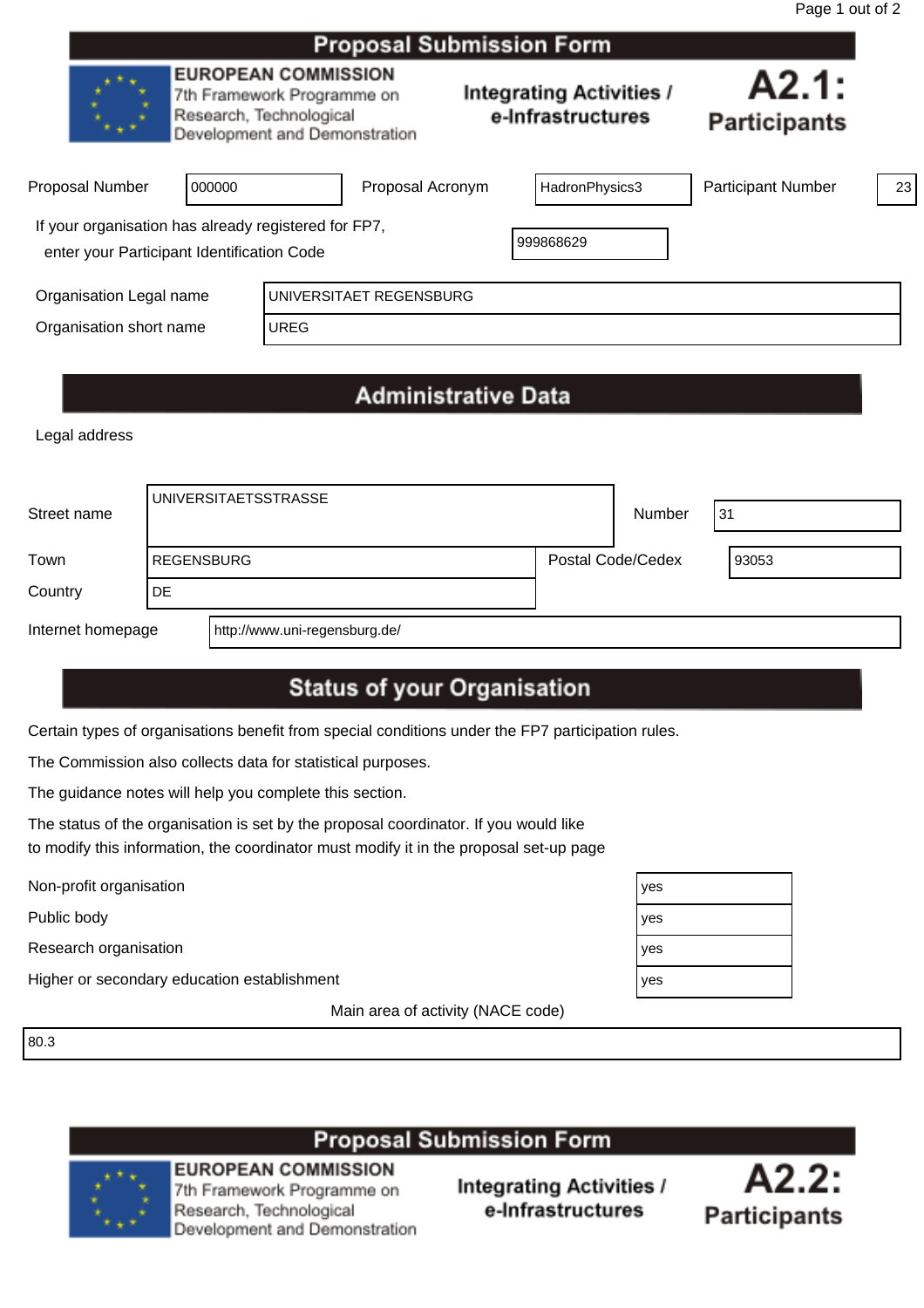# Proposal Submission Form

**EUROPEAN COMMISSION**
7th Framework Programme on Research, Technological Development and Demonstration

**Integrating Activities / e-Infrastructures**

# A2.1: Participants

| | | | | | |
|---|---|---|---|---|---|
| Proposal Number | 000000 | Proposal Acronym | HadronPhysics3 | Participant Number | 23 |

If your organisation has already registered for FP7, enter your Participant Identification Code: 999868629

| | |
|---|---|
| Organisation Legal name | UNIVERSITAET REGENSBURG |
| Organisation short name | UREG |

## Administrative Data

Legal address

| | | | |
|---|---|---|---|
| Street name | UNIVERSITAETSSTRASSE | Number | 31 |
| Town | REGENSBURG | Postal Code/Cedex | 93053 |
| Country | DE | | |
| Internet homepage | http://www.uni-regensburg.de/ | | |

## Status of your Organisation

Certain types of organisations benefit from special conditions under the FP7 participation rules.

The Commission also collects data for statistical purposes.

The guidance notes will help you complete this section.

The status of the organisation is set by the proposal coordinator. If you would like to modify this information, the coordinator must modify it in the proposal set-up page

| | |
|---|---|
| Non-profit organisation | yes |
| Public body | yes |
| Research organisation | yes |
| Higher or secondary education establishment | yes |

Main area of activity (NACE code)

80.3

# Proposal Submission Form

**EUROPEAN COMMISSION**
7th Framework Programme on Research, Technological Development and Demonstration

**Integrating Activities / e-Infrastructures**

# A2.2: Participants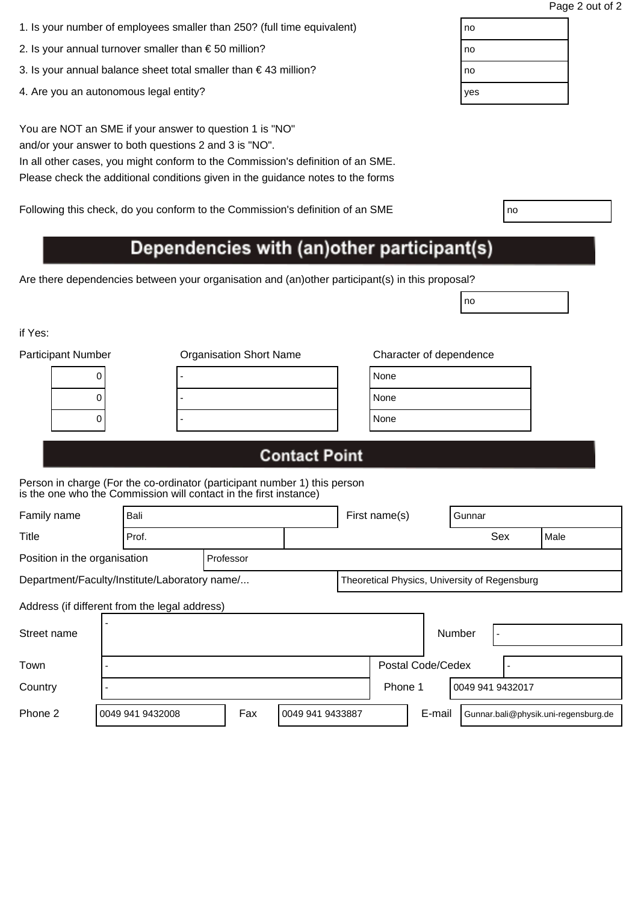| | |
|---|---|
| 1. Is your number of employees smaller than 250? (full time equivalent) | no |
| 2. Is your annual turnover smaller than € 50 million? | no |
| 3. Is your annual balance sheet total smaller than € 43 million? | no |
| 4. Are you an autonomous legal entity? | yes |

You are NOT an SME if your answer to question 1 is "NO"
and/or your answer to both questions 2 and 3 is "NO".
In all other cases, you might conform to the Commission's definition of an SME.
Please check the additional conditions given in the guidance notes to the forms

| | |
|---|---|
| Following this check, do you conform to the Commission's definition of an SME | no |

## Dependencies with (an)other participant(s)

| | |
|---|---|
| Are there dependencies between your organisation and (an)other participant(s) in this proposal? | no |

if Yes:

| Participant Number | Organisation Short Name | Character of dependence |
|---|---|---|
| 0 | - | None |
| 0 | - | None |
| 0 | - | None |

## Contact Point

Person in charge (For the co-ordinator (participant number 1) this person is the one who the Commission will contact in the first instance)

| | | | |
|---|---|---|---|
| Family name | Bali | First name(s) | Gunnar |
| Title | Prof. | Sex | Male |
| Position in the organisation | Professor | | |
| Department/Faculty/Institute/Laboratory name/... | Theoretical Physics, University of Regensburg | | |

Address (if different from the legal address)

| | | | |
|---|---|---|---|
| Street name | - | Number | - |
| Town | - | Postal Code/Cedex | - |
| Country | - | Phone 1 | 0049 941 9432017 |
| Phone 2 | 0049 941 9432008 | Fax | 0049 941 9433887 |
| E-mail | Gunnar.bali@physik.uni-regensburg.de | | |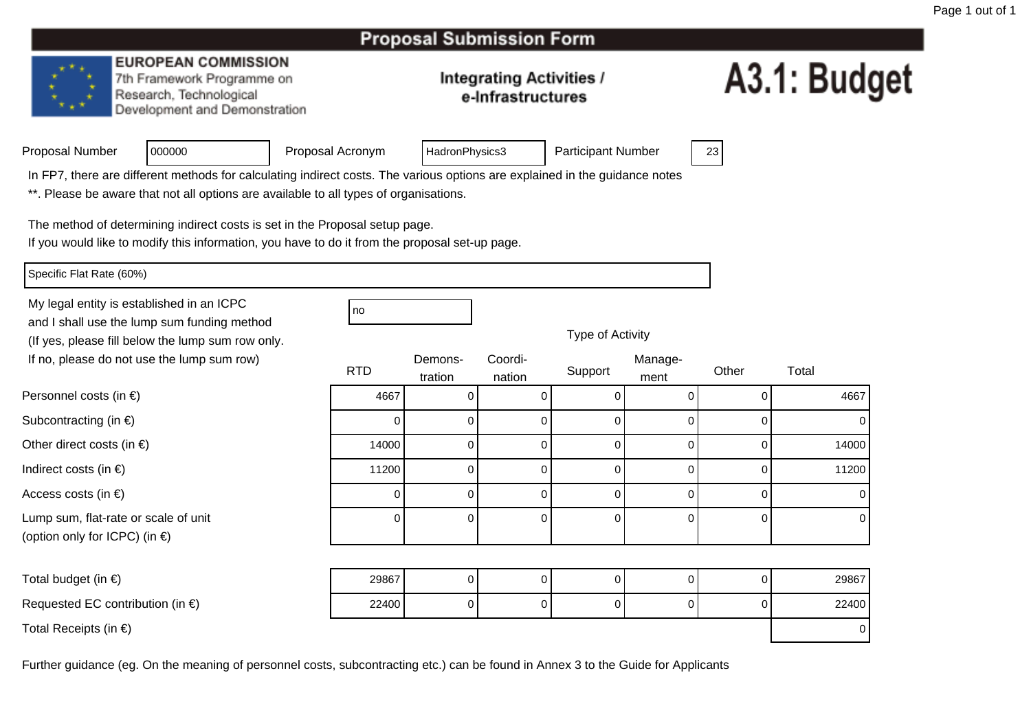# Proposal Submission Form

**EUROPEAN COMMISSION**
7th Framework Programme on Research, Technological Development and Demonstration

**Integrating Activities / e-Infrastructures**

# A3.1: Budget

| Proposal Number | 000000 | Proposal Acronym | HadronPhysics3 | Participant Number | 23 |
|---|---|---|---|---|---|

In FP7, there are different methods for calculating indirect costs. The various options are explained in the guidance notes **. Please be aware that not all options are available to all types of organisations.

The method of determining indirect costs is set in the Proposal setup page.
If you would like to modify this information, you have to do it from the proposal set-up page.

Specific Flat Rate (60%)

My legal entity is established in an ICPC and I shall use the lump sum funding method (If yes, please fill below the lump sum row only. If no, please do not use the lump sum row): no

Type of Activity

| | RTD | Demons-tration | Coordi-nation | Support | Manage-ment | Other | Total |
|---|---|---|---|---|---|---|---|
| Personnel costs (in €) | 4667 | 0 | 0 | 0 | 0 | 0 | 4667 |
| Subcontracting (in €) | 0 | 0 | 0 | 0 | 0 | 0 | 0 |
| Other direct costs (in €) | 14000 | 0 | 0 | 0 | 0 | 0 | 14000 |
| Indirect costs (in €) | 11200 | 0 | 0 | 0 | 0 | 0 | 11200 |
| Access costs (in €) | 0 | 0 | 0 | 0 | 0 | 0 | 0 |
| Lump sum, flat-rate or scale of unit (option only for ICPC) (in €) | 0 | 0 | 0 | 0 | 0 | 0 | 0 |
| Total budget (in €) | 29867 | 0 | 0 | 0 | 0 | 0 | 29867 |
| Requested EC contribution (in €) | 22400 | 0 | 0 | 0 | 0 | 0 | 22400 |
| Total Receipts (in €) | | | | | | | 0 |

Further guidance (eg. On the meaning of personnel costs, subcontracting etc.) can be found in Annex 3 to the Guide for Applicants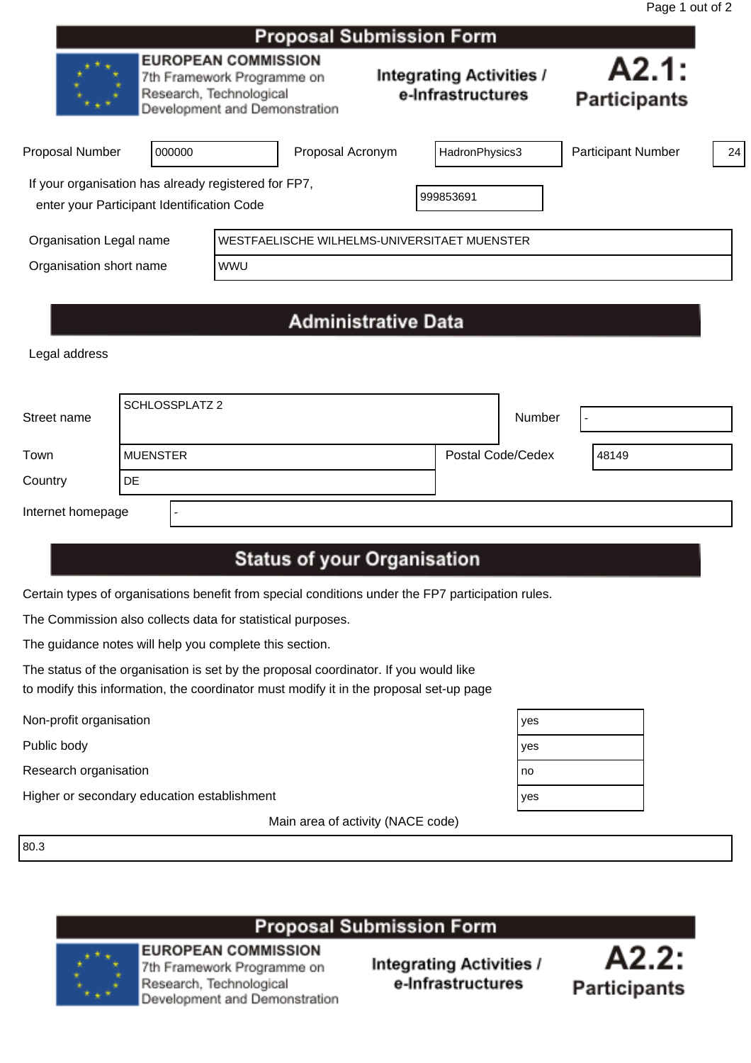# Proposal Submission Form

**EUROPEAN COMMISSION**
7th Framework Programme on Research, Technological Development and Demonstration

**Integrating Activities / e-Infrastructures**

# A2.1: Participants

| | | | | | |
|---|---|---|---|---|---|
| Proposal Number | 000000 | Proposal Acronym | HadronPhysics3 | Participant Number | 24 |

If your organisation has already registered for FP7, enter your Participant Identification Code: 999853691

| | |
|---|---|
| Organisation Legal name | WESTFAELISCHE WILHELMS-UNIVERSITAET MUENSTER |
| Organisation short name | WWU |

## Administrative Data

Legal address

| | | | |
|---|---|---|---|
| Street name | SCHLOSSPLATZ 2 | Number | - |
| Town | MUENSTER | Postal Code/Cedex | 48149 |
| Country | DE | | |
| Internet homepage | - | | |

## Status of your Organisation

Certain types of organisations benefit from special conditions under the FP7 participation rules.

The Commission also collects data for statistical purposes.

The guidance notes will help you complete this section.

The status of the organisation is set by the proposal coordinator. If you would like to modify this information, the coordinator must modify it in the proposal set-up page

| | |
|---|---|
| Non-profit organisation | yes |
| Public body | yes |
| Research organisation | no |
| Higher or secondary education establishment | yes |

Main area of activity (NACE code)

80.3

# Proposal Submission Form

**EUROPEAN COMMISSION**
7th Framework Programme on Research, Technological Development and Demonstration

**Integrating Activities / e-Infrastructures**

# A2.2: Participants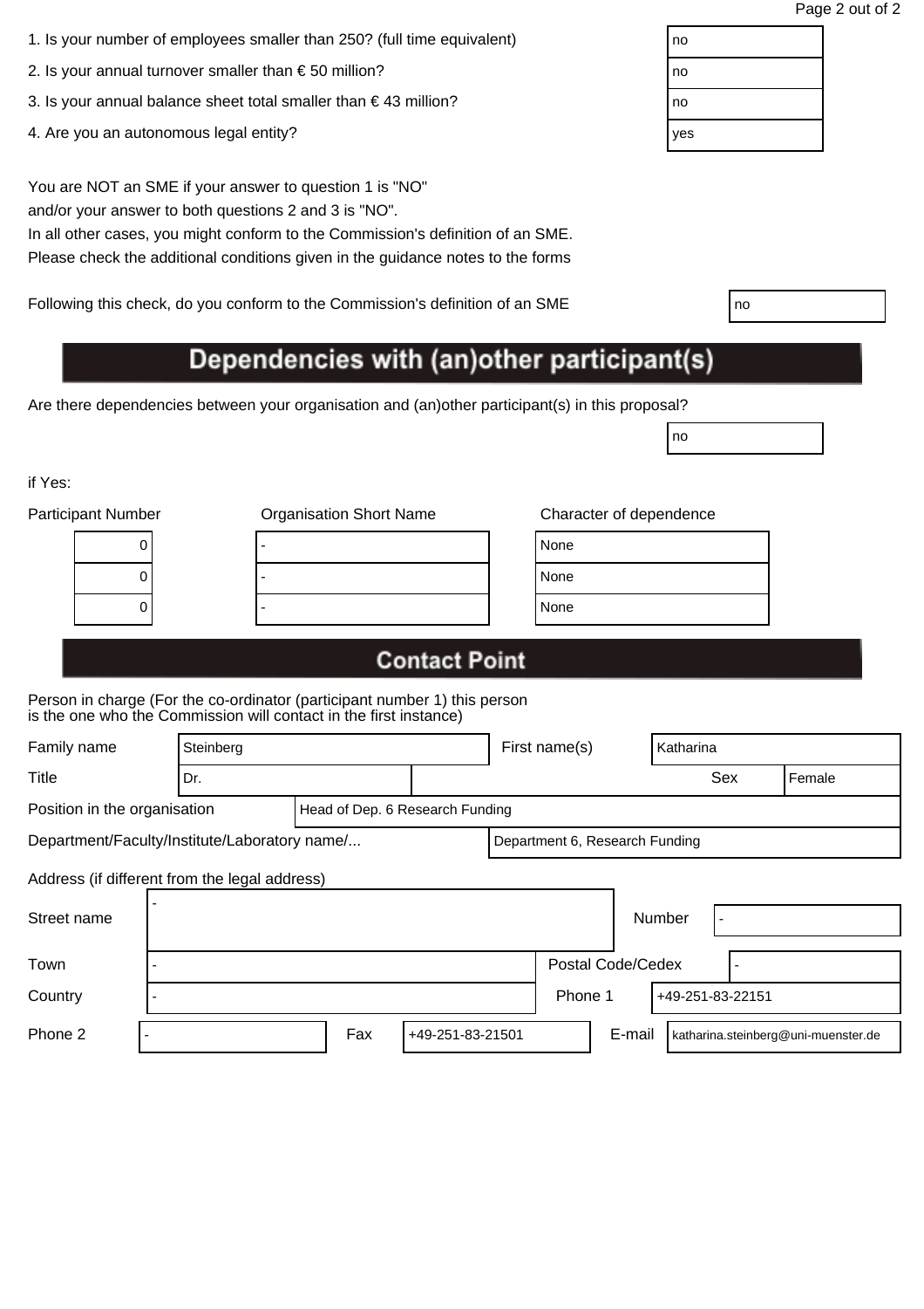| | |
|---|---|
| 1. Is your number of employees smaller than 250? (full time equivalent) | no |
| 2. Is your annual turnover smaller than € 50 million? | no |
| 3. Is your annual balance sheet total smaller than € 43 million? | no |
| 4. Are you an autonomous legal entity? | yes |

You are NOT an SME if your answer to question 1 is "NO"
and/or your answer to both questions 2 and 3 is "NO".
In all other cases, you might conform to the Commission's definition of an SME.
Please check the additional conditions given in the guidance notes to the forms

Following this check, do you conform to the Commission's definition of an SME: no

# Dependencies with (an)other participant(s)

Are there dependencies between your organisation and (an)other participant(s) in this proposal?

no

if Yes:

| Participant Number | Organisation Short Name | Character of dependence |
|---|---|---|
| 0 | - | None |
| 0 | - | None |
| 0 | - | None |

# Contact Point

Person in charge (For the co-ordinator (participant number 1) this person is the one who the Commission will contact in the first instance)

| | | | |
|---|---|---|---|
| Family name | Steinberg | First name(s) | Katharina |
| Title | Dr. | Sex | Female |
| Position in the organisation | Head of Dep. 6 Research Funding | | |
| Department/Faculty/Institute/Laboratory name/... | Department 6, Research Funding | | |

Address (if different from the legal address)

| | | | |
|---|---|---|---|
| Street name | - | Number | - |
| Town | - | Postal Code/Cedex | - |
| Country | - | Phone 1 | +49-251-83-22151 |
| Phone 2 | - | Fax | +49-251-83-21501 |
| E-mail | katharina.steinberg@uni-muenster.de | | |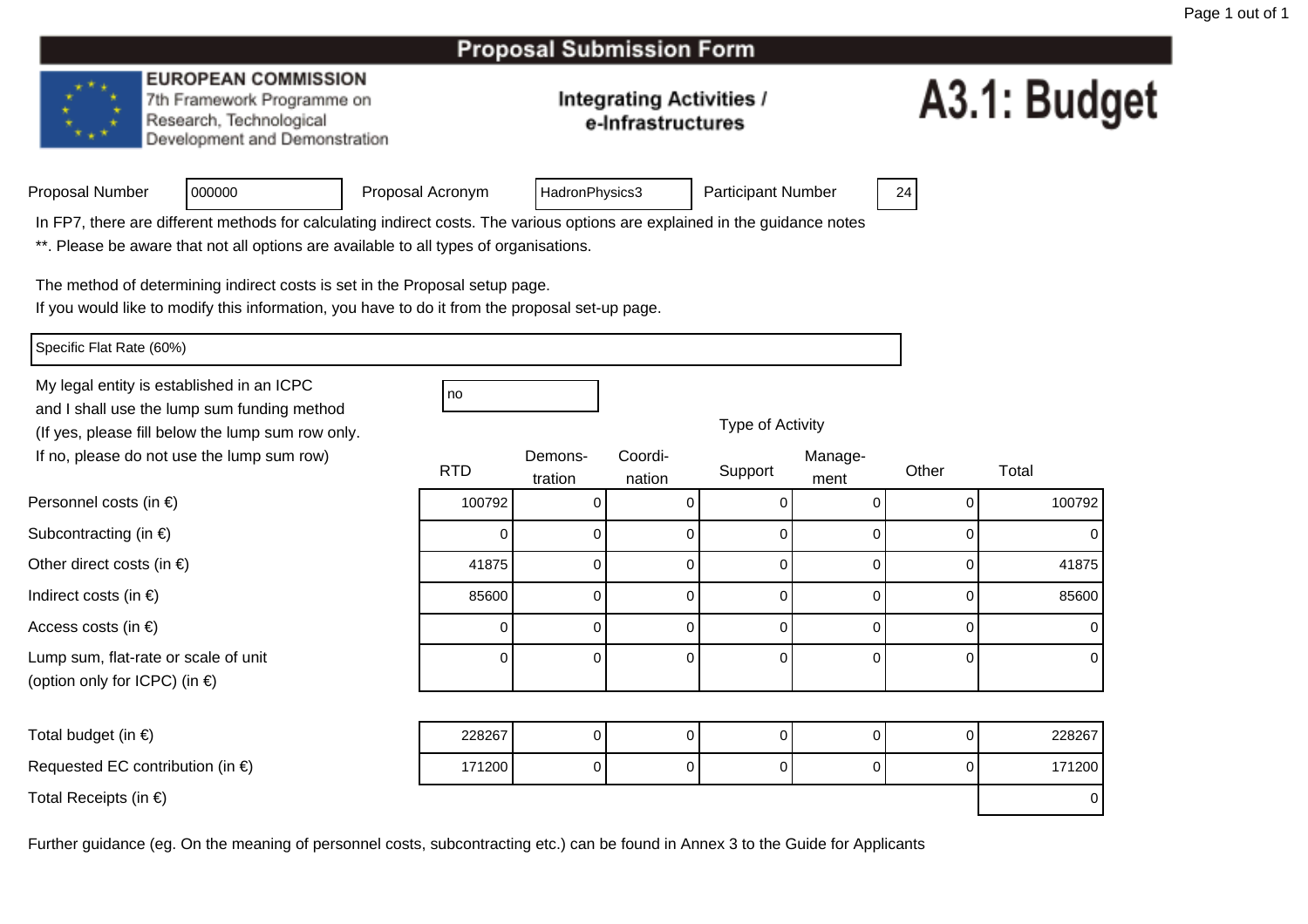# Proposal Submission Form

**EUROPEAN COMMISSION**
7th Framework Programme on Research, Technological Development and Demonstration

**Integrating Activities / e-Infrastructures**

# A3.1: Budget

| Proposal Number | 000000 | Proposal Acronym | HadronPhysics3 | Participant Number | 24 |
|---|---|---|---|---|---|

In FP7, there are different methods for calculating indirect costs. The various options are explained in the guidance notes **. Please be aware that not all options are available to all types of organisations.

The method of determining indirect costs is set in the Proposal setup page.
If you would like to modify this information, you have to do it from the proposal set-up page.

Specific Flat Rate (60%)

My legal entity is established in an ICPC and I shall use the lump sum funding method (If yes, please fill below the lump sum row only. If no, please do not use the lump sum row): no

Type of Activity

| | RTD | Demons-tration | Coordi-nation | Support | Manage-ment | Other | Total |
|---|---|---|---|---|---|---|---|
| Personnel costs (in €) | 100792 | 0 | 0 | 0 | 0 | 0 | 100792 |
| Subcontracting (in €) | 0 | 0 | 0 | 0 | 0 | 0 | 0 |
| Other direct costs (in €) | 41875 | 0 | 0 | 0 | 0 | 0 | 41875 |
| Indirect costs (in €) | 85600 | 0 | 0 | 0 | 0 | 0 | 85600 |
| Access costs (in €) | 0 | 0 | 0 | 0 | 0 | 0 | 0 |
| Lump sum, flat-rate or scale of unit (option only for ICPC) (in €) | 0 | 0 | 0 | 0 | 0 | 0 | 0 |
| Total budget (in €) | 228267 | 0 | 0 | 0 | 0 | 0 | 228267 |
| Requested EC contribution (in €) | 171200 | 0 | 0 | 0 | 0 | 0 | 171200 |
| Total Receipts (in €) | | | | | | | 0 |

Further guidance (eg. On the meaning of personnel costs, subcontracting etc.) can be found in Annex 3 to the Guide for Applicants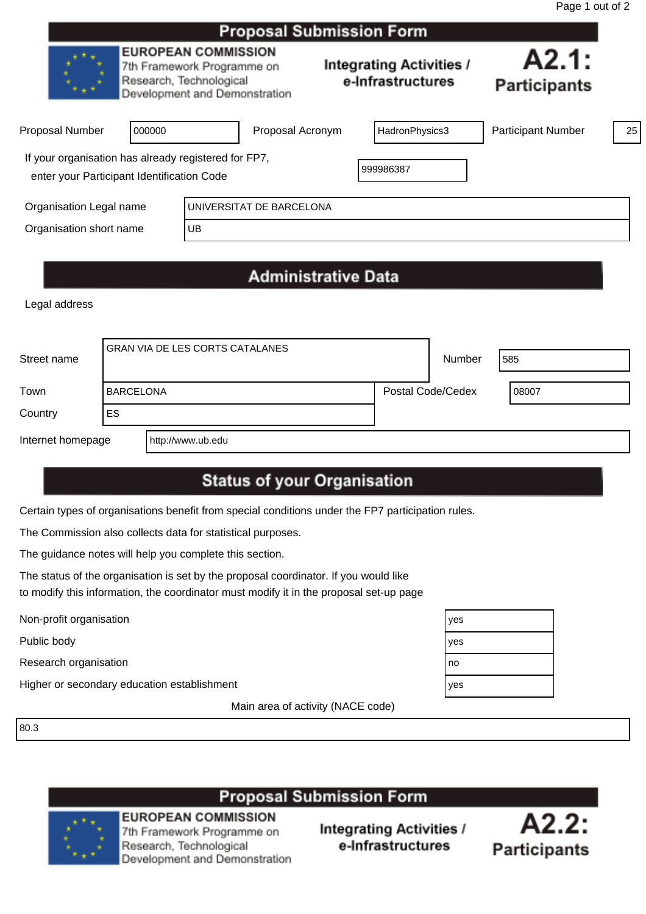# Proposal Submission Form

**EUROPEAN COMMISSION**
7th Framework Programme on Research, Technological Development and Demonstration

**Integrating Activities / e-Infrastructures**

# A2.1: Participants

| | | | | | |
|---|---|---|---|---|---|
| Proposal Number | 000000 | Proposal Acronym | HadronPhysics3 | Participant Number | 25 |

If your organisation has already registered for FP7, enter your Participant Identification Code: 999986387

| | |
|---|---|
| Organisation Legal name | UNIVERSITAT DE BARCELONA |
| Organisation short name | UB |

## Administrative Data

Legal address

| | | | |
|---|---|---|---|
| Street name | GRAN VIA DE LES CORTS CATALANES | Number | 585 |
| Town | BARCELONA | Postal Code/Cedex | 08007 |
| Country | ES | | |
| Internet homepage | http://www.ub.edu | | |

## Status of your Organisation

Certain types of organisations benefit from special conditions under the FP7 participation rules.

The Commission also collects data for statistical purposes.

The guidance notes will help you complete this section.

The status of the organisation is set by the proposal coordinator. If you would like to modify this information, the coordinator must modify it in the proposal set-up page

| | |
|---|---|
| Non-profit organisation | yes |
| Public body | yes |
| Research organisation | no |
| Higher or secondary education establishment | yes |

Main area of activity (NACE code)

80.3

# Proposal Submission Form

**EUROPEAN COMMISSION**
7th Framework Programme on Research, Technological Development and Demonstration

**Integrating Activities / e-Infrastructures**

# A2.2: Participants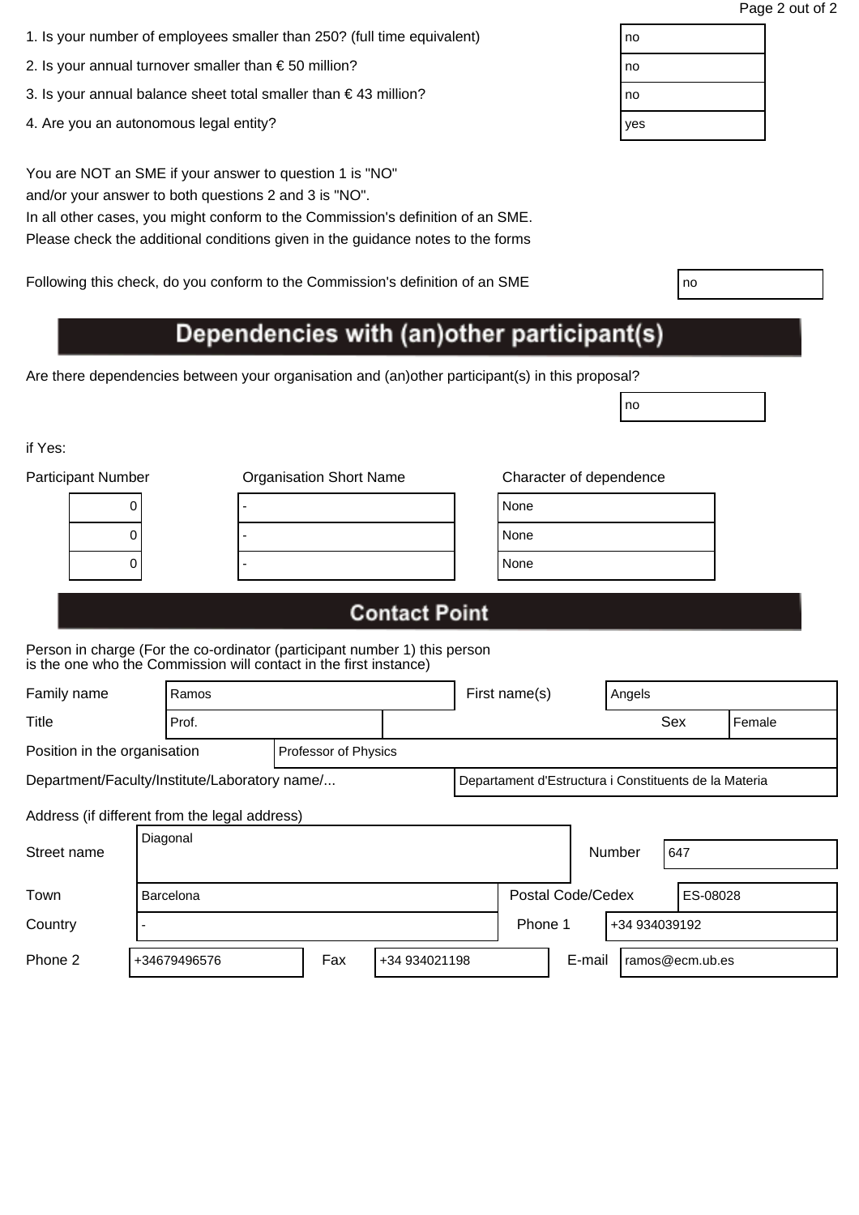| | |
|---|---|
| 1. Is your number of employees smaller than 250? (full time equivalent) | no |
| 2. Is your annual turnover smaller than € 50 million? | no |
| 3. Is your annual balance sheet total smaller than € 43 million? | no |
| 4. Are you an autonomous legal entity? | yes |

You are NOT an SME if your answer to question 1 is "NO"
and/or your answer to both questions 2 and 3 is "NO".
In all other cases, you might conform to the Commission's definition of an SME.
Please check the additional conditions given in the guidance notes to the forms

| | |
|---|---|
| Following this check, do you conform to the Commission's definition of an SME | no |

# Dependencies with (an)other participant(s)

| | |
|---|---|
| Are there dependencies between your organisation and (an)other participant(s) in this proposal? | no |

if Yes:

| Participant Number | Organisation Short Name | Character of dependence |
|---|---|---|
| 0 | - | None |
| 0 | - | None |
| 0 | - | None |

# Contact Point

Person in charge (For the co-ordinator (participant number 1) this person is the one who the Commission will contact in the first instance)

| | | | |
|---|---|---|---|
| Family name | Ramos | First name(s) | Angels |
| Title | Prof. | Sex | Female |
| Position in the organisation | Professor of Physics | | |
| Department/Faculty/Institute/Laboratory name/... | Departament d'Estructura i Constituents de la Materia | | |

Address (if different from the legal address)

| | | | |
|---|---|---|---|
| Street name | Diagonal | Number | 647 |
| Town | Barcelona | Postal Code/Cedex | ES-08028 |
| Country | - | Phone 1 | +34 934039192 |
| Phone 2 | +34679496576 | Fax | +34 934021198 |
| E-mail | ramos@ecm.ub.es | | |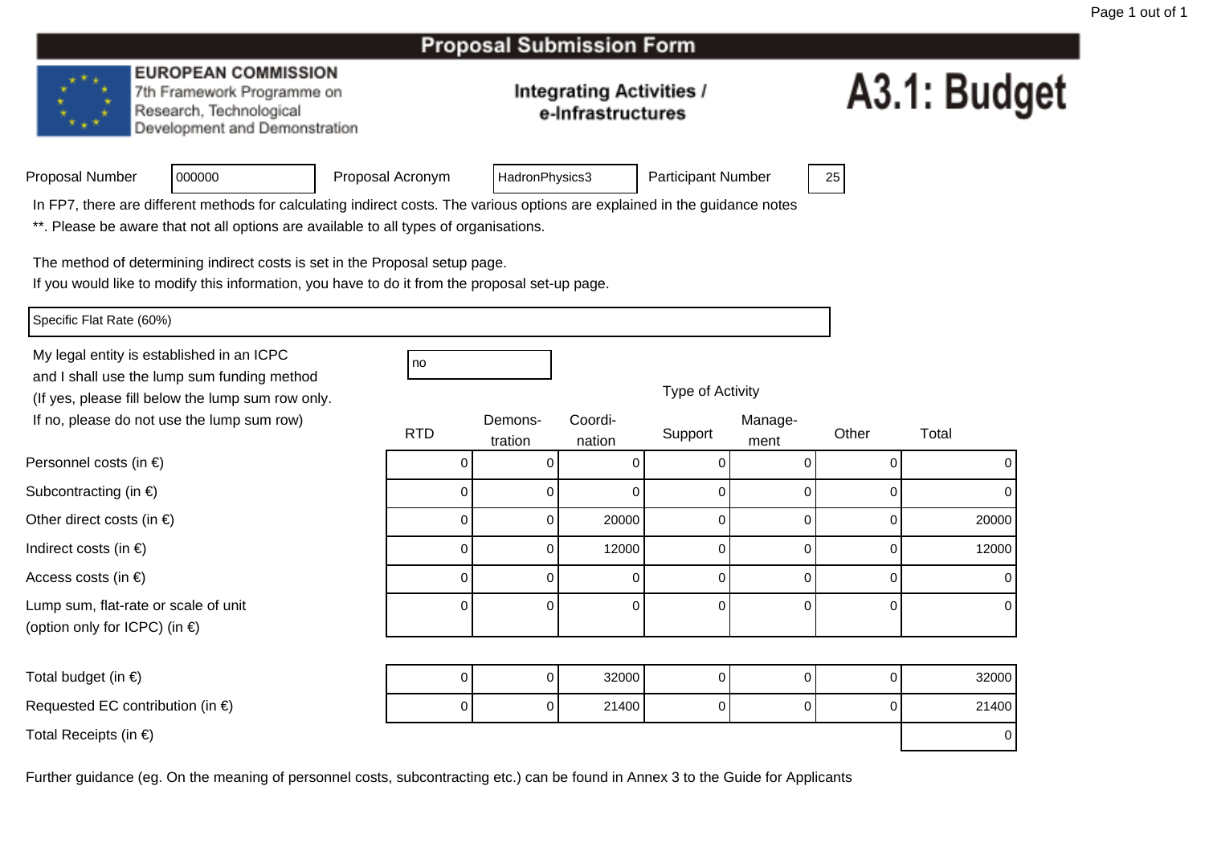## Proposal Submission Form

**EUROPEAN COMMISSION**
7th Framework Programme on Research, Technological Development and Demonstration

**Integrating Activities / e-Infrastructures**

# A3.1: Budget

| Proposal Number | 000000 | Proposal Acronym | HadronPhysics3 | Participant Number | 25 |
|---|---|---|---|---|---|

In FP7, there are different methods for calculating indirect costs. The various options are explained in the guidance notes **. Please be aware that not all options are available to all types of organisations.

The method of determining indirect costs is set in the Proposal setup page.
If you would like to modify this information, you have to do it from the proposal set-up page.

Specific Flat Rate (60%)

My legal entity is established in an ICPC and I shall use the lump sum funding method (If yes, please fill below the lump sum row only. If no, please do not use the lump sum row): no

Type of Activity

| | RTD | Demons-tration | Coordi-nation | Support | Manage-ment | Other | Total |
|---|---|---|---|---|---|---|---|
| Personnel costs (in €) | 0 | 0 | 0 | 0 | 0 | 0 | 0 |
| Subcontracting (in €) | 0 | 0 | 0 | 0 | 0 | 0 | 0 |
| Other direct costs (in €) | 0 | 0 | 20000 | 0 | 0 | 0 | 20000 |
| Indirect costs (in €) | 0 | 0 | 12000 | 0 | 0 | 0 | 12000 |
| Access costs (in €) | 0 | 0 | 0 | 0 | 0 | 0 | 0 |
| Lump sum, flat-rate or scale of unit (option only for ICPC) (in €) | 0 | 0 | 0 | 0 | 0 | 0 | 0 |
| Total budget (in €) | 0 | 0 | 32000 | 0 | 0 | 0 | 32000 |
| Requested EC contribution (in €) | 0 | 0 | 21400 | 0 | 0 | 0 | 21400 |
| Total Receipts (in €) | | | | | | | 0 |

Further guidance (eg. On the meaning of personnel costs, subcontracting etc.) can be found in Annex 3 to the Guide for Applicants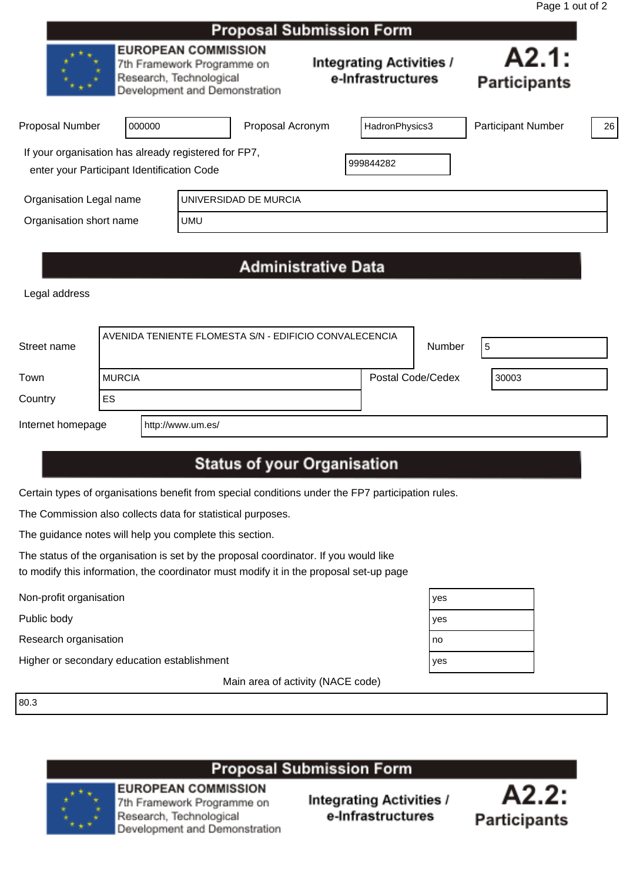# Proposal Submission Form

**EUROPEAN COMMISSION**
7th Framework Programme on Research, Technological Development and Demonstration

**Integrating Activities / e-Infrastructures**

# A2.1: Participants

| Proposal Number | 000000 | Proposal Acronym | HadronPhysics3 | Participant Number | 26 |
|---|---|---|---|---|---|

If your organisation has already registered for FP7, enter your Participant Identification Code: 999844282

| | |
|---|---|
| Organisation Legal name | UNIVERSIDAD DE MURCIA |
| Organisation short name | UMU |

## Administrative Data

Legal address

| | | | |
|---|---|---|---|
| Street name | AVENIDA TENIENTE FLOMESTA S/N - EDIFICIO CONVALECENCIA | Number | 5 |
| Town | MURCIA | Postal Code/Cedex | 30003 |
| Country | ES | | |
| Internet homepage | http://www.um.es/ | | |

## Status of your Organisation

Certain types of organisations benefit from special conditions under the FP7 participation rules.

The Commission also collects data for statistical purposes.

The guidance notes will help you complete this section.

The status of the organisation is set by the proposal coordinator. If you would like to modify this information, the coordinator must modify it in the proposal set-up page

| | |
|---|---|
| Non-profit organisation | yes |
| Public body | yes |
| Research organisation | no |
| Higher or secondary education establishment | yes |

Main area of activity (NACE code)

80.3

# Proposal Submission Form

**EUROPEAN COMMISSION**
7th Framework Programme on Research, Technological Development and Demonstration

**Integrating Activities / e-Infrastructures**

# A2.2: Participants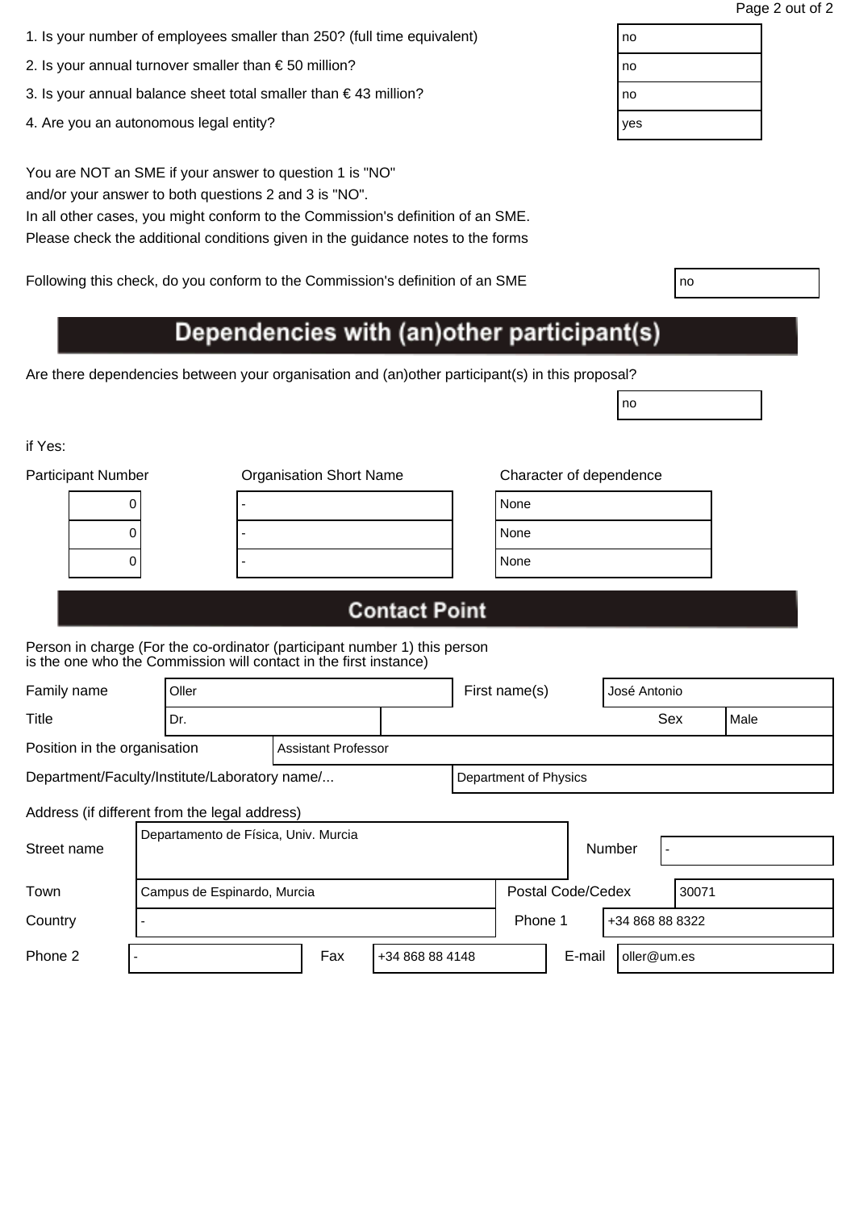| | |
|---|---|
| 1. Is your number of employees smaller than 250? (full time equivalent) | no |
| 2. Is your annual turnover smaller than € 50 million? | no |
| 3. Is your annual balance sheet total smaller than € 43 million? | no |
| 4. Are you an autonomous legal entity? | yes |

You are NOT an SME if your answer to question 1 is "NO"
and/or your answer to both questions 2 and 3 is "NO".
In all other cases, you might conform to the Commission's definition of an SME.
Please check the additional conditions given in the guidance notes to the forms

Following this check, do you conform to the Commission's definition of an SME: no

# Dependencies with (an)other participant(s)

Are there dependencies between your organisation and (an)other participant(s) in this proposal? no

if Yes:

| Participant Number | Organisation Short Name | Character of dependence |
|---|---|---|
| 0 | - | None |
| 0 | - | None |
| 0 | - | None |

# Contact Point

Person in charge (For the co-ordinator (participant number 1) this person is the one who the Commission will contact in the first instance)

| | | | |
|---|---|---|---|
| Family name | Oller | First name(s) | José Antonio |
| Title | Dr. | Sex | Male |
| Position in the organisation | Assistant Professor | | |
| Department/Faculty/Institute/Laboratory name/... | Department of Physics | | |

Address (if different from the legal address)

| | | | |
|---|---|---|---|
| Street name | Departamento de Física, Univ. Murcia | Number | - |
| Town | Campus de Espinardo, Murcia | Postal Code/Cedex | 30071 |
| Country | - | Phone 1 | +34 868 88 8322 |
| Phone 2 | - | Fax | +34 868 88 4148 |
| E-mail | oller@um.es | | |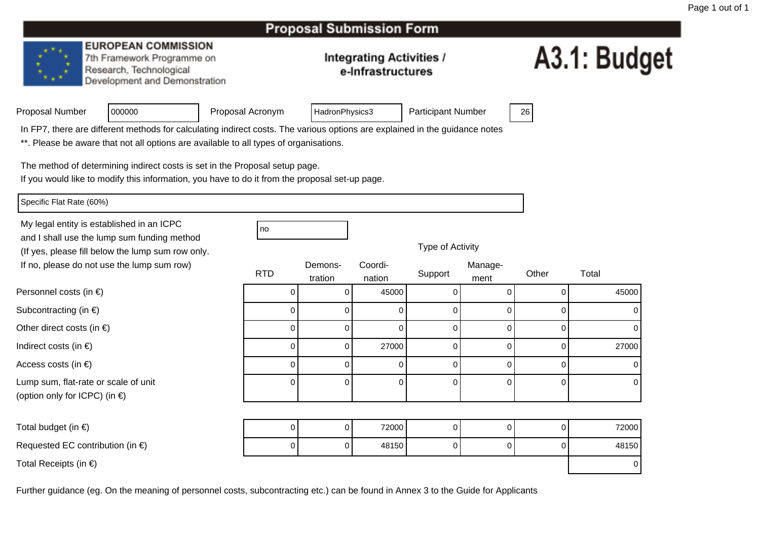# Proposal Submission Form

**EUROPEAN COMMISSION**
7th Framework Programme on Research, Technological Development and Demonstration

**Integrating Activities / e-Infrastructures**

# A3.1: Budget

| Proposal Number | 000000 | Proposal Acronym | HadronPhysics3 | Participant Number | 26 |
|---|---|---|---|---|---|

In FP7, there are different methods for calculating indirect costs. The various options are explained in the guidance notes **. Please be aware that not all options are available to all types of organisations.

The method of determining indirect costs is set in the Proposal setup page.
If you would like to modify this information, you have to do it from the proposal set-up page.

Specific Flat Rate (60%)

My legal entity is established in an ICPC and I shall use the lump sum funding method (If yes, please fill below the lump sum row only. If no, please do not use the lump sum row): no

| Type of Activity | RTD | Demons-tration | Coordi-nation | Support | Manage-ment | Other | Total |
|---|---|---|---|---|---|---|---|
| Personnel costs (in €) | 0 | 0 | 45000 | 0 | 0 | 0 | 45000 |
| Subcontracting (in €) | 0 | 0 | 0 | 0 | 0 | 0 | 0 |
| Other direct costs (in €) | 0 | 0 | 0 | 0 | 0 | 0 | 0 |
| Indirect costs (in €) | 0 | 0 | 27000 | 0 | 0 | 0 | 27000 |
| Access costs (in €) | 0 | 0 | 0 | 0 | 0 | 0 | 0 |
| Lump sum, flat-rate or scale of unit (option only for ICPC) (in €) | 0 | 0 | 0 | 0 | 0 | 0 | 0 |
| Total budget (in €) | 0 | 0 | 72000 | 0 | 0 | 0 | 72000 |
| Requested EC contribution (in €) | 0 | 0 | 48150 | 0 | 0 | 0 | 48150 |
| Total Receipts (in €) | | | | | | | 0 |

Further guidance (eg. On the meaning of personnel costs, subcontracting etc.) can be found in Annex 3 to the Guide for Applicants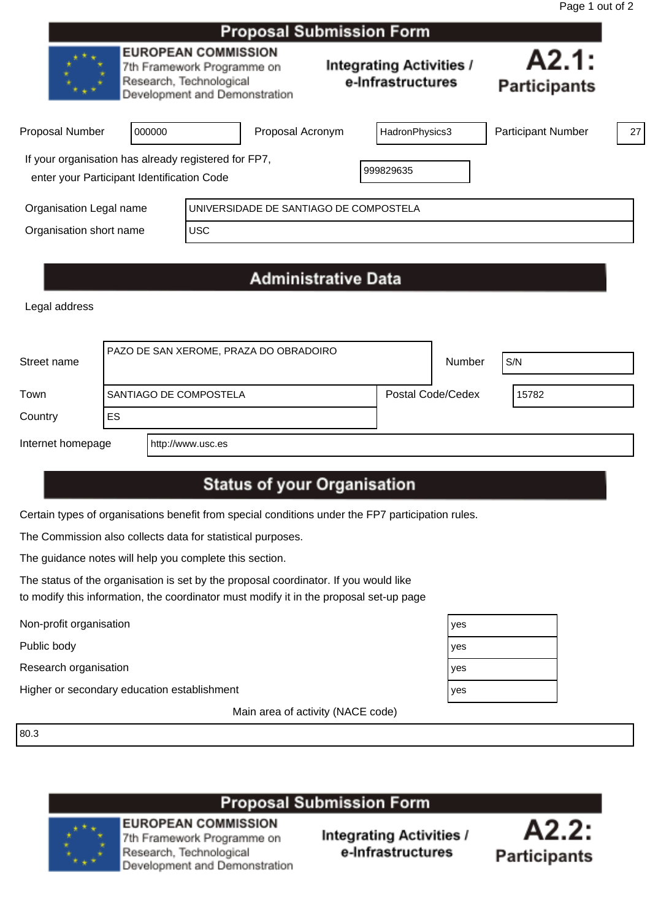# Proposal Submission Form

**EUROPEAN COMMISSION**
7th Framework Programme on Research, Technological Development and Demonstration

**Integrating Activities / e-Infrastructures**

# A2.1: Participants

| | | | | | |
|---|---|---|---|---|---|
| Proposal Number | 000000 | Proposal Acronym | HadronPhysics3 | Participant Number | 27 |

If your organisation has already registered for FP7, enter your Participant Identification Code: 999829635

| | |
|---|---|
| Organisation Legal name | UNIVERSIDADE DE SANTIAGO DE COMPOSTELA |
| Organisation short name | USC |

## Administrative Data

Legal address

| | | | |
|---|---|---|---|
| Street name | PAZO DE SAN XEROME, PRAZA DO OBRADOIRO | Number | S/N |
| Town | SANTIAGO DE COMPOSTELA | Postal Code/Cedex | 15782 |
| Country | ES | | |

Internet homepage: http://www.usc.es

## Status of your Organisation

Certain types of organisations benefit from special conditions under the FP7 participation rules.

The Commission also collects data for statistical purposes.

The guidance notes will help you complete this section.

The status of the organisation is set by the proposal coordinator. If you would like to modify this information, the coordinator must modify it in the proposal set-up page

| | |
|---|---|
| Non-profit organisation | yes |
| Public body | yes |
| Research organisation | yes |
| Higher or secondary education establishment | yes |

Main area of activity (NACE code)

80.3

# Proposal Submission Form

**EUROPEAN COMMISSION**
7th Framework Programme on Research, Technological Development and Demonstration

**Integrating Activities / e-Infrastructures**

# A2.2: Participants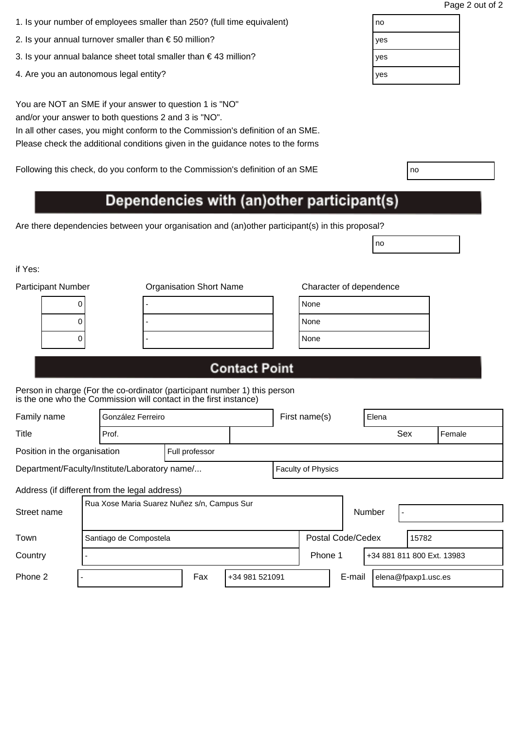| | |
|---|---|
| 1. Is your number of employees smaller than 250? (full time equivalent) | no |
| 2. Is your annual turnover smaller than € 50 million? | yes |
| 3. Is your annual balance sheet total smaller than € 43 million? | yes |
| 4. Are you an autonomous legal entity? | yes |

You are NOT an SME if your answer to question 1 is "NO"
and/or your answer to both questions 2 and 3 is "NO".
In all other cases, you might conform to the Commission's definition of an SME.
Please check the additional conditions given in the guidance notes to the forms

Following this check, do you conform to the Commission's definition of an SME: no

# Dependencies with (an)other participant(s)

Are there dependencies between your organisation and (an)other participant(s) in this proposal? no

if Yes:

| Participant Number | Organisation Short Name | Character of dependence |
|---|---|---|
| 0 | - | None |
| 0 | - | None |
| 0 | - | None |

# Contact Point

Person in charge (For the co-ordinator (participant number 1) this person is the one who the Commission will contact in the first instance)

| | | | |
|---|---|---|---|
| Family name | González Ferreiro | First name(s) | Elena |
| Title | Prof. | Sex | Female |
| Position in the organisation | Full professor | | |
| Department/Faculty/Institute/Laboratory name/... | Faculty of Physics | | |

Address (if different from the legal address)

| | | | |
|---|---|---|---|
| Street name | Rua Xose Maria Suarez Nuñez s/n, Campus Sur | Number | - |
| Town | Santiago de Compostela | Postal Code/Cedex | 15782 |
| Country | - | Phone 1 | +34 881 811 800 Ext. 13983 |
| Phone 2 | - | Fax | +34 981 521091 |
| E-mail | elena@fpaxp1.usc.es | | |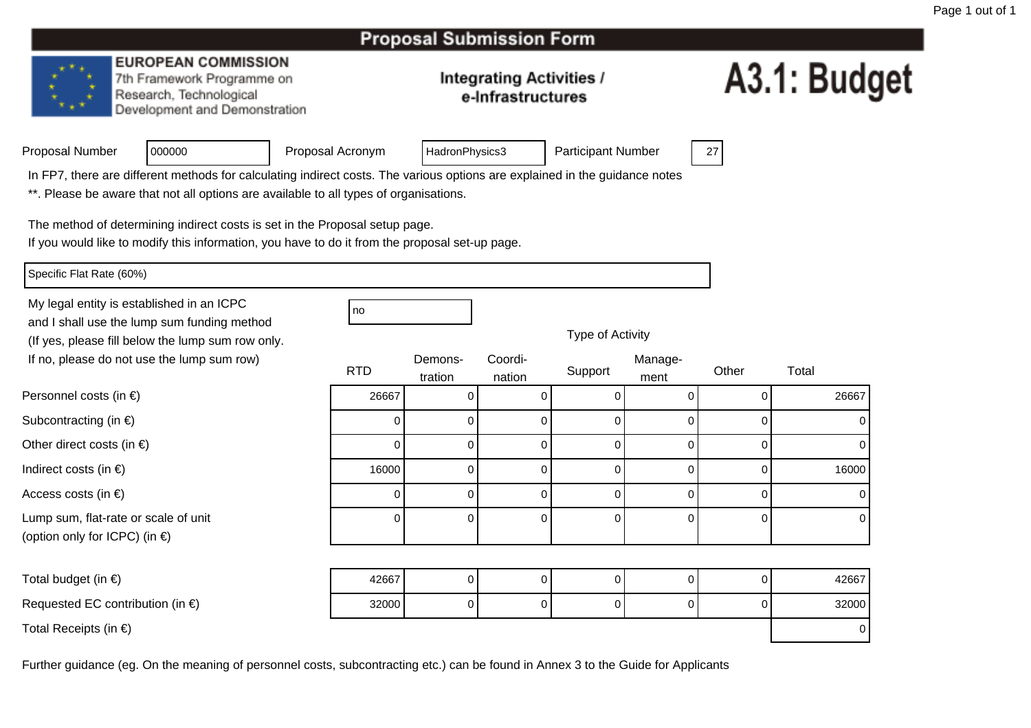# Proposal Submission Form

**EUROPEAN COMMISSION**
7th Framework Programme on Research, Technological Development and Demonstration

**Integrating Activities / e-Infrastructures**

# A3.1: Budget

| | | | | | |
|---|---|---|---|---|---|
| Proposal Number | 000000 | Proposal Acronym | HadronPhysics3 | Participant Number | 27 |

In FP7, there are different methods for calculating indirect costs. The various options are explained in the guidance notes **. Please be aware that not all options are available to all types of organisations.

The method of determining indirect costs is set in the Proposal setup page.
If you would like to modify this information, you have to do it from the proposal set-up page.

Specific Flat Rate (60%)

My legal entity is established in an ICPC and I shall use the lump sum funding method (If yes, please fill below the lump sum row only. If no, please do not use the lump sum row): no

Type of Activity

| | RTD | Demons-tration | Coordi-nation | Support | Manage-ment | Other | Total |
|---|---|---|---|---|---|---|---|
| Personnel costs (in €) | 26667 | 0 | 0 | 0 | 0 | 0 | 26667 |
| Subcontracting (in €) | 0 | 0 | 0 | 0 | 0 | 0 | 0 |
| Other direct costs (in €) | 0 | 0 | 0 | 0 | 0 | 0 | 0 |
| Indirect costs (in €) | 16000 | 0 | 0 | 0 | 0 | 0 | 16000 |
| Access costs (in €) | 0 | 0 | 0 | 0 | 0 | 0 | 0 |
| Lump sum, flat-rate or scale of unit (option only for ICPC) (in €) | 0 | 0 | 0 | 0 | 0 | 0 | 0 |
| Total budget (in €) | 42667 | 0 | 0 | 0 | 0 | 0 | 42667 |
| Requested EC contribution (in €) | 32000 | 0 | 0 | 0 | 0 | 0 | 32000 |
| Total Receipts (in €) | | | | | | | 0 |

Further guidance (eg. On the meaning of personnel costs, subcontracting etc.) can be found in Annex 3 to the Guide for Applicants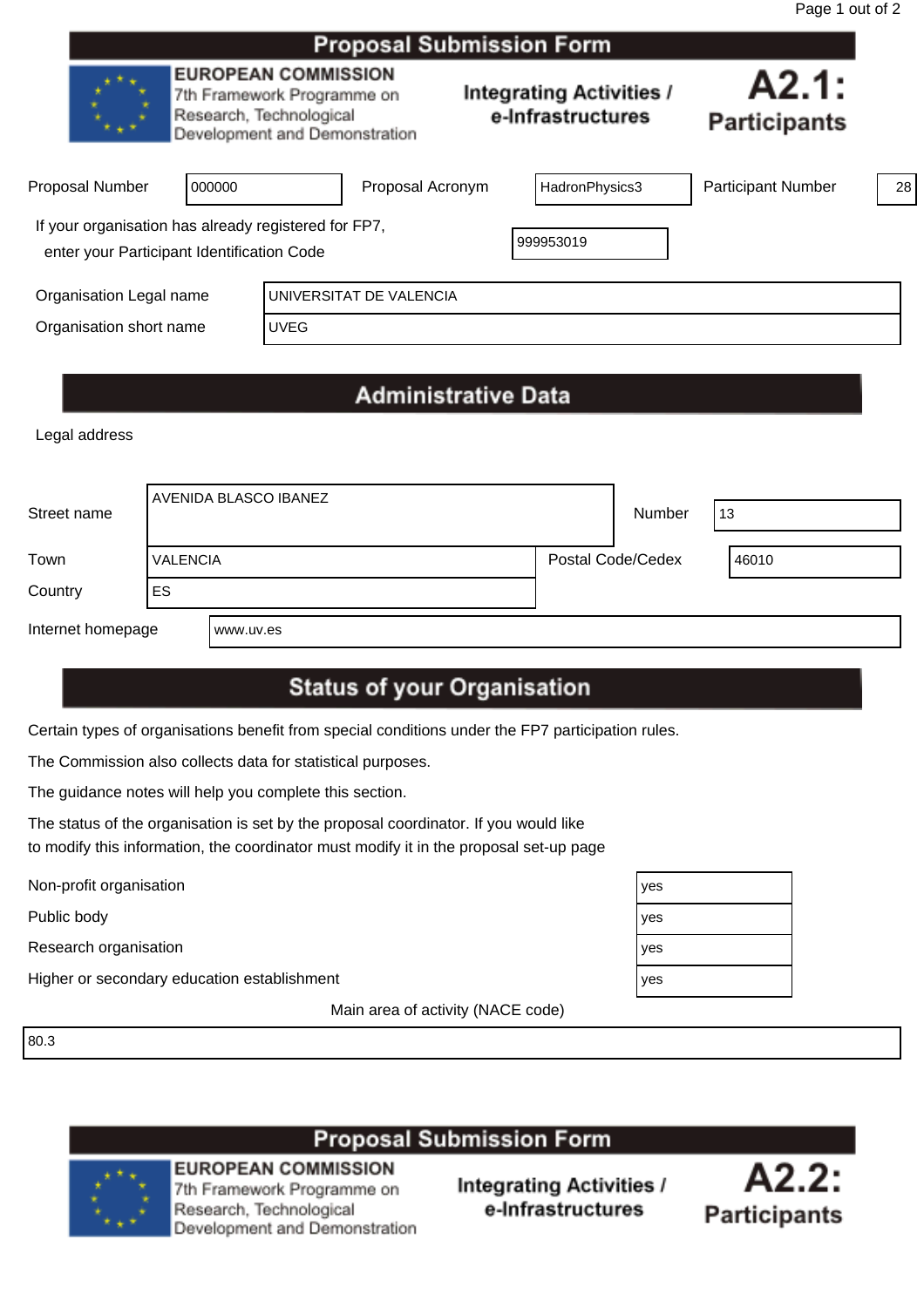# Proposal Submission Form

**EUROPEAN COMMISSION**
7th Framework Programme on Research, Technological Development and Demonstration

**Integrating Activities / e-Infrastructures**

# A2.1: Participants

| Proposal Number | 000000 | Proposal Acronym | HadronPhysics3 | Participant Number | 28 |
|---|---|---|---|---|---|

If your organisation has already registered for FP7, enter your Participant Identification Code: 999953019

| | |
|---|---|
| Organisation Legal name | UNIVERSITAT DE VALENCIA |
| Organisation short name | UVEG |

## Administrative Data

Legal address

| | | | |
|---|---|---|---|
| Street name | AVENIDA BLASCO IBANEZ | Number | 13 |
| Town | VALENCIA | Postal Code/Cedex | 46010 |
| Country | ES | | |
| Internet homepage | www.uv.es | | |

## Status of your Organisation

Certain types of organisations benefit from special conditions under the FP7 participation rules.

The Commission also collects data for statistical purposes.

The guidance notes will help you complete this section.

The status of the organisation is set by the proposal coordinator. If you would like to modify this information, the coordinator must modify it in the proposal set-up page

| | |
|---|---|
| Non-profit organisation | yes |
| Public body | yes |
| Research organisation | yes |
| Higher or secondary education establishment | yes |

Main area of activity (NACE code)

80.3

# Proposal Submission Form

**EUROPEAN COMMISSION**
7th Framework Programme on Research, Technological Development and Demonstration

**Integrating Activities / e-Infrastructures**

# A2.2: Participants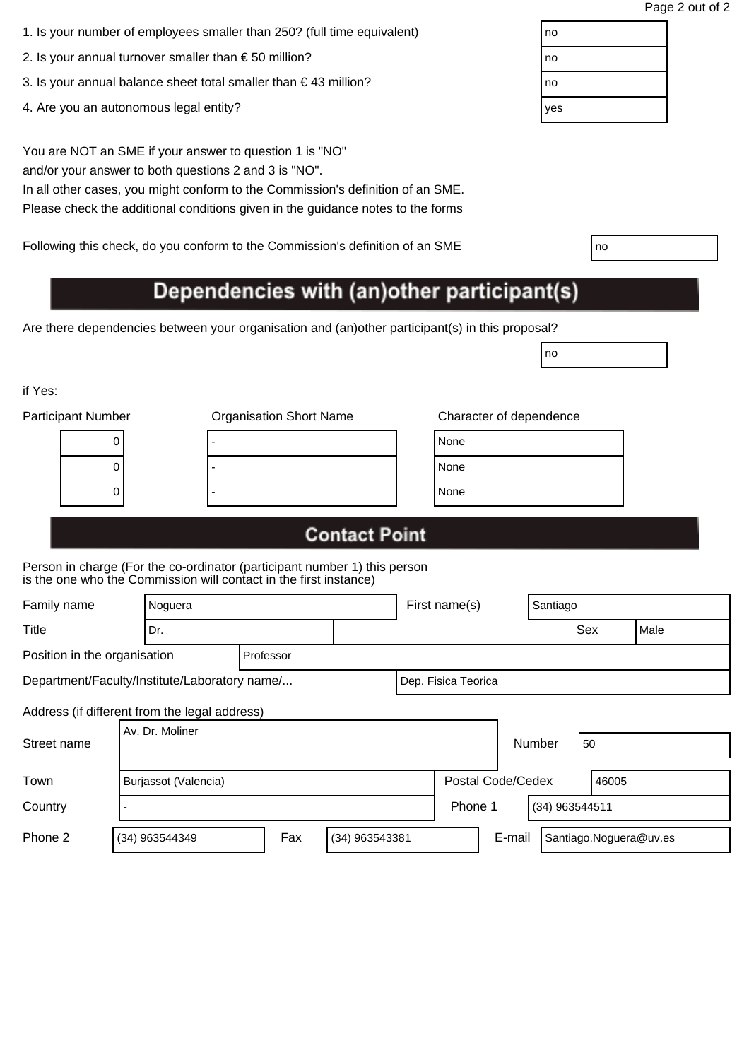| | |
|---|---|
| 1. Is your number of employees smaller than 250? (full time equivalent) | no |
| 2. Is your annual turnover smaller than € 50 million? | no |
| 3. Is your annual balance sheet total smaller than € 43 million? | no |
| 4. Are you an autonomous legal entity? | yes |

You are NOT an SME if your answer to question 1 is "NO"
and/or your answer to both questions 2 and 3 is "NO".
In all other cases, you might conform to the Commission's definition of an SME.
Please check the additional conditions given in the guidance notes to the forms

Following this check, do you conform to the Commission's definition of an SME: no

# Dependencies with (an)other participant(s)

Are there dependencies between your organisation and (an)other participant(s) in this proposal? no

if Yes:

| Participant Number | Organisation Short Name | Character of dependence |
|---|---|---|
| 0 | - | None |
| 0 | - | None |
| 0 | - | None |

# Contact Point

Person in charge (For the co-ordinator (participant number 1) this person is the one who the Commission will contact in the first instance)

| | | | |
|---|---|---|---|
| Family name | Noguera | First name(s) | Santiago |
| Title | Dr. | Sex | Male |
| Position in the organisation | Professor | | |
| Department/Faculty/Institute/Laboratory name/... | Dep. Fisica Teorica | | |

Address (if different from the legal address)

| | | | |
|---|---|---|---|
| Street name | Av. Dr. Moliner | Number | 50 |
| Town | Burjassot (Valencia) | Postal Code/Cedex | 46005 |
| Country | - | Phone 1 | (34) 963544511 |
| Phone 2 | (34) 963544349 | Fax | (34) 963543381 |
| E-mail | Santiago.Noguera@uv.es | | |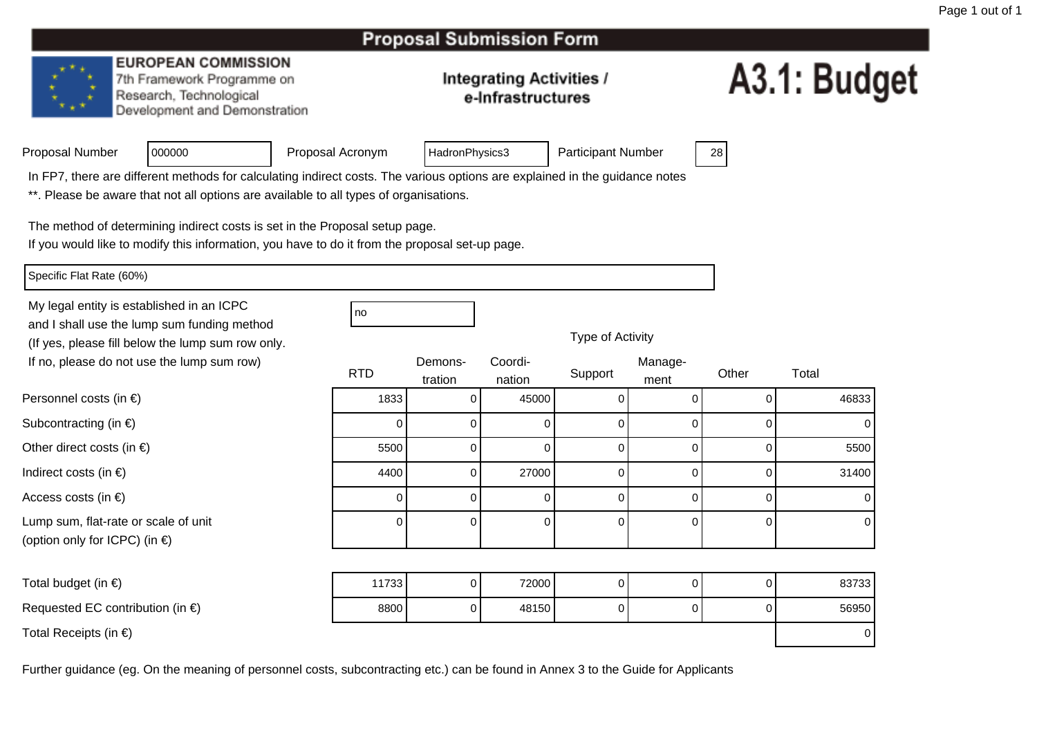# Proposal Submission Form

**EUROPEAN COMMISSION**
7th Framework Programme on Research, Technological Development and Demonstration

**Integrating Activities / e-Infrastructures**

# A3.1: Budget

Proposal Number: 000000 | Proposal Acronym: HadronPhysics3 | Participant Number: 28

In FP7, there are different methods for calculating indirect costs. The various options are explained in the guidance notes **. Please be aware that not all options are available to all types of organisations.

The method of determining indirect costs is set in the Proposal setup page.
If you would like to modify this information, you have to do it from the proposal set-up page.

Specific Flat Rate (60%)

My legal entity is established in an ICPC and I shall use the lump sum funding method (If yes, please fill below the lump sum row only. If no, please do not use the lump sum row): no

Type of Activity

| | RTD | Demonstration | Coordination | Support | Management | Other | Total |
|---|---|---|---|---|---|---|---|
| Personnel costs (in €) | 1833 | 0 | 45000 | 0 | 0 | 0 | 46833 |
| Subcontracting (in €) | 0 | 0 | 0 | 0 | 0 | 0 | 0 |
| Other direct costs (in €) | 5500 | 0 | 0 | 0 | 0 | 0 | 5500 |
| Indirect costs (in €) | 4400 | 0 | 27000 | 0 | 0 | 0 | 31400 |
| Access costs (in €) | 0 | 0 | 0 | 0 | 0 | 0 | 0 |
| Lump sum, flat-rate or scale of unit (option only for ICPC) (in €) | 0 | 0 | 0 | 0 | 0 | 0 | 0 |
| Total budget (in €) | 11733 | 0 | 72000 | 0 | 0 | 0 | 83733 |
| Requested EC contribution (in €) | 8800 | 0 | 48150 | 0 | 0 | 0 | 56950 |
| Total Receipts (in €) | | | | | | | 0 |

Further guidance (eg. On the meaning of personnel costs, subcontracting etc.) can be found in Annex 3 to the Guide for Applicants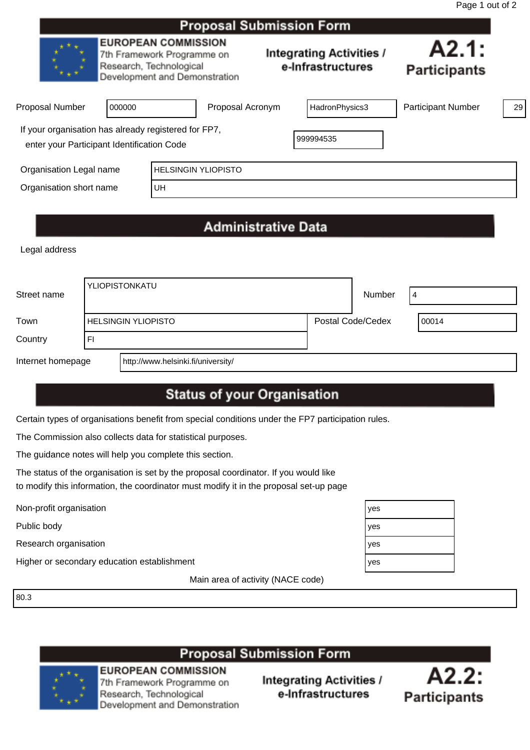# Proposal Submission Form

**EUROPEAN COMMISSION**
7th Framework Programme on Research, Technological Development and Demonstration

**Integrating Activities / e-Infrastructures**

**A2.1: Participants**

| | | | | | |
|---|---|---|---|---|---|
| Proposal Number | 000000 | Proposal Acronym | HadronPhysics3 | Participant Number | 29 |

If your organisation has already registered for FP7, enter your Participant Identification Code: 999994535

| | |
|---|---|
| Organisation Legal name | HELSINGIN YLIOPISTO |
| Organisation short name | UH |

## Administrative Data

Legal address

| | | | |
|---|---|---|---|
| Street name | YLIOPISTONKATU | Number | 4 |
| Town | HELSINGIN YLIOPISTO | Postal Code/Cedex | 00014 |
| Country | FI | | |
| Internet homepage | http://www.helsinki.fi/university/ | | |

## Status of your Organisation

Certain types of organisations benefit from special conditions under the FP7 participation rules.

The Commission also collects data for statistical purposes.

The guidance notes will help you complete this section.

The status of the organisation is set by the proposal coordinator. If you would like to modify this information, the coordinator must modify it in the proposal set-up page

| | |
|---|---|
| Non-profit organisation | yes |
| Public body | yes |
| Research organisation | yes |
| Higher or secondary education establishment | yes |

Main area of activity (NACE code)

80.3

# Proposal Submission Form

**EUROPEAN COMMISSION**
7th Framework Programme on Research, Technological Development and Demonstration

**Integrating Activities / e-Infrastructures**

**A2.2: Participants**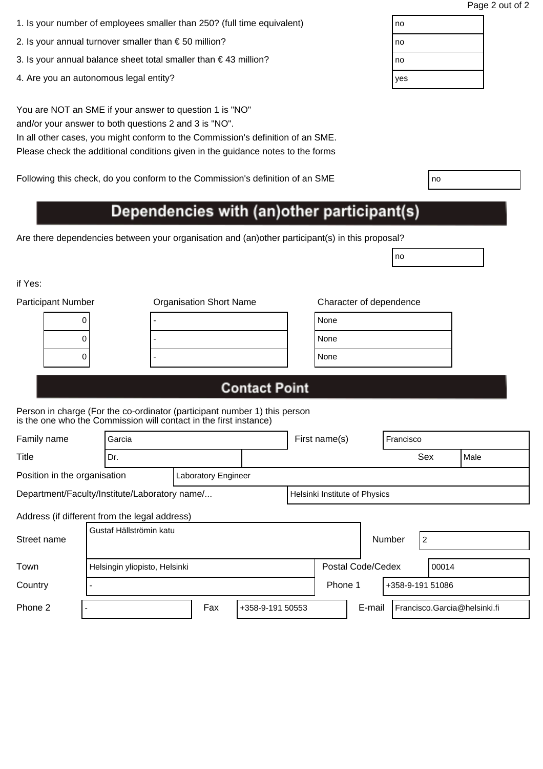| | |
|---|---|
| 1. Is your number of employees smaller than 250? (full time equivalent) | no |
| 2. Is your annual turnover smaller than € 50 million? | no |
| 3. Is your annual balance sheet total smaller than € 43 million? | no |
| 4. Are you an autonomous legal entity? | yes |

You are NOT an SME if your answer to question 1 is "NO"
and/or your answer to both questions 2 and 3 is "NO".
In all other cases, you might conform to the Commission's definition of an SME.
Please check the additional conditions given in the guidance notes to the forms

Following this check, do you conform to the Commission's definition of an SME: no

# Dependencies with (an)other participant(s)

Are there dependencies between your organisation and (an)other participant(s) in this proposal? no

if Yes:

| Participant Number | Organisation Short Name | Character of dependence |
|---|---|---|
| 0 | - | None |
| 0 | - | None |
| 0 | - | None |

# Contact Point

Person in charge (For the co-ordinator (participant number 1) this person is the one who the Commission will contact in the first instance)

| | | | |
|---|---|---|---|
| Family name | Garcia | First name(s) | Francisco |
| Title | Dr. | Sex | Male |
| Position in the organisation | Laboratory Engineer | | |
| Department/Faculty/Institute/Laboratory name/... | Helsinki Institute of Physics | | |

Address (if different from the legal address)

| | | | |
|---|---|---|---|
| Street name | Gustaf Hällströmin katu | Number | 2 |
| Town | Helsingin yliopisto, Helsinki | Postal Code/Cedex | 00014 |
| Country | - | Phone 1 | +358-9-191 51086 |
| Phone 2 | - | Fax | +358-9-191 50553 |
| E-mail | Francisco.Garcia@helsinki.fi | | |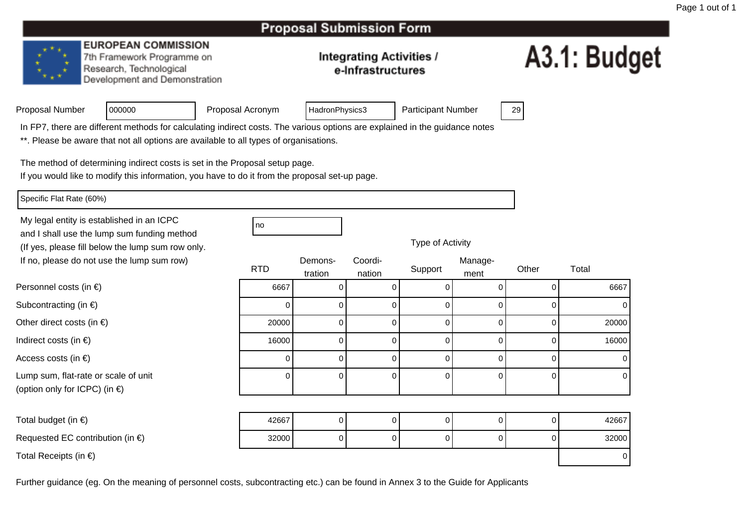# Proposal Submission Form

**EUROPEAN COMMISSION**
7th Framework Programme on Research, Technological Development and Demonstration

**Integrating Activities / e-Infrastructures**

# A3.1: Budget

Proposal Number: 000000 | Proposal Acronym: HadronPhysics3 | Participant Number: 29

In FP7, there are different methods for calculating indirect costs. The various options are explained in the guidance notes **. Please be aware that not all options are available to all types of organisations.

The method of determining indirect costs is set in the Proposal setup page.
If you would like to modify this information, you have to do it from the proposal set-up page.

Specific Flat Rate (60%)

My legal entity is established in an ICPC and I shall use the lump sum funding method (If yes, please fill below the lump sum row only. If no, please do not use the lump sum row): no

Type of Activity

| | RTD | Demonstration | Coordination | Support | Management | Other | Total |
|---|---|---|---|---|---|---|---|
| Personnel costs (in €) | 6667 | 0 | 0 | 0 | 0 | 0 | 6667 |
| Subcontracting (in €) | 0 | 0 | 0 | 0 | 0 | 0 | 0 |
| Other direct costs (in €) | 20000 | 0 | 0 | 0 | 0 | 0 | 20000 |
| Indirect costs (in €) | 16000 | 0 | 0 | 0 | 0 | 0 | 16000 |
| Access costs (in €) | 0 | 0 | 0 | 0 | 0 | 0 | 0 |
| Lump sum, flat-rate or scale of unit (option only for ICPC) (in €) | 0 | 0 | 0 | 0 | 0 | 0 | 0 |
| Total budget (in €) | 42667 | 0 | 0 | 0 | 0 | 0 | 42667 |
| Requested EC contribution (in €) | 32000 | 0 | 0 | 0 | 0 | 0 | 32000 |
| Total Receipts (in €) | | | | | | | 0 |

Further guidance (eg. On the meaning of personnel costs, subcontracting etc.) can be found in Annex 3 to the Guide for Applicants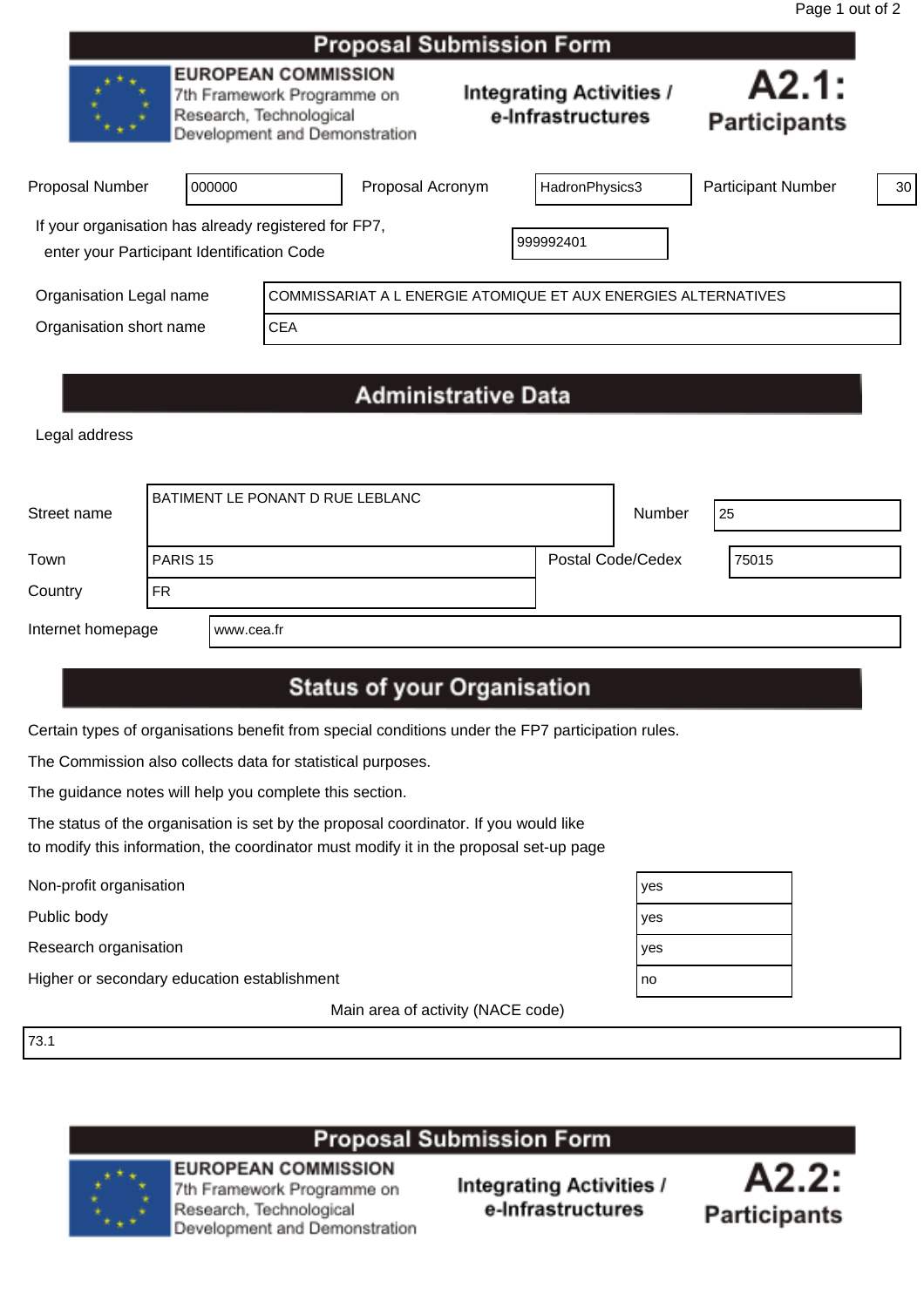# Proposal Submission Form

**EUROPEAN COMMISSION**
7th Framework Programme on Research, Technological Development and Demonstration

**Integrating Activities / e-Infrastructures**

# A2.1: Participants

| | | | | | |
|---|---|---|---|---|---|
| Proposal Number | 000000 | Proposal Acronym | HadronPhysics3 | Participant Number | 30 |

If your organisation has already registered for FP7, enter your Participant Identification Code: 999992401

| | |
|---|---|
| Organisation Legal name | COMMISSARIAT A L ENERGIE ATOMIQUE ET AUX ENERGIES ALTERNATIVES |
| Organisation short name | CEA |

## Administrative Data

Legal address

| | | | |
|---|---|---|---|
| Street name | BATIMENT LE PONANT D RUE LEBLANC | Number | 25 |
| Town | PARIS 15 | Postal Code/Cedex | 75015 |
| Country | FR | | |
| Internet homepage | www.cea.fr | | |

## Status of your Organisation

Certain types of organisations benefit from special conditions under the FP7 participation rules.

The Commission also collects data for statistical purposes.

The guidance notes will help you complete this section.

The status of the organisation is set by the proposal coordinator. If you would like to modify this information, the coordinator must modify it in the proposal set-up page

| | |
|---|---|
| Non-profit organisation | yes |
| Public body | yes |
| Research organisation | yes |
| Higher or secondary education establishment | no |

Main area of activity (NACE code)

73.1

# Proposal Submission Form

**EUROPEAN COMMISSION**
7th Framework Programme on Research, Technological Development and Demonstration

**Integrating Activities / e-Infrastructures**

# A2.2: Participants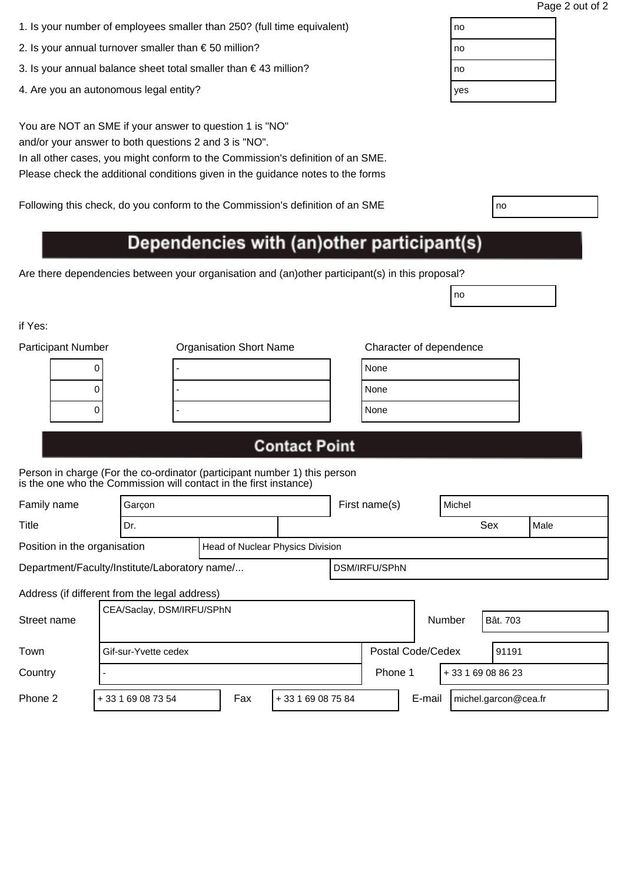| | |
|---|---|
| 1. Is your number of employees smaller than 250? (full time equivalent) | no |
| 2. Is your annual turnover smaller than € 50 million? | no |
| 3. Is your annual balance sheet total smaller than € 43 million? | no |
| 4. Are you an autonomous legal entity? | yes |

You are NOT an SME if your answer to question 1 is "NO"
and/or your answer to both questions 2 and 3 is "NO".
In all other cases, you might conform to the Commission's definition of an SME.
Please check the additional conditions given in the guidance notes to the forms

Following this check, do you conform to the Commission's definition of an SME: no

# Dependencies with (an)other participant(s)

Are there dependencies between your organisation and (an)other participant(s) in this proposal? no

if Yes:

| Participant Number | Organisation Short Name | Character of dependence |
|---|---|---|
| 0 | - | None |
| 0 | - | None |
| 0 | - | None |

# Contact Point

Person in charge (For the co-ordinator (participant number 1) this person is the one who the Commission will contact in the first instance)

| | | | |
|---|---|---|---|
| Family name | Garçon | First name(s) | Michel |
| Title | Dr. | Sex | Male |
| Position in the organisation | Head of Nuclear Physics Division | | |
| Department/Faculty/Institute/Laboratory name/... | DSM/IRFU/SPhN | | |

Address (if different from the legal address)

| | | | |
|---|---|---|---|
| Street name | CEA/Saclay, DSM/IRFU/SPhN | Number | Bât. 703 |
| Town | Gif-sur-Yvette cedex | Postal Code/Cedex | 91191 |
| Country | - | Phone 1 | + 33 1 69 08 86 23 |
| Phone 2 | + 33 1 69 08 73 54 | Fax | + 33 1 69 08 75 84 |
| E-mail | michel.garcon@cea.fr | | |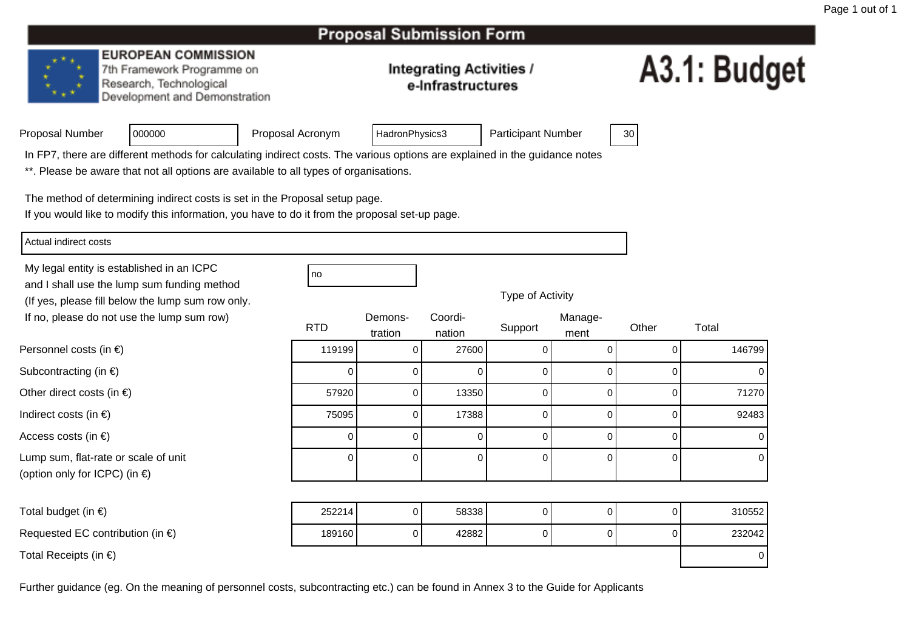# Proposal Submission Form

**EUROPEAN COMMISSION**
7th Framework Programme on Research, Technological Development and Demonstration

**Integrating Activities / e-Infrastructures**

# A3.1: Budget

| Proposal Number | 000000 | Proposal Acronym | HadronPhysics3 | Participant Number | 30 |
|---|---|---|---|---|---|

In FP7, there are different methods for calculating indirect costs. The various options are explained in the guidance notes **. Please be aware that not all options are available to all types of organisations.

The method of determining indirect costs is set in the Proposal setup page.
If you would like to modify this information, you have to do it from the proposal set-up page.

Actual indirect costs

My legal entity is established in an ICPC and I shall use the lump sum funding method (If yes, please fill below the lump sum row only. If no, please do not use the lump sum row): no

| Type of Activity | RTD | Demonstration | Coordination | Support | Management | Other | Total |
|---|---|---|---|---|---|---|---|
| Personnel costs (in €) | 119199 | 0 | 27600 | 0 | 0 | 0 | 146799 |
| Subcontracting (in €) | 0 | 0 | 0 | 0 | 0 | 0 | 0 |
| Other direct costs (in €) | 57920 | 0 | 13350 | 0 | 0 | 0 | 71270 |
| Indirect costs (in €) | 75095 | 0 | 17388 | 0 | 0 | 0 | 92483 |
| Access costs (in €) | 0 | 0 | 0 | 0 | 0 | 0 | 0 |
| Lump sum, flat-rate or scale of unit (option only for ICPC) (in €) | 0 | 0 | 0 | 0 | 0 | 0 | 0 |
| Total budget (in €) | 252214 | 0 | 58338 | 0 | 0 | 0 | 310552 |
| Requested EC contribution (in €) | 189160 | 0 | 42882 | 0 | 0 | 0 | 232042 |
| Total Receipts (in €) | | | | | | | 0 |

Further guidance (eg. On the meaning of personnel costs, subcontracting etc.) can be found in Annex 3 to the Guide for Applicants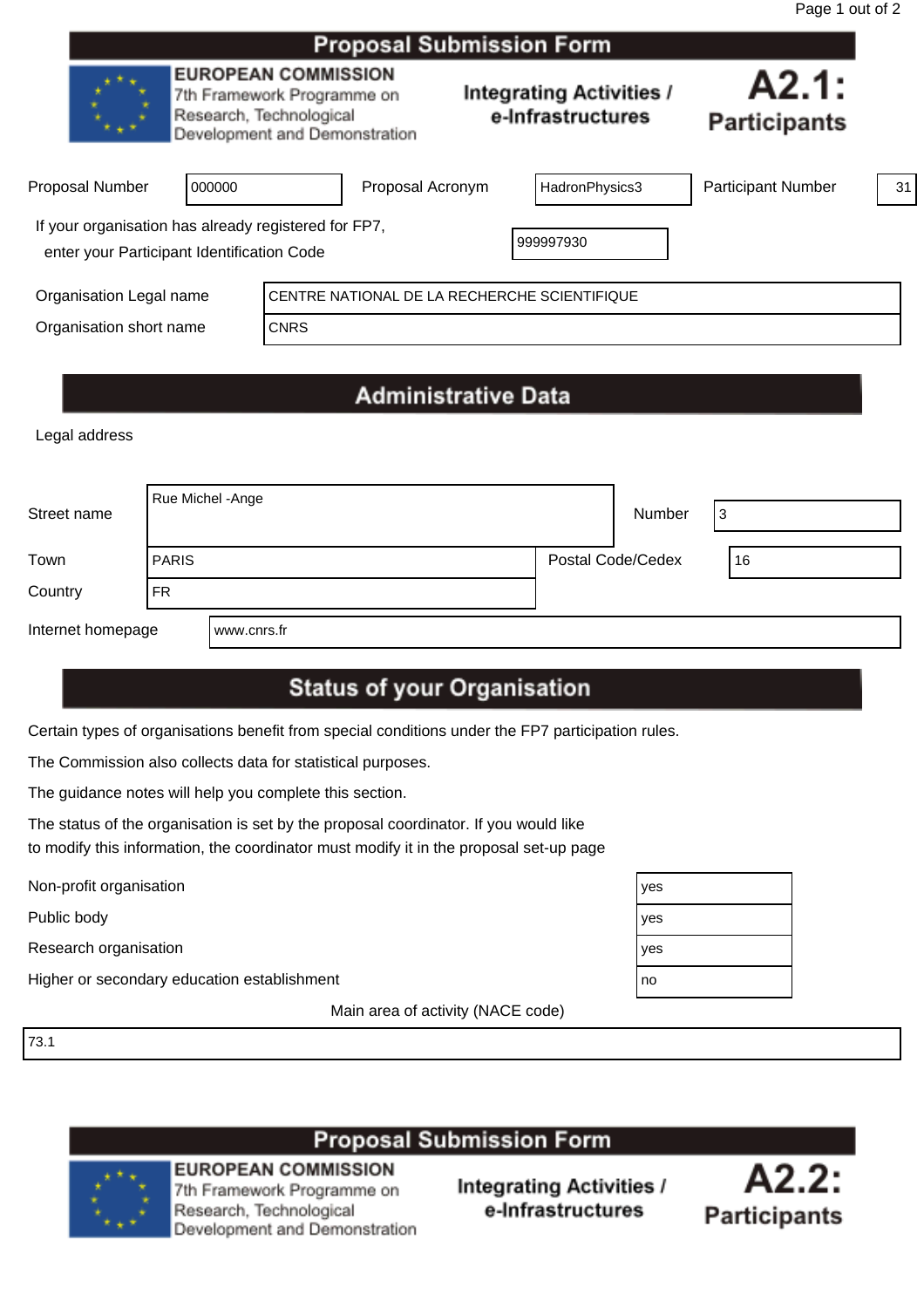# Proposal Submission Form

**EUROPEAN COMMISSION**
7th Framework Programme on Research, Technological Development and Demonstration

**Integrating Activities / e-Infrastructures**

**A2.1: Participants**

| | | | | | |
|---|---|---|---|---|---|
| Proposal Number | 000000 | Proposal Acronym | HadronPhysics3 | Participant Number | 31 |

If your organisation has already registered for FP7, enter your Participant Identification Code: 999997930

| | |
|---|---|
| Organisation Legal name | CENTRE NATIONAL DE LA RECHERCHE SCIENTIFIQUE |
| Organisation short name | CNRS |

## Administrative Data

Legal address

| | | | |
|---|---|---|---|
| Street name | Rue Michel -Ange | Number | 3 |
| Town | PARIS | Postal Code/Cedex | 16 |
| Country | FR | | |
| Internet homepage | www.cnrs.fr | | |

## Status of your Organisation

Certain types of organisations benefit from special conditions under the FP7 participation rules.

The Commission also collects data for statistical purposes.

The guidance notes will help you complete this section.

The status of the organisation is set by the proposal coordinator. If you would like to modify this information, the coordinator must modify it in the proposal set-up page

| | |
|---|---|
| Non-profit organisation | yes |
| Public body | yes |
| Research organisation | yes |
| Higher or secondary education establishment | no |

Main area of activity (NACE code)

73.1

# Proposal Submission Form

**EUROPEAN COMMISSION**
7th Framework Programme on Research, Technological Development and Demonstration

**Integrating Activities / e-Infrastructures**

**A2.2: Participants**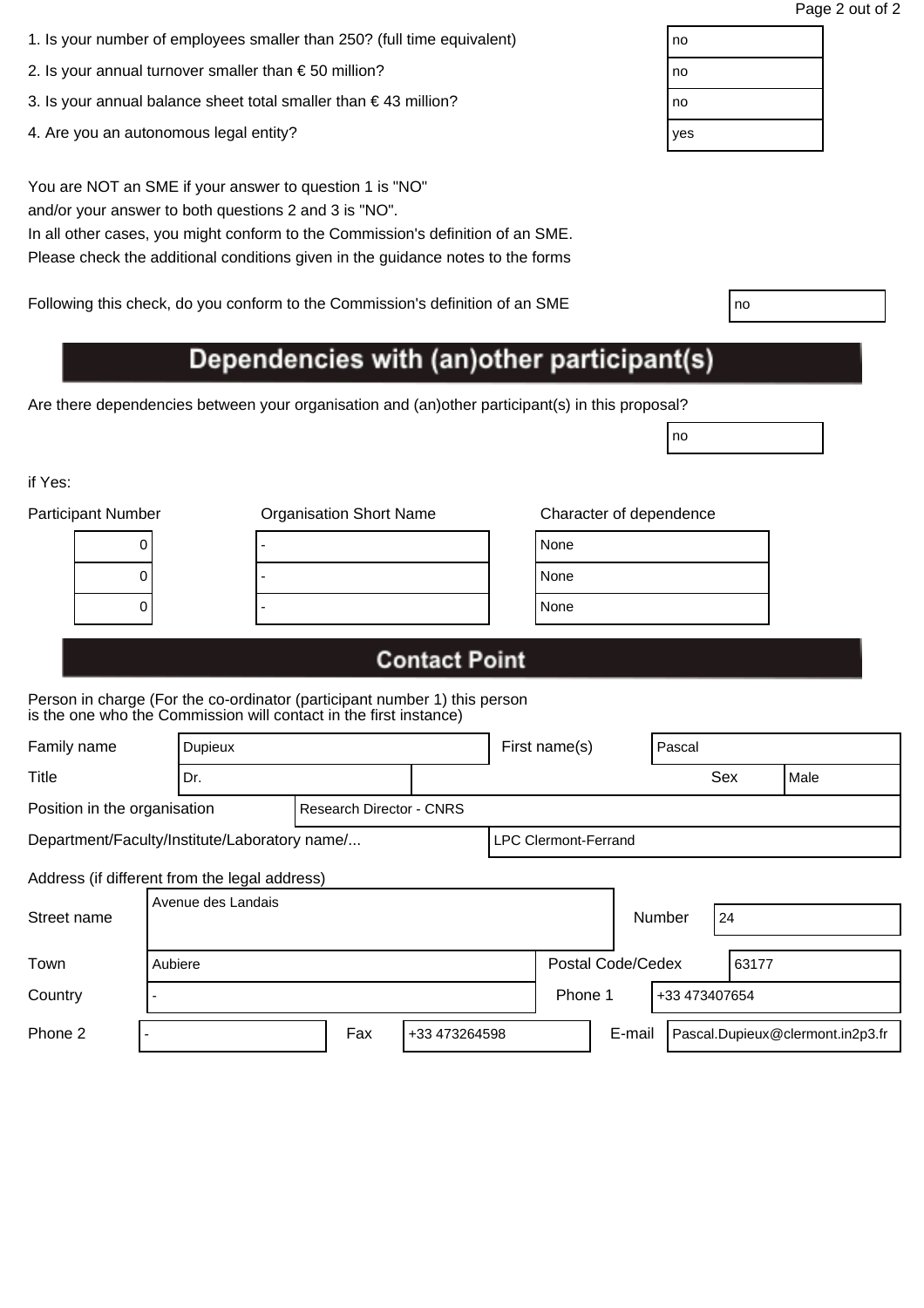| | |
|---|---|
| 1. Is your number of employees smaller than 250? (full time equivalent) | no |
| 2. Is your annual turnover smaller than € 50 million? | no |
| 3. Is your annual balance sheet total smaller than € 43 million? | no |
| 4. Are you an autonomous legal entity? | yes |

You are NOT an SME if your answer to question 1 is "NO"
and/or your answer to both questions 2 and 3 is "NO".
In all other cases, you might conform to the Commission's definition of an SME.
Please check the additional conditions given in the guidance notes to the forms

| | |
|---|---|
| Following this check, do you conform to the Commission's definition of an SME | no |

## Dependencies with (an)other participant(s)

| | |
|---|---|
| Are there dependencies between your organisation and (an)other participant(s) in this proposal? | no |

if Yes:

| Participant Number | Organisation Short Name | Character of dependence |
|---|---|---|
| 0 | - | None |
| 0 | - | None |
| 0 | - | None |

## Contact Point

Person in charge (For the co-ordinator (participant number 1) this person is the one who the Commission will contact in the first instance)

| | | | |
|---|---|---|---|
| Family name | Dupieux | First name(s) | Pascal |
| Title | Dr. | Sex | Male |
| Position in the organisation | Research Director - CNRS | | |
| Department/Faculty/Institute/Laboratory name/... | LPC Clermont-Ferrand | | |

Address (if different from the legal address)

| | | | |
|---|---|---|---|
| Street name | Avenue des Landais | Number | 24 |
| Town | Aubiere | Postal Code/Cedex | 63177 |
| Country | - | Phone 1 | +33 473407654 |
| Phone 2 | - | Fax | +33 473264598 |
| E-mail | Pascal.Dupieux@clermont.in2p3.fr | | |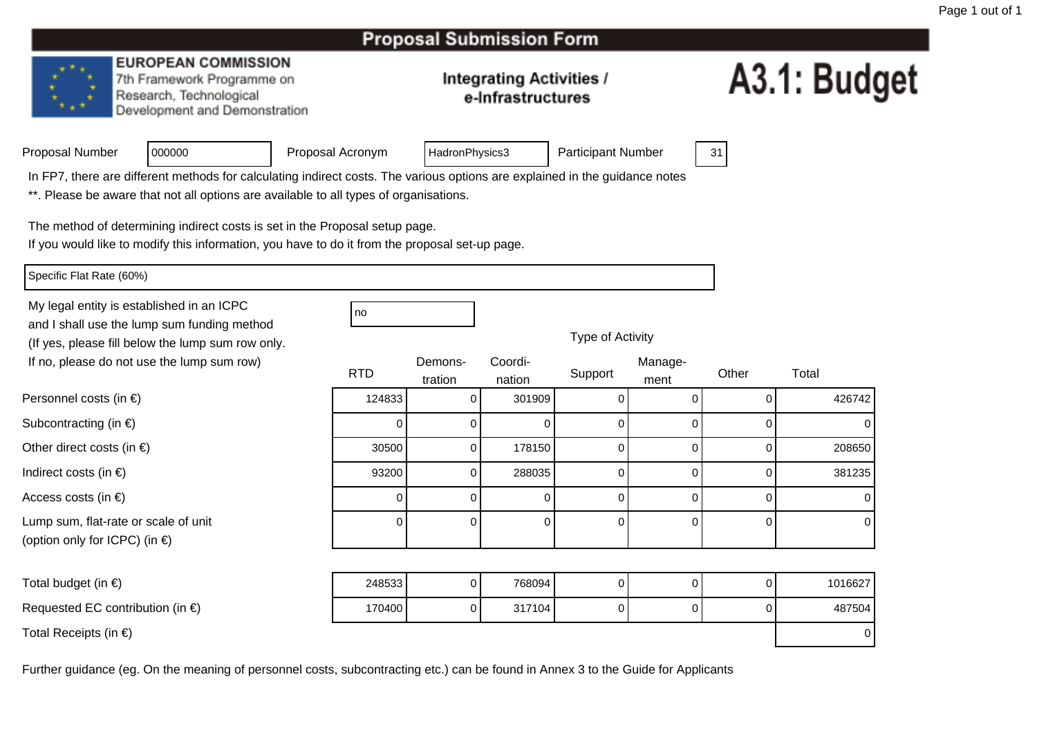# Proposal Submission Form

**EUROPEAN COMMISSION**
7th Framework Programme on Research, Technological Development and Demonstration

**Integrating Activities / e-Infrastructures**

# A3.1: Budget

| Proposal Number | 000000 | Proposal Acronym | HadronPhysics3 | Participant Number | 31 |
|---|---|---|---|---|---|

In FP7, there are different methods for calculating indirect costs. The various options are explained in the guidance notes **. Please be aware that not all options are available to all types of organisations.

The method of determining indirect costs is set in the Proposal setup page.
If you would like to modify this information, you have to do it from the proposal set-up page.

Specific Flat Rate (60%)

My legal entity is established in an ICPC and I shall use the lump sum funding method (If yes, please fill below the lump sum row only. If no, please do not use the lump sum row): no

Type of Activity

| | RTD | Demons-tration | Coordi-nation | Support | Manage-ment | Other | Total |
|---|---|---|---|---|---|---|---|
| Personnel costs (in €) | 124833 | 0 | 301909 | 0 | 0 | 0 | 426742 |
| Subcontracting (in €) | 0 | 0 | 0 | 0 | 0 | 0 | 0 |
| Other direct costs (in €) | 30500 | 0 | 178150 | 0 | 0 | 0 | 208650 |
| Indirect costs (in €) | 93200 | 0 | 288035 | 0 | 0 | 0 | 381235 |
| Access costs (in €) | 0 | 0 | 0 | 0 | 0 | 0 | 0 |
| Lump sum, flat-rate or scale of unit (option only for ICPC) (in €) | 0 | 0 | 0 | 0 | 0 | 0 | 0 |
| Total budget (in €) | 248533 | 0 | 768094 | 0 | 0 | 0 | 1016627 |
| Requested EC contribution (in €) | 170400 | 0 | 317104 | 0 | 0 | 0 | 487504 |
| Total Receipts (in €) | | | | | | | 0 |

Further guidance (eg. On the meaning of personnel costs, subcontracting etc.) can be found in Annex 3 to the Guide for Applicants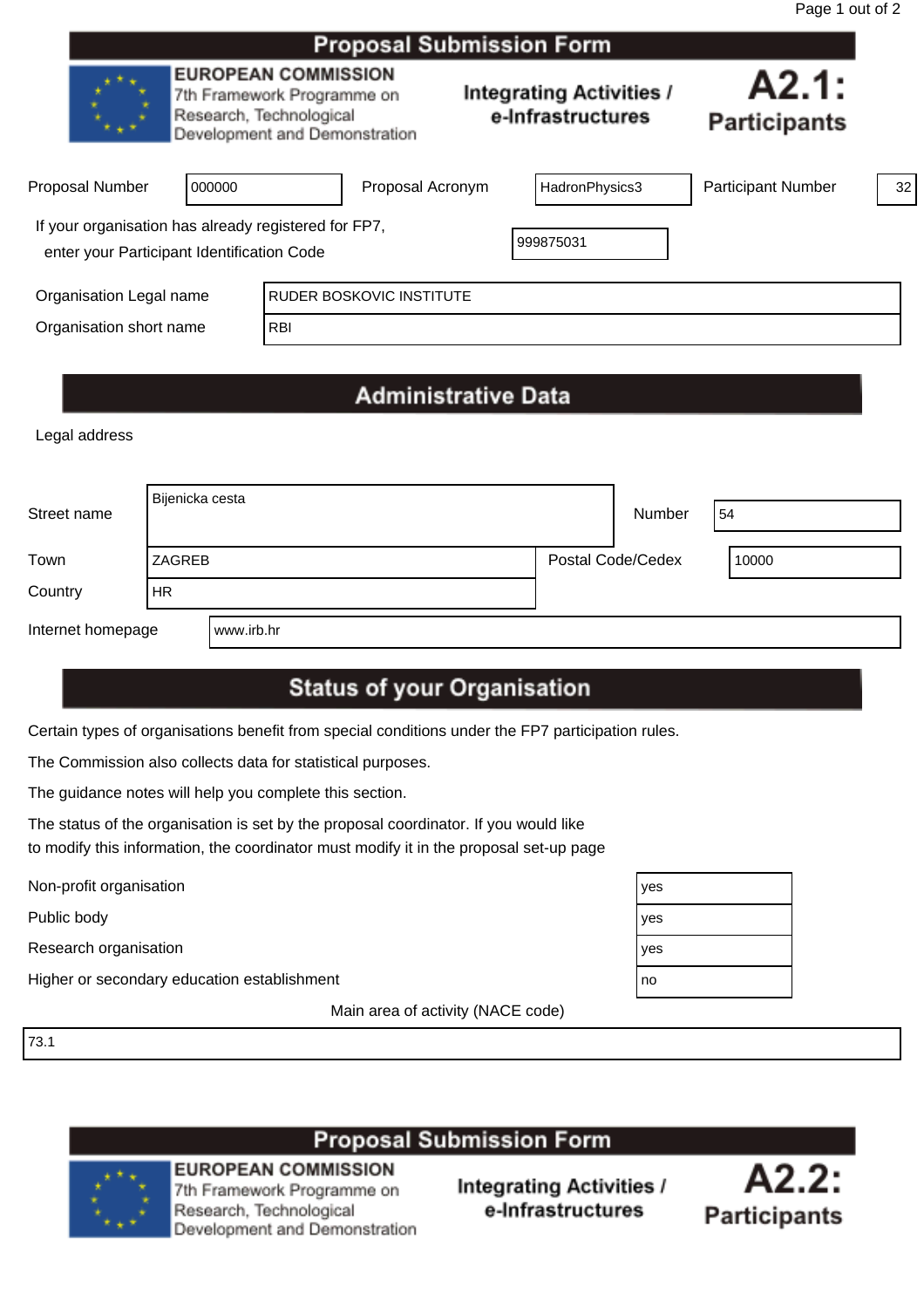# Proposal Submission Form

**EUROPEAN COMMISSION**
7th Framework Programme on Research, Technological Development and Demonstration

**Integrating Activities / e-Infrastructures**

**A2.1: Participants**

| | | | | | |
|---|---|---|---|---|---|
| Proposal Number | 000000 | Proposal Acronym | HadronPhysics3 | Participant Number | 32 |

If your organisation has already registered for FP7, enter your Participant Identification Code: 999875031

| | |
|---|---|
| Organisation Legal name | RUDER BOSKOVIC INSTITUTE |
| Organisation short name | RBI |

## Administrative Data

Legal address

| | | | |
|---|---|---|---|
| Street name | Bijenicka cesta | Number | 54 |
| Town | ZAGREB | Postal Code/Cedex | 10000 |
| Country | HR | | |
| Internet homepage | www.irb.hr | | |

## Status of your Organisation

Certain types of organisations benefit from special conditions under the FP7 participation rules.

The Commission also collects data for statistical purposes.

The guidance notes will help you complete this section.

The status of the organisation is set by the proposal coordinator. If you would like to modify this information, the coordinator must modify it in the proposal set-up page

| | |
|---|---|
| Non-profit organisation | yes |
| Public body | yes |
| Research organisation | yes |
| Higher or secondary education establishment | no |

Main area of activity (NACE code)

73.1

# Proposal Submission Form

**EUROPEAN COMMISSION**
7th Framework Programme on Research, Technological Development and Demonstration

**Integrating Activities / e-Infrastructures**

**A2.2: Participants**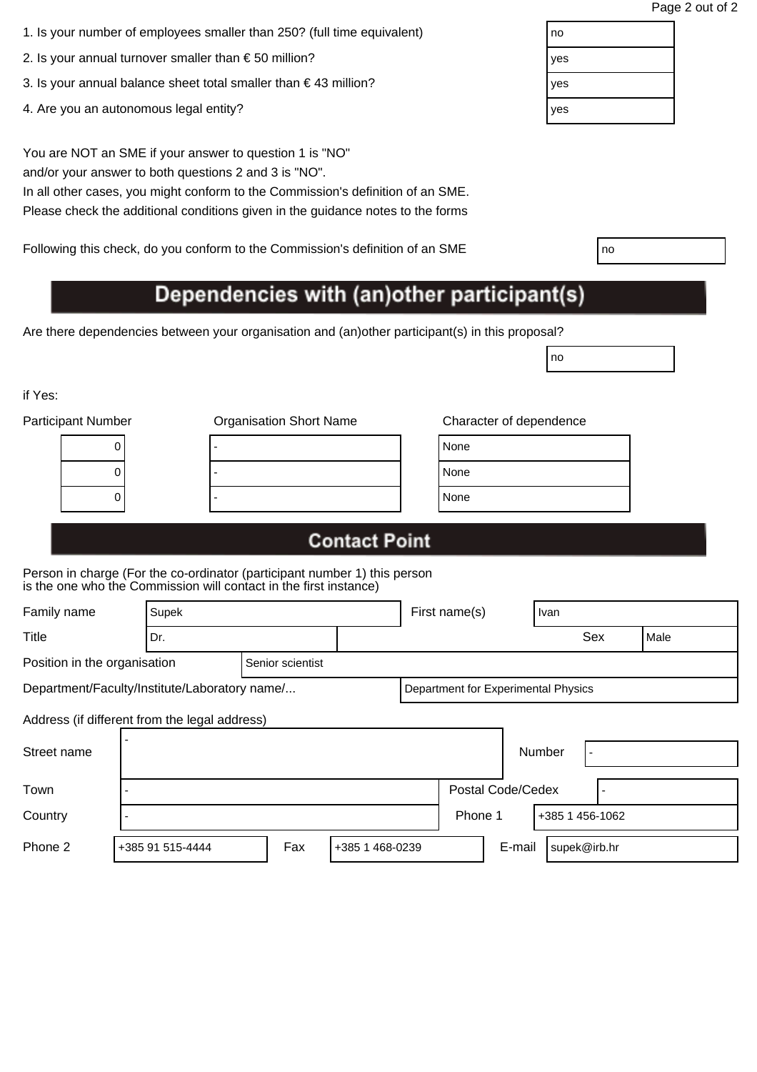| | |
|---|---|
| 1. Is your number of employees smaller than 250? (full time equivalent) | no |
| 2. Is your annual turnover smaller than € 50 million? | yes |
| 3. Is your annual balance sheet total smaller than € 43 million? | yes |
| 4. Are you an autonomous legal entity? | yes |

You are NOT an SME if your answer to question 1 is "NO"
and/or your answer to both questions 2 and 3 is "NO".
In all other cases, you might conform to the Commission's definition of an SME.
Please check the additional conditions given in the guidance notes to the forms

Following this check, do you conform to the Commission's definition of an SME: no

# Dependencies with (an)other participant(s)

Are there dependencies between your organisation and (an)other participant(s) in this proposal? no

if Yes:

| Participant Number | Organisation Short Name | Character of dependence |
|---|---|---|
| 0 | - | None |
| 0 | - | None |
| 0 | - | None |

# Contact Point

Person in charge (For the co-ordinator (participant number 1) this person is the one who the Commission will contact in the first instance)

| | | | |
|---|---|---|---|
| Family name | Supek | First name(s) | Ivan |
| Title | Dr. | Sex | Male |
| Position in the organisation | Senior scientist | | |
| Department/Faculty/Institute/Laboratory name/... | Department for Experimental Physics | | |

Address (if different from the legal address)

| | | | |
|---|---|---|---|
| Street name | - | Number | - |
| Town | - | Postal Code/Cedex | - |
| Country | - | Phone 1 | +385 1 456-1062 |
| Phone 2 | +385 91 515-4444 | Fax | +385 1 468-0239 |
| E-mail | supek@irb.hr | | |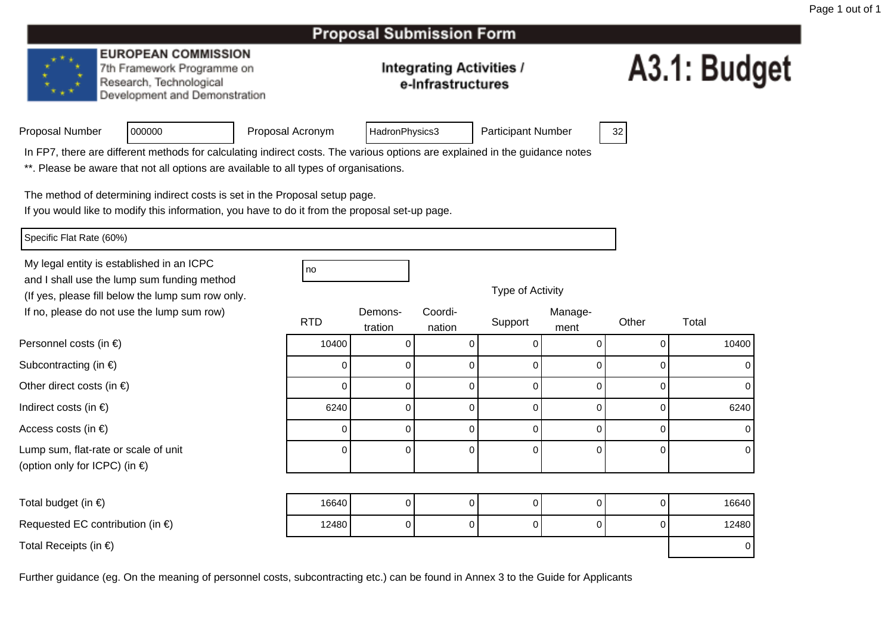# Proposal Submission Form

**EUROPEAN COMMISSION**
7th Framework Programme on Research, Technological Development and Demonstration

**Integrating Activities / e-Infrastructures**

# A3.1: Budget

| Proposal Number | 000000 | Proposal Acronym | HadronPhysics3 | Participant Number | 32 |
|---|---|---|---|---|---|

In FP7, there are different methods for calculating indirect costs. The various options are explained in the guidance notes **. Please be aware that not all options are available to all types of organisations.

The method of determining indirect costs is set in the Proposal setup page.
If you would like to modify this information, you have to do it from the proposal set-up page.

Specific Flat Rate (60%)

My legal entity is established in an ICPC and I shall use the lump sum funding method (If yes, please fill below the lump sum row only. If no, please do not use the lump sum row): no

Type of Activity

| | RTD | Demons-tration | Coordi-nation | Support | Manage-ment | Other | Total |
|---|---|---|---|---|---|---|---|
| Personnel costs (in €) | 10400 | 0 | 0 | 0 | 0 | 0 | 10400 |
| Subcontracting (in €) | 0 | 0 | 0 | 0 | 0 | 0 | 0 |
| Other direct costs (in €) | 0 | 0 | 0 | 0 | 0 | 0 | 0 |
| Indirect costs (in €) | 6240 | 0 | 0 | 0 | 0 | 0 | 6240 |
| Access costs (in €) | 0 | 0 | 0 | 0 | 0 | 0 | 0 |
| Lump sum, flat-rate or scale of unit (option only for ICPC) (in €) | 0 | 0 | 0 | 0 | 0 | 0 | 0 |
| Total budget (in €) | 16640 | 0 | 0 | 0 | 0 | 0 | 16640 |
| Requested EC contribution (in €) | 12480 | 0 | 0 | 0 | 0 | 0 | 12480 |
| Total Receipts (in €) | | | | | | | 0 |

Further guidance (eg. On the meaning of personnel costs, subcontracting etc.) can be found in Annex 3 to the Guide for Applicants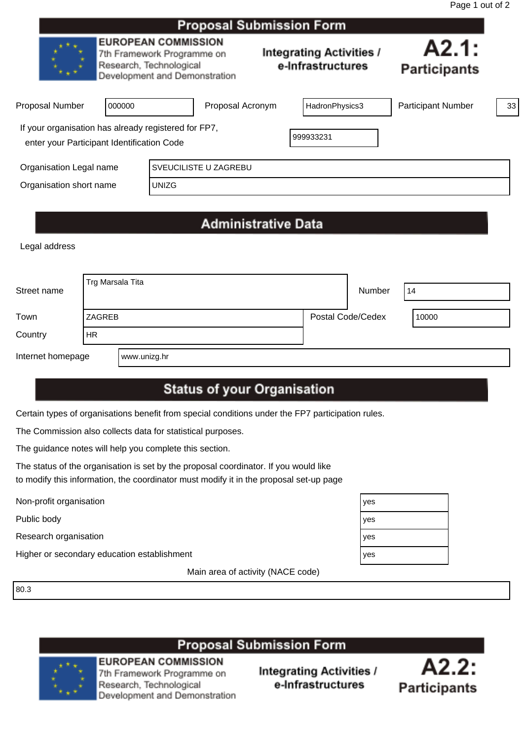# Proposal Submission Form

**EUROPEAN COMMISSION**
7th Framework Programme on Research, Technological Development and Demonstration

**Integrating Activities / e-Infrastructures**

**A2.1: Participants**

| | | | | | |
|---|---|---|---|---|---|
| Proposal Number | 000000 | Proposal Acronym | HadronPhysics3 | Participant Number | 33 |

If your organisation has already registered for FP7, enter your Participant Identification Code: 999933231

| | |
|---|---|
| Organisation Legal name | SVEUCILISTE U ZAGREBU |
| Organisation short name | UNIZG |

## Administrative Data

Legal address

| | | | |
|---|---|---|---|
| Street name | Trg Marsala Tita | Number | 14 |
| Town | ZAGREB | Postal Code/Cedex | 10000 |
| Country | HR | | |
| Internet homepage | www.unizg.hr | | |

## Status of your Organisation

Certain types of organisations benefit from special conditions under the FP7 participation rules.

The Commission also collects data for statistical purposes.

The guidance notes will help you complete this section.

The status of the organisation is set by the proposal coordinator. If you would like to modify this information, the coordinator must modify it in the proposal set-up page

| | |
|---|---|
| Non-profit organisation | yes |
| Public body | yes |
| Research organisation | yes |
| Higher or secondary education establishment | yes |

Main area of activity (NACE code)

80.3

# Proposal Submission Form

**EUROPEAN COMMISSION**
7th Framework Programme on Research, Technological Development and Demonstration

**Integrating Activities / e-Infrastructures**

**A2.2: Participants**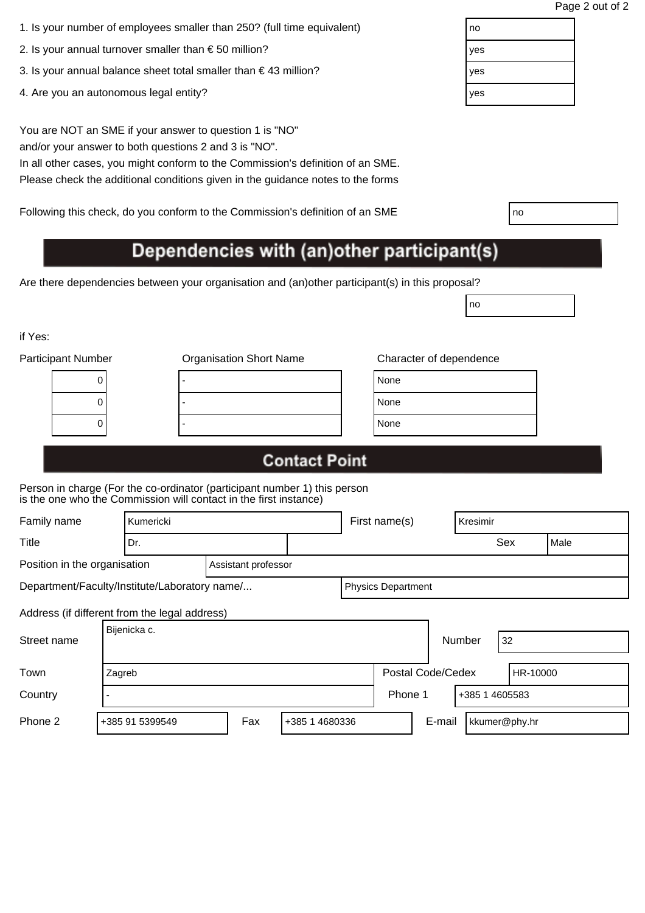| | |
|---|---|
| 1. Is your number of employees smaller than 250? (full time equivalent) | no |
| 2. Is your annual turnover smaller than € 50 million? | yes |
| 3. Is your annual balance sheet total smaller than € 43 million? | yes |
| 4. Are you an autonomous legal entity? | yes |

You are NOT an SME if your answer to question 1 is "NO"
and/or your answer to both questions 2 and 3 is "NO".
In all other cases, you might conform to the Commission's definition of an SME.
Please check the additional conditions given in the guidance notes to the forms

Following this check, do you conform to the Commission's definition of an SME: no

# Dependencies with (an)other participant(s)

Are there dependencies between your organisation and (an)other participant(s) in this proposal? no

if Yes:

| Participant Number | Organisation Short Name | Character of dependence |
|---|---|---|
| 0 | - | None |
| 0 | - | None |
| 0 | - | None |

# Contact Point

Person in charge (For the co-ordinator (participant number 1) this person is the one who the Commission will contact in the first instance)

| | | | |
|---|---|---|---|
| Family name | Kumericki | First name(s) | Kresimir |
| Title | Dr. | Sex | Male |
| Position in the organisation | Assistant professor | | |
| Department/Faculty/Institute/Laboratory name/... | Physics Department | | |

Address (if different from the legal address)

| | | | |
|---|---|---|---|
| Street name | Bijenicka c. | Number | 32 |
| Town | Zagreb | Postal Code/Cedex | HR-10000 |
| Country | - | Phone 1 | +385 1 4605583 |
| Phone 2 | +385 91 5399549 | Fax | +385 1 4680336 |
| E-mail | kkumer@phy.hr | | |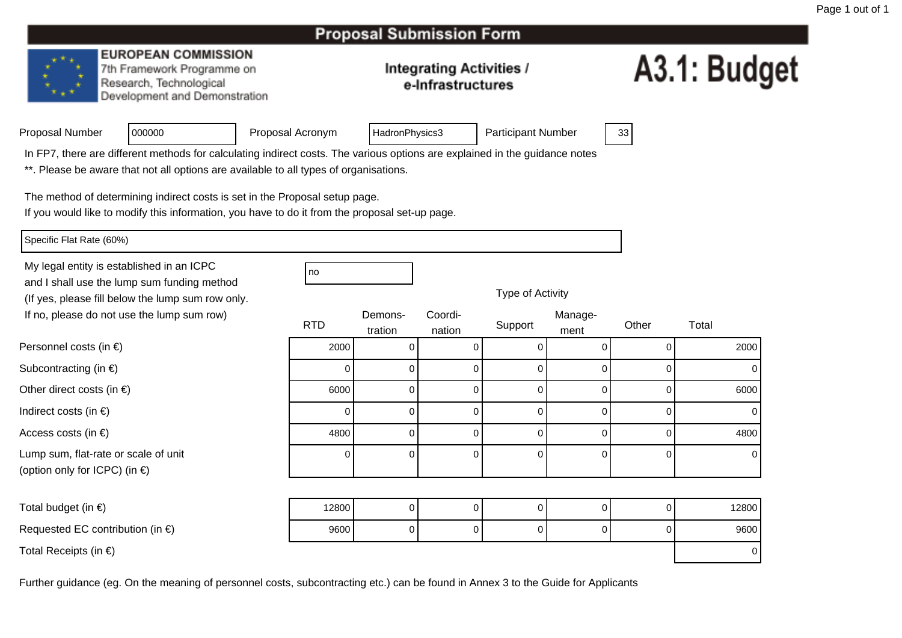# Proposal Submission Form

**EUROPEAN COMMISSION**
7th Framework Programme on Research, Technological Development and Demonstration

**Integrating Activities / e-Infrastructures**

# A3.1: Budget

| Proposal Number | 000000 | Proposal Acronym | HadronPhysics3 | Participant Number | 33 |
|---|---|---|---|---|---|

In FP7, there are different methods for calculating indirect costs. The various options are explained in the guidance notes **. Please be aware that not all options are available to all types of organisations.

The method of determining indirect costs is set in the Proposal setup page.
If you would like to modify this information, you have to do it from the proposal set-up page.

Specific Flat Rate (60%)

My legal entity is established in an ICPC and I shall use the lump sum funding method (If yes, please fill below the lump sum row only. If no, please do not use the lump sum row): no

Type of Activity

| | RTD | Demons-tration | Coordi-nation | Support | Manage-ment | Other | Total |
|---|---|---|---|---|---|---|---|
| Personnel costs (in €) | 2000 | 0 | 0 | 0 | 0 | 0 | 2000 |
| Subcontracting (in €) | 0 | 0 | 0 | 0 | 0 | 0 | 0 |
| Other direct costs (in €) | 6000 | 0 | 0 | 0 | 0 | 0 | 6000 |
| Indirect costs (in €) | 0 | 0 | 0 | 0 | 0 | 0 | 0 |
| Access costs (in €) | 4800 | 0 | 0 | 0 | 0 | 0 | 4800 |
| Lump sum, flat-rate or scale of unit (option only for ICPC) (in €) | 0 | 0 | 0 | 0 | 0 | 0 | 0 |
| Total budget (in €) | 12800 | 0 | 0 | 0 | 0 | 0 | 12800 |
| Requested EC contribution (in €) | 9600 | 0 | 0 | 0 | 0 | 0 | 9600 |
| Total Receipts (in €) | | | | | | | 0 |

Further guidance (eg. On the meaning of personnel costs, subcontracting etc.) can be found in Annex 3 to the Guide for Applicants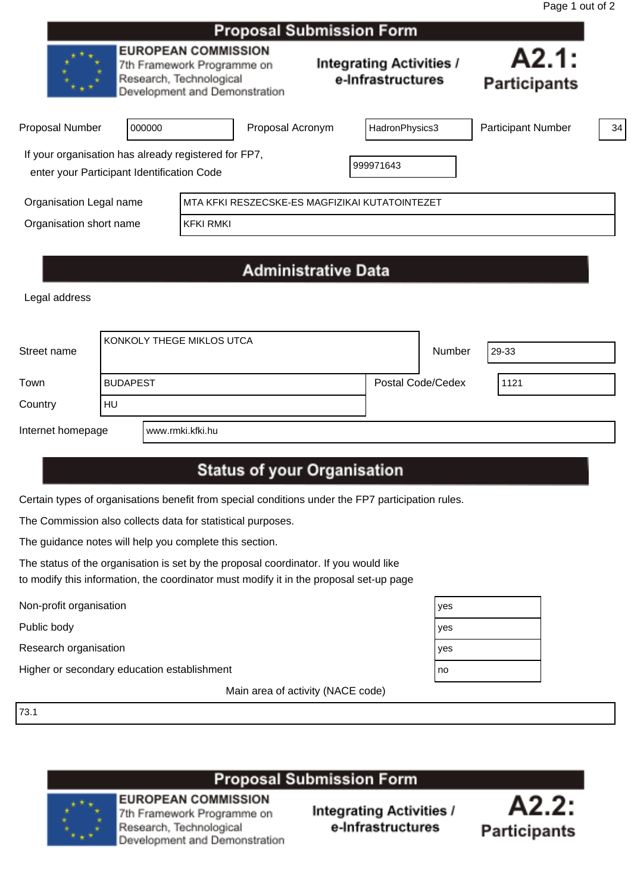# Proposal Submission Form

**EUROPEAN COMMISSION**
7th Framework Programme on Research, Technological Development and Demonstration

**Integrating Activities / e-Infrastructures**

**A2.1: Participants**

| | | | | | |
|---|---|---|---|---|---|
| Proposal Number | 000000 | Proposal Acronym | HadronPhysics3 | Participant Number | 34 |

If your organisation has already registered for FP7, enter your Participant Identification Code: 999971643

| | |
|---|---|
| Organisation Legal name | MTA KFKI RESZECSKE-ES MAGFIZIKAI KUTATOINTEZET |
| Organisation short name | KFKI RMKI |

## Administrative Data

Legal address

| | | | |
|---|---|---|---|
| Street name | KONKOLY THEGE MIKLOS UTCA | Number | 29-33 |
| Town | BUDAPEST | Postal Code/Cedex | 1121 |
| Country | HU | | |
| Internet homepage | www.rmki.kfki.hu | | |

## Status of your Organisation

Certain types of organisations benefit from special conditions under the FP7 participation rules.

The Commission also collects data for statistical purposes.

The guidance notes will help you complete this section.

The status of the organisation is set by the proposal coordinator. If you would like to modify this information, the coordinator must modify it in the proposal set-up page

| | |
|---|---|
| Non-profit organisation | yes |
| Public body | yes |
| Research organisation | yes |
| Higher or secondary education establishment | no |

Main area of activity (NACE code)

73.1

# Proposal Submission Form

**EUROPEAN COMMISSION**
7th Framework Programme on Research, Technological Development and Demonstration

**Integrating Activities / e-Infrastructures**

**A2.2: Participants**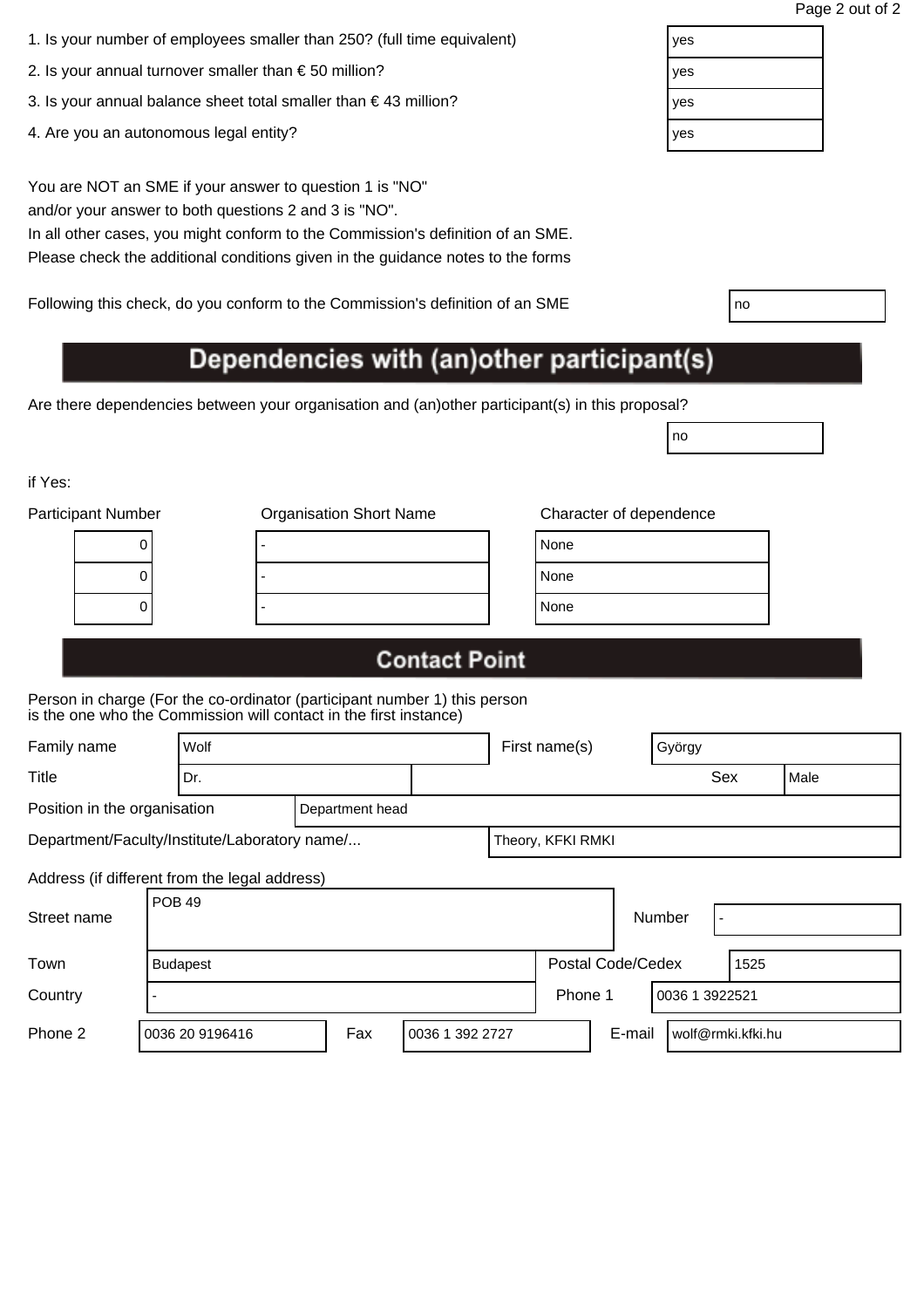| | |
|---|---|
| 1. Is your number of employees smaller than 250? (full time equivalent) | yes |
| 2. Is your annual turnover smaller than € 50 million? | yes |
| 3. Is your annual balance sheet total smaller than € 43 million? | yes |
| 4. Are you an autonomous legal entity? | yes |

You are NOT an SME if your answer to question 1 is "NO"
and/or your answer to both questions 2 and 3 is "NO".
In all other cases, you might conform to the Commission's definition of an SME.
Please check the additional conditions given in the guidance notes to the forms

Following this check, do you conform to the Commission's definition of an SME: no

# Dependencies with (an)other participant(s)

Are there dependencies between your organisation and (an)other participant(s) in this proposal? no

if Yes:

| Participant Number | Organisation Short Name | Character of dependence |
|---|---|---|
| 0 | - | None |
| 0 | - | None |
| 0 | - | None |

# Contact Point

Person in charge (For the co-ordinator (participant number 1) this person is the one who the Commission will contact in the first instance)

| | | | |
|---|---|---|---|
| Family name | Wolf | First name(s) | György |
| Title | Dr. | Sex | Male |
| Position in the organisation | Department head | | |
| Department/Faculty/Institute/Laboratory name/... | Theory, KFKI RMKI | | |

Address (if different from the legal address)

| | | | |
|---|---|---|---|
| Street name | POB 49 | Number | - |
| Town | Budapest | Postal Code/Cedex | 1525 |
| Country | - | Phone 1 | 0036 1 3922521 |
| Phone 2 | 0036 20 9196416 | Fax | 0036 1 392 2727 |
| E-mail | wolf@rmki.kfki.hu | | |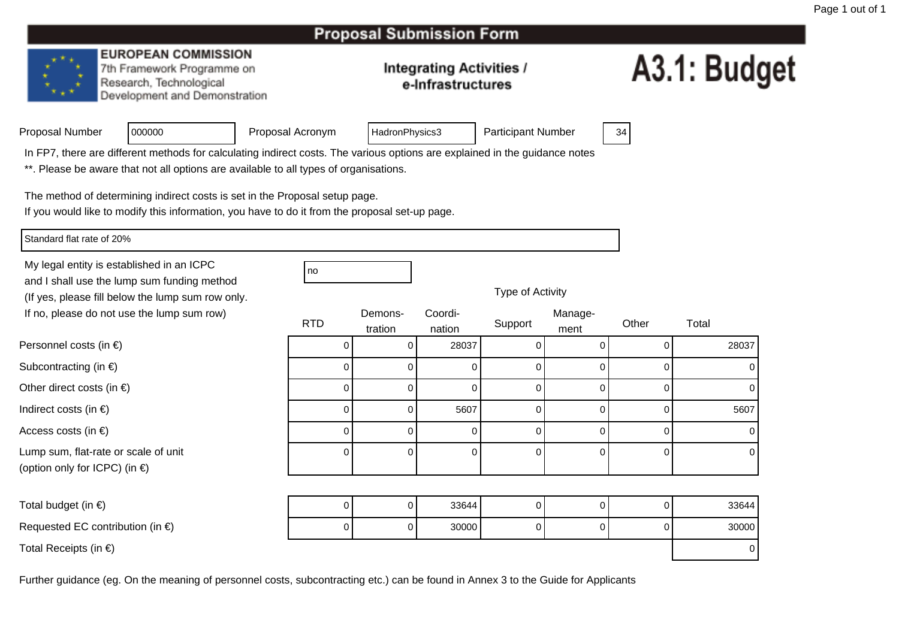# Proposal Submission Form

**EUROPEAN COMMISSION**
7th Framework Programme on Research, Technological Development and Demonstration

**Integrating Activities / e-Infrastructures**

# A3.1: Budget

| Proposal Number | 000000 | Proposal Acronym | HadronPhysics3 | Participant Number | 34 |
|---|---|---|---|---|---|

In FP7, there are different methods for calculating indirect costs. The various options are explained in the guidance notes **. Please be aware that not all options are available to all types of organisations.

The method of determining indirect costs is set in the Proposal setup page.
If you would like to modify this information, you have to do it from the proposal set-up page.

Standard flat rate of 20%

My legal entity is established in an ICPC and I shall use the lump sum funding method (If yes, please fill below the lump sum row only. If no, please do not use the lump sum row): no

Type of Activity

| | RTD | Demons-tration | Coordi-nation | Support | Manage-ment | Other | Total |
|---|---|---|---|---|---|---|---|
| Personnel costs (in €) | 0 | 0 | 28037 | 0 | 0 | 0 | 28037 |
| Subcontracting (in €) | 0 | 0 | 0 | 0 | 0 | 0 | 0 |
| Other direct costs (in €) | 0 | 0 | 0 | 0 | 0 | 0 | 0 |
| Indirect costs (in €) | 0 | 0 | 5607 | 0 | 0 | 0 | 5607 |
| Access costs (in €) | 0 | 0 | 0 | 0 | 0 | 0 | 0 |
| Lump sum, flat-rate or scale of unit (option only for ICPC) (in €) | 0 | 0 | 0 | 0 | 0 | 0 | 0 |
| Total budget (in €) | 0 | 0 | 33644 | 0 | 0 | 0 | 33644 |
| Requested EC contribution (in €) | 0 | 0 | 30000 | 0 | 0 | 0 | 30000 |
| Total Receipts (in €) | | | | | | | 0 |

Further guidance (eg. On the meaning of personnel costs, subcontracting etc.) can be found in Annex 3 to the Guide for Applicants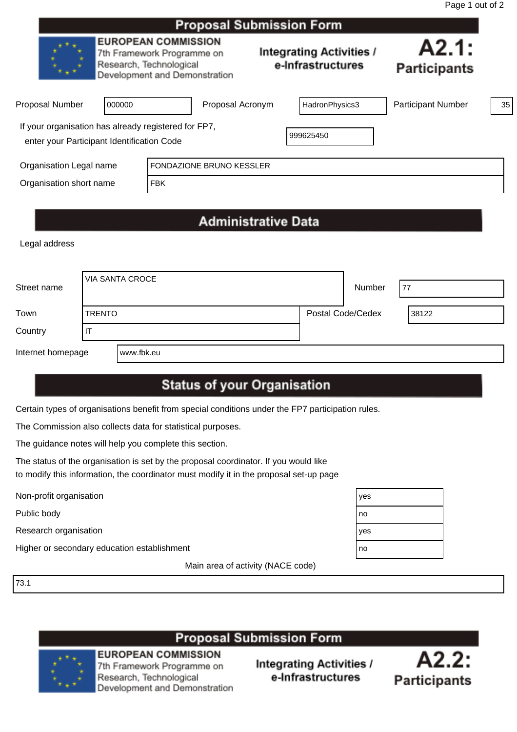# Proposal Submission Form

**EUROPEAN COMMISSION**
7th Framework Programme on Research, Technological Development and Demonstration

**Integrating Activities / e-Infrastructures**

# A2.1: Participants

| | | | | | |
|---|---|---|---|---|---|
| Proposal Number | 000000 | Proposal Acronym | HadronPhysics3 | Participant Number | 35 |

If your organisation has already registered for FP7, enter your Participant Identification Code: 999625450

| | |
|---|---|
| Organisation Legal name | FONDAZIONE BRUNO KESSLER |
| Organisation short name | FBK |

## Administrative Data

Legal address

| | | | |
|---|---|---|---|
| Street name | VIA SANTA CROCE | Number | 77 |
| Town | TRENTO | Postal Code/Cedex | 38122 |
| Country | IT | | |
| Internet homepage | www.fbk.eu | | |

## Status of your Organisation

Certain types of organisations benefit from special conditions under the FP7 participation rules.

The Commission also collects data for statistical purposes.

The guidance notes will help you complete this section.

The status of the organisation is set by the proposal coordinator. If you would like to modify this information, the coordinator must modify it in the proposal set-up page

| | |
|---|---|
| Non-profit organisation | yes |
| Public body | no |
| Research organisation | yes |
| Higher or secondary education establishment | no |

Main area of activity (NACE code)

73.1

# Proposal Submission Form

**EUROPEAN COMMISSION**
7th Framework Programme on Research, Technological Development and Demonstration

**Integrating Activities / e-Infrastructures**

# A2.2: Participants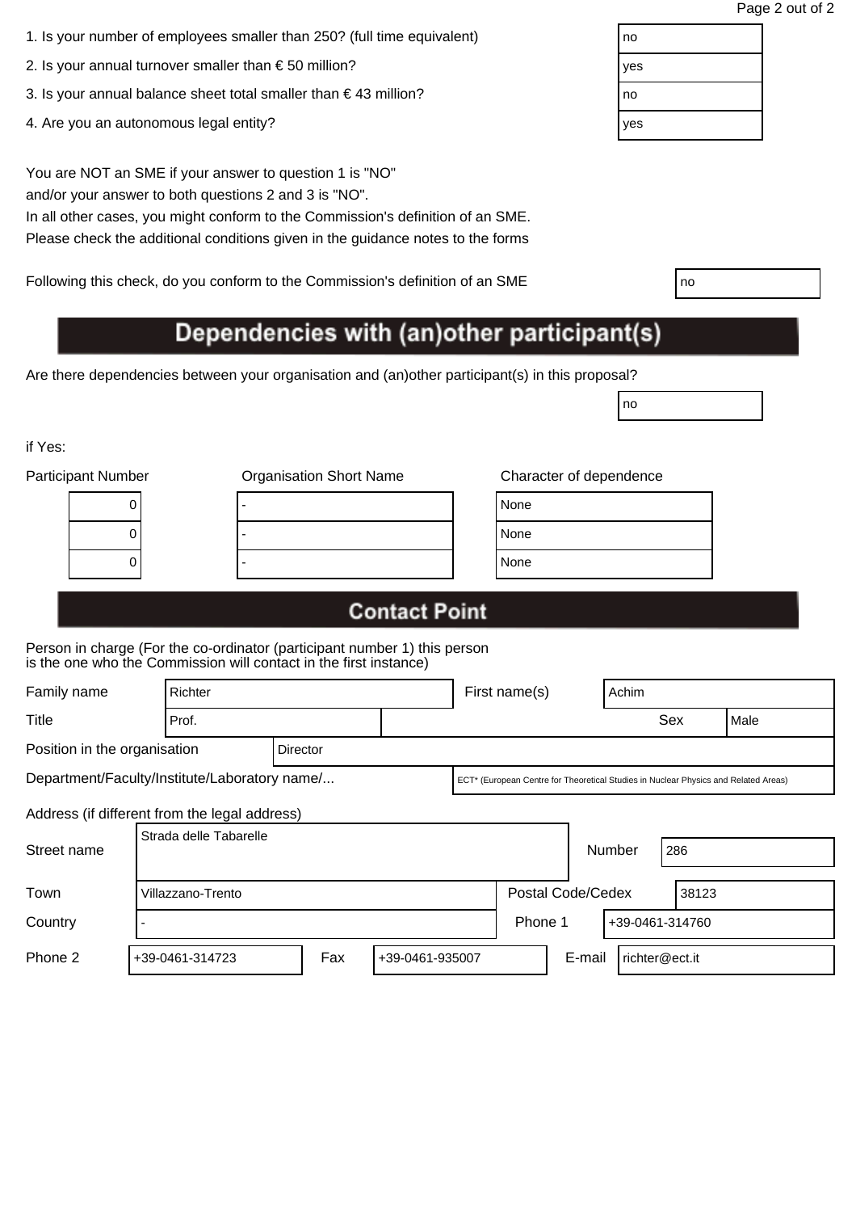| | |
|---|---|
| 1. Is your number of employees smaller than 250? (full time equivalent) | no |
| 2. Is your annual turnover smaller than € 50 million? | yes |
| 3. Is your annual balance sheet total smaller than € 43 million? | no |
| 4. Are you an autonomous legal entity? | yes |

You are NOT an SME if your answer to question 1 is "NO"
and/or your answer to both questions 2 and 3 is "NO".
In all other cases, you might conform to the Commission's definition of an SME.
Please check the additional conditions given in the guidance notes to the forms

Following this check, do you conform to the Commission's definition of an SME: no

# Dependencies with (an)other participant(s)

Are there dependencies between your organisation and (an)other participant(s) in this proposal?

no

if Yes:

| Participant Number | Organisation Short Name | Character of dependence |
|---|---|---|
| 0 | - | None |
| 0 | - | None |
| 0 | - | None |

# Contact Point

Person in charge (For the co-ordinator (participant number 1) this person is the one who the Commission will contact in the first instance)

| | | | |
|---|---|---|---|
| Family name | Richter | First name(s) | Achim |
| Title | Prof. | Sex | Male |
| Position in the organisation | Director | | |
| Department/Faculty/Institute/Laboratory name/... | ECT* (European Centre for Theoretical Studies in Nuclear Physics and Related Areas) | | |

Address (if different from the legal address)

| | | | |
|---|---|---|---|
| Street name | Strada delle Tabarelle | Number | 286 |
| Town | Villazzano-Trento | Postal Code/Cedex | 38123 |
| Country | - | Phone 1 | +39-0461-314760 |
| Phone 2 | +39-0461-314723 | Fax | +39-0461-935007 |
| E-mail | richter@ect.it | | |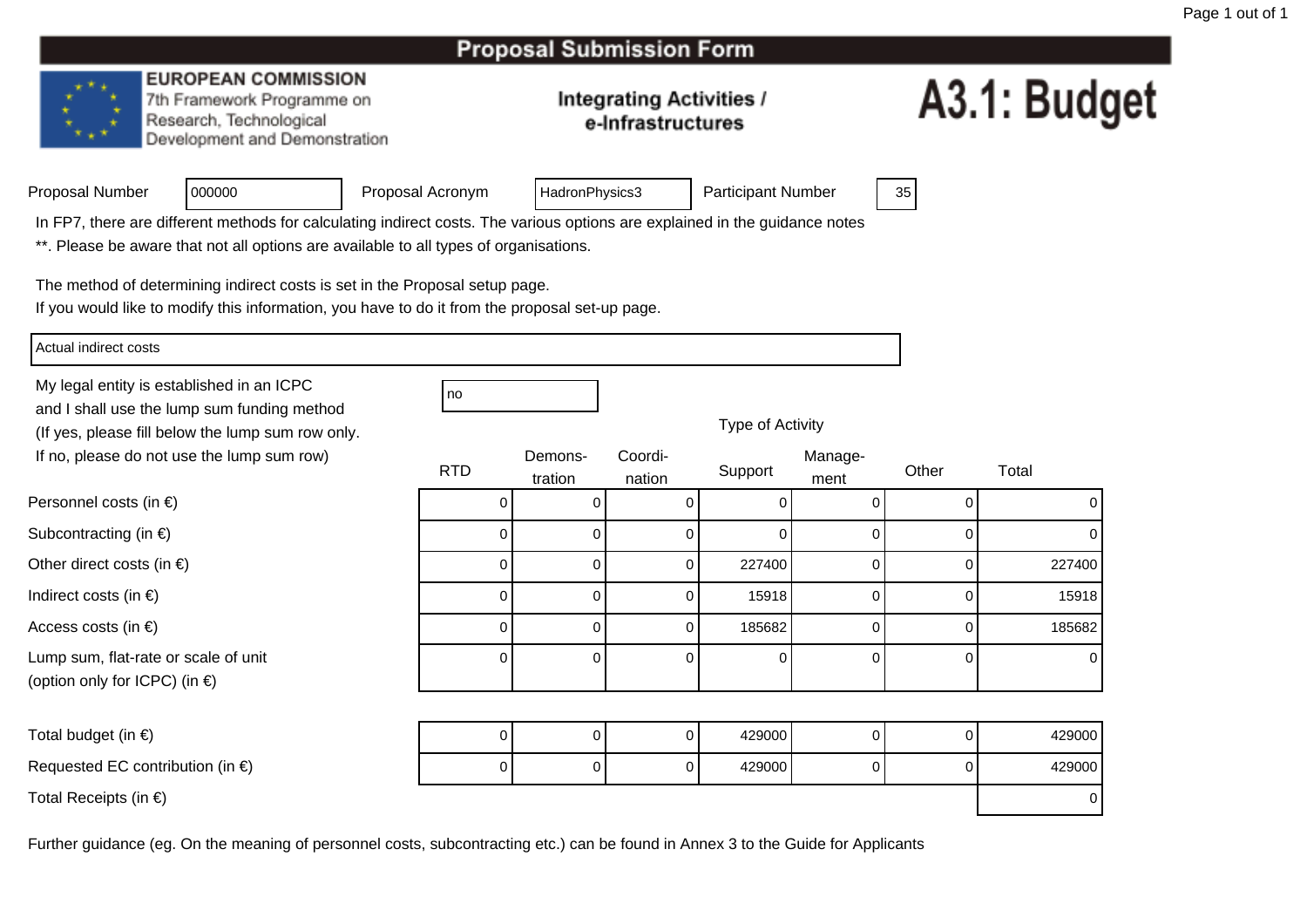# Proposal Submission Form

**EUROPEAN COMMISSION**
7th Framework Programme on Research, Technological Development and Demonstration

**Integrating Activities / e-Infrastructures**

# A3.1: Budget

| Proposal Number | 000000 | Proposal Acronym | HadronPhysics3 | Participant Number | 35 |
|---|---|---|---|---|---|

In FP7, there are different methods for calculating indirect costs. The various options are explained in the guidance notes **. Please be aware that not all options are available to all types of organisations.

The method of determining indirect costs is set in the Proposal setup page.
If you would like to modify this information, you have to do it from the proposal set-up page.

Actual indirect costs

My legal entity is established in an ICPC and I shall use the lump sum funding method (If yes, please fill below the lump sum row only. If no, please do not use the lump sum row): no

Type of Activity

| | RTD | Demons-tration | Coordi-nation | Support | Manage-ment | Other | Total |
|---|---|---|---|---|---|---|---|
| Personnel costs (in €) | 0 | 0 | 0 | 0 | 0 | 0 | 0 |
| Subcontracting (in €) | 0 | 0 | 0 | 0 | 0 | 0 | 0 |
| Other direct costs (in €) | 0 | 0 | 0 | 227400 | 0 | 0 | 227400 |
| Indirect costs (in €) | 0 | 0 | 0 | 15918 | 0 | 0 | 15918 |
| Access costs (in €) | 0 | 0 | 0 | 185682 | 0 | 0 | 185682 |
| Lump sum, flat-rate or scale of unit (option only for ICPC) (in €) | 0 | 0 | 0 | 0 | 0 | 0 | 0 |
| Total budget (in €) | 0 | 0 | 0 | 429000 | 0 | 0 | 429000 |
| Requested EC contribution (in €) | 0 | 0 | 0 | 429000 | 0 | 0 | 429000 |
| Total Receipts (in €) | | | | | | | 0 |

Further guidance (eg. On the meaning of personnel costs, subcontracting etc.) can be found in Annex 3 to the Guide for Applicants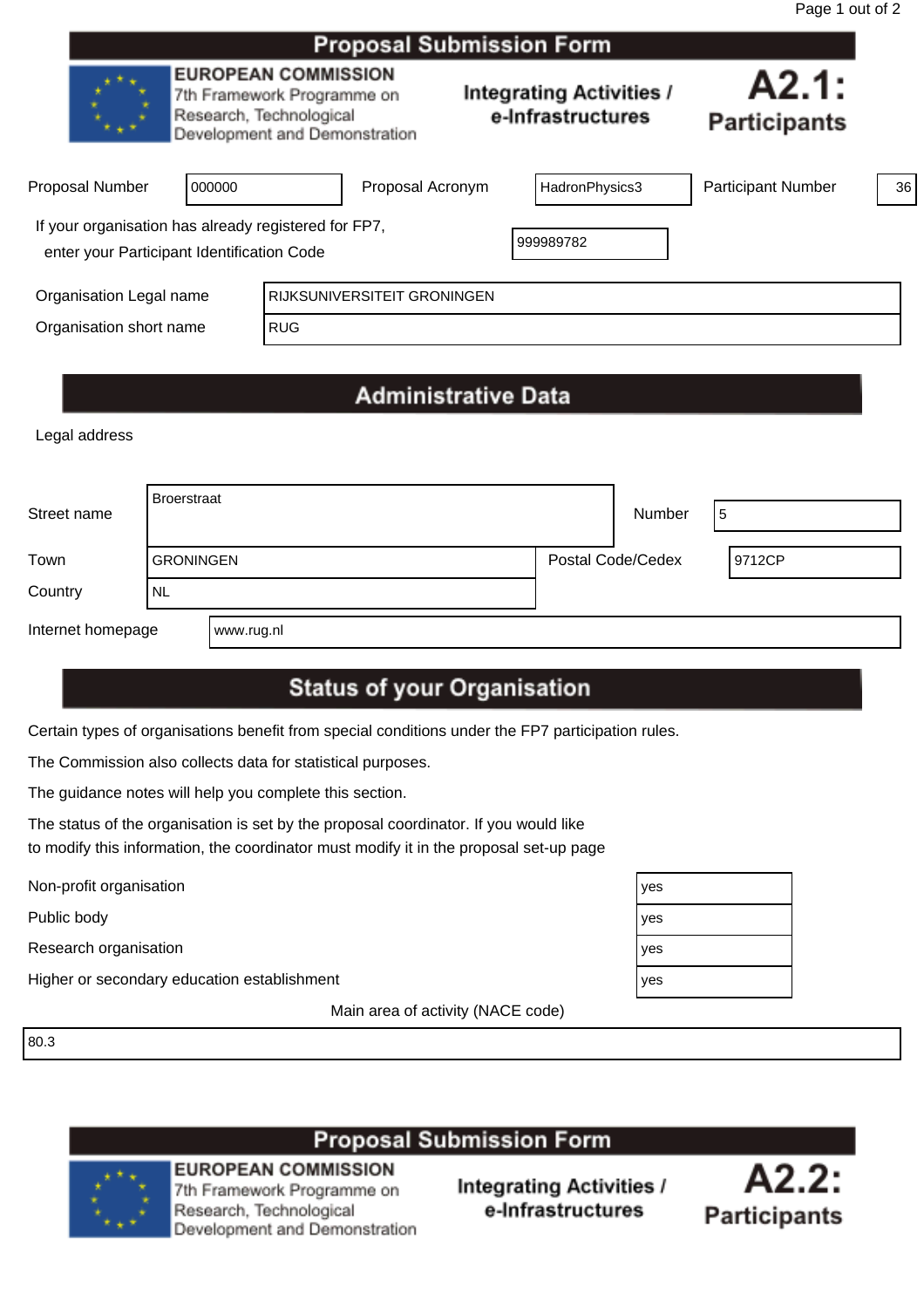# Proposal Submission Form

**EUROPEAN COMMISSION**
7th Framework Programme on Research, Technological Development and Demonstration

**Integrating Activities / e-Infrastructures**

# A2.1: Participants

| | | | | | |
|---|---|---|---|---|---|
| Proposal Number | 000000 | Proposal Acronym | HadronPhysics3 | Participant Number | 36 |

If your organisation has already registered for FP7, enter your Participant Identification Code: 999989782

| | |
|---|---|
| Organisation Legal name | RIJKSUNIVERSITEIT GRONINGEN |
| Organisation short name | RUG |

## Administrative Data

Legal address

| | | | |
|---|---|---|---|
| Street name | Broerstraat | Number | 5 |
| Town | GRONINGEN | Postal Code/Cedex | 9712CP |
| Country | NL | | |
| Internet homepage | www.rug.nl | | |

## Status of your Organisation

Certain types of organisations benefit from special conditions under the FP7 participation rules.

The Commission also collects data for statistical purposes.

The guidance notes will help you complete this section.

The status of the organisation is set by the proposal coordinator. If you would like to modify this information, the coordinator must modify it in the proposal set-up page

| | |
|---|---|
| Non-profit organisation | yes |
| Public body | yes |
| Research organisation | yes |
| Higher or secondary education establishment | yes |

Main area of activity (NACE code)

80.3

# Proposal Submission Form

**EUROPEAN COMMISSION**
7th Framework Programme on Research, Technological Development and Demonstration

**Integrating Activities / e-Infrastructures**

# A2.2: Participants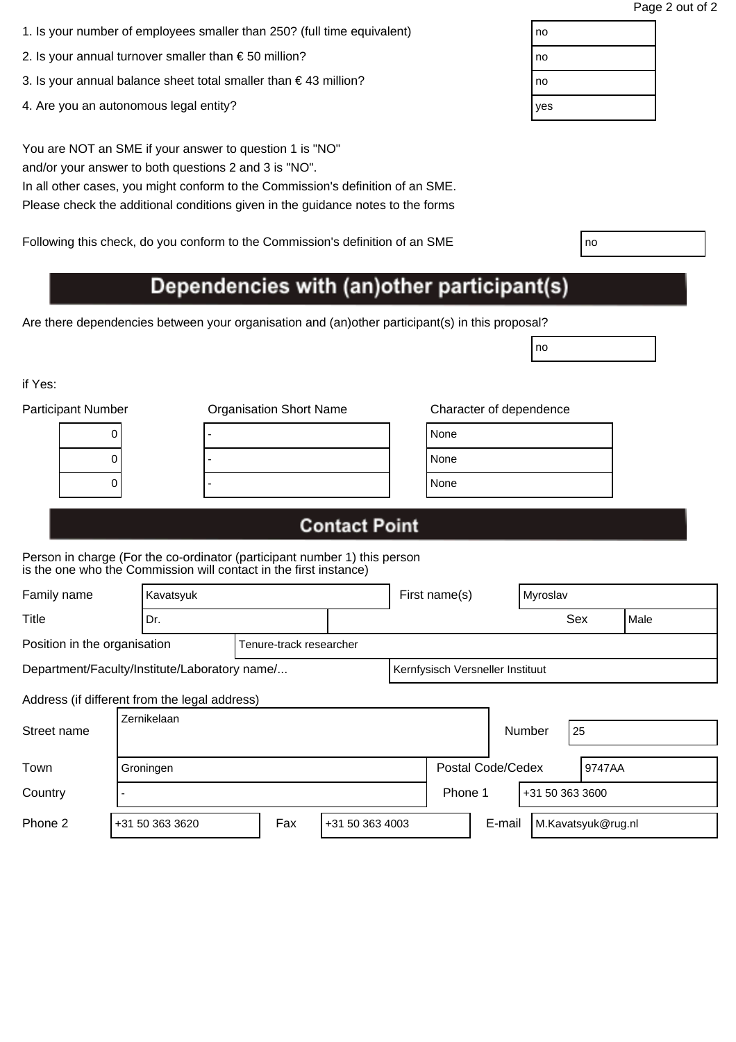| | |
|---|---|
| 1. Is your number of employees smaller than 250? (full time equivalent) | no |
| 2. Is your annual turnover smaller than € 50 million? | no |
| 3. Is your annual balance sheet total smaller than € 43 million? | no |
| 4. Are you an autonomous legal entity? | yes |

You are NOT an SME if your answer to question 1 is "NO"
and/or your answer to both questions 2 and 3 is "NO".
In all other cases, you might conform to the Commission's definition of an SME.
Please check the additional conditions given in the guidance notes to the forms

Following this check, do you conform to the Commission's definition of an SME: no

# Dependencies with (an)other participant(s)

Are there dependencies between your organisation and (an)other participant(s) in this proposal?

no

if Yes:

| Participant Number | Organisation Short Name | Character of dependence |
|---|---|---|
| 0 | - | None |
| 0 | - | None |
| 0 | - | None |

# Contact Point

Person in charge (For the co-ordinator (participant number 1) this person is the one who the Commission will contact in the first instance)

| | | | |
|---|---|---|---|
| Family name | Kavatsyuk | First name(s) | Myroslav |
| Title | Dr. | Sex | Male |
| Position in the organisation | Tenure-track researcher | | |
| Department/Faculty/Institute/Laboratory name/... | Kernfysisch Versneller Instituut | | |

Address (if different from the legal address)

| | | | |
|---|---|---|---|
| Street name | Zernikelaan | Number | 25 |
| Town | Groningen | Postal Code/Cedex | 9747AA |
| Country | - | Phone 1 | +31 50 363 3600 |
| Phone 2 | +31 50 363 3620 | Fax | +31 50 363 4003 |
| E-mail | M.Kavatsyuk@rug.nl | | |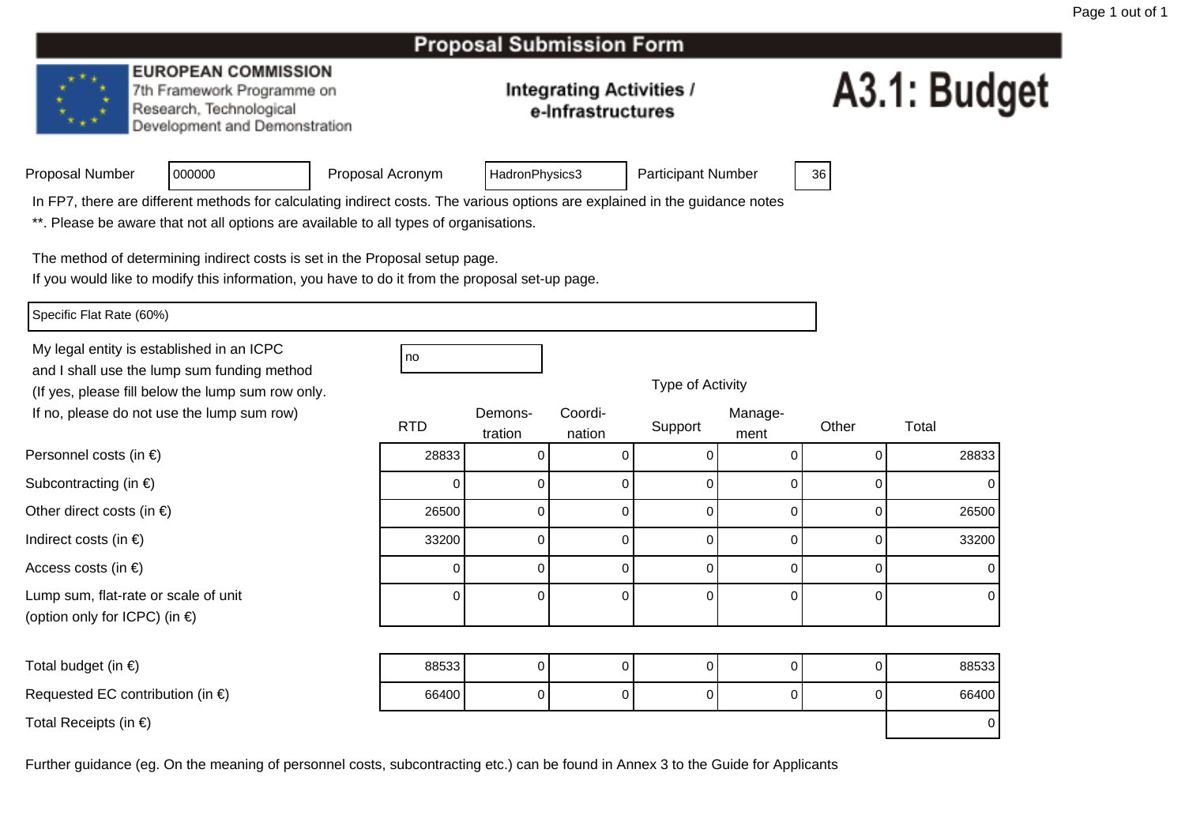# Proposal Submission Form

**EUROPEAN COMMISSION**
7th Framework Programme on Research, Technological Development and Demonstration

**Integrating Activities / e-Infrastructures**

# A3.1: Budget

| Proposal Number | 000000 | Proposal Acronym | HadronPhysics3 | Participant Number | 36 |
|---|---|---|---|---|---|

In FP7, there are different methods for calculating indirect costs. The various options are explained in the guidance notes **. Please be aware that not all options are available to all types of organisations.

The method of determining indirect costs is set in the Proposal setup page.
If you would like to modify this information, you have to do it from the proposal set-up page.

Specific Flat Rate (60%)

My legal entity is established in an ICPC and I shall use the lump sum funding method (If yes, please fill below the lump sum row only. If no, please do not use the lump sum row): no

Type of Activity

| | RTD | Demons-tration | Coordi-nation | Support | Manage-ment | Other | Total |
|---|---|---|---|---|---|---|---|
| Personnel costs (in €) | 28833 | 0 | 0 | 0 | 0 | 0 | 28833 |
| Subcontracting (in €) | 0 | 0 | 0 | 0 | 0 | 0 | 0 |
| Other direct costs (in €) | 26500 | 0 | 0 | 0 | 0 | 0 | 26500 |
| Indirect costs (in €) | 33200 | 0 | 0 | 0 | 0 | 0 | 33200 |
| Access costs (in €) | 0 | 0 | 0 | 0 | 0 | 0 | 0 |
| Lump sum, flat-rate or scale of unit (option only for ICPC) (in €) | 0 | 0 | 0 | 0 | 0 | 0 | 0 |
| Total budget (in €) | 88533 | 0 | 0 | 0 | 0 | 0 | 88533 |
| Requested EC contribution (in €) | 66400 | 0 | 0 | 0 | 0 | 0 | 66400 |
| Total Receipts (in €) | | | | | | | 0 |

Further guidance (eg. On the meaning of personnel costs, subcontracting etc.) can be found in Annex 3 to the Guide for Applicants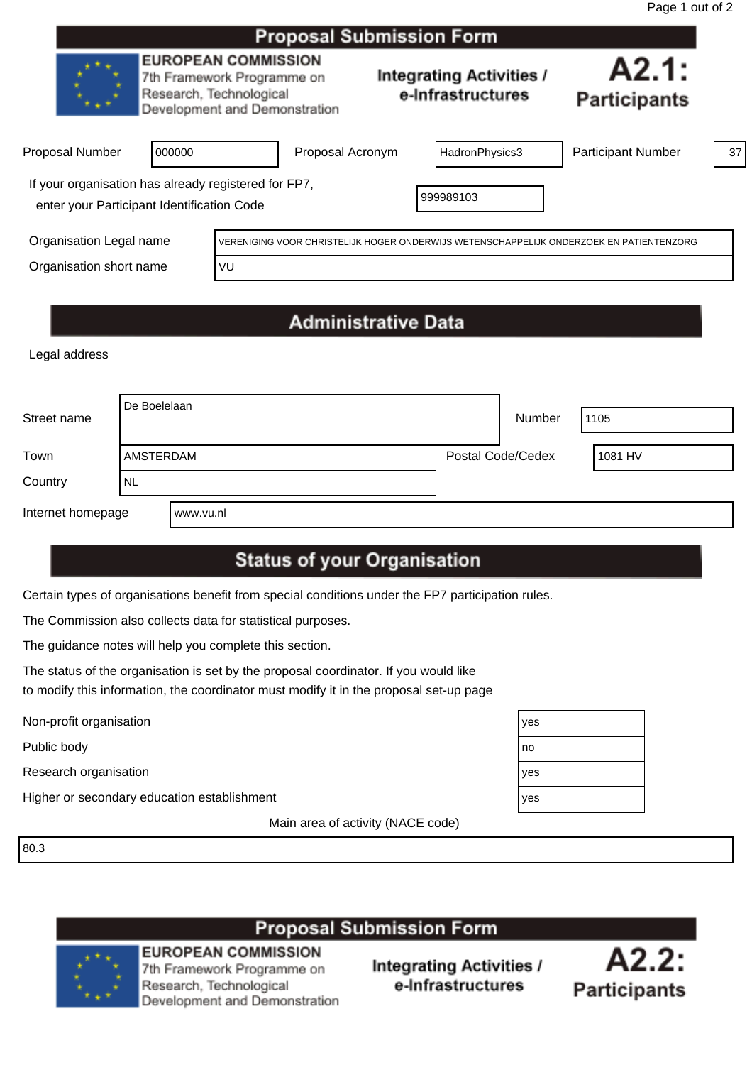# Proposal Submission Form

**EUROPEAN COMMISSION**
7th Framework Programme on Research, Technological Development and Demonstration

**Integrating Activities / e-Infrastructures**

# A2.1: Participants

| Proposal Number | 000000 | Proposal Acronym | HadronPhysics3 | Participant Number | 37 |
|---|---|---|---|---|---|

If your organisation has already registered for FP7, enter your Participant Identification Code: 999989103

| | |
|---|---|
| Organisation Legal name | VERENIGING VOOR CHRISTELIJK HOGER ONDERWIJS WETENSCHAPPELIJK ONDERZOEK EN PATIENTENZORG |
| Organisation short name | VU |

## Administrative Data

Legal address

| | | | |
|---|---|---|---|
| Street name | De Boelelaan | Number | 1105 |
| Town | AMSTERDAM | Postal Code/Cedex | 1081 HV |
| Country | NL | | |
| Internet homepage | www.vu.nl | | |

## Status of your Organisation

Certain types of organisations benefit from special conditions under the FP7 participation rules.

The Commission also collects data for statistical purposes.

The guidance notes will help you complete this section.

The status of the organisation is set by the proposal coordinator. If you would like to modify this information, the coordinator must modify it in the proposal set-up page

| | |
|---|---|
| Non-profit organisation | yes |
| Public body | no |
| Research organisation | yes |
| Higher or secondary education establishment | yes |

Main area of activity (NACE code)

80.3

# Proposal Submission Form

**EUROPEAN COMMISSION**
7th Framework Programme on Research, Technological Development and Demonstration

**Integrating Activities / e-Infrastructures**

# A2.2: Participants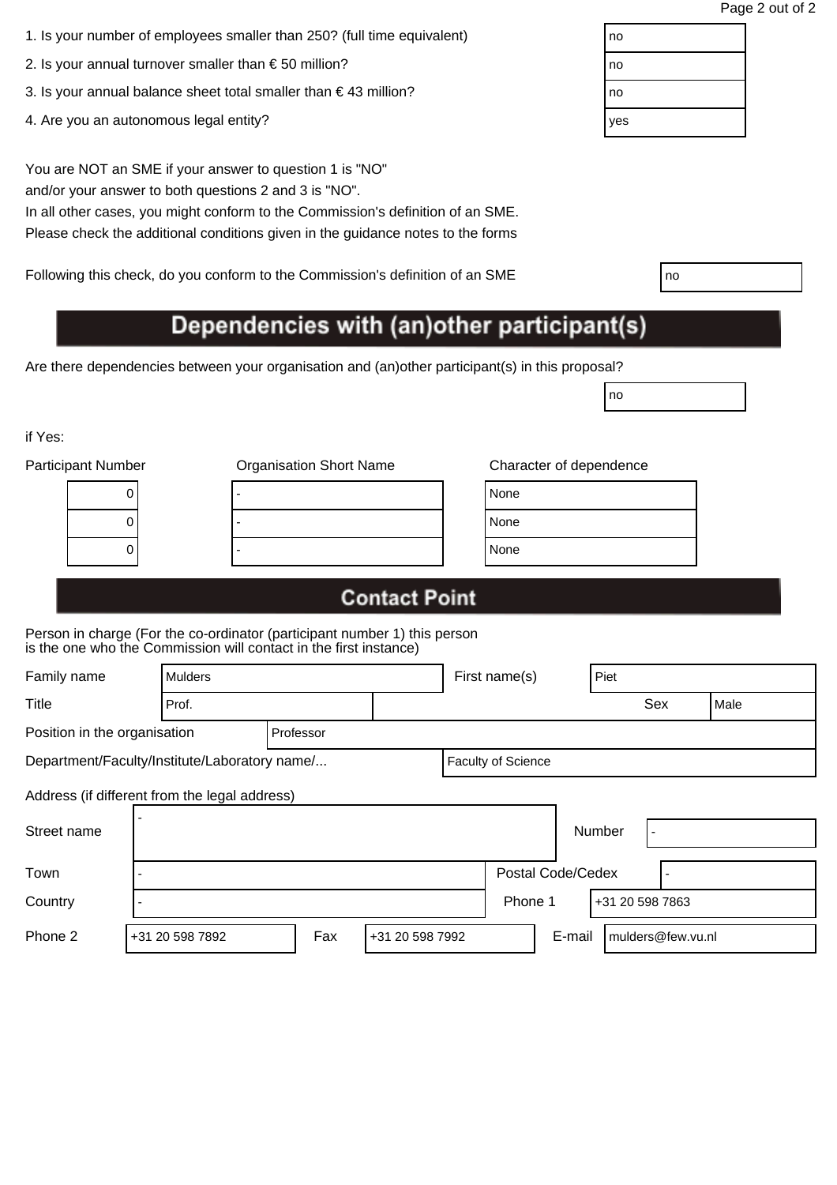| | |
|---|---|
| 1. Is your number of employees smaller than 250? (full time equivalent) | no |
| 2. Is your annual turnover smaller than € 50 million? | no |
| 3. Is your annual balance sheet total smaller than € 43 million? | no |
| 4. Are you an autonomous legal entity? | yes |

You are NOT an SME if your answer to question 1 is "NO"
and/or your answer to both questions 2 and 3 is "NO".
In all other cases, you might conform to the Commission's definition of an SME.
Please check the additional conditions given in the guidance notes to the forms

Following this check, do you conform to the Commission's definition of an SME: no

# Dependencies with (an)other participant(s)

Are there dependencies between your organisation and (an)other participant(s) in this proposal? no

if Yes:

| Participant Number | Organisation Short Name | Character of dependence |
|---|---|---|
| 0 | - | None |
| 0 | - | None |
| 0 | - | None |

# Contact Point

Person in charge (For the co-ordinator (participant number 1) this person is the one who the Commission will contact in the first instance)

| | | | |
|---|---|---|---|
| Family name | Mulders | First name(s) | Piet |
| Title | Prof. | Sex | Male |
| Position in the organisation | Professor | | |
| Department/Faculty/Institute/Laboratory name/... | Faculty of Science | | |

Address (if different from the legal address)

| | | | |
|---|---|---|---|
| Street name | - | Number | - |
| Town | - | Postal Code/Cedex | - |
| Country | - | Phone 1 | +31 20 598 7863 |
| Phone 2 | +31 20 598 7892 | Fax | +31 20 598 7992 |
| E-mail | mulders@few.vu.nl | | |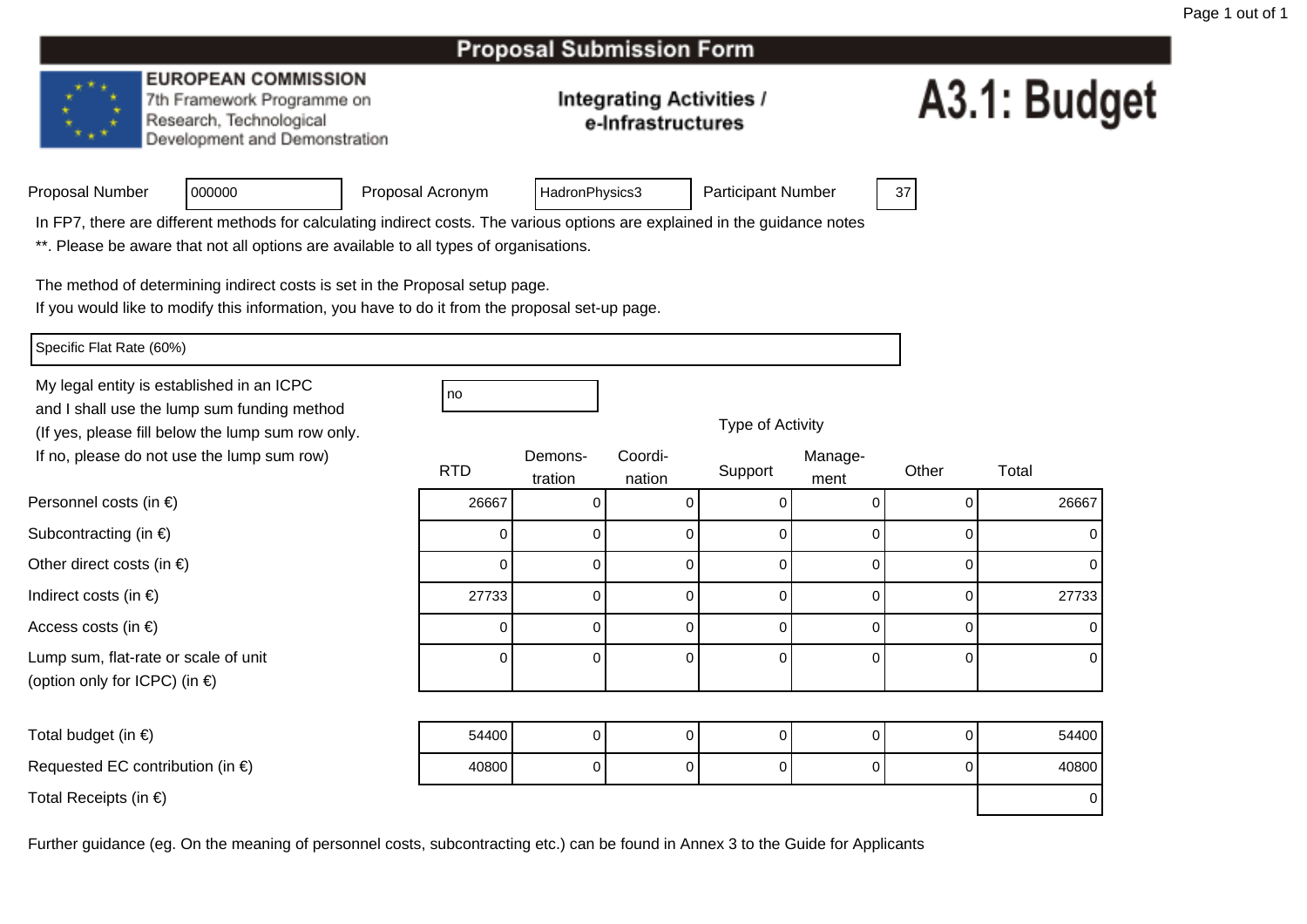# Proposal Submission Form

**EUROPEAN COMMISSION**
7th Framework Programme on Research, Technological Development and Demonstration

**Integrating Activities / e-Infrastructures**

# A3.1: Budget

| Proposal Number | 000000 | Proposal Acronym | HadronPhysics3 | Participant Number | 37 |
|---|---|---|---|---|---|

In FP7, there are different methods for calculating indirect costs. The various options are explained in the guidance notes **. Please be aware that not all options are available to all types of organisations.

The method of determining indirect costs is set in the Proposal setup page.
If you would like to modify this information, you have to do it from the proposal set-up page.

Specific Flat Rate (60%)

My legal entity is established in an ICPC and I shall use the lump sum funding method (If yes, please fill below the lump sum row only. If no, please do not use the lump sum row): no

Type of Activity

| | RTD | Demons-tration | Coordi-nation | Support | Manage-ment | Other | Total |
|---|---|---|---|---|---|---|---|
| Personnel costs (in €) | 26667 | 0 | 0 | 0 | 0 | 0 | 26667 |
| Subcontracting (in €) | 0 | 0 | 0 | 0 | 0 | 0 | 0 |
| Other direct costs (in €) | 0 | 0 | 0 | 0 | 0 | 0 | 0 |
| Indirect costs (in €) | 27733 | 0 | 0 | 0 | 0 | 0 | 27733 |
| Access costs (in €) | 0 | 0 | 0 | 0 | 0 | 0 | 0 |
| Lump sum, flat-rate or scale of unit (option only for ICPC) (in €) | 0 | 0 | 0 | 0 | 0 | 0 | 0 |
| Total budget (in €) | 54400 | 0 | 0 | 0 | 0 | 0 | 54400 |
| Requested EC contribution (in €) | 40800 | 0 | 0 | 0 | 0 | 0 | 40800 |
| Total Receipts (in €) | | | | | | | 0 |

Further guidance (eg. On the meaning of personnel costs, subcontracting etc.) can be found in Annex 3 to the Guide for Applicants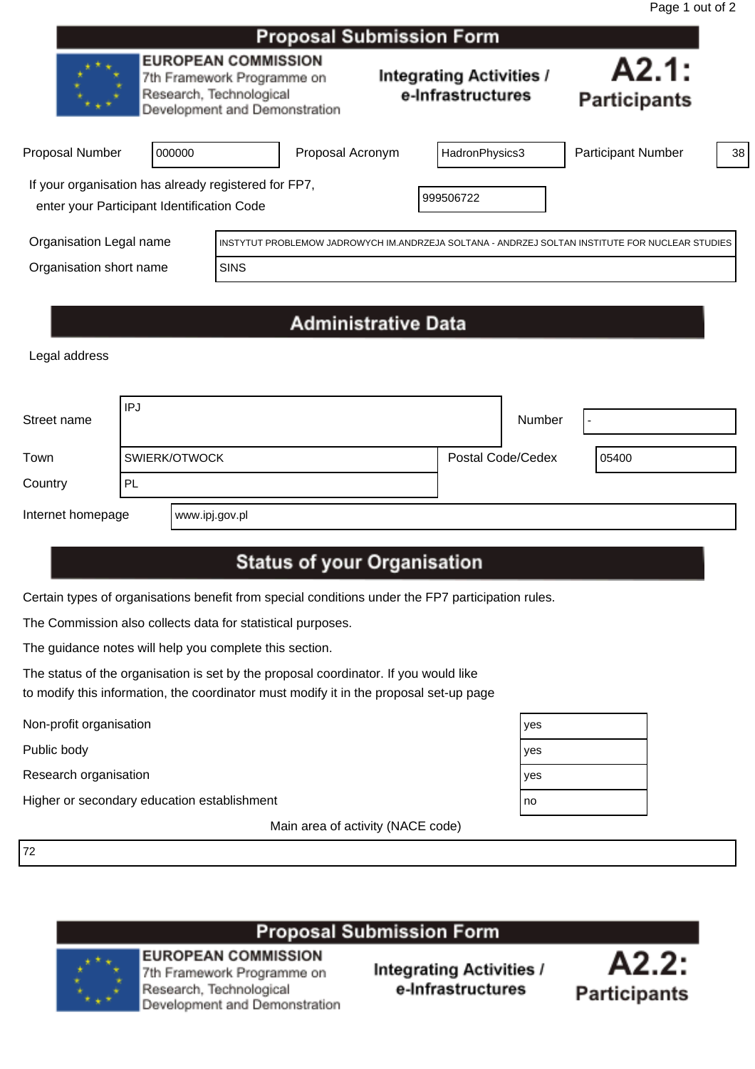# Proposal Submission Form

**EUROPEAN COMMISSION**
7th Framework Programme on Research, Technological Development and Demonstration

**Integrating Activities / e-Infrastructures**

**A2.1: Participants**

| | | | | | |
|---|---|---|---|---|---|
| Proposal Number | 000000 | Proposal Acronym | HadronPhysics3 | Participant Number | 38 |

If your organisation has already registered for FP7, enter your Participant Identification Code: 999506722

| | |
|---|---|
| Organisation Legal name | INSTYTUT PROBLEMOW JADROWYCH IM.ANDRZEJA SOLTANA - ANDRZEJ SOLTAN INSTITUTE FOR NUCLEAR STUDIES |
| Organisation short name | SINS |

## Administrative Data

Legal address

| | | | |
|---|---|---|---|
| Street name | IPJ | Number | - |
| Town | SWIERK/OTWOCK | Postal Code/Cedex | 05400 |
| Country | PL | | |

Internet homepage: www.ipj.gov.pl

## Status of your Organisation

Certain types of organisations benefit from special conditions under the FP7 participation rules.

The Commission also collects data for statistical purposes.

The guidance notes will help you complete this section.

The status of the organisation is set by the proposal coordinator. If you would like to modify this information, the coordinator must modify it in the proposal set-up page

| | |
|---|---|
| Non-profit organisation | yes |
| Public body | yes |
| Research organisation | yes |
| Higher or secondary education establishment | no |

Main area of activity (NACE code)

72

# Proposal Submission Form

**EUROPEAN COMMISSION**
7th Framework Programme on Research, Technological Development and Demonstration

**Integrating Activities / e-Infrastructures**

**A2.2: Participants**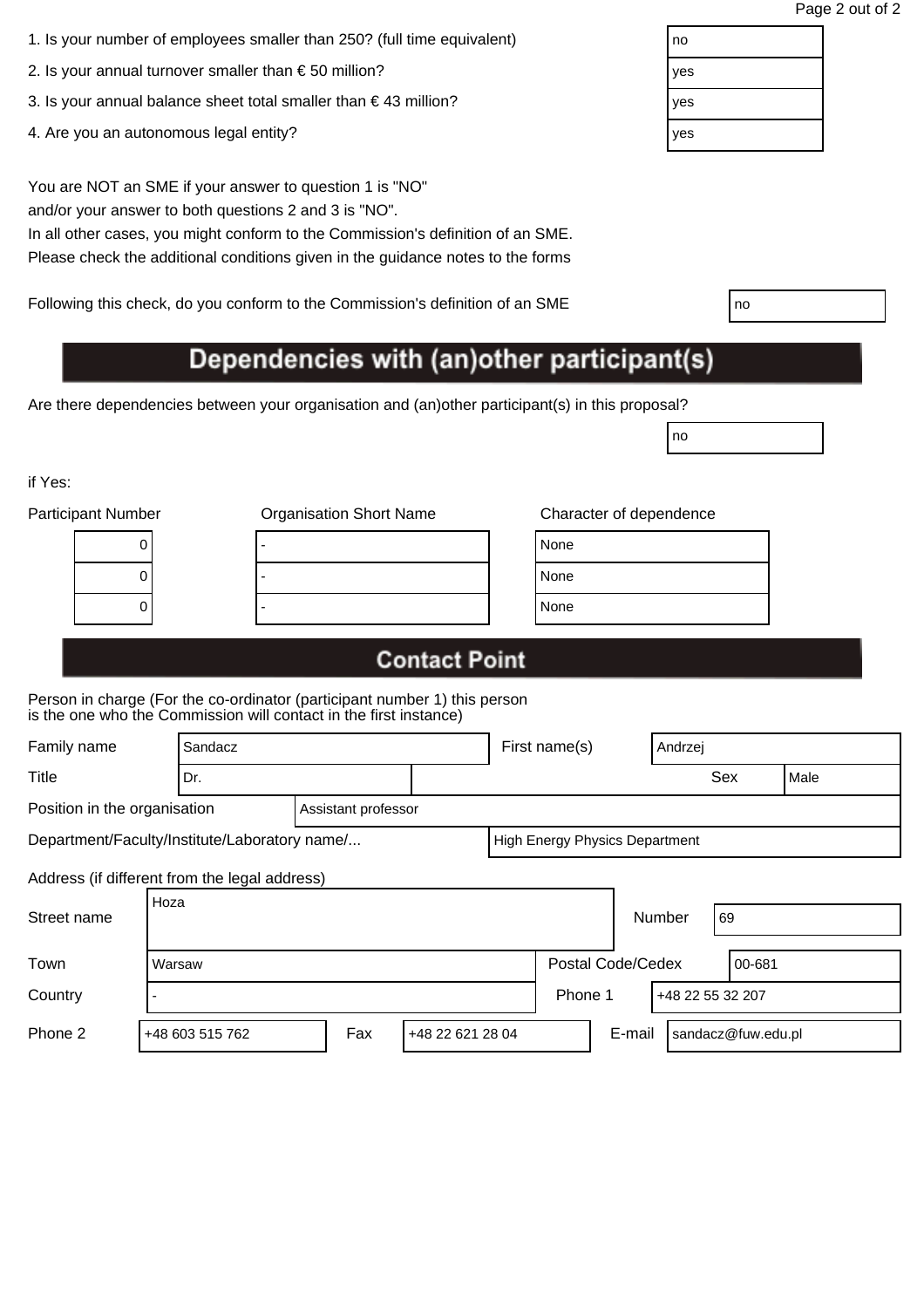| | |
|---|---|
| 1. Is your number of employees smaller than 250? (full time equivalent) | no |
| 2. Is your annual turnover smaller than € 50 million? | yes |
| 3. Is your annual balance sheet total smaller than € 43 million? | yes |
| 4. Are you an autonomous legal entity? | yes |

You are NOT an SME if your answer to question 1 is "NO"
and/or your answer to both questions 2 and 3 is "NO".
In all other cases, you might conform to the Commission's definition of an SME.
Please check the additional conditions given in the guidance notes to the forms

Following this check, do you conform to the Commission's definition of an SME: no

# Dependencies with (an)other participant(s)

Are there dependencies between your organisation and (an)other participant(s) in this proposal? no

if Yes:

| Participant Number | Organisation Short Name | Character of dependence |
|---|---|---|
| 0 | - | None |
| 0 | - | None |
| 0 | - | None |

# Contact Point

Person in charge (For the co-ordinator (participant number 1) this person is the one who the Commission will contact in the first instance)

| | | | |
|---|---|---|---|
| Family name | Sandacz | First name(s) | Andrzej |
| Title | Dr. | Sex | Male |
| Position in the organisation | Assistant professor | | |
| Department/Faculty/Institute/Laboratory name/... | High Energy Physics Department | | |

Address (if different from the legal address)

| | | | |
|---|---|---|---|
| Street name | Hoza | Number | 69 |
| Town | Warsaw | Postal Code/Cedex | 00-681 |
| Country | - | Phone 1 | +48 22 55 32 207 |
| Phone 2 | +48 603 515 762 | Fax | +48 22 621 28 04 |
| E-mail | sandacz@fuw.edu.pl | | |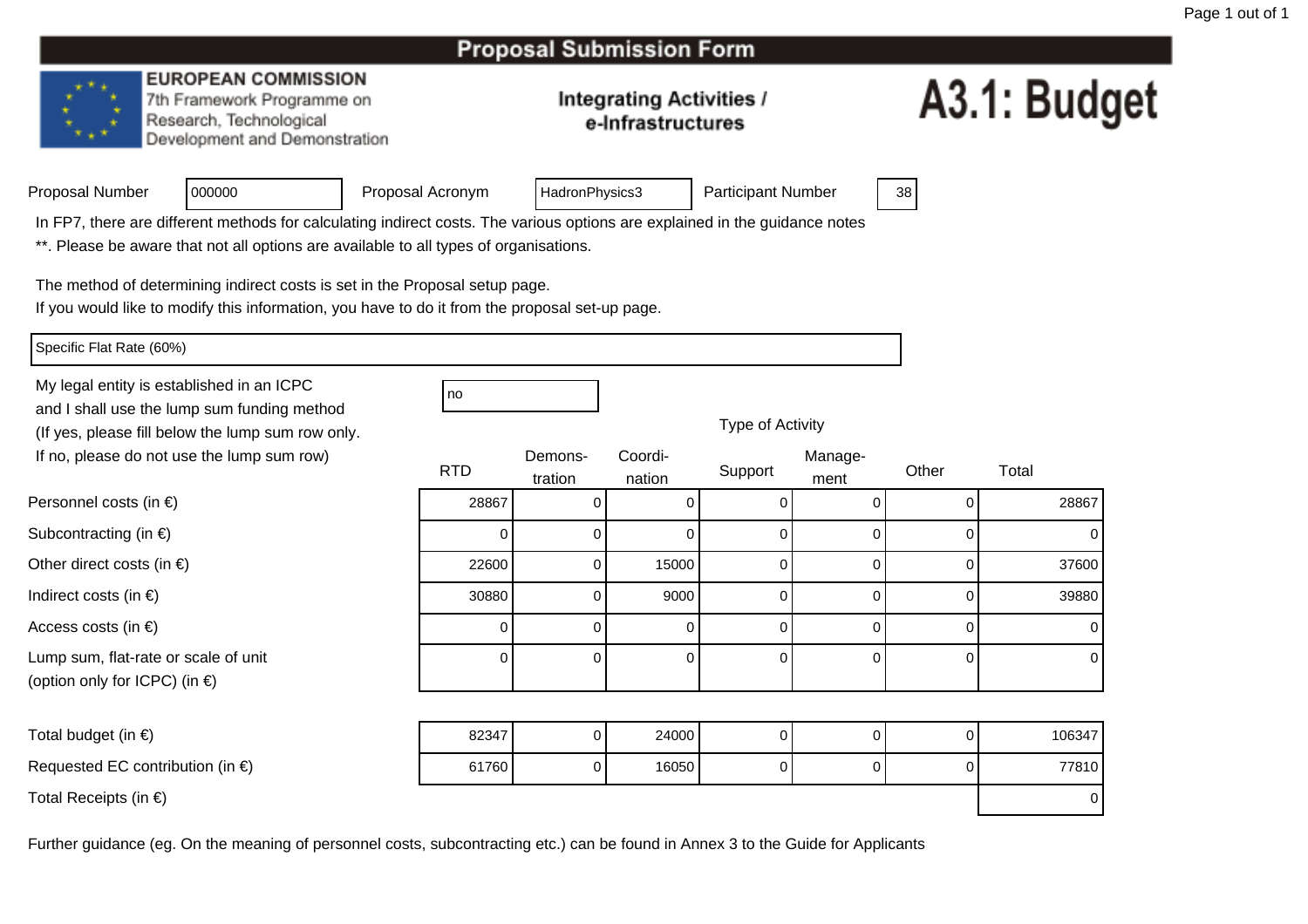# Proposal Submission Form

**EUROPEAN COMMISSION**
7th Framework Programme on Research, Technological Development and Demonstration

**Integrating Activities / e-Infrastructures**

# A3.1: Budget

| Proposal Number | 000000 | Proposal Acronym | HadronPhysics3 | Participant Number | 38 |
|---|---|---|---|---|---|

In FP7, there are different methods for calculating indirect costs. The various options are explained in the guidance notes **. Please be aware that not all options are available to all types of organisations.

The method of determining indirect costs is set in the Proposal setup page.
If you would like to modify this information, you have to do it from the proposal set-up page.

Specific Flat Rate (60%)

My legal entity is established in an ICPC and I shall use the lump sum funding method (If yes, please fill below the lump sum row only. If no, please do not use the lump sum row): no

Type of Activity

| | RTD | Demonstration | Coordination | Support | Management | Other | Total |
|---|---|---|---|---|---|---|---|
| Personnel costs (in €) | 28867 | 0 | 0 | 0 | 0 | 0 | 28867 |
| Subcontracting (in €) | 0 | 0 | 0 | 0 | 0 | 0 | 0 |
| Other direct costs (in €) | 22600 | 0 | 15000 | 0 | 0 | 0 | 37600 |
| Indirect costs (in €) | 30880 | 0 | 9000 | 0 | 0 | 0 | 39880 |
| Access costs (in €) | 0 | 0 | 0 | 0 | 0 | 0 | 0 |
| Lump sum, flat-rate or scale of unit (option only for ICPC) (in €) | 0 | 0 | 0 | 0 | 0 | 0 | 0 |
| Total budget (in €) | 82347 | 0 | 24000 | 0 | 0 | 0 | 106347 |
| Requested EC contribution (in €) | 61760 | 0 | 16050 | 0 | 0 | 0 | 77810 |
| Total Receipts (in €) | | | | | | | 0 |

Further guidance (eg. On the meaning of personnel costs, subcontracting etc.) can be found in Annex 3 to the Guide for Applicants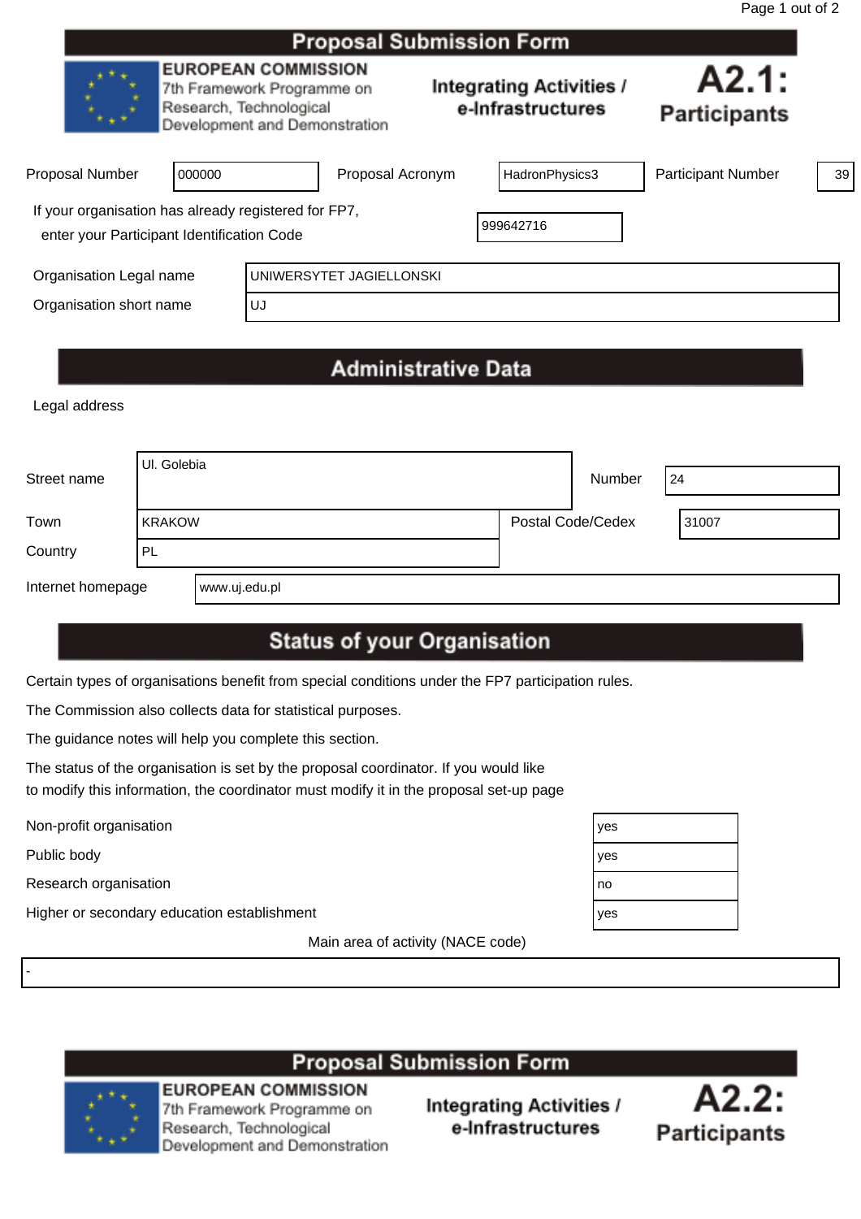# Proposal Submission Form

**EUROPEAN COMMISSION**
7th Framework Programme on Research, Technological Development and Demonstration

**Integrating Activities / e-Infrastructures**

**A2.1: Participants**

| | | | | | |
|---|---|---|---|---|---|
| Proposal Number | 000000 | Proposal Acronym | HadronPhysics3 | Participant Number | 39 |

If your organisation has already registered for FP7, enter your Participant Identification Code: 999642716

| | |
|---|---|
| Organisation Legal name | UNIWERSYTET JAGIELLONSKI |
| Organisation short name | UJ |

## Administrative Data

Legal address

| | | | |
|---|---|---|---|
| Street name | Ul. Golebia | Number | 24 |
| Town | KRAKOW | Postal Code/Cedex | 31007 |
| Country | PL | | |
| Internet homepage | www.uj.edu.pl | | |

## Status of your Organisation

Certain types of organisations benefit from special conditions under the FP7 participation rules.

The Commission also collects data for statistical purposes.

The guidance notes will help you complete this section.

The status of the organisation is set by the proposal coordinator. If you would like to modify this information, the coordinator must modify it in the proposal set-up page

| | |
|---|---|
| Non-profit organisation | yes |
| Public body | yes |
| Research organisation | no |
| Higher or secondary education establishment | yes |

Main area of activity (NACE code)

-

# Proposal Submission Form

**EUROPEAN COMMISSION**
7th Framework Programme on Research, Technological Development and Demonstration

**Integrating Activities / e-Infrastructures**

**A2.2: Participants**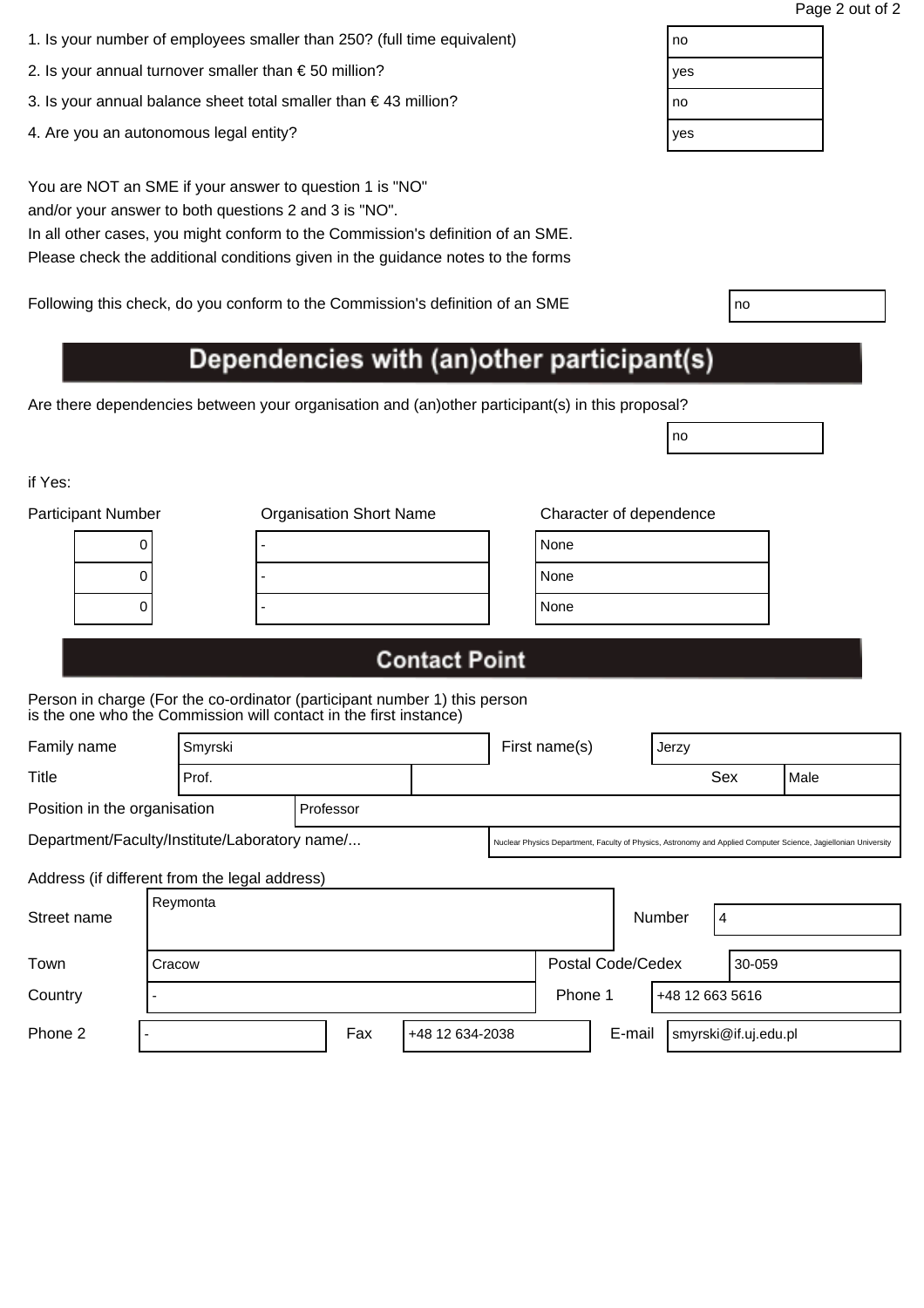| | |
|---|---|
| 1. Is your number of employees smaller than 250? (full time equivalent) | no |
| 2. Is your annual turnover smaller than € 50 million? | yes |
| 3. Is your annual balance sheet total smaller than € 43 million? | no |
| 4. Are you an autonomous legal entity? | yes |

You are NOT an SME if your answer to question 1 is "NO"
and/or your answer to both questions 2 and 3 is "NO".
In all other cases, you might conform to the Commission's definition of an SME.
Please check the additional conditions given in the guidance notes to the forms

Following this check, do you conform to the Commission's definition of an SME: no

# Dependencies with (an)other participant(s)

Are there dependencies between your organisation and (an)other participant(s) in this proposal? no

if Yes:

| Participant Number | Organisation Short Name | Character of dependence |
|---|---|---|
| 0 | - | None |
| 0 | - | None |
| 0 | - | None |

# Contact Point

Person in charge (For the co-ordinator (participant number 1) this person is the one who the Commission will contact in the first instance)

| | | | |
|---|---|---|---|
| Family name | Smyrski | First name(s) | Jerzy |
| Title | Prof. | Sex | Male |
| Position in the organisation | Professor | | |
| Department/Faculty/Institute/Laboratory name/... | Nuclear Physics Department, Faculty of Physics, Astronomy and Applied Computer Science, Jagiellonian University | | |

Address (if different from the legal address)

| | | | |
|---|---|---|---|
| Street name | Reymonta | Number | 4 |
| Town | Cracow | Postal Code/Cedex | 30-059 |
| Country | - | Phone 1 | +48 12 663 5616 |
| Phone 2 | - | Fax | +48 12 634-2038 |
| E-mail | smyrski@if.uj.edu.pl | | |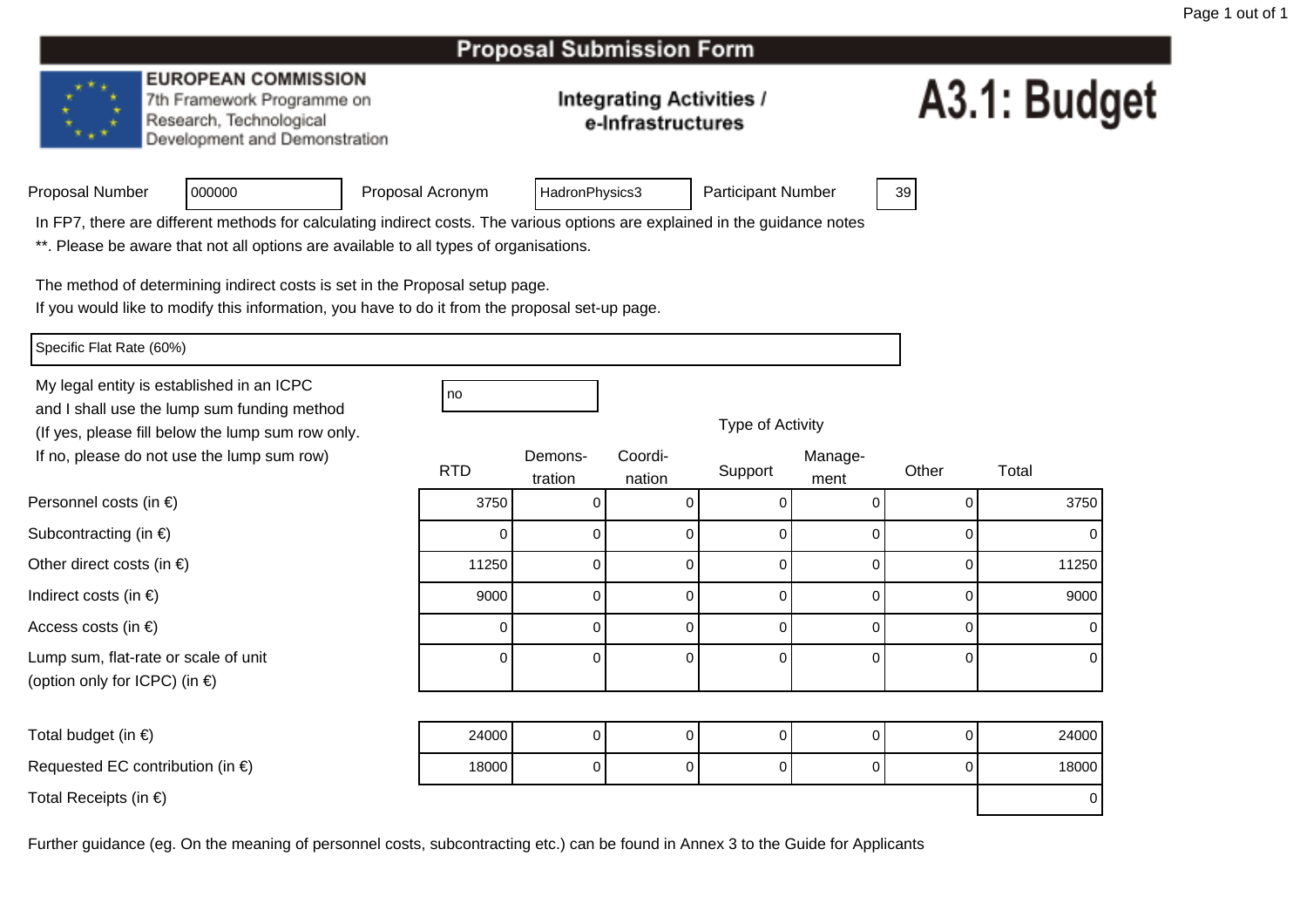# Proposal Submission Form

**EUROPEAN COMMISSION**
7th Framework Programme on Research, Technological Development and Demonstration

**Integrating Activities / e-Infrastructures**

# A3.1: Budget

| Proposal Number | 000000 | Proposal Acronym | HadronPhysics3 | Participant Number | 39 |
|---|---|---|---|---|---|

In FP7, there are different methods for calculating indirect costs. The various options are explained in the guidance notes **. Please be aware that not all options are available to all types of organisations.

The method of determining indirect costs is set in the Proposal setup page.
If you would like to modify this information, you have to do it from the proposal set-up page.

Specific Flat Rate (60%)

My legal entity is established in an ICPC and I shall use the lump sum funding method (If yes, please fill below the lump sum row only. If no, please do not use the lump sum row): no

Type of Activity

| | RTD | Demonstration | Coordination | Support | Management | Other | Total |
|---|---|---|---|---|---|---|---|
| Personnel costs (in €) | 3750 | 0 | 0 | 0 | 0 | 0 | 3750 |
| Subcontracting (in €) | 0 | 0 | 0 | 0 | 0 | 0 | 0 |
| Other direct costs (in €) | 11250 | 0 | 0 | 0 | 0 | 0 | 11250 |
| Indirect costs (in €) | 9000 | 0 | 0 | 0 | 0 | 0 | 9000 |
| Access costs (in €) | 0 | 0 | 0 | 0 | 0 | 0 | 0 |
| Lump sum, flat-rate or scale of unit (option only for ICPC) (in €) | 0 | 0 | 0 | 0 | 0 | 0 | 0 |
| Total budget (in €) | 24000 | 0 | 0 | 0 | 0 | 0 | 24000 |
| Requested EC contribution (in €) | 18000 | 0 | 0 | 0 | 0 | 0 | 18000 |
| Total Receipts (in €) | | | | | | | 0 |

Further guidance (eg. On the meaning of personnel costs, subcontracting etc.) can be found in Annex 3 to the Guide for Applicants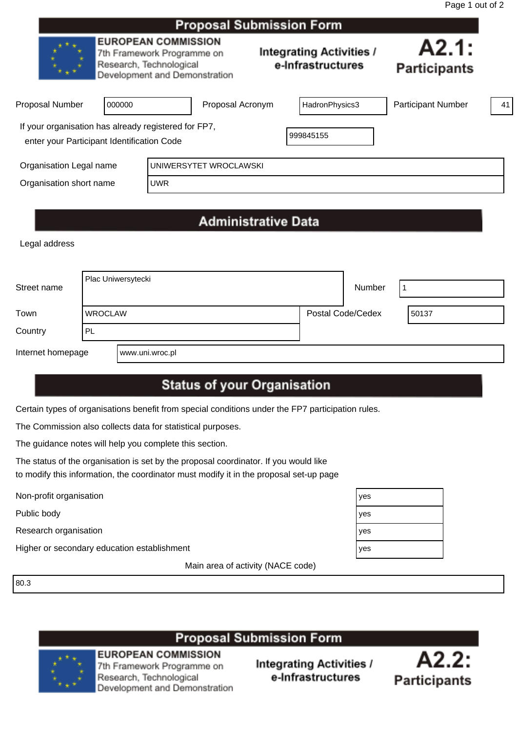# Proposal Submission Form

**EUROPEAN COMMISSION**
7th Framework Programme on Research, Technological Development and Demonstration

**Integrating Activities / e-Infrastructures**

# A2.1: Participants

| | | | | | |
|---|---|---|---|---|---|
| Proposal Number | 000000 | Proposal Acronym | HadronPhysics3 | Participant Number | 41 |

If your organisation has already registered for FP7, enter your Participant Identification Code: 999845155

| | |
|---|---|
| Organisation Legal name | UNIWERSYTET WROCLAWSKI |
| Organisation short name | UWR |

## Administrative Data

Legal address

| | | | |
|---|---|---|---|
| Street name | Plac Uniwersytecki | Number | 1 |
| Town | WROCLAW | Postal Code/Cedex | 50137 |
| Country | PL | | |
| Internet homepage | www.uni.wroc.pl | | |

## Status of your Organisation

Certain types of organisations benefit from special conditions under the FP7 participation rules.

The Commission also collects data for statistical purposes.

The guidance notes will help you complete this section.

The status of the organisation is set by the proposal coordinator. If you would like to modify this information, the coordinator must modify it in the proposal set-up page

| | |
|---|---|
| Non-profit organisation | yes |
| Public body | yes |
| Research organisation | yes |
| Higher or secondary education establishment | yes |

Main area of activity (NACE code)

80.3

# Proposal Submission Form

**EUROPEAN COMMISSION**
7th Framework Programme on Research, Technological Development and Demonstration

**Integrating Activities / e-Infrastructures**

# A2.2: Participants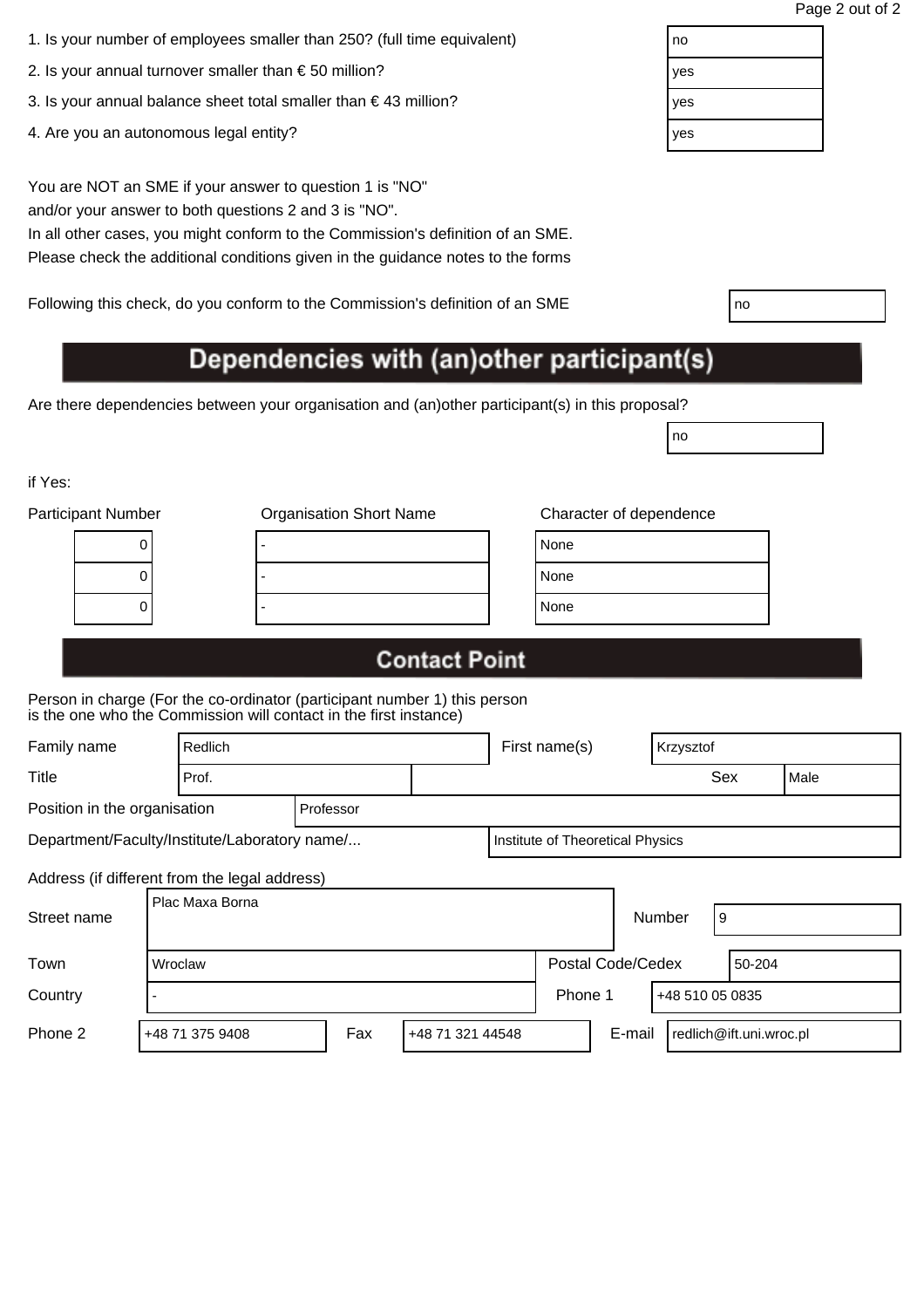| | |
|---|---|
| 1. Is your number of employees smaller than 250? (full time equivalent) | no |
| 2. Is your annual turnover smaller than € 50 million? | yes |
| 3. Is your annual balance sheet total smaller than € 43 million? | yes |
| 4. Are you an autonomous legal entity? | yes |

You are NOT an SME if your answer to question 1 is "NO"
and/or your answer to both questions 2 and 3 is "NO".
In all other cases, you might conform to the Commission's definition of an SME.
Please check the additional conditions given in the guidance notes to the forms

Following this check, do you conform to the Commission's definition of an SME: no

# Dependencies with (an)other participant(s)

Are there dependencies between your organisation and (an)other participant(s) in this proposal? no

if Yes:

| Participant Number | Organisation Short Name | Character of dependence |
|---|---|---|
| 0 | - | None |
| 0 | - | None |
| 0 | - | None |

# Contact Point

Person in charge (For the co-ordinator (participant number 1) this person is the one who the Commission will contact in the first instance)

| | | | |
|---|---|---|---|
| Family name | Redlich | First name(s) | Krzysztof |
| Title | Prof. | Sex | Male |
| Position in the organisation | Professor | | |
| Department/Faculty/Institute/Laboratory name/... | Institute of Theoretical Physics | | |

Address (if different from the legal address)

| | | | |
|---|---|---|---|
| Street name | Plac Maxa Borna | Number | 9 |
| Town | Wroclaw | Postal Code/Cedex | 50-204 |
| Country | - | Phone 1 | +48 510 05 0835 |
| Phone 2 | +48 71 375 9408 | Fax | +48 71 321 44548 |
| E-mail | redlich@ift.uni.wroc.pl | | |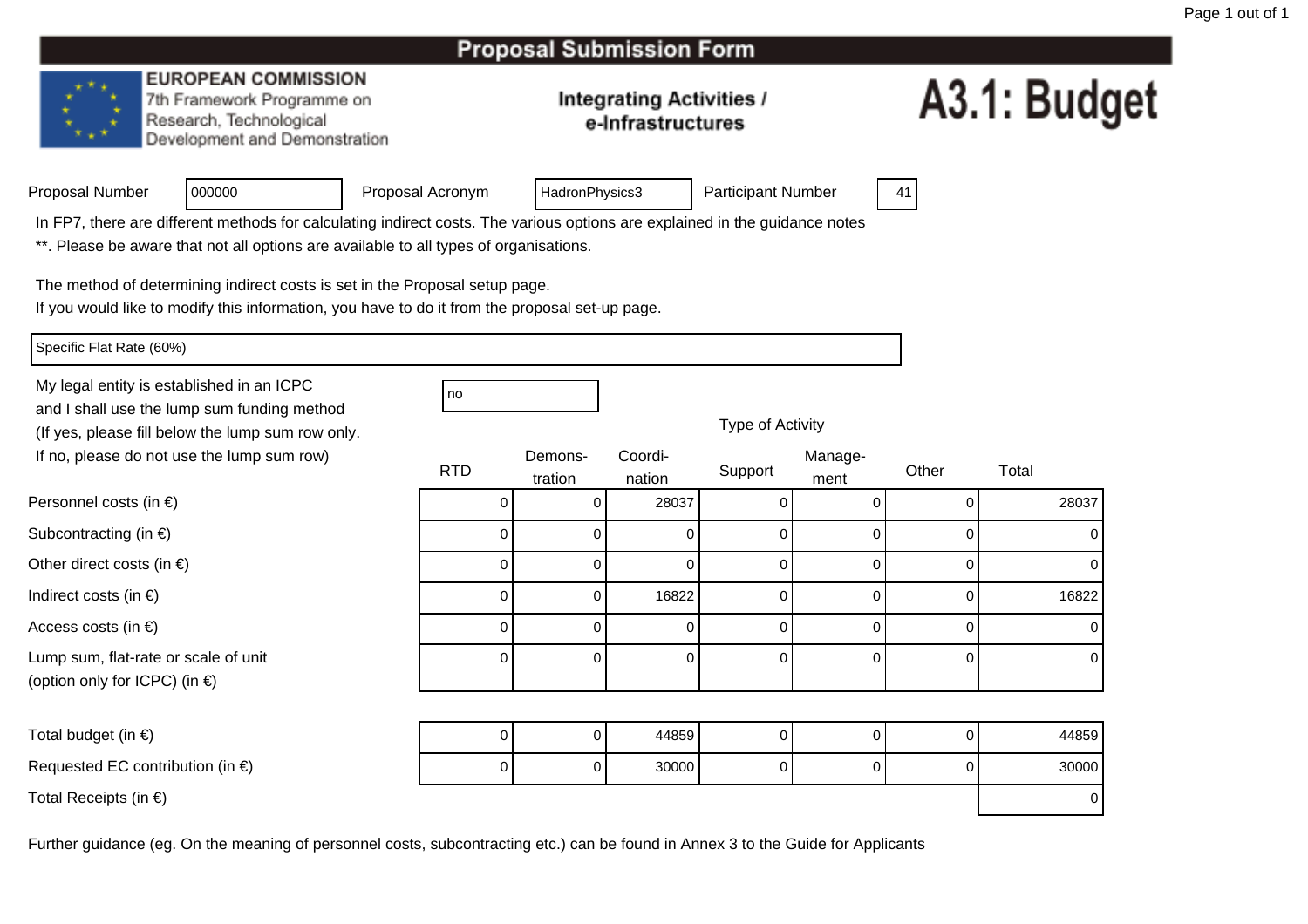# Proposal Submission Form

**EUROPEAN COMMISSION**
7th Framework Programme on Research, Technological Development and Demonstration

**Integrating Activities / e-Infrastructures**

# A3.1: Budget

| Proposal Number | 000000 | Proposal Acronym | HadronPhysics3 | Participant Number | 41 |
|---|---|---|---|---|---|

In FP7, there are different methods for calculating indirect costs. The various options are explained in the guidance notes **. Please be aware that not all options are available to all types of organisations.

The method of determining indirect costs is set in the Proposal setup page.
If you would like to modify this information, you have to do it from the proposal set-up page.

Specific Flat Rate (60%)

My legal entity is established in an ICPC and I shall use the lump sum funding method (If yes, please fill below the lump sum row only. If no, please do not use the lump sum row): no

Type of Activity

| | RTD | Demons-tration | Coordi-nation | Support | Manage-ment | Other | Total |
|---|---|---|---|---|---|---|---|
| Personnel costs (in €) | 0 | 0 | 28037 | 0 | 0 | 0 | 28037 |
| Subcontracting (in €) | 0 | 0 | 0 | 0 | 0 | 0 | 0 |
| Other direct costs (in €) | 0 | 0 | 0 | 0 | 0 | 0 | 0 |
| Indirect costs (in €) | 0 | 0 | 16822 | 0 | 0 | 0 | 16822 |
| Access costs (in €) | 0 | 0 | 0 | 0 | 0 | 0 | 0 |
| Lump sum, flat-rate or scale of unit (option only for ICPC) (in €) | 0 | 0 | 0 | 0 | 0 | 0 | 0 |
| Total budget (in €) | 0 | 0 | 44859 | 0 | 0 | 0 | 44859 |
| Requested EC contribution (in €) | 0 | 0 | 30000 | 0 | 0 | 0 | 30000 |
| Total Receipts (in €) | | | | | | | 0 |

Further guidance (eg. On the meaning of personnel costs, subcontracting etc.) can be found in Annex 3 to the Guide for Applicants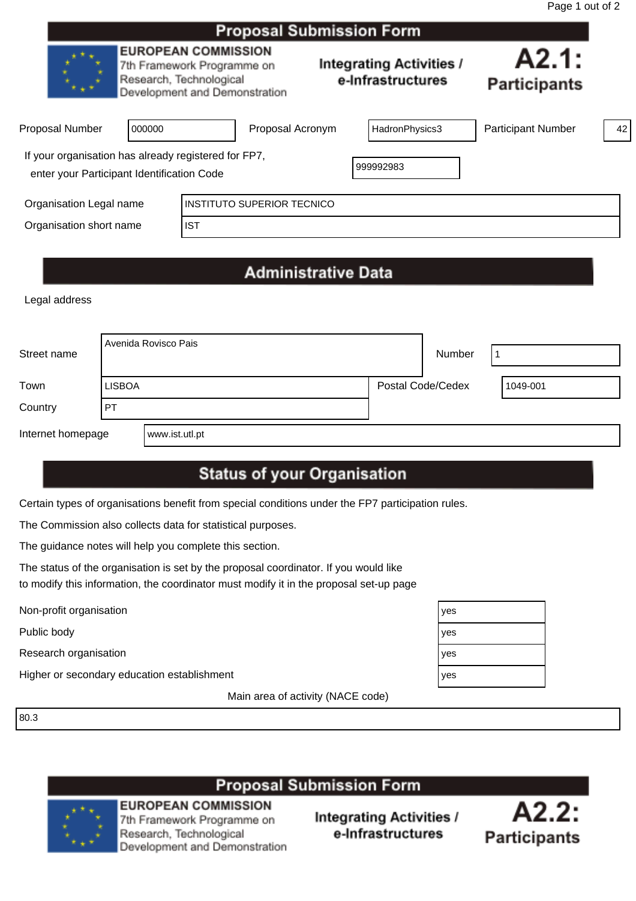## Proposal Submission Form

**EUROPEAN COMMISSION**
7th Framework Programme on Research, Technological Development and Demonstration

**Integrating Activities / e-Infrastructures**

# A2.1: Participants

| | | | | | |
|---|---|---|---|---|---|
| Proposal Number | 000000 | Proposal Acronym | HadronPhysics3 | Participant Number | 42 |

If your organisation has already registered for FP7, enter your Participant Identification Code: 999992983

| | |
|---|---|
| Organisation Legal name | INSTITUTO SUPERIOR TECNICO |
| Organisation short name | IST |

## Administrative Data

Legal address

| | | | |
|---|---|---|---|
| Street name | Avenida Rovisco Pais | Number | 1 |
| Town | LISBOA | Postal Code/Cedex | 1049-001 |
| Country | PT | | |
| Internet homepage | www.ist.utl.pt | | |

## Status of your Organisation

Certain types of organisations benefit from special conditions under the FP7 participation rules.

The Commission also collects data for statistical purposes.

The guidance notes will help you complete this section.

The status of the organisation is set by the proposal coordinator. If you would like to modify this information, the coordinator must modify it in the proposal set-up page

| | |
|---|---|
| Non-profit organisation | yes |
| Public body | yes |
| Research organisation | yes |
| Higher or secondary education establishment | yes |

Main area of activity (NACE code)

80.3

## Proposal Submission Form

**EUROPEAN COMMISSION**
7th Framework Programme on Research, Technological Development and Demonstration

**Integrating Activities / e-Infrastructures**

# A2.2: Participants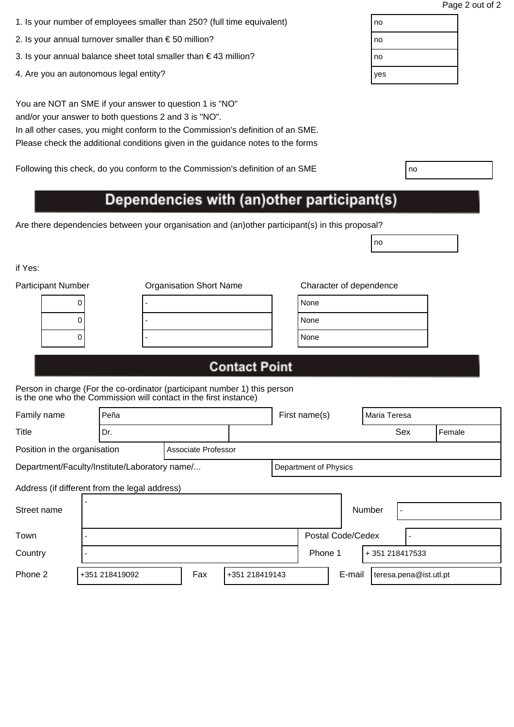| | |
|---|---|
| 1. Is your number of employees smaller than 250? (full time equivalent) | no |
| 2. Is your annual turnover smaller than € 50 million? | no |
| 3. Is your annual balance sheet total smaller than € 43 million? | no |
| 4. Are you an autonomous legal entity? | yes |

You are NOT an SME if your answer to question 1 is "NO"
and/or your answer to both questions 2 and 3 is "NO".
In all other cases, you might conform to the Commission's definition of an SME.
Please check the additional conditions given in the guidance notes to the forms

Following this check, do you conform to the Commission's definition of an SME: no

## Dependencies with (an)other participant(s)

Are there dependencies between your organisation and (an)other participant(s) in this proposal?

no

if Yes:

| Participant Number | Organisation Short Name | Character of dependence |
|---|---|---|
| 0 | - | None |
| 0 | - | None |
| 0 | - | None |

## Contact Point

Person in charge (For the co-ordinator (participant number 1) this person is the one who the Commission will contact in the first instance)

| | | | |
|---|---|---|---|
| Family name | Peña | First name(s) | Maria Teresa |
| Title | Dr. | Sex | Female |
| Position in the organisation | Associate Professor | | |
| Department/Faculty/Institute/Laboratory name/... | Department of Physics | | |

Address (if different from the legal address)

| | | | |
|---|---|---|---|
| Street name | - | Number | - |
| Town | - | Postal Code/Cedex | - |
| Country | - | Phone 1 | + 351 218417533 |
| Phone 2 | +351 218419092 | Fax | +351 218419143 |
| E-mail | teresa.pena@ist.utl.pt | | |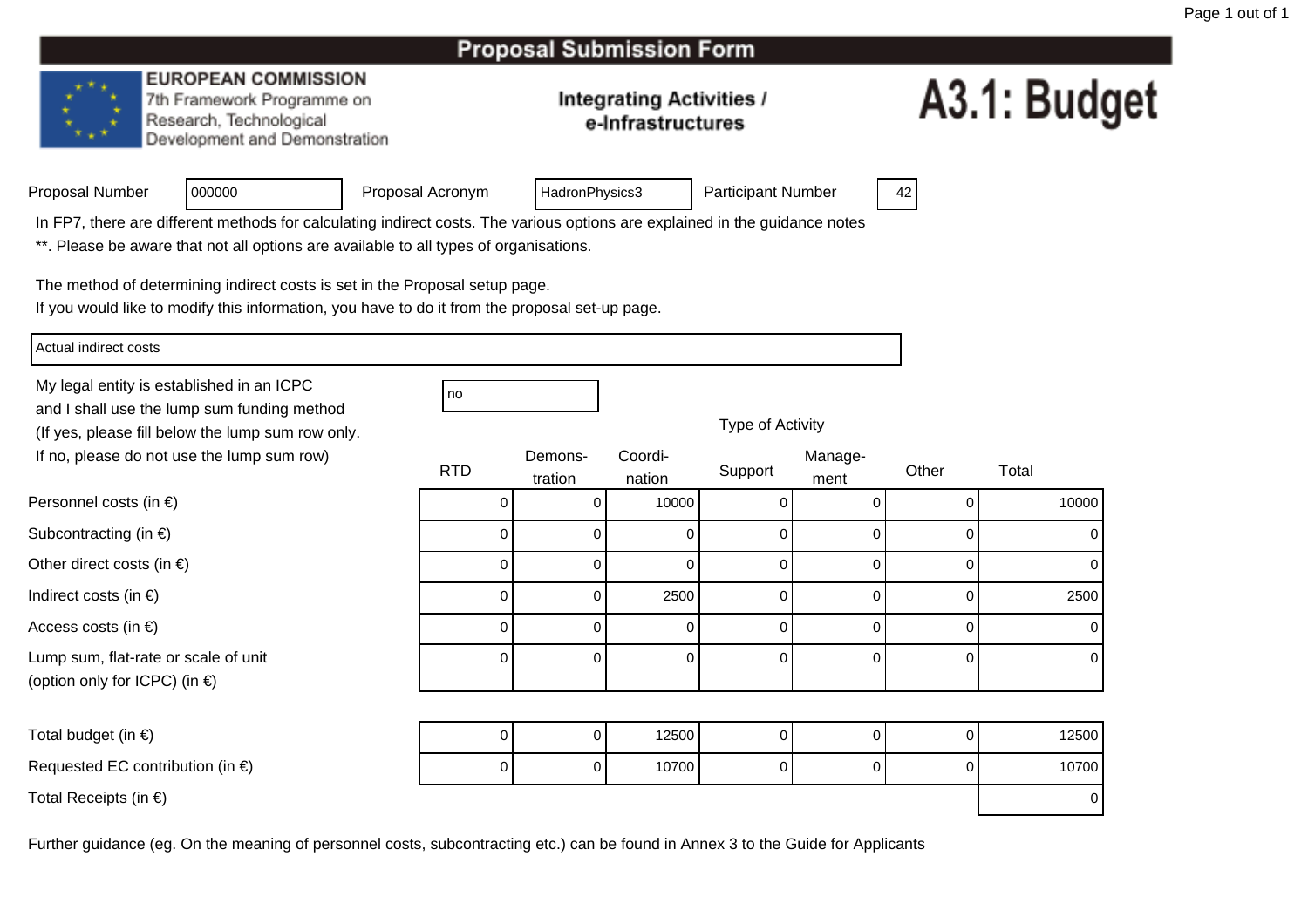# Proposal Submission Form

**EUROPEAN COMMISSION**
7th Framework Programme on Research, Technological Development and Demonstration

**Integrating Activities / e-Infrastructures**

# A3.1: Budget

| Proposal Number | 000000 | Proposal Acronym | HadronPhysics3 | Participant Number | 42 |
|---|---|---|---|---|---|

In FP7, there are different methods for calculating indirect costs. The various options are explained in the guidance notes **. Please be aware that not all options are available to all types of organisations.

The method of determining indirect costs is set in the Proposal setup page.
If you would like to modify this information, you have to do it from the proposal set-up page.

Actual indirect costs

My legal entity is established in an ICPC and I shall use the lump sum funding method (If yes, please fill below the lump sum row only. If no, please do not use the lump sum row): no

Type of Activity

| | RTD | Demonstration | Coordination | Support | Management | Other | Total |
|---|---|---|---|---|---|---|---|
| Personnel costs (in €) | 0 | 0 | 10000 | 0 | 0 | 0 | 10000 |
| Subcontracting (in €) | 0 | 0 | 0 | 0 | 0 | 0 | 0 |
| Other direct costs (in €) | 0 | 0 | 0 | 0 | 0 | 0 | 0 |
| Indirect costs (in €) | 0 | 0 | 2500 | 0 | 0 | 0 | 2500 |
| Access costs (in €) | 0 | 0 | 0 | 0 | 0 | 0 | 0 |
| Lump sum, flat-rate or scale of unit (option only for ICPC) (in €) | 0 | 0 | 0 | 0 | 0 | 0 | 0 |
| Total budget (in €) | 0 | 0 | 12500 | 0 | 0 | 0 | 12500 |
| Requested EC contribution (in €) | 0 | 0 | 10700 | 0 | 0 | 0 | 10700 |
| Total Receipts (in €) | | | | | | | 0 |

Further guidance (eg. On the meaning of personnel costs, subcontracting etc.) can be found in Annex 3 to the Guide for Applicants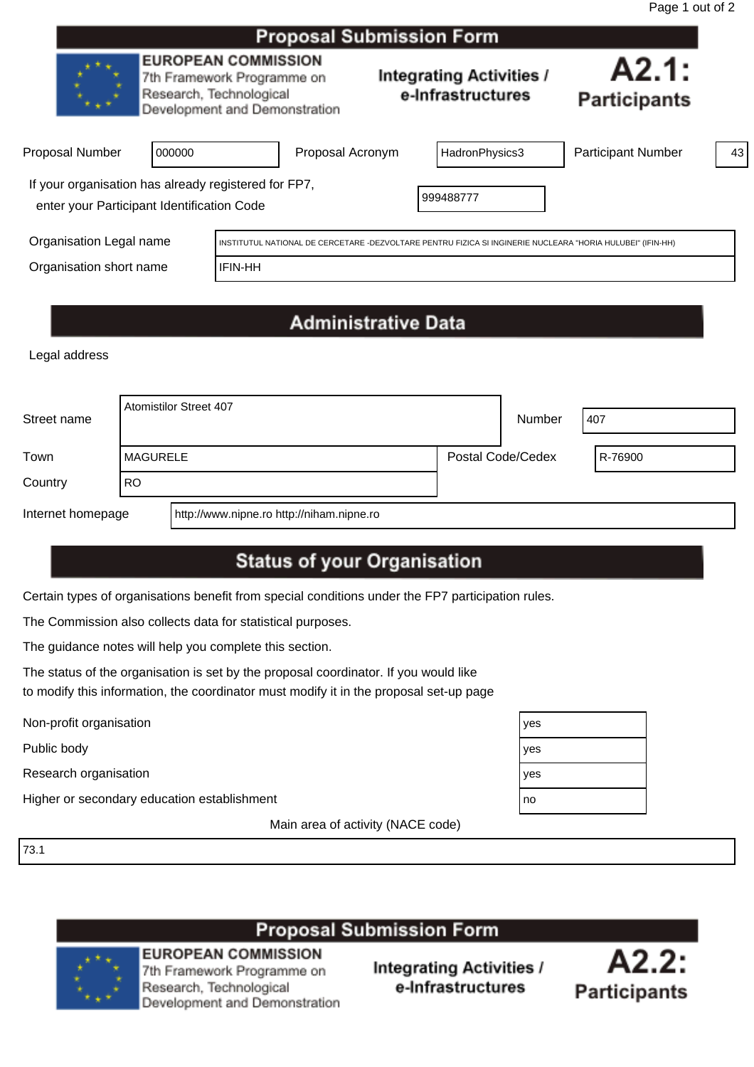# Proposal Submission Form

**EUROPEAN COMMISSION**
7th Framework Programme on Research, Technological Development and Demonstration

**Integrating Activities / e-Infrastructures**

# A2.1: Participants

| Proposal Number | 000000 | Proposal Acronym | HadronPhysics3 | Participant Number | 43 |
|---|---|---|---|---|---|

If your organisation has already registered for FP7, enter your Participant Identification Code: 999488777

| | |
|---|---|
| Organisation Legal name | INSTITUTUL NATIONAL DE CERCETARE -DEZVOLTARE PENTRU FIZICA SI INGINERIE NUCLEARA "HORIA HULUBEI" (IFIN-HH) |
| Organisation short name | IFIN-HH |

## Administrative Data

Legal address

| | | | |
|---|---|---|---|
| Street name | Atomistilor Street 407 | Number | 407 |
| Town | MAGURELE | Postal Code/Cedex | R-76900 |
| Country | RO | | |
| Internet homepage | http://www.nipne.ro http://niham.nipne.ro | | |

## Status of your Organisation

Certain types of organisations benefit from special conditions under the FP7 participation rules.

The Commission also collects data for statistical purposes.

The guidance notes will help you complete this section.

The status of the organisation is set by the proposal coordinator. If you would like to modify this information, the coordinator must modify it in the proposal set-up page

| | |
|---|---|
| Non-profit organisation | yes |
| Public body | yes |
| Research organisation | yes |
| Higher or secondary education establishment | no |

Main area of activity (NACE code)

73.1

# Proposal Submission Form

**EUROPEAN COMMISSION**
7th Framework Programme on Research, Technological Development and Demonstration

**Integrating Activities / e-Infrastructures**

# A2.2: Participants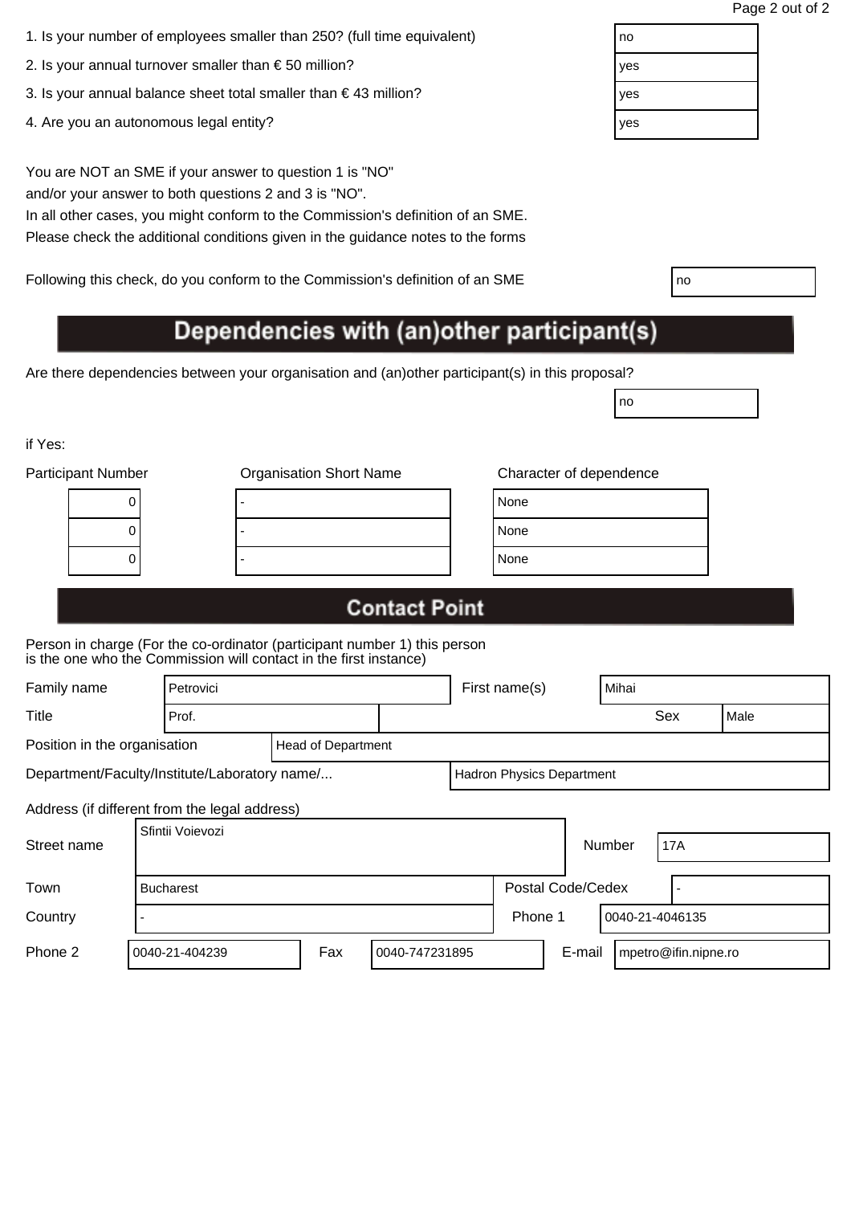| | |
|---|---|
| 1. Is your number of employees smaller than 250? (full time equivalent) | no |
| 2. Is your annual turnover smaller than € 50 million? | yes |
| 3. Is your annual balance sheet total smaller than € 43 million? | yes |
| 4. Are you an autonomous legal entity? | yes |

You are NOT an SME if your answer to question 1 is "NO"
and/or your answer to both questions 2 and 3 is "NO".
In all other cases, you might conform to the Commission's definition of an SME.
Please check the additional conditions given in the guidance notes to the forms

Following this check, do you conform to the Commission's definition of an SME: no

## Dependencies with (an)other participant(s)

Are there dependencies between your organisation and (an)other participant(s) in this proposal? no

if Yes:

| Participant Number | Organisation Short Name | Character of dependence |
|---|---|---|
| 0 | - | None |
| 0 | - | None |
| 0 | - | None |

## Contact Point

Person in charge (For the co-ordinator (participant number 1) this person is the one who the Commission will contact in the first instance)

| | | | |
|---|---|---|---|
| Family name | Petrovici | First name(s) | Mihai |
| Title | Prof. | Sex | Male |
| Position in the organisation | Head of Department | | |
| Department/Faculty/Institute/Laboratory name/... | Hadron Physics Department | | |

Address (if different from the legal address)

| | | | |
|---|---|---|---|
| Street name | Sfintii Voievozi | Number | 17A |
| Town | Bucharest | Postal Code/Cedex | - |
| Country | - | Phone 1 | 0040-21-4046135 |
| Phone 2 | 0040-21-404239 | Fax | 0040-747231895 |
| E-mail | mpetro@ifin.nipne.ro | | |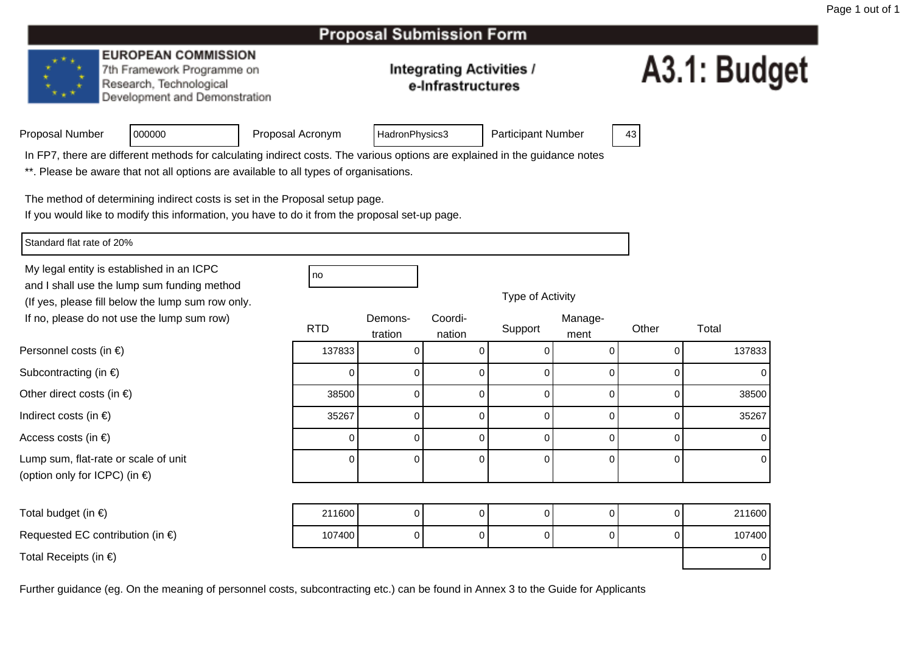# Proposal Submission Form

**EUROPEAN COMMISSION**
7th Framework Programme on Research, Technological Development and Demonstration

**Integrating Activities / e-Infrastructures**

# A3.1: Budget

| Proposal Number | 000000 | Proposal Acronym | HadronPhysics3 | Participant Number | 43 |
|---|---|---|---|---|---|

In FP7, there are different methods for calculating indirect costs. The various options are explained in the guidance notes **. Please be aware that not all options are available to all types of organisations.

The method of determining indirect costs is set in the Proposal setup page.
If you would like to modify this information, you have to do it from the proposal set-up page.

Standard flat rate of 20%

My legal entity is established in an ICPC and I shall use the lump sum funding method (If yes, please fill below the lump sum row only. If no, please do not use the lump sum row): no

Type of Activity

| | RTD | Demons-tration | Coordi-nation | Support | Manage-ment | Other | Total |
|---|---|---|---|---|---|---|---|
| Personnel costs (in €) | 137833 | 0 | 0 | 0 | 0 | 0 | 137833 |
| Subcontracting (in €) | 0 | 0 | 0 | 0 | 0 | 0 | 0 |
| Other direct costs (in €) | 38500 | 0 | 0 | 0 | 0 | 0 | 38500 |
| Indirect costs (in €) | 35267 | 0 | 0 | 0 | 0 | 0 | 35267 |
| Access costs (in €) | 0 | 0 | 0 | 0 | 0 | 0 | 0 |
| Lump sum, flat-rate or scale of unit (option only for ICPC) (in €) | 0 | 0 | 0 | 0 | 0 | 0 | 0 |
| Total budget (in €) | 211600 | 0 | 0 | 0 | 0 | 0 | 211600 |
| Requested EC contribution (in €) | 107400 | 0 | 0 | 0 | 0 | 0 | 107400 |
| Total Receipts (in €) | | | | | | | 0 |

Further guidance (eg. On the meaning of personnel costs, subcontracting etc.) can be found in Annex 3 to the Guide for Applicants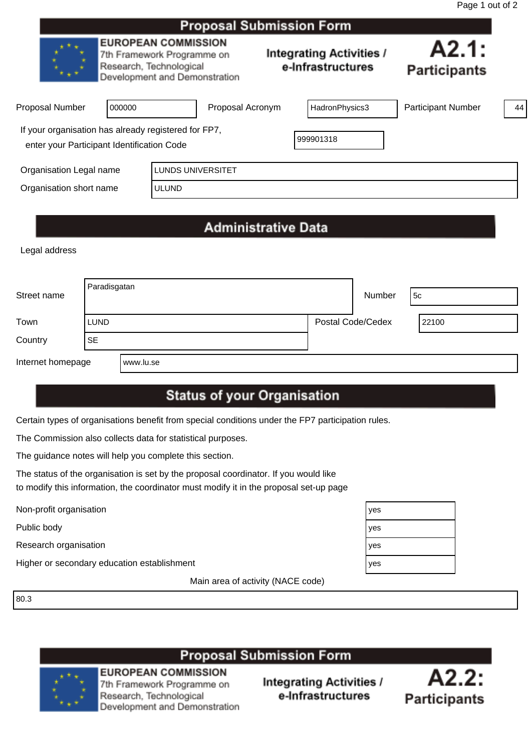# Proposal Submission Form

**EUROPEAN COMMISSION**
7th Framework Programme on Research, Technological Development and Demonstration

**Integrating Activities / e-Infrastructures**

# A2.1: Participants

| | | | | | |
|---|---|---|---|---|---|
| Proposal Number | 000000 | Proposal Acronym | HadronPhysics3 | Participant Number | 44 |

If your organisation has already registered for FP7, enter your Participant Identification Code: 999901318

| | |
|---|---|
| Organisation Legal name | LUNDS UNIVERSITET |
| Organisation short name | ULUND |

## Administrative Data

Legal address

| | | | |
|---|---|---|---|
| Street name | Paradisgatan | Number | 5c |
| Town | LUND | Postal Code/Cedex | 22100 |
| Country | SE | | |
| Internet homepage | www.lu.se | | |

## Status of your Organisation

Certain types of organisations benefit from special conditions under the FP7 participation rules.

The Commission also collects data for statistical purposes.

The guidance notes will help you complete this section.

The status of the organisation is set by the proposal coordinator. If you would like to modify this information, the coordinator must modify it in the proposal set-up page

| | |
|---|---|
| Non-profit organisation | yes |
| Public body | yes |
| Research organisation | yes |
| Higher or secondary education establishment | yes |

Main area of activity (NACE code)

80.3

# Proposal Submission Form

**EUROPEAN COMMISSION**
7th Framework Programme on Research, Technological Development and Demonstration

**Integrating Activities / e-Infrastructures**

# A2.2: Participants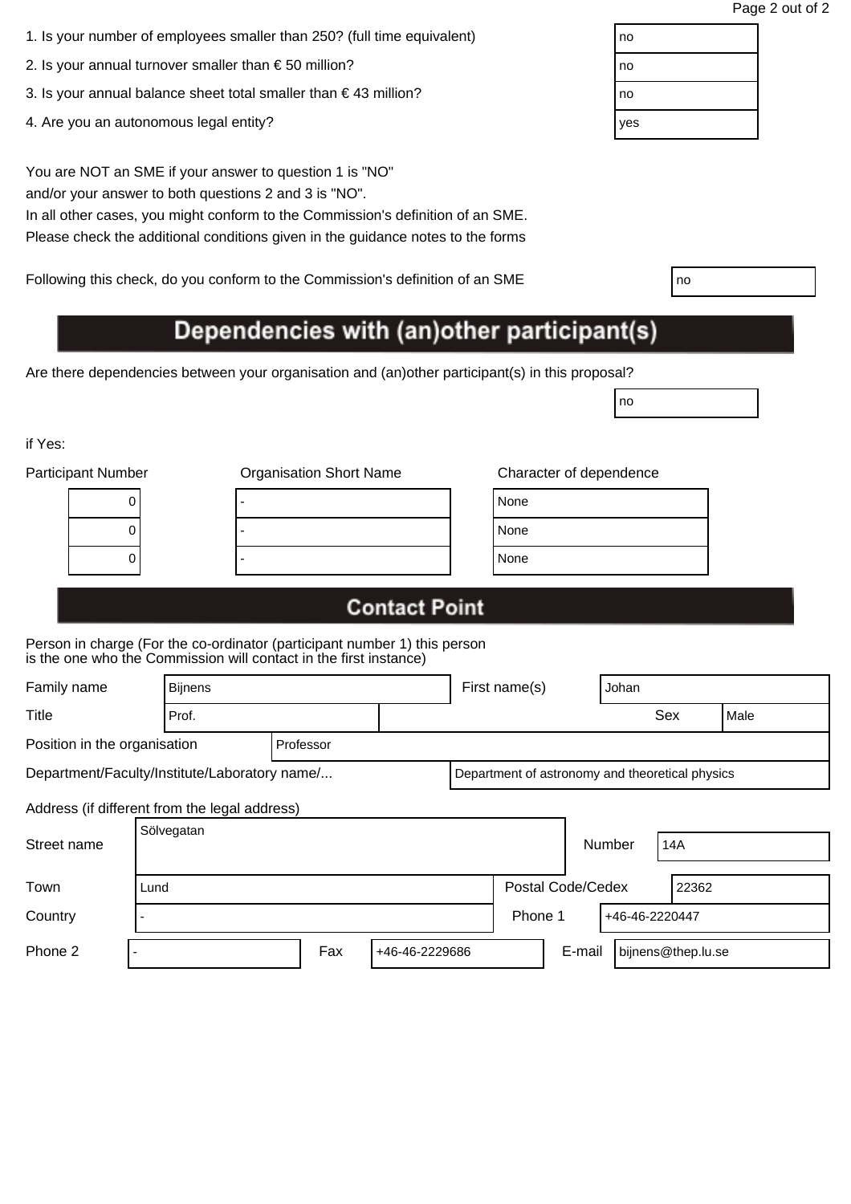| | |
|---|---|
| 1. Is your number of employees smaller than 250? (full time equivalent) | no |
| 2. Is your annual turnover smaller than € 50 million? | no |
| 3. Is your annual balance sheet total smaller than € 43 million? | no |
| 4. Are you an autonomous legal entity? | yes |

You are NOT an SME if your answer to question 1 is "NO"
and/or your answer to both questions 2 and 3 is "NO".
In all other cases, you might conform to the Commission's definition of an SME.
Please check the additional conditions given in the guidance notes to the forms

| | |
|---|---|
| Following this check, do you conform to the Commission's definition of an SME | no |

# Dependencies with (an)other participant(s)

| | |
|---|---|
| Are there dependencies between your organisation and (an)other participant(s) in this proposal? | no |

if Yes:

| Participant Number | Organisation Short Name | Character of dependence |
|---|---|---|
| 0 | - | None |
| 0 | - | None |
| 0 | - | None |

# Contact Point

Person in charge (For the co-ordinator (participant number 1) this person is the one who the Commission will contact in the first instance)

| | | | |
|---|---|---|---|
| Family name | Bijnens | First name(s) | Johan |
| Title | Prof. | Sex | Male |
| Position in the organisation | Professor | | |
| Department/Faculty/Institute/Laboratory name/... | Department of astronomy and theoretical physics | | |

Address (if different from the legal address)

| | | | |
|---|---|---|---|
| Street name | Sölvegatan | Number | 14A |
| Town | Lund | Postal Code/Cedex | 22362 |
| Country | - | Phone 1 | +46-46-2220447 |
| Phone 2 | - | Fax | +46-46-2229686 |
| E-mail | bijnens@thep.lu.se | | |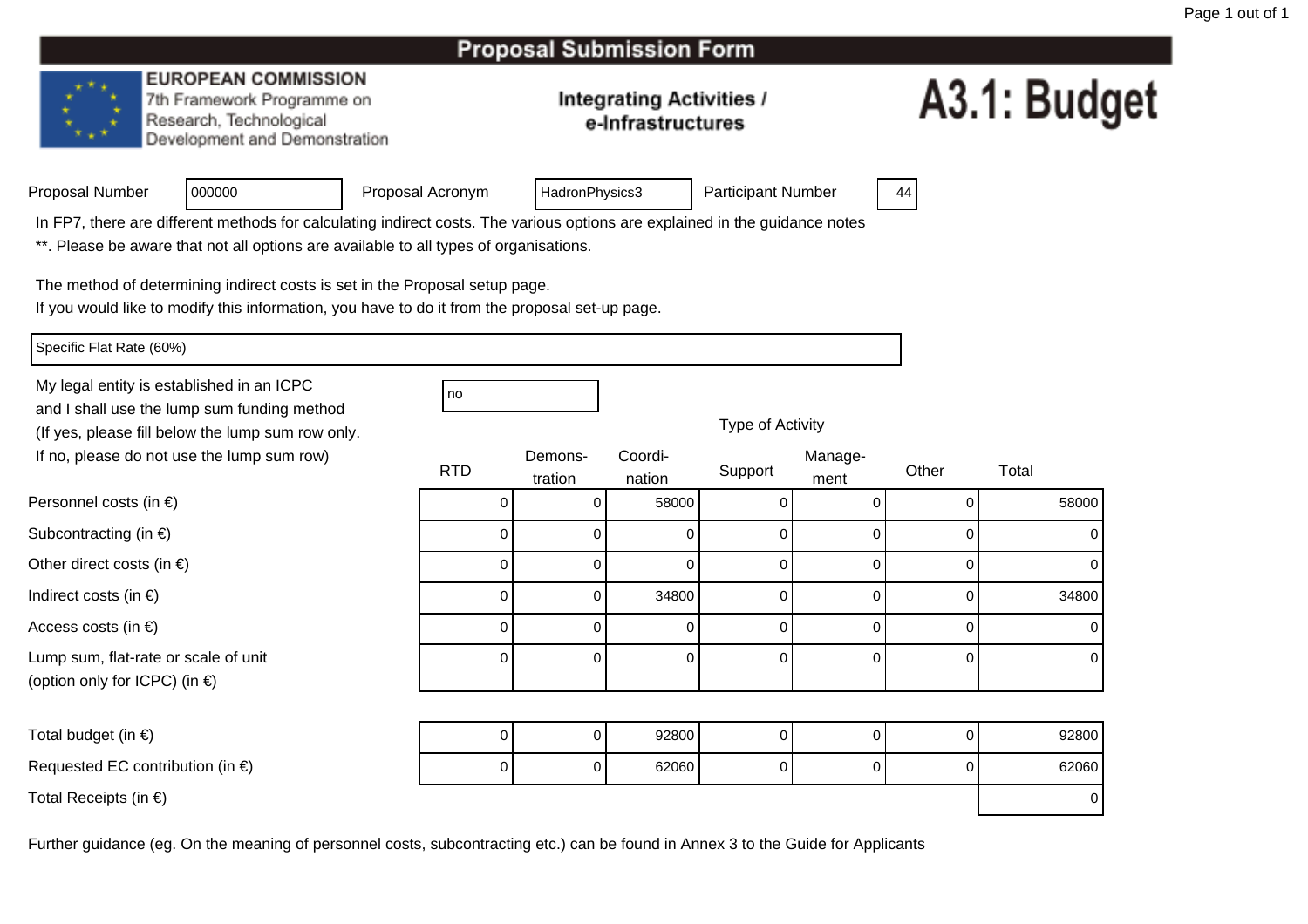# Proposal Submission Form

**EUROPEAN COMMISSION**
7th Framework Programme on Research, Technological Development and Demonstration

**Integrating Activities / e-Infrastructures**

# A3.1: Budget

| Proposal Number | 000000 | Proposal Acronym | HadronPhysics3 | Participant Number | 44 |
|---|---|---|---|---|---|

In FP7, there are different methods for calculating indirect costs. The various options are explained in the guidance notes **. Please be aware that not all options are available to all types of organisations.

The method of determining indirect costs is set in the Proposal setup page.
If you would like to modify this information, you have to do it from the proposal set-up page.

Specific Flat Rate (60%)

My legal entity is established in an ICPC and I shall use the lump sum funding method (If yes, please fill below the lump sum row only. If no, please do not use the lump sum row): no

Type of Activity

| | RTD | Demons-tration | Coordi-nation | Support | Manage-ment | Other | Total |
|---|---|---|---|---|---|---|---|
| Personnel costs (in €) | 0 | 0 | 58000 | 0 | 0 | 0 | 58000 |
| Subcontracting (in €) | 0 | 0 | 0 | 0 | 0 | 0 | 0 |
| Other direct costs (in €) | 0 | 0 | 0 | 0 | 0 | 0 | 0 |
| Indirect costs (in €) | 0 | 0 | 34800 | 0 | 0 | 0 | 34800 |
| Access costs (in €) | 0 | 0 | 0 | 0 | 0 | 0 | 0 |
| Lump sum, flat-rate or scale of unit (option only for ICPC) (in €) | 0 | 0 | 0 | 0 | 0 | 0 | 0 |
| Total budget (in €) | 0 | 0 | 92800 | 0 | 0 | 0 | 92800 |
| Requested EC contribution (in €) | 0 | 0 | 62060 | 0 | 0 | 0 | 62060 |
| Total Receipts (in €) | | | | | | | 0 |

Further guidance (eg. On the meaning of personnel costs, subcontracting etc.) can be found in Annex 3 to the Guide for Applicants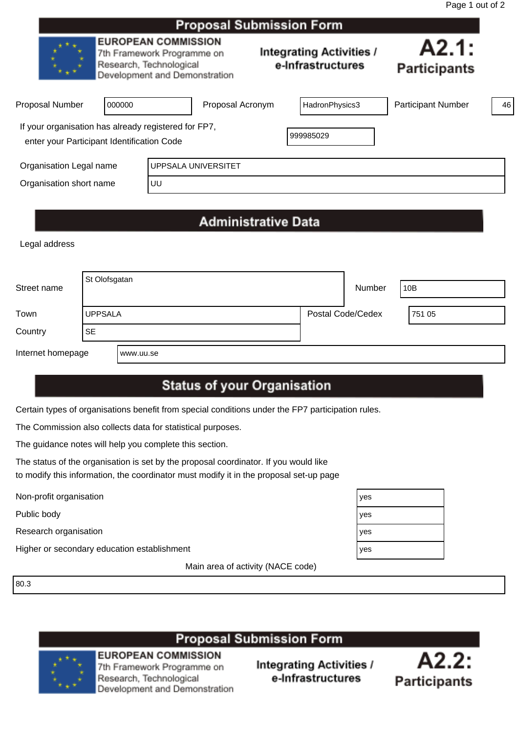# Proposal Submission Form

**EUROPEAN COMMISSION**
7th Framework Programme on Research, Technological Development and Demonstration

**Integrating Activities / e-Infrastructures**

# A2.1: Participants

| | | | | | |
|---|---|---|---|---|---|
| Proposal Number | 000000 | Proposal Acronym | HadronPhysics3 | Participant Number | 46 |

If your organisation has already registered for FP7, enter your Participant Identification Code: 999985029

| | |
|---|---|
| Organisation Legal name | UPPSALA UNIVERSITET |
| Organisation short name | UU |

## Administrative Data

Legal address

| | | | |
|---|---|---|---|
| Street name | St Olofsgatan | Number | 10B |
| Town | UPPSALA | Postal Code/Cedex | 751 05 |
| Country | SE | | |
| Internet homepage | www.uu.se | | |

## Status of your Organisation

Certain types of organisations benefit from special conditions under the FP7 participation rules.

The Commission also collects data for statistical purposes.

The guidance notes will help you complete this section.

The status of the organisation is set by the proposal coordinator. If you would like to modify this information, the coordinator must modify it in the proposal set-up page

| | |
|---|---|
| Non-profit organisation | yes |
| Public body | yes |
| Research organisation | yes |
| Higher or secondary education establishment | yes |

Main area of activity (NACE code)

80.3

# Proposal Submission Form

**EUROPEAN COMMISSION**
7th Framework Programme on Research, Technological Development and Demonstration

**Integrating Activities / e-Infrastructures**

# A2.2: Participants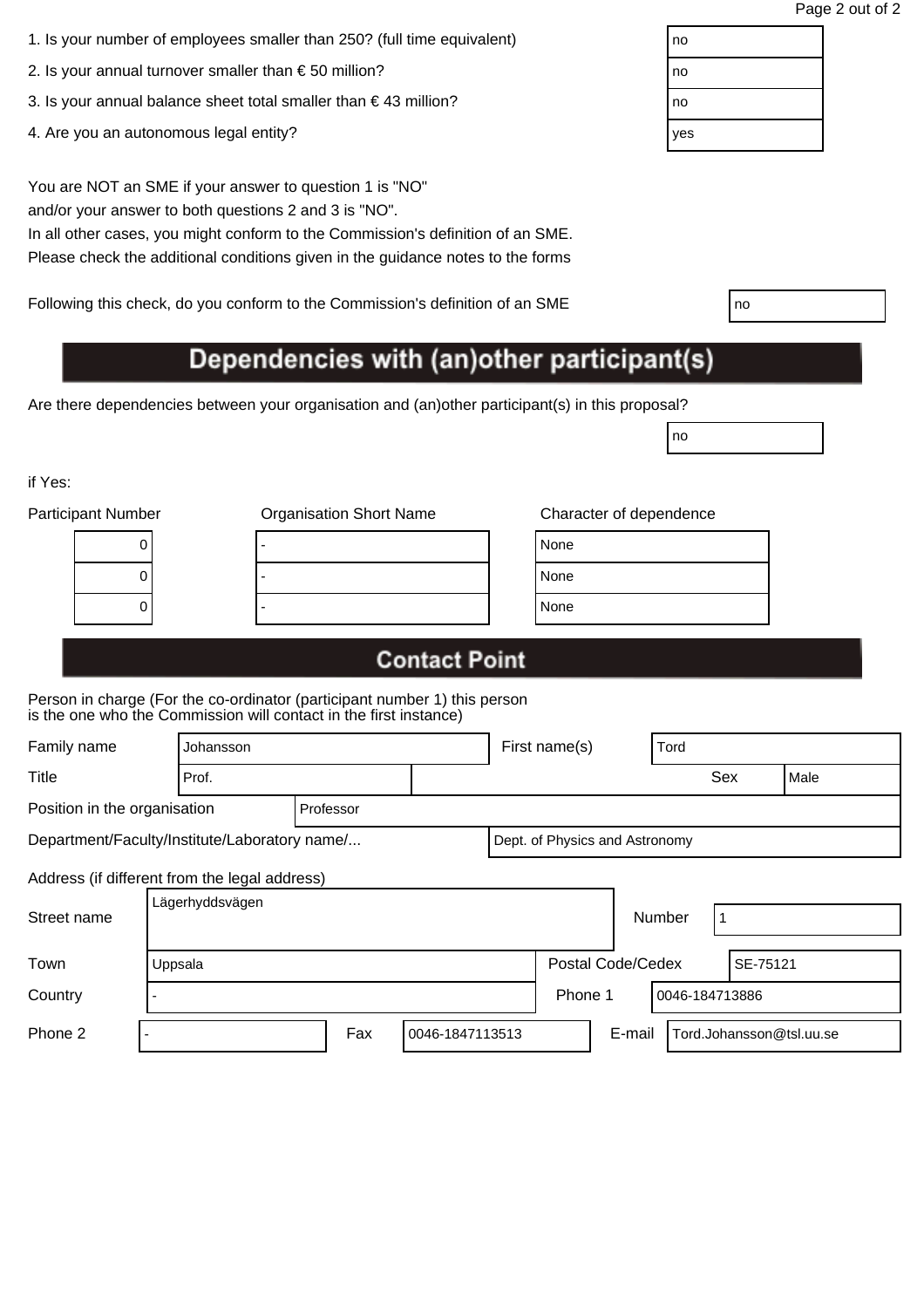| | |
|---|---|
| 1. Is your number of employees smaller than 250? (full time equivalent) | no |
| 2. Is your annual turnover smaller than € 50 million? | no |
| 3. Is your annual balance sheet total smaller than € 43 million? | no |
| 4. Are you an autonomous legal entity? | yes |

You are NOT an SME if your answer to question 1 is "NO"
and/or your answer to both questions 2 and 3 is "NO".
In all other cases, you might conform to the Commission's definition of an SME.
Please check the additional conditions given in the guidance notes to the forms

Following this check, do you conform to the Commission's definition of an SME: no

# Dependencies with (an)other participant(s)

Are there dependencies between your organisation and (an)other participant(s) in this proposal?

no

if Yes:

| Participant Number | Organisation Short Name | Character of dependence |
|---|---|---|
| 0 | - | None |
| 0 | - | None |
| 0 | - | None |

# Contact Point

Person in charge (For the co-ordinator (participant number 1) this person is the one who the Commission will contact in the first instance)

| | | | |
|---|---|---|---|
| Family name | Johansson | First name(s) | Tord |
| Title | Prof. | Sex | Male |
| Position in the organisation | Professor | | |
| Department/Faculty/Institute/Laboratory name/... | Dept. of Physics and Astronomy | | |

Address (if different from the legal address)

| | | | |
|---|---|---|---|
| Street name | Lägerhyddsvägen | Number | 1 |
| Town | Uppsala | Postal Code/Cedex | SE-75121 |
| Country | - | Phone 1 | 0046-184713886 |
| Phone 2 | - | Fax | 0046-1847113513 |
| E-mail | Tord.Johansson@tsl.uu.se | | |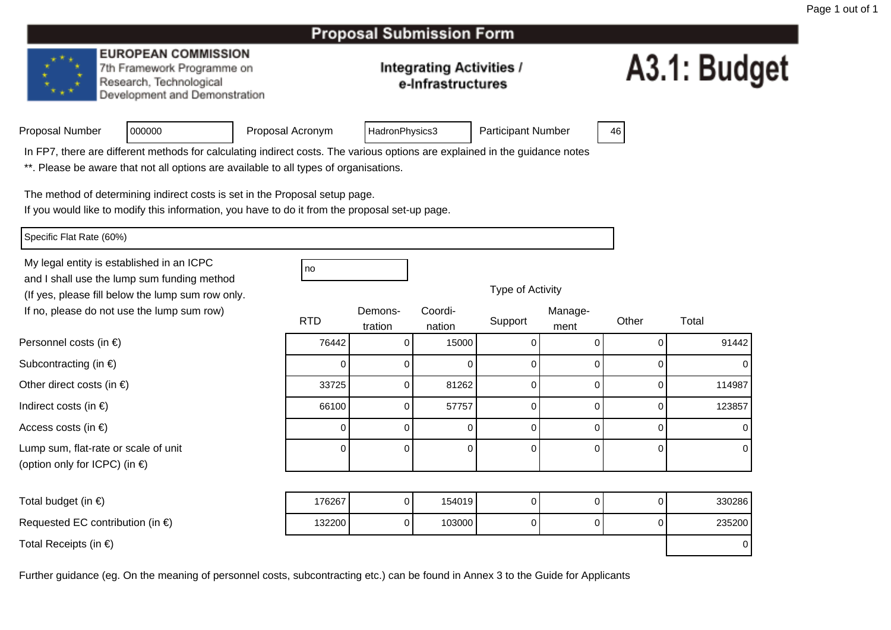# Proposal Submission Form

**EUROPEAN COMMISSION**
7th Framework Programme on
Research, Technological
Development and Demonstration

**Integrating Activities / e-Infrastructures**

# A3.1: Budget

| Proposal Number | 000000 | Proposal Acronym | HadronPhysics3 | Participant Number | 46 |
|---|---|---|---|---|---|

In FP7, there are different methods for calculating indirect costs. The various options are explained in the guidance notes **. Please be aware that not all options are available to all types of organisations.

The method of determining indirect costs is set in the Proposal setup page.
If you would like to modify this information, you have to do it from the proposal set-up page.

Specific Flat Rate (60%)

My legal entity is established in an ICPC and I shall use the lump sum funding method (If yes, please fill below the lump sum row only. If no, please do not use the lump sum row): no

Type of Activity

| | RTD | Demons-tration | Coordi-nation | Support | Manage-ment | Other | Total |
|---|---|---|---|---|---|---|---|
| Personnel costs (in €) | 76442 | 0 | 15000 | 0 | 0 | 0 | 91442 |
| Subcontracting (in €) | 0 | 0 | 0 | 0 | 0 | 0 | 0 |
| Other direct costs (in €) | 33725 | 0 | 81262 | 0 | 0 | 0 | 114987 |
| Indirect costs (in €) | 66100 | 0 | 57757 | 0 | 0 | 0 | 123857 |
| Access costs (in €) | 0 | 0 | 0 | 0 | 0 | 0 | 0 |
| Lump sum, flat-rate or scale of unit (option only for ICPC) (in €) | 0 | 0 | 0 | 0 | 0 | 0 | 0 |
| Total budget (in €) | 176267 | 0 | 154019 | 0 | 0 | 0 | 330286 |
| Requested EC contribution (in €) | 132200 | 0 | 103000 | 0 | 0 | 0 | 235200 |
| Total Receipts (in €) | | | | | | | 0 |

Further guidance (eg. On the meaning of personnel costs, subcontracting etc.) can be found in Annex 3 to the Guide for Applicants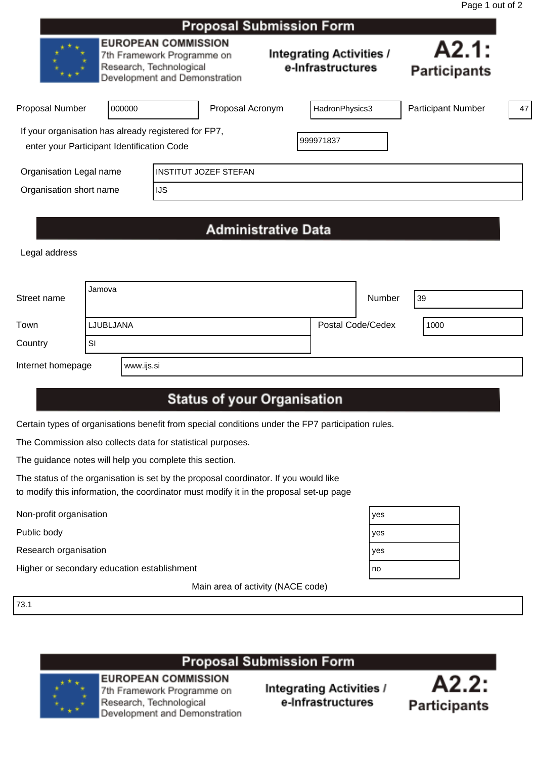# Proposal Submission Form

**EUROPEAN COMMISSION**
7th Framework Programme on Research, Technological Development and Demonstration

**Integrating Activities / e-Infrastructures**

# A2.1: Participants

| | | | | | |
|---|---|---|---|---|---|
| Proposal Number | 000000 | Proposal Acronym | HadronPhysics3 | Participant Number | 47 |

If your organisation has already registered for FP7, enter your Participant Identification Code: 999971837

| | |
|---|---|
| Organisation Legal name | INSTITUT JOZEF STEFAN |
| Organisation short name | IJS |

## Administrative Data

Legal address

| | | | |
|---|---|---|---|
| Street name | Jamova | Number | 39 |
| Town | LJUBLJANA | Postal Code/Cedex | 1000 |
| Country | SI | | |

Internet homepage: www.ijs.si

## Status of your Organisation

Certain types of organisations benefit from special conditions under the FP7 participation rules.

The Commission also collects data for statistical purposes.

The guidance notes will help you complete this section.

The status of the organisation is set by the proposal coordinator. If you would like to modify this information, the coordinator must modify it in the proposal set-up page

| | |
|---|---|
| Non-profit organisation | yes |
| Public body | yes |
| Research organisation | yes |
| Higher or secondary education establishment | no |

Main area of activity (NACE code)

73.1

# Proposal Submission Form

**EUROPEAN COMMISSION**
7th Framework Programme on Research, Technological Development and Demonstration

**Integrating Activities / e-Infrastructures**

# A2.2: Participants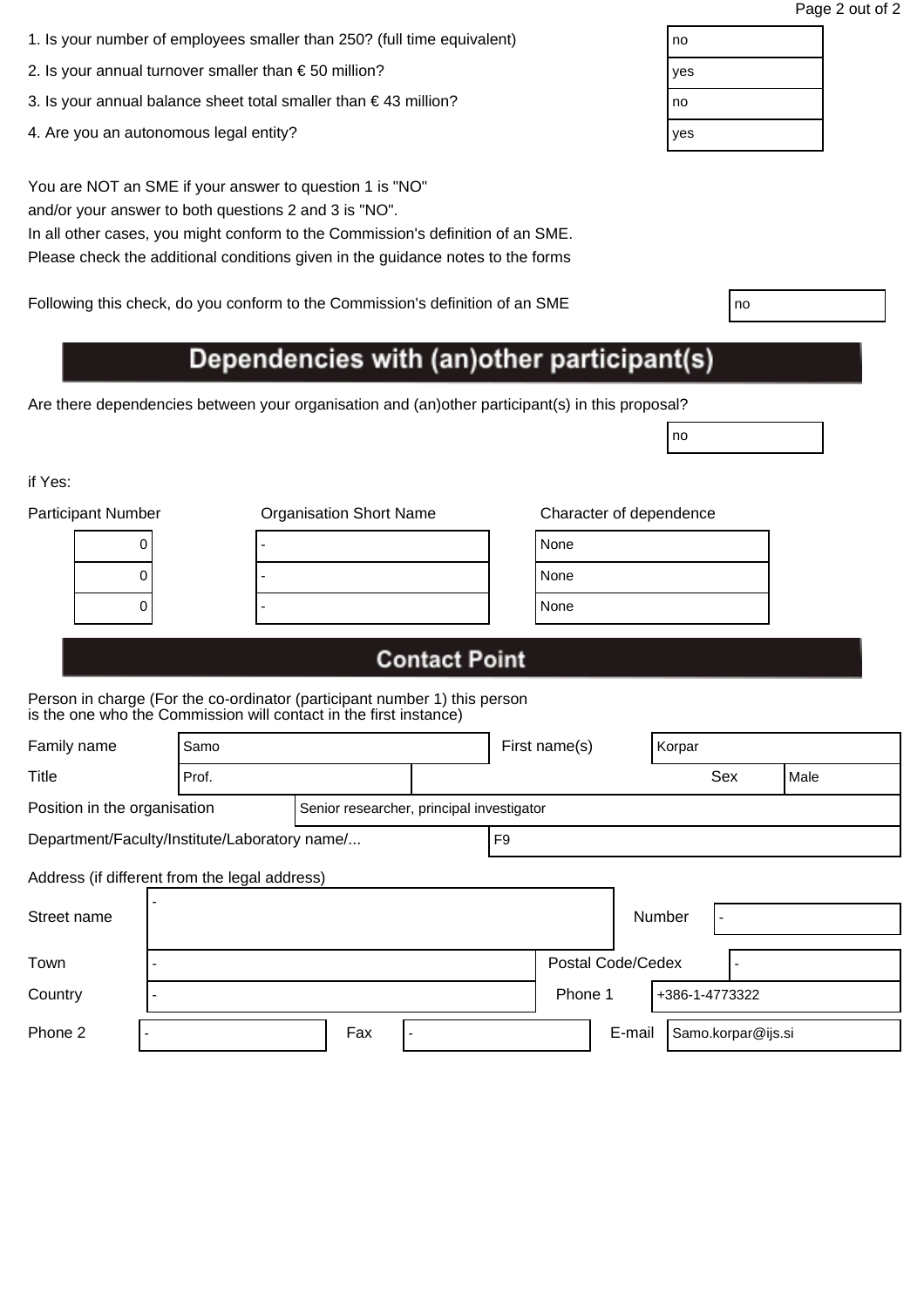| | |
|---|---|
| 1. Is your number of employees smaller than 250? (full time equivalent) | no |
| 2. Is your annual turnover smaller than € 50 million? | yes |
| 3. Is your annual balance sheet total smaller than € 43 million? | no |
| 4. Are you an autonomous legal entity? | yes |

You are NOT an SME if your answer to question 1 is "NO"
and/or your answer to both questions 2 and 3 is "NO".
In all other cases, you might conform to the Commission's definition of an SME.
Please check the additional conditions given in the guidance notes to the forms

Following this check, do you conform to the Commission's definition of an SME: no

# Dependencies with (an)other participant(s)

Are there dependencies between your organisation and (an)other participant(s) in this proposal?: no

if Yes:

| Participant Number | Organisation Short Name | Character of dependence |
|---|---|---|
| 0 | - | None |
| 0 | - | None |
| 0 | - | None |

# Contact Point

Person in charge (For the co-ordinator (participant number 1) this person is the one who the Commission will contact in the first instance)

| | | | |
|---|---|---|---|
| Family name | Samo | First name(s) | Korpar |
| Title | Prof. | Sex | Male |
| Position in the organisation | Senior researcher, principal investigator | | |
| Department/Faculty/Institute/Laboratory name/... | F9 | | |

Address (if different from the legal address)

| | | | |
|---|---|---|---|
| Street name | - | Number | - |
| Town | - | Postal Code/Cedex | - |
| Country | - | Phone 1 | +386-1-4773322 |
| Phone 2 | - | Fax | - |
| E-mail | Samo.korpar@ijs.si | | |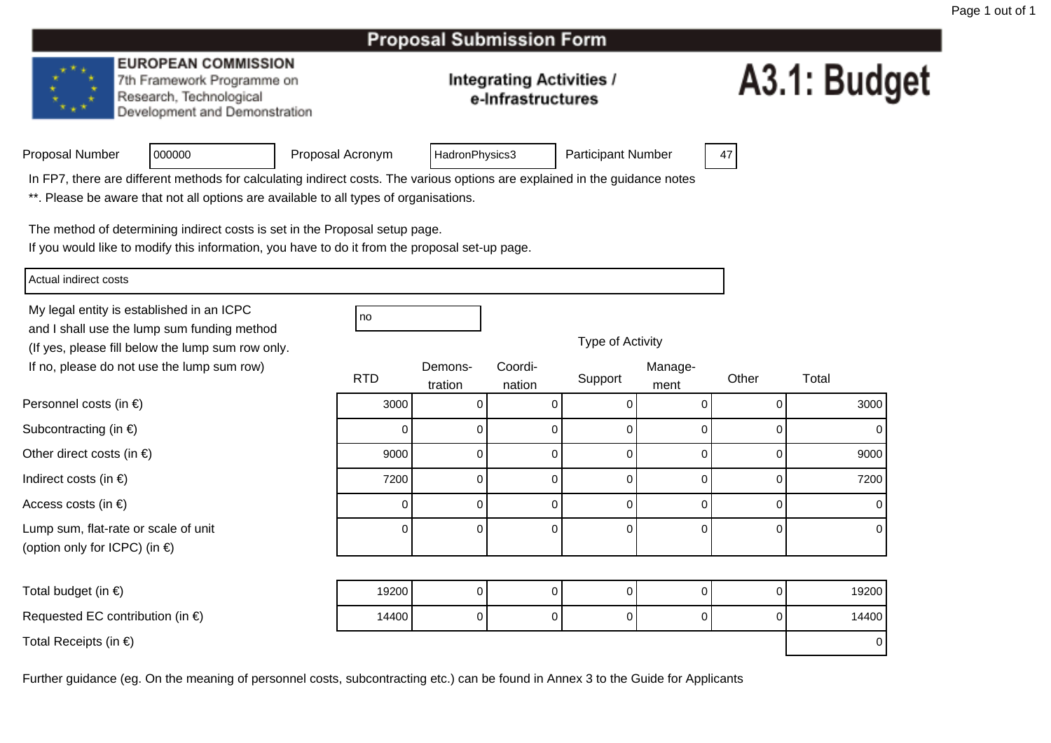# Proposal Submission Form

**EUROPEAN COMMISSION**
7th Framework Programme on Research, Technological Development and Demonstration

**Integrating Activities / e-Infrastructures**

# A3.1: Budget

| Proposal Number | 000000 | Proposal Acronym | HadronPhysics3 | Participant Number | 47 |
|---|---|---|---|---|---|

In FP7, there are different methods for calculating indirect costs. The various options are explained in the guidance notes **. Please be aware that not all options are available to all types of organisations.

The method of determining indirect costs is set in the Proposal setup page.
If you would like to modify this information, you have to do it from the proposal set-up page.

Actual indirect costs

My legal entity is established in an ICPC and I shall use the lump sum funding method (If yes, please fill below the lump sum row only. If no, please do not use the lump sum row): no

Type of Activity

| | RTD | Demons-tration | Coordi-nation | Support | Manage-ment | Other | Total |
|---|---|---|---|---|---|---|---|
| Personnel costs (in €) | 3000 | 0 | 0 | 0 | 0 | 0 | 3000 |
| Subcontracting (in €) | 0 | 0 | 0 | 0 | 0 | 0 | 0 |
| Other direct costs (in €) | 9000 | 0 | 0 | 0 | 0 | 0 | 9000 |
| Indirect costs (in €) | 7200 | 0 | 0 | 0 | 0 | 0 | 7200 |
| Access costs (in €) | 0 | 0 | 0 | 0 | 0 | 0 | 0 |
| Lump sum, flat-rate or scale of unit (option only for ICPC) (in €) | 0 | 0 | 0 | 0 | 0 | 0 | 0 |
| Total budget (in €) | 19200 | 0 | 0 | 0 | 0 | 0 | 19200 |
| Requested EC contribution (in €) | 14400 | 0 | 0 | 0 | 0 | 0 | 14400 |
| Total Receipts (in €) | | | | | | | 0 |

Further guidance (eg. On the meaning of personnel costs, subcontracting etc.) can be found in Annex 3 to the Guide for Applicants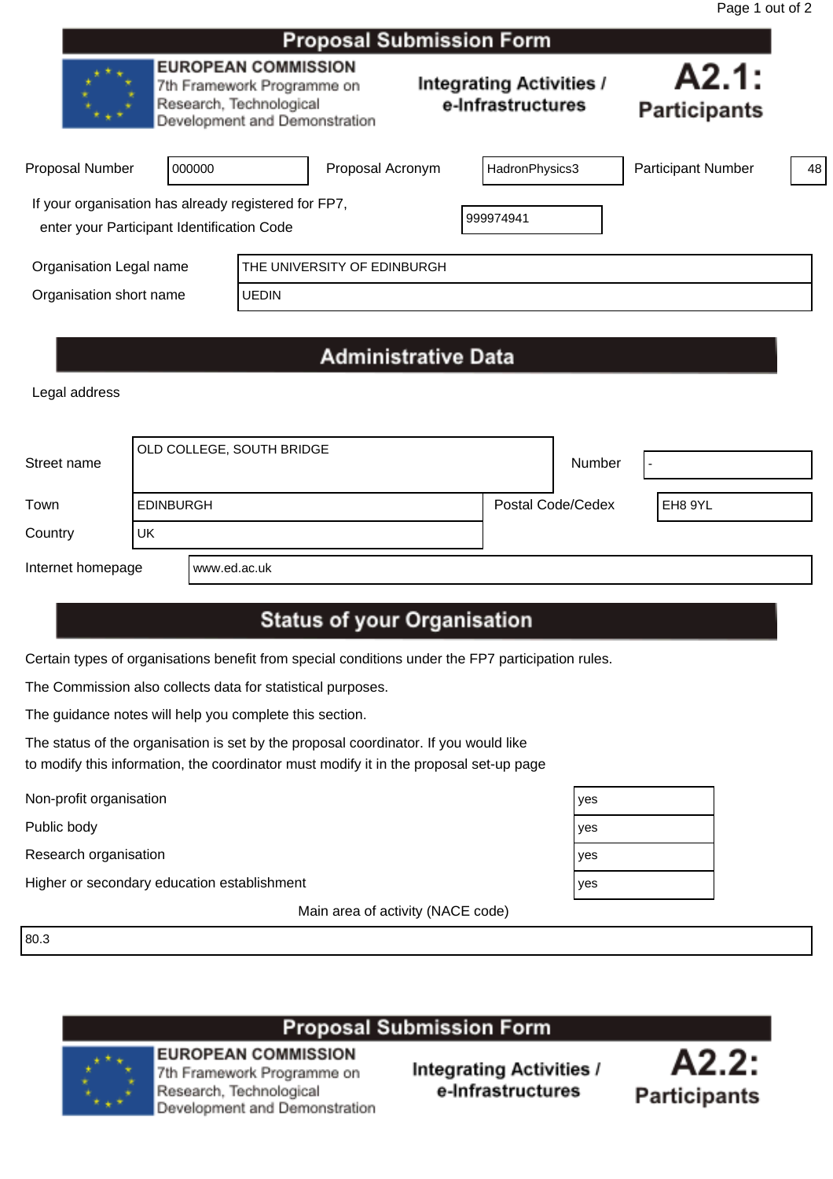# Proposal Submission Form

**EUROPEAN COMMISSION**
7th Framework Programme on Research, Technological Development and Demonstration

**Integrating Activities / e-Infrastructures**

# A2.1: Participants

| | | | | | |
|---|---|---|---|---|---|
| Proposal Number | 000000 | Proposal Acronym | HadronPhysics3 | Participant Number | 48 |

If your organisation has already registered for FP7, enter your Participant Identification Code: 999974941

| | |
|---|---|
| Organisation Legal name | THE UNIVERSITY OF EDINBURGH |
| Organisation short name | UEDIN |

## Administrative Data

Legal address

| | | | |
|---|---|---|---|
| Street name | OLD COLLEGE, SOUTH BRIDGE | Number | - |
| Town | EDINBURGH | Postal Code/Cedex | EH8 9YL |
| Country | UK | | |
| Internet homepage | www.ed.ac.uk | | |

## Status of your Organisation

Certain types of organisations benefit from special conditions under the FP7 participation rules.

The Commission also collects data for statistical purposes.

The guidance notes will help you complete this section.

The status of the organisation is set by the proposal coordinator. If you would like to modify this information, the coordinator must modify it in the proposal set-up page

| | |
|---|---|
| Non-profit organisation | yes |
| Public body | yes |
| Research organisation | yes |
| Higher or secondary education establishment | yes |

Main area of activity (NACE code)

80.3

# Proposal Submission Form

**EUROPEAN COMMISSION**
7th Framework Programme on Research, Technological Development and Demonstration

**Integrating Activities / e-Infrastructures**

# A2.2: Participants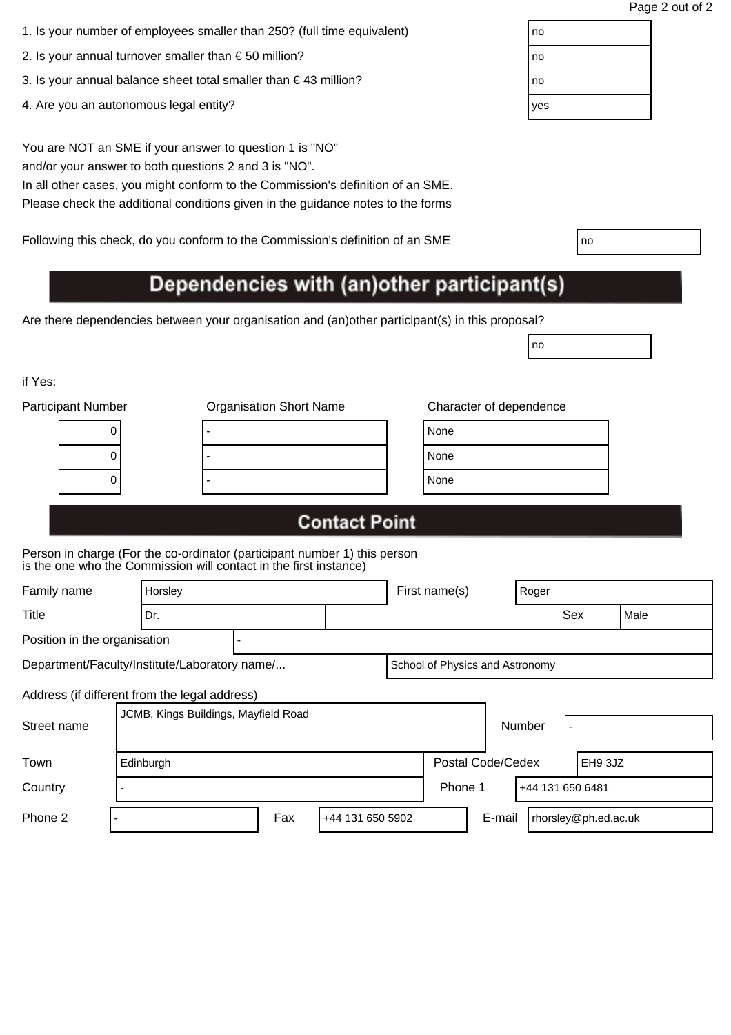| | |
|---|---|
| 1. Is your number of employees smaller than 250? (full time equivalent) | no |
| 2. Is your annual turnover smaller than € 50 million? | no |
| 3. Is your annual balance sheet total smaller than € 43 million? | no |
| 4. Are you an autonomous legal entity? | yes |

You are NOT an SME if your answer to question 1 is "NO"
and/or your answer to both questions 2 and 3 is "NO".
In all other cases, you might conform to the Commission's definition of an SME.
Please check the additional conditions given in the guidance notes to the forms

Following this check, do you conform to the Commission's definition of an SME: no

## Dependencies with (an)other participant(s)

Are there dependencies between your organisation and (an)other participant(s) in this proposal? no

if Yes:

| Participant Number | Organisation Short Name | Character of dependence |
|---|---|---|
| 0 | - | None |
| 0 | - | None |
| 0 | - | None |

## Contact Point

Person in charge (For the co-ordinator (participant number 1) this person is the one who the Commission will contact in the first instance)

| | | | |
|---|---|---|---|
| Family name | Horsley | First name(s) | Roger |
| Title | Dr. | Sex | Male |
| Position in the organisation | - | | |
| Department/Faculty/Institute/Laboratory name/... | School of Physics and Astronomy | | |

Address (if different from the legal address)

| | | | |
|---|---|---|---|
| Street name | JCMB, Kings Buildings, Mayfield Road | Number | - |
| Town | Edinburgh | Postal Code/Cedex | EH9 3JZ |
| Country | - | Phone 1 | +44 131 650 6481 |
| Phone 2 | - | Fax | +44 131 650 5902 |
| E-mail | rhorsley@ph.ed.ac.uk | | |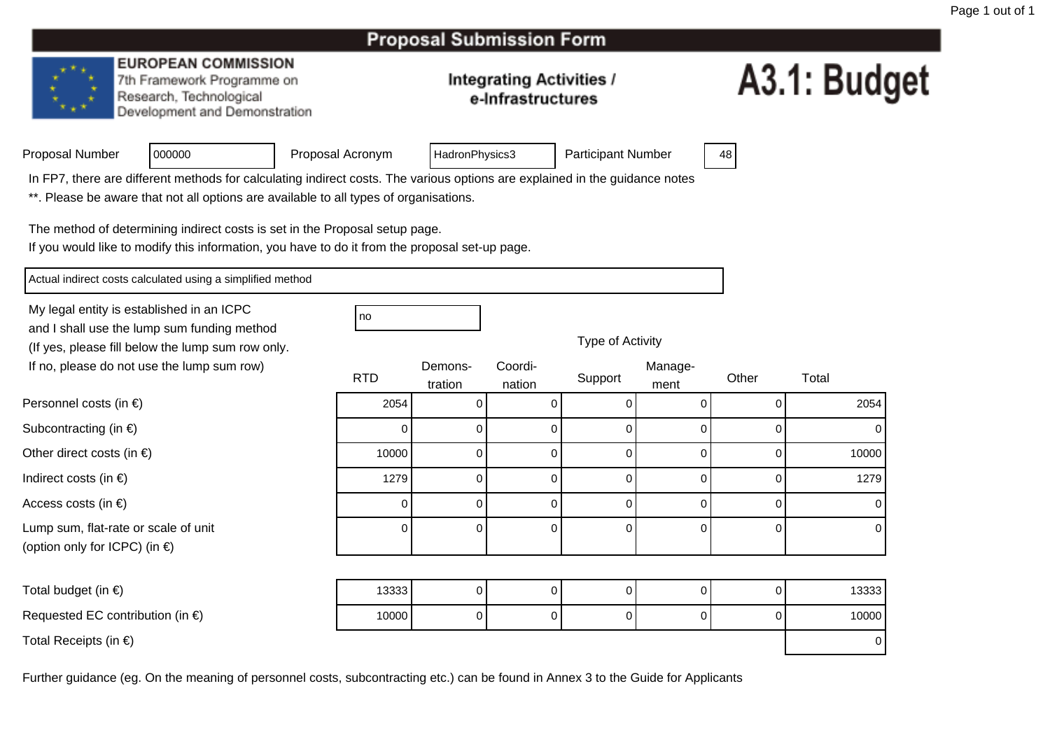# Proposal Submission Form

**EUROPEAN COMMISSION**
7th Framework Programme on Research, Technological Development and Demonstration

**Integrating Activities / e-Infrastructures**

# A3.1: Budget

| Proposal Number | 000000 | Proposal Acronym | HadronPhysics3 | Participant Number | 48 |
|---|---|---|---|---|---|

In FP7, there are different methods for calculating indirect costs. The various options are explained in the guidance notes **. Please be aware that not all options are available to all types of organisations.

The method of determining indirect costs is set in the Proposal setup page.
If you would like to modify this information, you have to do it from the proposal set-up page.

Actual indirect costs calculated using a simplified method

My legal entity is established in an ICPC and I shall use the lump sum funding method (If yes, please fill below the lump sum row only. If no, please do not use the lump sum row): no

Type of Activity

| | RTD | Demonstration | Coordination | Support | Management | Other | Total |
|---|---|---|---|---|---|---|---|
| Personnel costs (in €) | 2054 | 0 | 0 | 0 | 0 | 0 | 2054 |
| Subcontracting (in €) | 0 | 0 | 0 | 0 | 0 | 0 | 0 |
| Other direct costs (in €) | 10000 | 0 | 0 | 0 | 0 | 0 | 10000 |
| Indirect costs (in €) | 1279 | 0 | 0 | 0 | 0 | 0 | 1279 |
| Access costs (in €) | 0 | 0 | 0 | 0 | 0 | 0 | 0 |
| Lump sum, flat-rate or scale of unit (option only for ICPC) (in €) | 0 | 0 | 0 | 0 | 0 | 0 | 0 |
| Total budget (in €) | 13333 | 0 | 0 | 0 | 0 | 0 | 13333 |
| Requested EC contribution (in €) | 10000 | 0 | 0 | 0 | 0 | 0 | 10000 |
| Total Receipts (in €) | | | | | | | 0 |

Further guidance (eg. On the meaning of personnel costs, subcontracting etc.) can be found in Annex 3 to the Guide for Applicants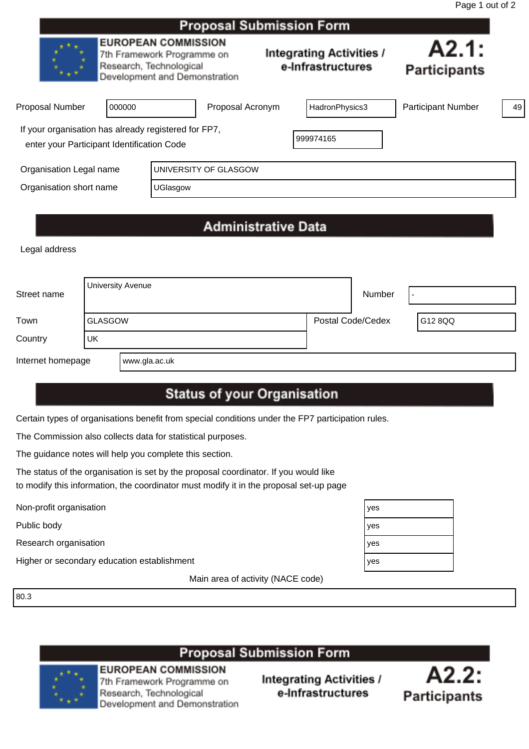# Proposal Submission Form

**EUROPEAN COMMISSION**
7th Framework Programme on Research, Technological Development and Demonstration

**Integrating Activities / e-Infrastructures**

**A2.1: Participants**

| | | | | | |
|---|---|---|---|---|---|
| Proposal Number | 000000 | Proposal Acronym | HadronPhysics3 | Participant Number | 49 |

If your organisation has already registered for FP7, enter your Participant Identification Code: 999974165

| | |
|---|---|
| Organisation Legal name | UNIVERSITY OF GLASGOW |
| Organisation short name | UGlasgow |

## Administrative Data

Legal address

| | | | |
|---|---|---|---|
| Street name | University Avenue | Number | - |
| Town | GLASGOW | Postal Code/Cedex | G12 8QQ |
| Country | UK | | |
| Internet homepage | www.gla.ac.uk | | |

## Status of your Organisation

Certain types of organisations benefit from special conditions under the FP7 participation rules.

The Commission also collects data for statistical purposes.

The guidance notes will help you complete this section.

The status of the organisation is set by the proposal coordinator. If you would like to modify this information, the coordinator must modify it in the proposal set-up page

| | |
|---|---|
| Non-profit organisation | yes |
| Public body | yes |
| Research organisation | yes |
| Higher or secondary education establishment | yes |

Main area of activity (NACE code)

80.3

# Proposal Submission Form

**EUROPEAN COMMISSION**
7th Framework Programme on Research, Technological Development and Demonstration

**Integrating Activities / e-Infrastructures**

**A2.2: Participants**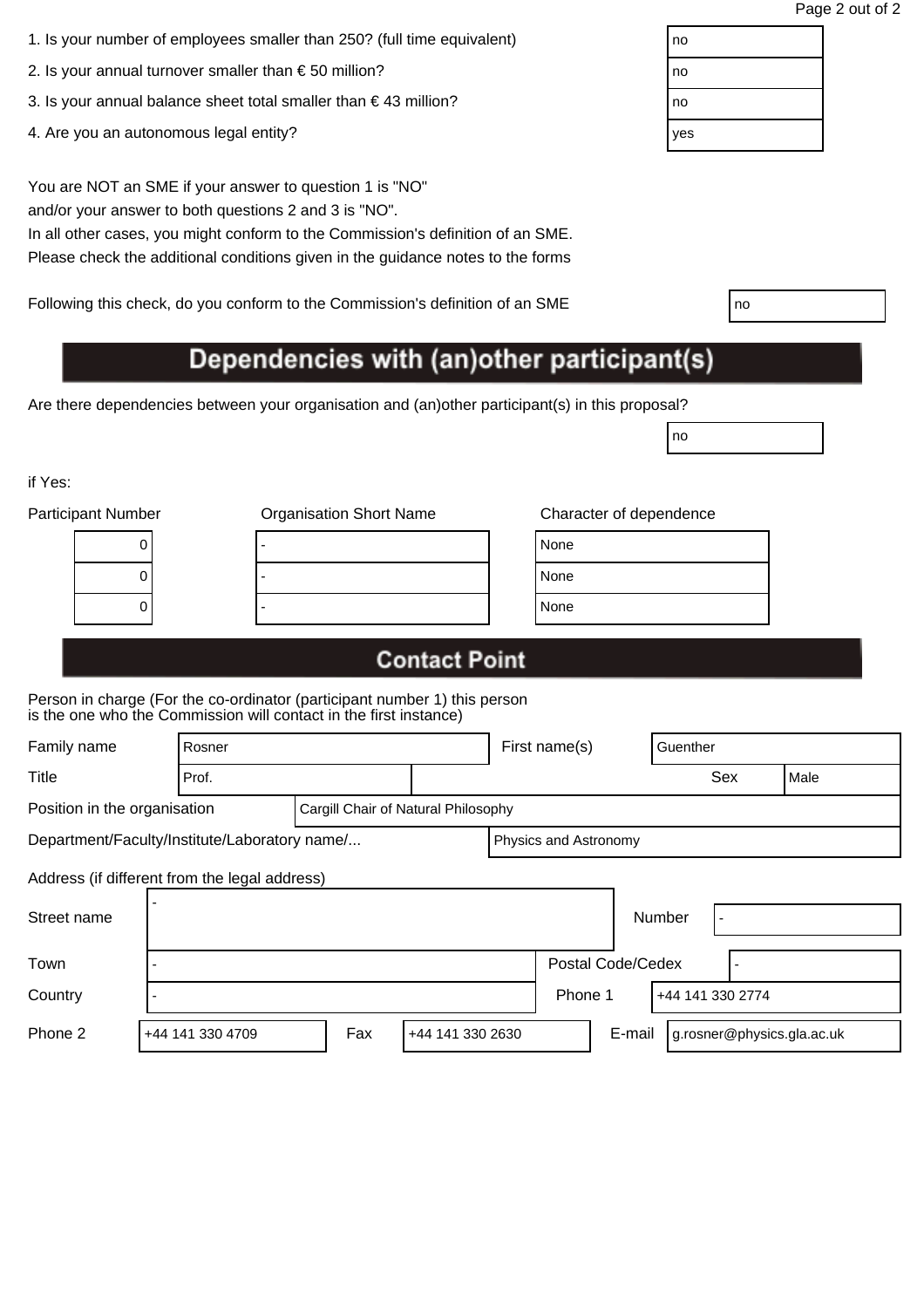| | |
|---|---|
| 1. Is your number of employees smaller than 250? (full time equivalent) | no |
| 2. Is your annual turnover smaller than € 50 million? | no |
| 3. Is your annual balance sheet total smaller than € 43 million? | no |
| 4. Are you an autonomous legal entity? | yes |

You are NOT an SME if your answer to question 1 is "NO"
and/or your answer to both questions 2 and 3 is "NO".
In all other cases, you might conform to the Commission's definition of an SME.
Please check the additional conditions given in the guidance notes to the forms

Following this check, do you conform to the Commission's definition of an SME: no

## Dependencies with (an)other participant(s)

Are there dependencies between your organisation and (an)other participant(s) in this proposal? no

if Yes:

| Participant Number | Organisation Short Name | Character of dependence |
|---|---|---|
| 0 | - | None |
| 0 | - | None |
| 0 | - | None |

## Contact Point

Person in charge (For the co-ordinator (participant number 1) this person is the one who the Commission will contact in the first instance)

| | | | |
|---|---|---|---|
| Family name | Rosner | First name(s) | Guenther |
| Title | Prof. | Sex | Male |
| Position in the organisation | Cargill Chair of Natural Philosophy | | |
| Department/Faculty/Institute/Laboratory name/... | Physics and Astronomy | | |

Address (if different from the legal address)

| | | | |
|---|---|---|---|
| Street name | - | Number | - |
| Town | - | Postal Code/Cedex | - |
| Country | - | Phone 1 | +44 141 330 2774 |
| Phone 2 | +44 141 330 4709 | Fax | +44 141 330 2630 |
| E-mail | g.rosner@physics.gla.ac.uk | | |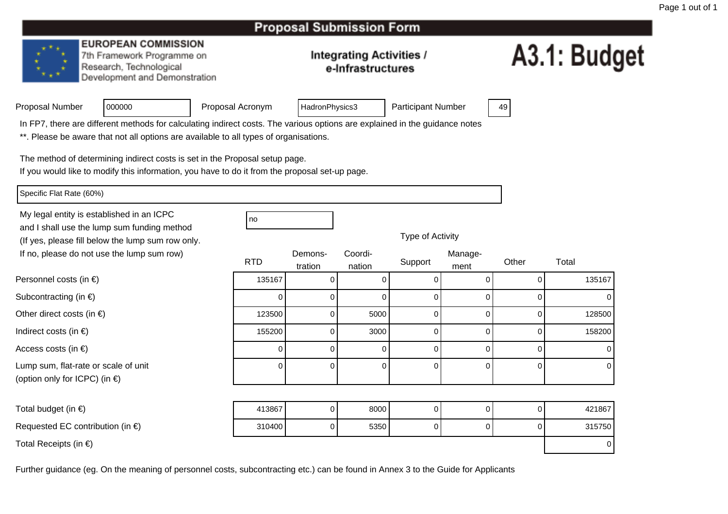# Proposal Submission Form

**EUROPEAN COMMISSION**
7th Framework Programme on Research, Technological Development and Demonstration

**Integrating Activities / e-Infrastructures**

# A3.1: Budget

| Proposal Number | 000000 | Proposal Acronym | HadronPhysics3 | Participant Number | 49 |
|---|---|---|---|---|---|

In FP7, there are different methods for calculating indirect costs. The various options are explained in the guidance notes **. Please be aware that not all options are available to all types of organisations.

The method of determining indirect costs is set in the Proposal setup page.
If you would like to modify this information, you have to do it from the proposal set-up page.

Specific Flat Rate (60%)

My legal entity is established in an ICPC and I shall use the lump sum funding method (If yes, please fill below the lump sum row only. If no, please do not use the lump sum row): no

Type of Activity

| | RTD | Demonstration | Coordination | Support | Management | Other | Total |
|---|---|---|---|---|---|---|---|
| Personnel costs (in €) | 135167 | 0 | 0 | 0 | 0 | 0 | 135167 |
| Subcontracting (in €) | 0 | 0 | 0 | 0 | 0 | 0 | 0 |
| Other direct costs (in €) | 123500 | 0 | 5000 | 0 | 0 | 0 | 128500 |
| Indirect costs (in €) | 155200 | 0 | 3000 | 0 | 0 | 0 | 158200 |
| Access costs (in €) | 0 | 0 | 0 | 0 | 0 | 0 | 0 |
| Lump sum, flat-rate or scale of unit (option only for ICPC) (in €) | 0 | 0 | 0 | 0 | 0 | 0 | 0 |
| Total budget (in €) | 413867 | 0 | 8000 | 0 | 0 | 0 | 421867 |
| Requested EC contribution (in €) | 310400 | 0 | 5350 | 0 | 0 | 0 | 315750 |
| Total Receipts (in €) | | | | | | | 0 |

Further guidance (eg. On the meaning of personnel costs, subcontracting etc.) can be found in Annex 3 to the Guide for Applicants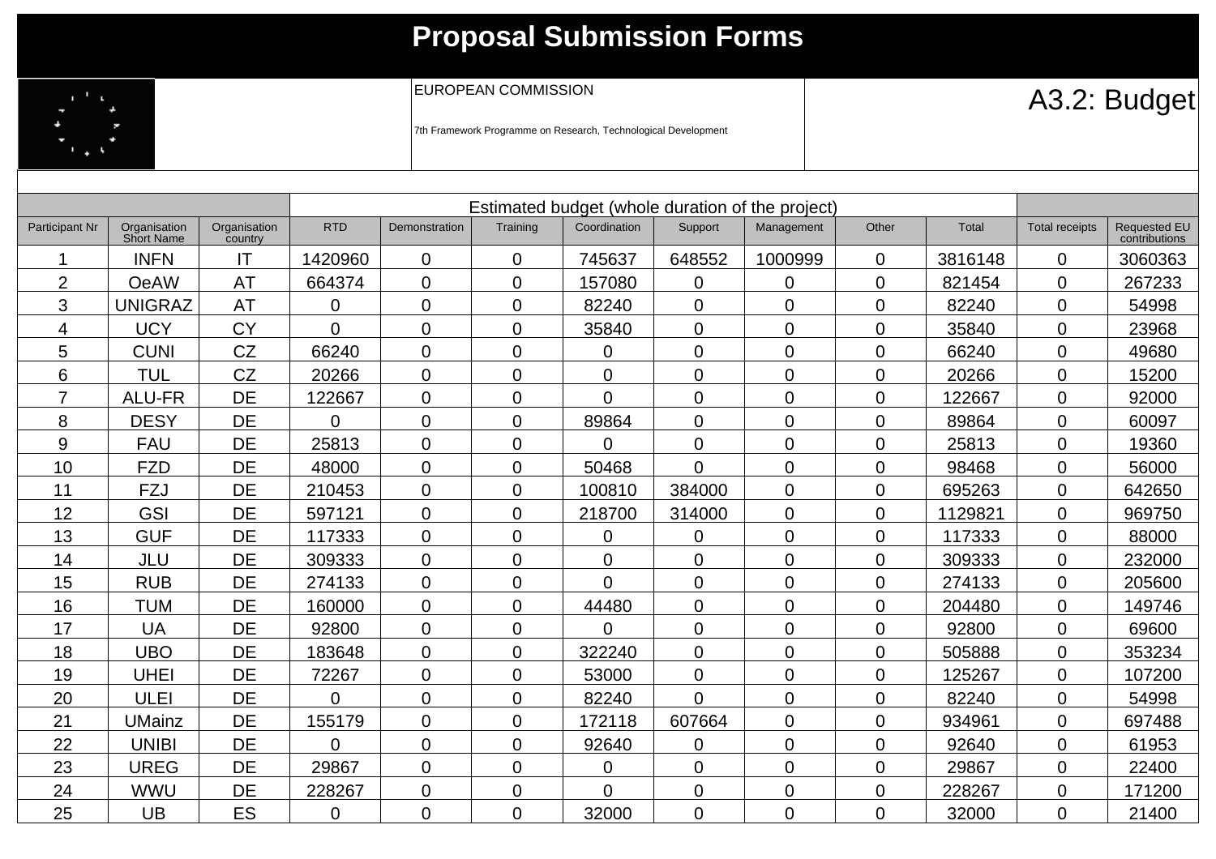# Proposal Submission Forms

EUROPEAN COMMISSION

7th Framework Programme on Research, Technological Development

## A3.2: Budget

| | | | Estimated budget (whole duration of the project) | | | | | | | | | |
|---|---|---|---|---|---|---|---|---|---|---|---|---|
| Participant Nr | Organisation Short Name | Organisation country | RTD | Demonstration | Training | Coordination | Support | Management | Other | Total | Total receipts | Requested EU contributions |
| 1 | INFN | IT | 1420960 | 0 | 0 | 745637 | 648552 | 1000999 | 0 | 3816148 | 0 | 3060363 |
| 2 | OeAW | AT | 664374 | 0 | 0 | 157080 | 0 | 0 | 0 | 821454 | 0 | 267233 |
| 3 | UNIGRAZ | AT | 0 | 0 | 0 | 82240 | 0 | 0 | 0 | 82240 | 0 | 54998 |
| 4 | UCY | CY | 0 | 0 | 0 | 35840 | 0 | 0 | 0 | 35840 | 0 | 23968 |
| 5 | CUNI | CZ | 66240 | 0 | 0 | 0 | 0 | 0 | 0 | 66240 | 0 | 49680 |
| 6 | TUL | CZ | 20266 | 0 | 0 | 0 | 0 | 0 | 0 | 20266 | 0 | 15200 |
| 7 | ALU-FR | DE | 122667 | 0 | 0 | 0 | 0 | 0 | 0 | 122667 | 0 | 92000 |
| 8 | DESY | DE | 0 | 0 | 0 | 89864 | 0 | 0 | 0 | 89864 | 0 | 60097 |
| 9 | FAU | DE | 25813 | 0 | 0 | 0 | 0 | 0 | 0 | 25813 | 0 | 19360 |
| 10 | FZD | DE | 48000 | 0 | 0 | 50468 | 0 | 0 | 0 | 98468 | 0 | 56000 |
| 11 | FZJ | DE | 210453 | 0 | 0 | 100810 | 384000 | 0 | 0 | 695263 | 0 | 642650 |
| 12 | GSI | DE | 597121 | 0 | 0 | 218700 | 314000 | 0 | 0 | 1129821 | 0 | 969750 |
| 13 | GUF | DE | 117333 | 0 | 0 | 0 | 0 | 0 | 0 | 117333 | 0 | 88000 |
| 14 | JLU | DE | 309333 | 0 | 0 | 0 | 0 | 0 | 0 | 309333 | 0 | 232000 |
| 15 | RUB | DE | 274133 | 0 | 0 | 0 | 0 | 0 | 0 | 274133 | 0 | 205600 |
| 16 | TUM | DE | 160000 | 0 | 0 | 44480 | 0 | 0 | 0 | 204480 | 0 | 149746 |
| 17 | UA | DE | 92800 | 0 | 0 | 0 | 0 | 0 | 0 | 92800 | 0 | 69600 |
| 18 | UBO | DE | 183648 | 0 | 0 | 322240 | 0 | 0 | 0 | 505888 | 0 | 353234 |
| 19 | UHEI | DE | 72267 | 0 | 0 | 53000 | 0 | 0 | 0 | 125267 | 0 | 107200 |
| 20 | ULEI | DE | 0 | 0 | 0 | 82240 | 0 | 0 | 0 | 82240 | 0 | 54998 |
| 21 | UMainz | DE | 155179 | 0 | 0 | 172118 | 607664 | 0 | 0 | 934961 | 0 | 697488 |
| 22 | UNIBI | DE | 0 | 0 | 0 | 92640 | 0 | 0 | 0 | 92640 | 0 | 61953 |
| 23 | UREG | DE | 29867 | 0 | 0 | 0 | 0 | 0 | 0 | 29867 | 0 | 22400 |
| 24 | WWU | DE | 228267 | 0 | 0 | 0 | 0 | 0 | 0 | 228267 | 0 | 171200 |
| 25 | UB | ES | 0 | 0 | 0 | 32000 | 0 | 0 | 0 | 32000 | 0 | 21400 |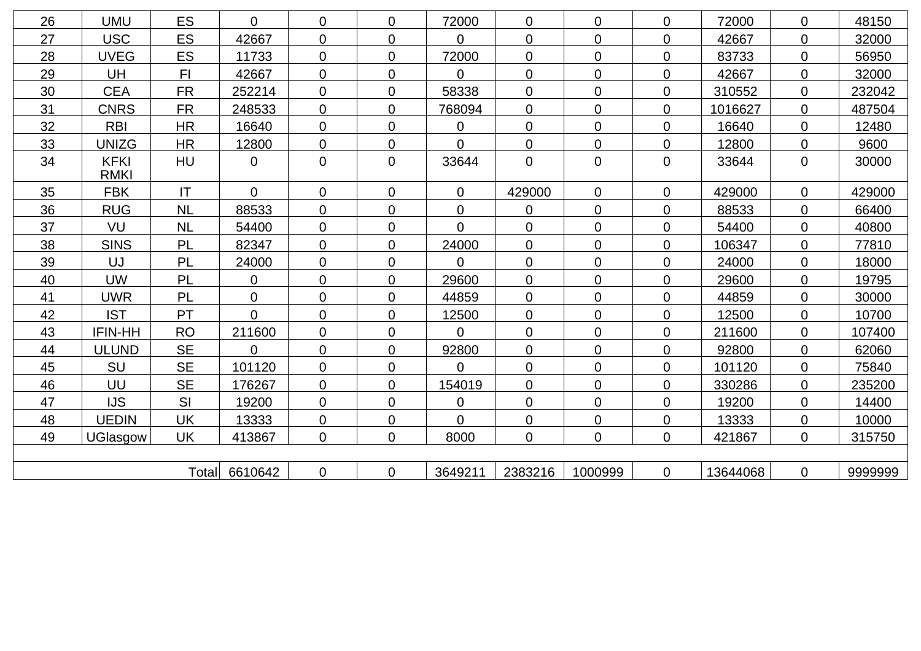| | | | | | | | | | | | | |
|---|---|---|---|---|---|---|---|---|---|---|---|---|
| 26 | UMU | ES | 0 | 0 | 0 | 72000 | 0 | 0 | 0 | 72000 | 0 | 48150 |
| 27 | USC | ES | 42667 | 0 | 0 | 0 | 0 | 0 | 0 | 42667 | 0 | 32000 |
| 28 | UVEG | ES | 11733 | 0 | 0 | 72000 | 0 | 0 | 0 | 83733 | 0 | 56950 |
| 29 | UH | FI | 42667 | 0 | 0 | 0 | 0 | 0 | 0 | 42667 | 0 | 32000 |
| 30 | CEA | FR | 252214 | 0 | 0 | 58338 | 0 | 0 | 0 | 310552 | 0 | 232042 |
| 31 | CNRS | FR | 248533 | 0 | 0 | 768094 | 0 | 0 | 0 | 1016627 | 0 | 487504 |
| 32 | RBI | HR | 16640 | 0 | 0 | 0 | 0 | 0 | 0 | 16640 | 0 | 12480 |
| 33 | UNIZG | HR | 12800 | 0 | 0 | 0 | 0 | 0 | 0 | 12800 | 0 | 9600 |
| 34 | KFKI RMKI | HU | 0 | 0 | 0 | 33644 | 0 | 0 | 0 | 33644 | 0 | 30000 |
| 35 | FBK | IT | 0 | 0 | 0 | 0 | 429000 | 0 | 0 | 429000 | 0 | 429000 |
| 36 | RUG | NL | 88533 | 0 | 0 | 0 | 0 | 0 | 0 | 88533 | 0 | 66400 |
| 37 | VU | NL | 54400 | 0 | 0 | 0 | 0 | 0 | 0 | 54400 | 0 | 40800 |
| 38 | SINS | PL | 82347 | 0 | 0 | 24000 | 0 | 0 | 0 | 106347 | 0 | 77810 |
| 39 | UJ | PL | 24000 | 0 | 0 | 0 | 0 | 0 | 0 | 24000 | 0 | 18000 |
| 40 | UW | PL | 0 | 0 | 0 | 29600 | 0 | 0 | 0 | 29600 | 0 | 19795 |
| 41 | UWR | PL | 0 | 0 | 0 | 44859 | 0 | 0 | 0 | 44859 | 0 | 30000 |
| 42 | IST | PT | 0 | 0 | 0 | 12500 | 0 | 0 | 0 | 12500 | 0 | 10700 |
| 43 | IFIN-HH | RO | 211600 | 0 | 0 | 0 | 0 | 0 | 0 | 211600 | 0 | 107400 |
| 44 | ULUND | SE | 0 | 0 | 0 | 92800 | 0 | 0 | 0 | 92800 | 0 | 62060 |
| 45 | SU | SE | 101120 | 0 | 0 | 0 | 0 | 0 | 0 | 101120 | 0 | 75840 |
| 46 | UU | SE | 176267 | 0 | 0 | 154019 | 0 | 0 | 0 | 330286 | 0 | 235200 |
| 47 | IJS | SI | 19200 | 0 | 0 | 0 | 0 | 0 | 0 | 19200 | 0 | 14400 |
| 48 | UEDIN | UK | 13333 | 0 | 0 | 0 | 0 | 0 | 0 | 13333 | 0 | 10000 |
| 49 | UGlasgow | UK | 413867 | 0 | 0 | 8000 | 0 | 0 | 0 | 421867 | 0 | 315750 |
| | | | | | | | | | | | | |
| | | Total | 6610642 | 0 | 0 | 3649211 | 2383216 | 1000999 | 0 | 13644068 | 0 | 9999999 |